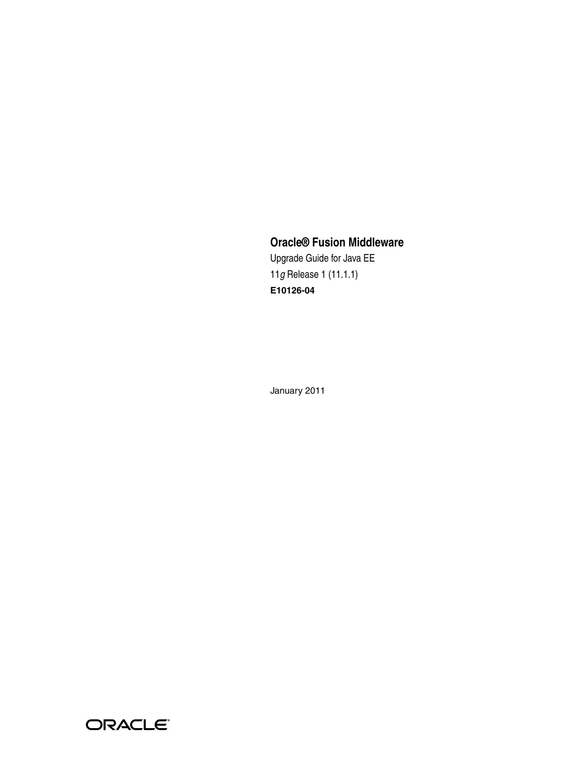# Oracle® Fusion Middleware

Upgrade Guide for Java EE

11*g* Release 1 (11.1.1)

**E10126-04**

January 2011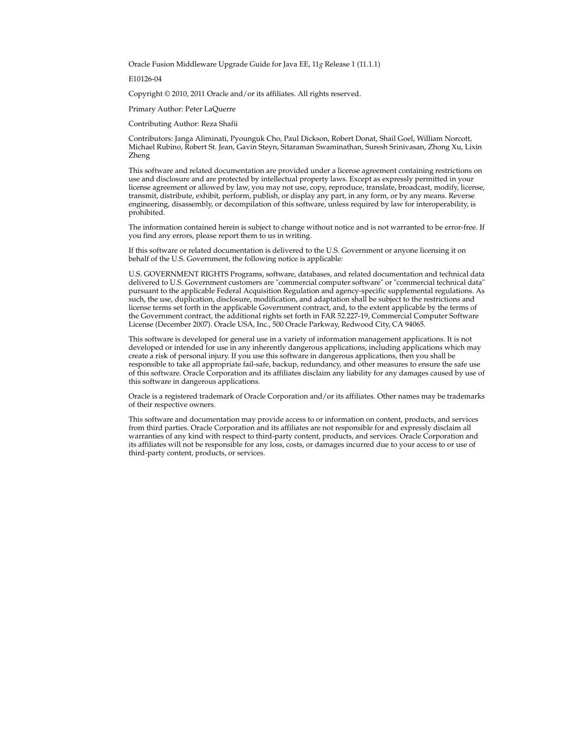Oracle Fusion Middleware Upgrade Guide for Java EE, 11*g* Release 1 (11.1.1)

E10126-04

Copyright © 2010, 2011 Oracle and/or its affiliates. All rights reserved.

Primary Author: Peter LaQuerre

Contributing Author: Reza Shafii

Contributors: Janga Aliminati, Pyounguk Cho, Paul Dickson, Robert Donat, Shail Goel, William Norcott, Michael Rubino, Robert St. Jean, Gavin Steyn, Sitaraman Swaminathan, Suresh Srinivasan, Zhong Xu, Lixin Zheng

This software and related documentation are provided under a license agreement containing restrictions on use and disclosure and are protected by intellectual property laws. Except as expressly permitted in your license agreement or allowed by law, you may not use, copy, reproduce, translate, broadcast, modify, license, transmit, distribute, exhibit, perform, publish, or display any part, in any form, or by any means. Reverse engineering, disassembly, or decompilation of this software, unless required by law for interoperability, is prohibited.

The information contained herein is subject to change without notice and is not warranted to be error-free. If you find any errors, please report them to us in writing.

If this software or related documentation is delivered to the U.S. Government or anyone licensing it on behalf of the U.S. Government, the following notice is applicable:

U.S. GOVERNMENT RIGHTS Programs, software, databases, and related documentation and technical data delivered to U.S. Government customers are "commercial computer software" or "commercial technical data" pursuant to the applicable Federal Acquisition Regulation and agency-specific supplemental regulations. As such, the use, duplication, disclosure, modification, and adaptation shall be subject to the restrictions and license terms set forth in the applicable Government contract, and, to the extent applicable by the terms of the Government contract, the additional rights set forth in FAR 52.227-19, Commercial Computer Software License (December 2007). Oracle USA, Inc., 500 Oracle Parkway, Redwood City, CA 94065.

This software is developed for general use in a variety of information management applications. It is not developed or intended for use in any inherently dangerous applications, including applications which may create a risk of personal injury. If you use this software in dangerous applications, then you shall be responsible to take all appropriate fail-safe, backup, redundancy, and other measures to ensure the safe use of this software. Oracle Corporation and its affiliates disclaim any liability for any damages caused by use of this software in dangerous applications.

Oracle is a registered trademark of Oracle Corporation and/or its affiliates. Other names may be trademarks of their respective owners.

This software and documentation may provide access to or information on content, products, and services from third parties. Oracle Corporation and its affiliates are not responsible for and expressly disclaim all warranties of any kind with respect to third-party content, products, and services. Oracle Corporation and its affiliates will not be responsible for any loss, costs, or damages incurred due to your access to or use of third-party content, products, or services.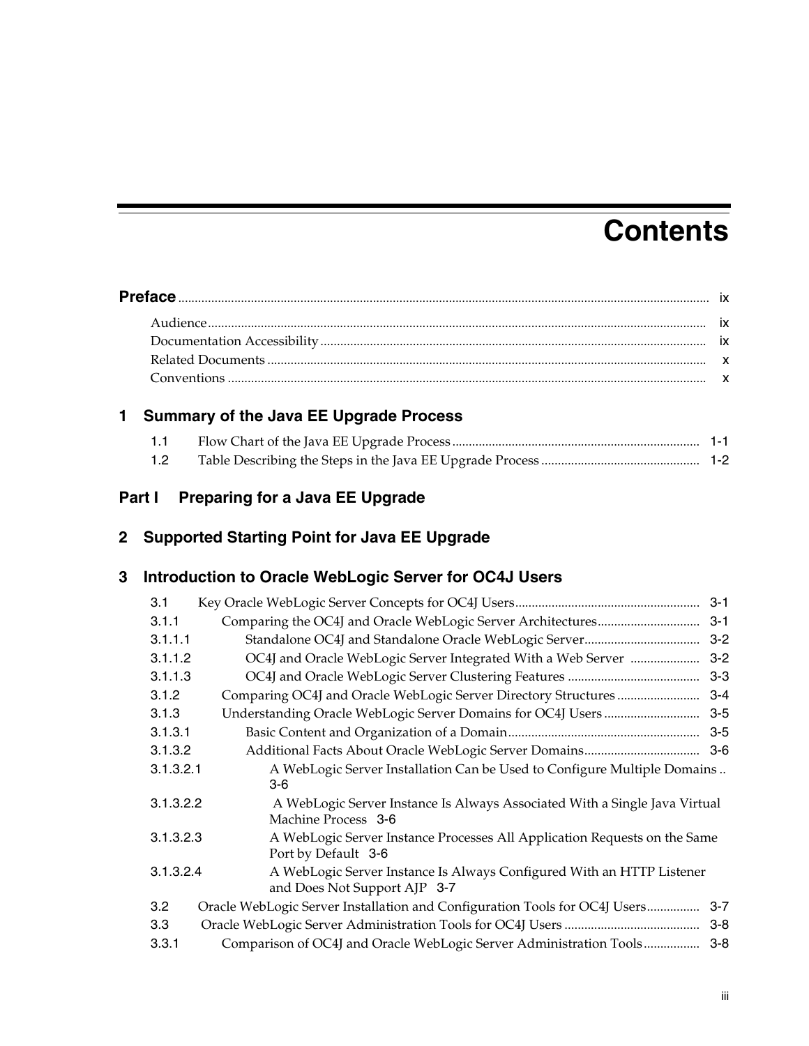# Contents

**Preface** ........................................................................................................................ ix

- Audience ........................................................................................................................ ix
- Documentation Accessibility ........................................................................................ ix
- Related Documents ........................................................................................................ x
- Conventions .................................................................................................................... x

## 1 Summary of the Java EE Upgrade Process

- 1.1 Flow Chart of the Java EE Upgrade Process ........................................................... 1-1
- 1.2 Table Describing the Steps in the Java EE Upgrade Process ................................. 1-2

## Part I Preparing for a Java EE Upgrade

## 2 Supported Starting Point for Java EE Upgrade

## 3 Introduction to Oracle WebLogic Server for OC4J Users

- 3.1 Key Oracle WebLogic Server Concepts for OC4J Users ........................................ 3-1
  - 3.1.1 Comparing the OC4J and Oracle WebLogic Server Architectures ................. 3-1
    - 3.1.1.1 Standalone OC4J and Standalone Oracle WebLogic Server ..................... 3-2
    - 3.1.1.2 OC4J and Oracle WebLogic Server Integrated With a Web Server ........... 3-2
    - 3.1.1.3 OC4J and Oracle WebLogic Server Clustering Features .......................... 3-3
  - 3.1.2 Comparing OC4J and Oracle WebLogic Server Directory Structures ............. 3-4
  - 3.1.3 Understanding Oracle WebLogic Server Domains for OC4J Users ................ 3-5
    - 3.1.3.1 Basic Content and Organization of a Domain ........................................... 3-5
    - 3.1.3.2 Additional Facts About Oracle WebLogic Server Domains ...................... 3-6
      - 3.1.3.2.1 A WebLogic Server Installation Can be Used to Configure Multiple Domains .. 3-6
      - 3.1.3.2.2 A WebLogic Server Instance Is Always Associated With a Single Java Virtual Machine Process 3-6
      - 3.1.3.2.3 A WebLogic Server Instance Processes All Application Requests on the Same Port by Default 3-6
      - 3.1.3.2.4 A WebLogic Server Instance Is Always Configured With an HTTP Listener and Does Not Support AJP 3-7
- 3.2 Oracle WebLogic Server Installation and Configuration Tools for OC4J Users ..... 3-7
- 3.3 Oracle WebLogic Server Administration Tools for OC4J Users ............................ 3-8
  - 3.3.1 Comparison of OC4J and Oracle WebLogic Server Administration Tools ..... 3-8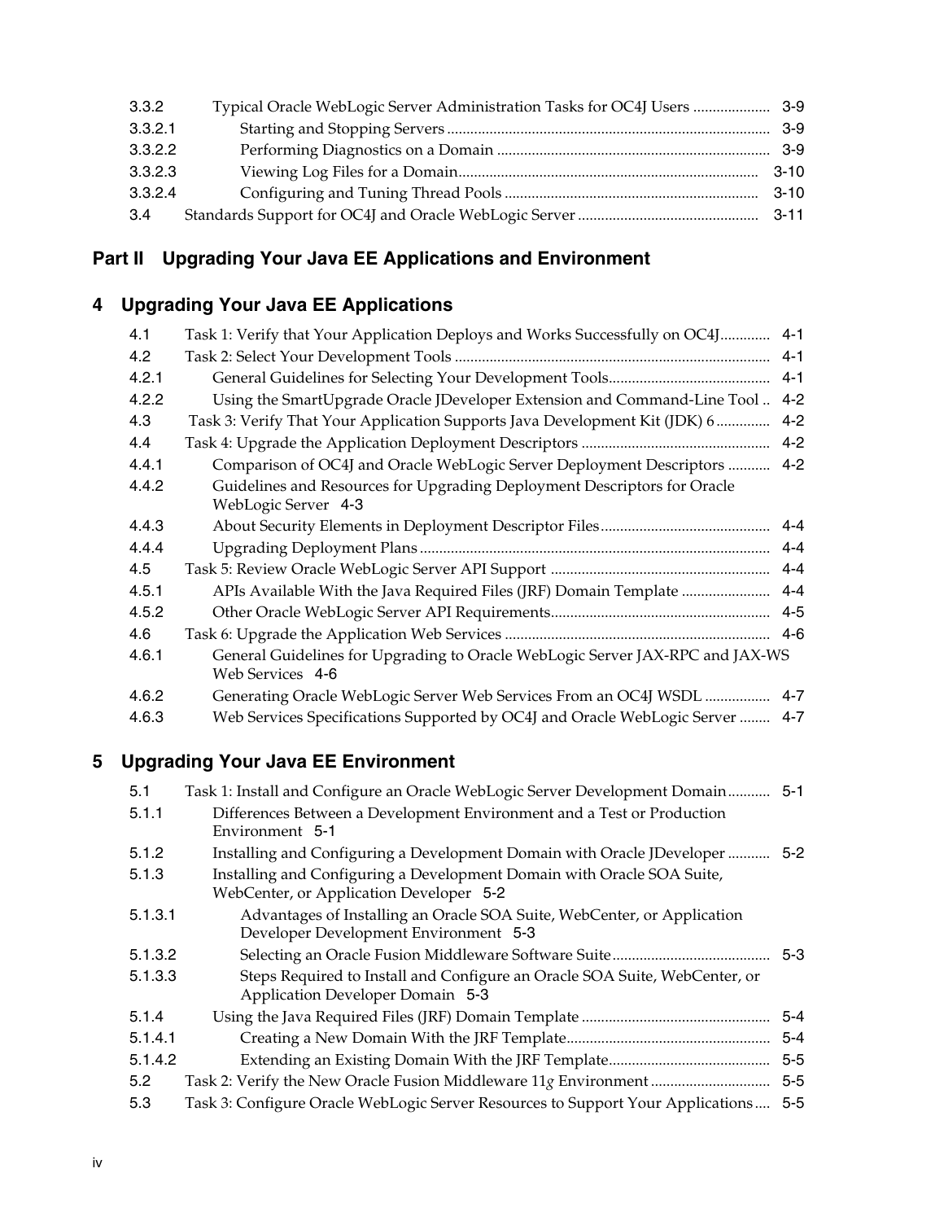| | | |
|---|---|---|
| 3.3.2 | Typical Oracle WebLogic Server Administration Tasks for OC4J Users | 3-9 |
| 3.3.2.1 | Starting and Stopping Servers | 3-9 |
| 3.3.2.2 | Performing Diagnostics on a Domain | 3-9 |
| 3.3.2.3 | Viewing Log Files for a Domain | 3-10 |
| 3.3.2.4 | Configuring and Tuning Thread Pools | 3-10 |
| 3.4 | Standards Support for OC4J and Oracle WebLogic Server | 3-11 |

# Part II Upgrading Your Java EE Applications and Environment

## 4 Upgrading Your Java EE Applications

| | | |
|---|---|---|
| 4.1 | Task 1: Verify that Your Application Deploys and Works Successfully on OC4J | 4-1 |
| 4.2 | Task 2: Select Your Development Tools | 4-1 |
| 4.2.1 | General Guidelines for Selecting Your Development Tools | 4-1 |
| 4.2.2 | Using the SmartUpgrade Oracle JDeveloper Extension and Command-Line Tool | 4-2 |
| 4.3 | Task 3: Verify That Your Application Supports Java Development Kit (JDK) 6 | 4-2 |
| 4.4 | Task 4: Upgrade the Application Deployment Descriptors | 4-2 |
| 4.4.1 | Comparison of OC4J and Oracle WebLogic Server Deployment Descriptors | 4-2 |
| 4.4.2 | Guidelines and Resources for Upgrading Deployment Descriptors for Oracle WebLogic Server | 4-3 |
| 4.4.3 | About Security Elements in Deployment Descriptor Files | 4-4 |
| 4.4.4 | Upgrading Deployment Plans | 4-4 |
| 4.5 | Task 5: Review Oracle WebLogic Server API Support | 4-4 |
| 4.5.1 | APIs Available With the Java Required Files (JRF) Domain Template | 4-4 |
| 4.5.2 | Other Oracle WebLogic Server API Requirements | 4-5 |
| 4.6 | Task 6: Upgrade the Application Web Services | 4-6 |
| 4.6.1 | General Guidelines for Upgrading to Oracle WebLogic Server JAX-RPC and JAX-WS Web Services | 4-6 |
| 4.6.2 | Generating Oracle WebLogic Server Web Services From an OC4J WSDL | 4-7 |
| 4.6.3 | Web Services Specifications Supported by OC4J and Oracle WebLogic Server | 4-7 |

## 5 Upgrading Your Java EE Environment

| | | |
|---|---|---|
| 5.1 | Task 1: Install and Configure an Oracle WebLogic Server Development Domain | 5-1 |
| 5.1.1 | Differences Between a Development Environment and a Test or Production Environment | 5-1 |
| 5.1.2 | Installing and Configuring a Development Domain with Oracle JDeveloper | 5-2 |
| 5.1.3 | Installing and Configuring a Development Domain with Oracle SOA Suite, WebCenter, or Application Developer | 5-2 |
| 5.1.3.1 | Advantages of Installing an Oracle SOA Suite, WebCenter, or Application Developer Development Environment | 5-3 |
| 5.1.3.2 | Selecting an Oracle Fusion Middleware Software Suite | 5-3 |
| 5.1.3.3 | Steps Required to Install and Configure an Oracle SOA Suite, WebCenter, or Application Developer Domain | 5-3 |
| 5.1.4 | Using the Java Required Files (JRF) Domain Template | 5-4 |
| 5.1.4.1 | Creating a New Domain With the JRF Template | 5-4 |
| 5.1.4.2 | Extending an Existing Domain With the JRF Template | 5-5 |
| 5.2 | Task 2: Verify the New Oracle Fusion Middleware 11*g* Environment | 5-5 |
| 5.3 | Task 3: Configure Oracle WebLogic Server Resources to Support Your Applications | 5-5 |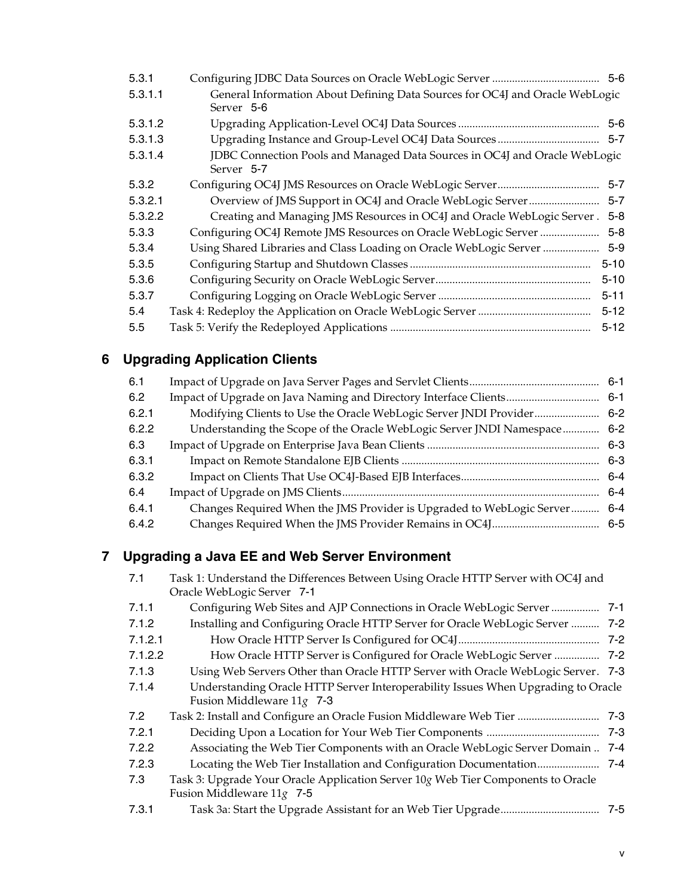5.3.1 Configuring JDBC Data Sources on Oracle WebLogic Server ..... 5-6
5.3.1.1 General Information About Defining Data Sources for OC4J and Oracle WebLogic Server 5-6
5.3.1.2 Upgrading Application-Level OC4J Data Sources ..... 5-6
5.3.1.3 Upgrading Instance and Group-Level OC4J Data Sources ..... 5-7
5.3.1.4 JDBC Connection Pools and Managed Data Sources in OC4J and Oracle WebLogic Server 5-7
5.3.2 Configuring OC4J JMS Resources on Oracle WebLogic Server ..... 5-7
5.3.2.1 Overview of JMS Support in OC4J and Oracle WebLogic Server ..... 5-7
5.3.2.2 Creating and Managing JMS Resources in OC4J and Oracle WebLogic Server . 5-8
5.3.3 Configuring OC4J Remote JMS Resources on Oracle WebLogic Server ..... 5-8
5.3.4 Using Shared Libraries and Class Loading on Oracle WebLogic Server ..... 5-9
5.3.5 Configuring Startup and Shutdown Classes ..... 5-10
5.3.6 Configuring Security on Oracle WebLogic Server ..... 5-10
5.3.7 Configuring Logging on Oracle WebLogic Server ..... 5-11
5.4 Task 4: Redeploy the Application on Oracle WebLogic Server ..... 5-12
5.5 Task 5: Verify the Redeployed Applications ..... 5-12

## 6 Upgrading Application Clients

6.1 Impact of Upgrade on Java Server Pages and Servlet Clients ..... 6-1
6.2 Impact of Upgrade on Java Naming and Directory Interface Clients ..... 6-1
6.2.1 Modifying Clients to Use the Oracle WebLogic Server JNDI Provider ..... 6-2
6.2.2 Understanding the Scope of the Oracle WebLogic Server JNDI Namespace ..... 6-2
6.3 Impact of Upgrade on Enterprise Java Bean Clients ..... 6-3
6.3.1 Impact on Remote Standalone EJB Clients ..... 6-3
6.3.2 Impact on Clients That Use OC4J-Based EJB Interfaces ..... 6-4
6.4 Impact of Upgrade on JMS Clients ..... 6-4
6.4.1 Changes Required When the JMS Provider is Upgraded to WebLogic Server ..... 6-4
6.4.2 Changes Required When the JMS Provider Remains in OC4J ..... 6-5

## 7 Upgrading a Java EE and Web Server Environment

7.1 Task 1: Understand the Differences Between Using Oracle HTTP Server with OC4J and Oracle WebLogic Server 7-1
7.1.1 Configuring Web Sites and AJP Connections in Oracle WebLogic Server ..... 7-1
7.1.2 Installing and Configuring Oracle HTTP Server for Oracle WebLogic Server ..... 7-2
7.1.2.1 How Oracle HTTP Server Is Configured for OC4J ..... 7-2
7.1.2.2 How Oracle HTTP Server is Configured for Oracle WebLogic Server ..... 7-2
7.1.3 Using Web Servers Other than Oracle HTTP Server with Oracle WebLogic Server . 7-3
7.1.4 Understanding Oracle HTTP Server Interoperability Issues When Upgrading to Oracle Fusion Middleware 11*g* 7-3
7.2 Task 2: Install and Configure an Oracle Fusion Middleware Web Tier ..... 7-3
7.2.1 Deciding Upon a Location for Your Web Tier Components ..... 7-3
7.2.2 Associating the Web Tier Components with an Oracle WebLogic Server Domain .. 7-4
7.2.3 Locating the Web Tier Installation and Configuration Documentation ..... 7-4
7.3 Task 3: Upgrade Your Oracle Application Server 10*g* Web Tier Components to Oracle Fusion Middleware 11*g* 7-5
7.3.1 Task 3a: Start the Upgrade Assistant for an Web Tier Upgrade ..... 7-5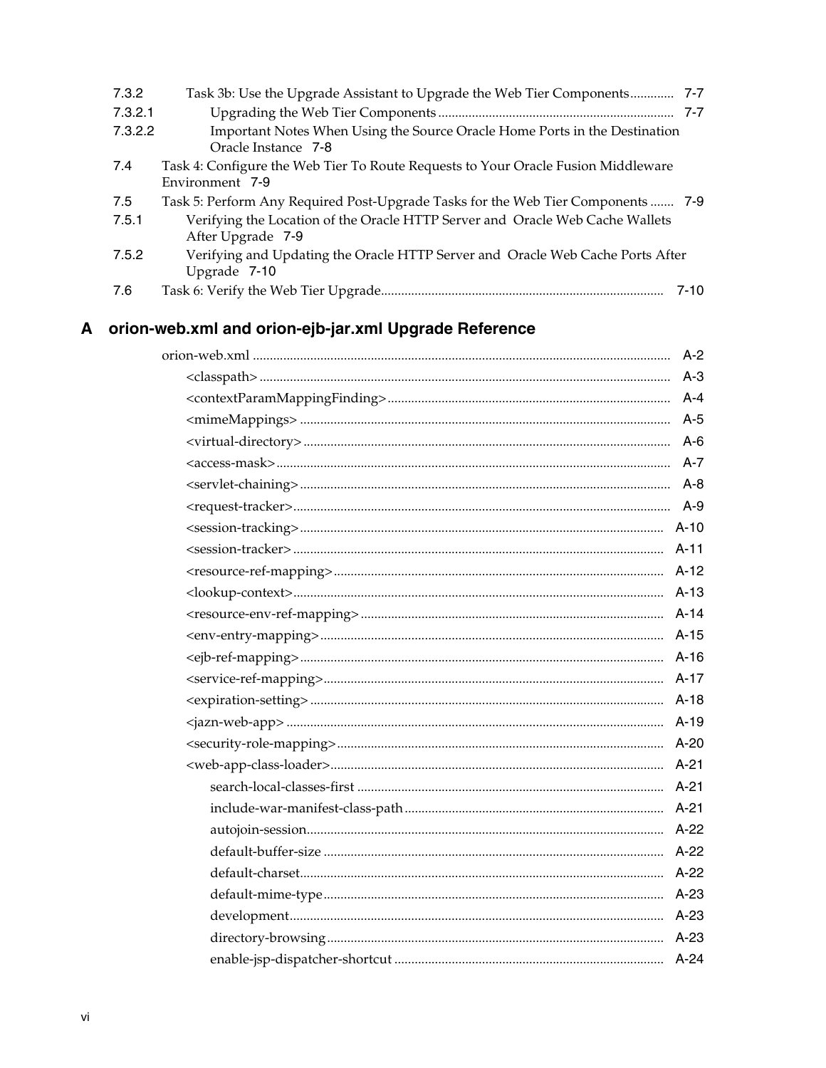7.3.2 Task 3b: Use the Upgrade Assistant to Upgrade the Web Tier Components ............ 7-7

7.3.2.1 Upgrading the Web Tier Components ..................................................................... 7-7

7.3.2.2 Important Notes When Using the Source Oracle Home Ports in the Destination Oracle Instance 7-8

7.4 Task 4: Configure the Web Tier To Route Requests to Your Oracle Fusion Middleware Environment 7-9

7.5 Task 5: Perform Any Required Post-Upgrade Tasks for the Web Tier Components ....... 7-9

7.5.1 Verifying the Location of the Oracle HTTP Server and Oracle Web Cache Wallets After Upgrade 7-9

7.5.2 Verifying and Updating the Oracle HTTP Server and Oracle Web Cache Ports After Upgrade 7-10

7.6 Task 6: Verify the Web Tier Upgrade.................................................................................. 7-10

# A orion-web.xml and orion-ejb-jar.xml Upgrade Reference

orion-web.xml ......................................................................................................................... A-2

- <classpath> ........................................................................................................................ A-3
- <contextParamMappingFinding> .................................................................................. A-4
- <mimeMappings> ............................................................................................................ A-5
- <virtual-directory> ........................................................................................................... A-6
- <access-mask> .................................................................................................................. A-7
- <servlet-chaining> ............................................................................................................ A-8
- <request-tracker> ............................................................................................................. A-9
- <session-tracking> ........................................................................................................... A-10
- <session-tracker> ............................................................................................................. A-11
- <resource-ref-mapping> ................................................................................................. A-12
- <lookup-context> ............................................................................................................. A-13
- <resource-env-ref-mapping> ......................................................................................... A-14
- <env-entry-mapping> ...................................................................................................... A-15
- <ejb-ref-mapping> ........................................................................................................... A-16
- <service-ref-mapping> .................................................................................................... A-17
- <expiration-setting> ........................................................................................................ A-18
- <jazn-web-app> ............................................................................................................... A-19
- <security-role-mapping> ................................................................................................ A-20
- <web-app-class-loader> .................................................................................................. A-21
  - search-local-classes-first .......................................................................................... A-21
  - include-war-manifest-class-path ............................................................................ A-21
  - autojoin-session ........................................................................................................ A-22
  - default-buffer-size .................................................................................................... A-22
  - default-charset .......................................................................................................... A-22
  - default-mime-type .................................................................................................... A-23
  - development ............................................................................................................. A-23
  - directory-browsing ................................................................................................... A-23
  - enable-jsp-dispatcher-shortcut ............................................................................... A-24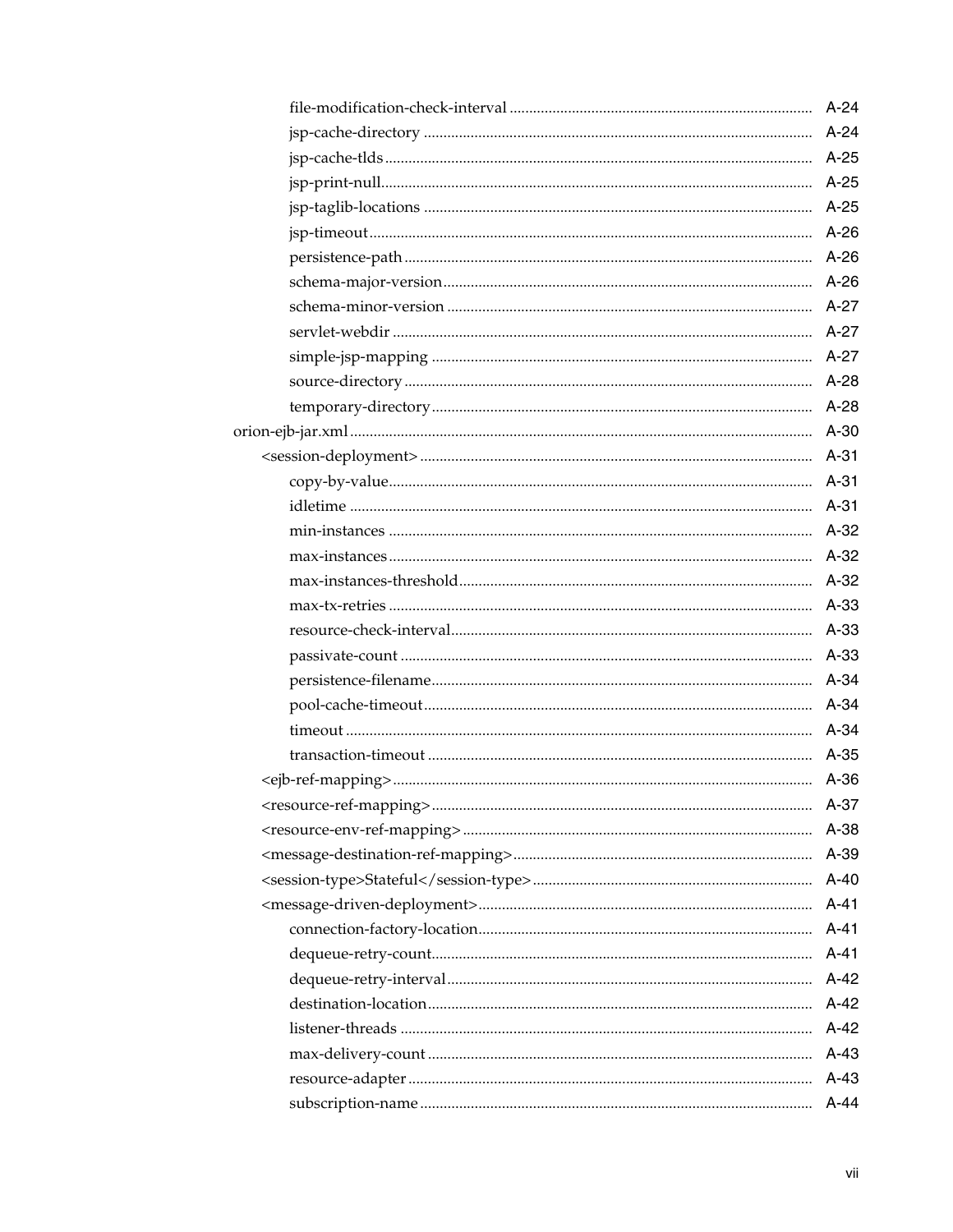- file-modification-check-interval ..... A-24
- jsp-cache-directory ..... A-24
- jsp-cache-tlds ..... A-25
- jsp-print-null ..... A-25
- jsp-taglib-locations ..... A-25
- jsp-timeout ..... A-26
- persistence-path ..... A-26
- schema-major-version ..... A-26
- schema-minor-version ..... A-27
- servlet-webdir ..... A-27
- simple-jsp-mapping ..... A-27
- source-directory ..... A-28
- temporary-directory ..... A-28

orion-ejb-jar.xml ..... A-30

- <session-deployment> ..... A-31
  - copy-by-value ..... A-31
  - idletime ..... A-31
  - min-instances ..... A-32
  - max-instances ..... A-32
  - max-instances-threshold ..... A-32
  - max-tx-retries ..... A-33
  - resource-check-interval ..... A-33
  - passivate-count ..... A-33
  - persistence-filename ..... A-34
  - pool-cache-timeout ..... A-34
  - timeout ..... A-34
  - transaction-timeout ..... A-35
- <ejb-ref-mapping> ..... A-36
- <resource-ref-mapping> ..... A-37
- <resource-env-ref-mapping> ..... A-38
- <message-destination-ref-mapping> ..... A-39
- <session-type>Stateful</session-type> ..... A-40
- <message-driven-deployment> ..... A-41
  - connection-factory-location ..... A-41
  - dequeue-retry-count ..... A-41
  - dequeue-retry-interval ..... A-42
  - destination-location ..... A-42
  - listener-threads ..... A-42
  - max-delivery-count ..... A-43
  - resource-adapter ..... A-43
  - subscription-name ..... A-44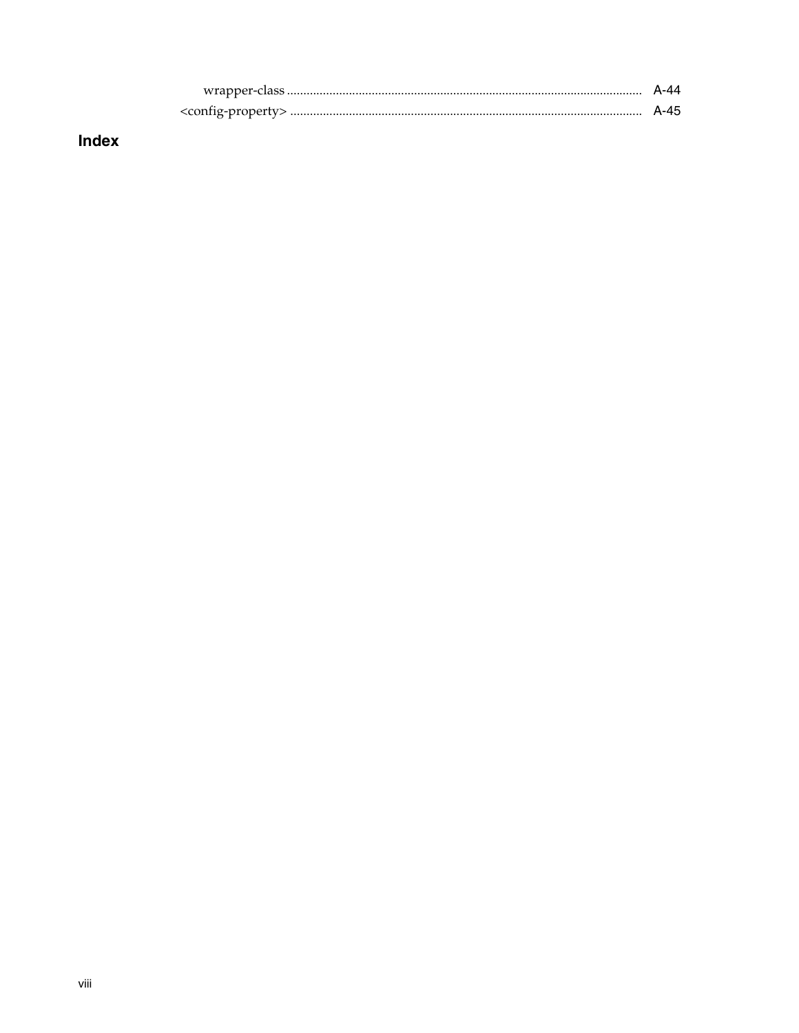wrapper-class ........................................................................................................ A-44

<config-property> ................................................................................................... A-45

## Index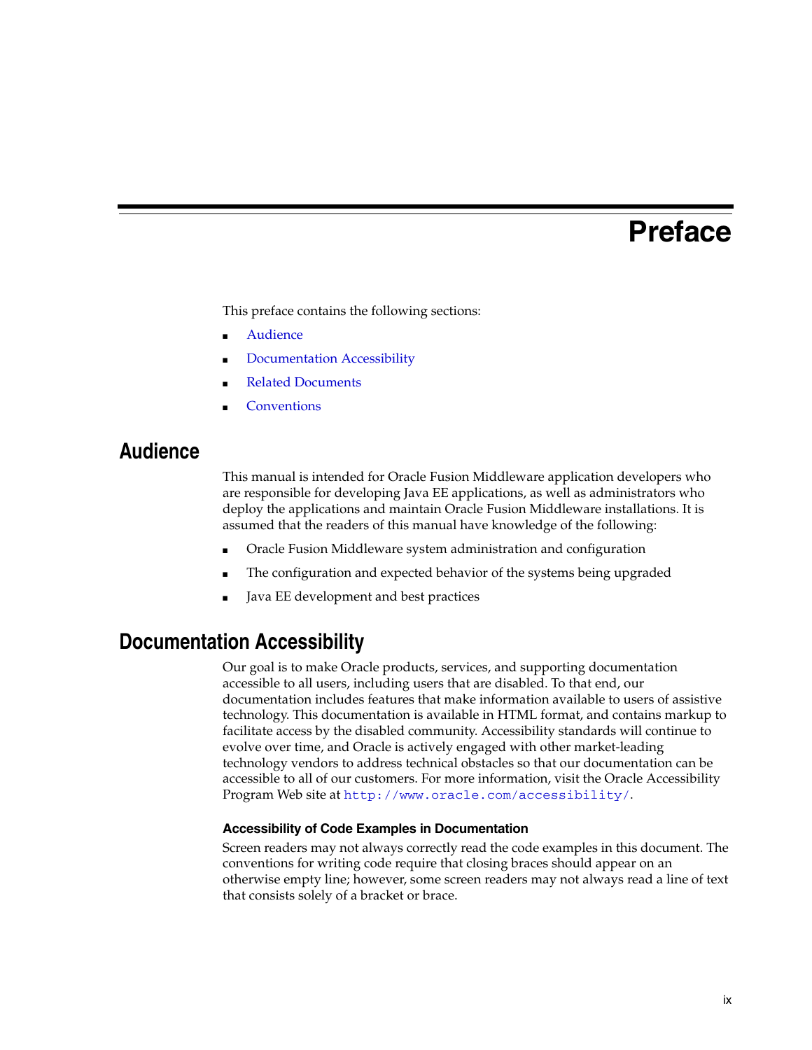# Preface

This preface contains the following sections:

- Audience
- Documentation Accessibility
- Related Documents
- Conventions

## Audience

This manual is intended for Oracle Fusion Middleware application developers who are responsible for developing Java EE applications, as well as administrators who deploy the applications and maintain Oracle Fusion Middleware installations. It is assumed that the readers of this manual have knowledge of the following:

- Oracle Fusion Middleware system administration and configuration
- The configuration and expected behavior of the systems being upgraded
- Java EE development and best practices

## Documentation Accessibility

Our goal is to make Oracle products, services, and supporting documentation accessible to all users, including users that are disabled. To that end, our documentation includes features that make information available to users of assistive technology. This documentation is available in HTML format, and contains markup to facilitate access by the disabled community. Accessibility standards will continue to evolve over time, and Oracle is actively engaged with other market-leading technology vendors to address technical obstacles so that our documentation can be accessible to all of our customers. For more information, visit the Oracle Accessibility Program Web site at `http://www.oracle.com/accessibility/`.

### Accessibility of Code Examples in Documentation

Screen readers may not always correctly read the code examples in this document. The conventions for writing code require that closing braces should appear on an otherwise empty line; however, some screen readers may not always read a line of text that consists solely of a bracket or brace.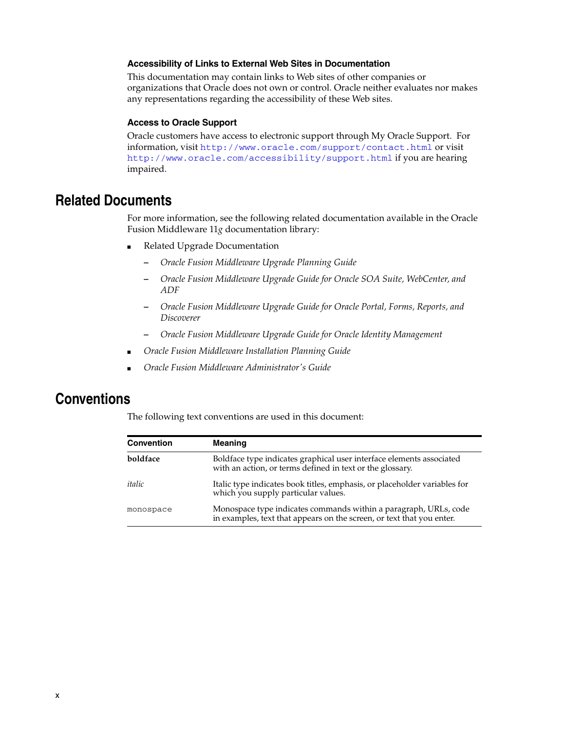### Accessibility of Links to External Web Sites in Documentation

This documentation may contain links to Web sites of other companies or organizations that Oracle does not own or control. Oracle neither evaluates nor makes any representations regarding the accessibility of these Web sites.

### Access to Oracle Support

Oracle customers have access to electronic support through My Oracle Support. For information, visit `http://www.oracle.com/support/contact.html` or visit `http://www.oracle.com/accessibility/support.html` if you are hearing impaired.

## Related Documents

For more information, see the following related documentation available in the Oracle Fusion Middleware 11*g* documentation library:

- Related Upgrade Documentation
  - *Oracle Fusion Middleware Upgrade Planning Guide*
  - *Oracle Fusion Middleware Upgrade Guide for Oracle SOA Suite, WebCenter, and ADF*
  - *Oracle Fusion Middleware Upgrade Guide for Oracle Portal, Forms, Reports, and Discoverer*
  - *Oracle Fusion Middleware Upgrade Guide for Oracle Identity Management*
- *Oracle Fusion Middleware Installation Planning Guide*
- *Oracle Fusion Middleware Administrator's Guide*

## Conventions

The following text conventions are used in this document:

| Convention | Meaning |
|---|---|
| **boldface** | Boldface type indicates graphical user interface elements associated with an action, or terms defined in text or the glossary. |
| *italic* | Italic type indicates book titles, emphasis, or placeholder variables for which you supply particular values. |
| `monospace` | Monospace type indicates commands within a paragraph, URLs, code in examples, text that appears on the screen, or text that you enter. |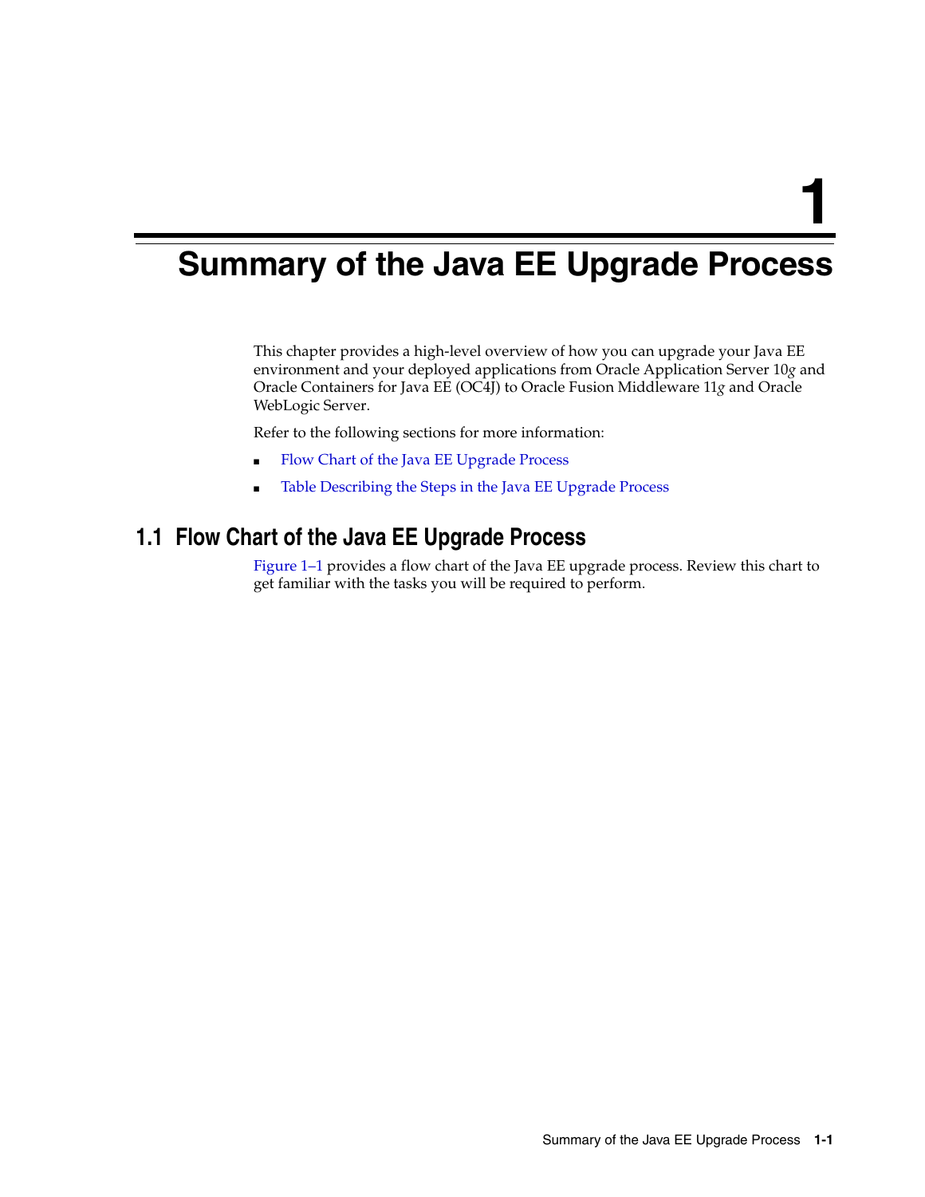# 1 Summary of the Java EE Upgrade Process

This chapter provides a high-level overview of how you can upgrade your Java EE environment and your deployed applications from Oracle Application Server 10*g* and Oracle Containers for Java EE (OC4J) to Oracle Fusion Middleware 11*g* and Oracle WebLogic Server.

Refer to the following sections for more information:

- Flow Chart of the Java EE Upgrade Process
- Table Describing the Steps in the Java EE Upgrade Process

## 1.1 Flow Chart of the Java EE Upgrade Process

Figure 1–1 provides a flow chart of the Java EE upgrade process. Review this chart to get familiar with the tasks you will be required to perform.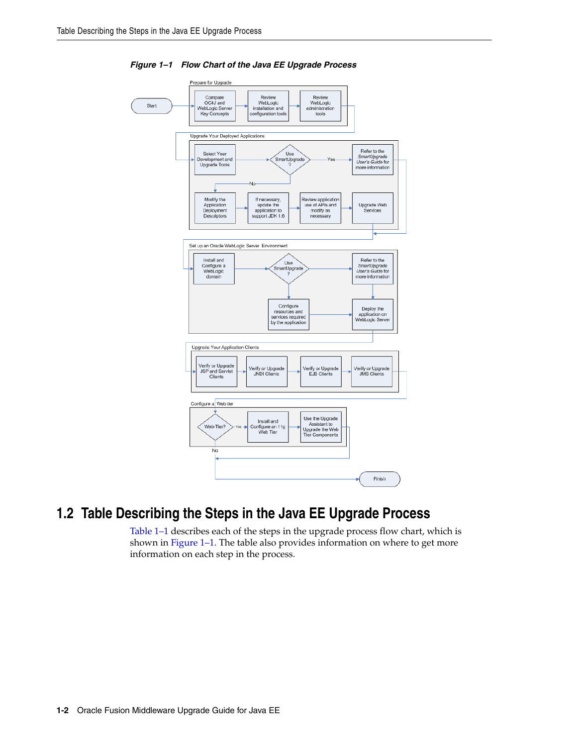**Figure 1–1 Flow Chart of the Java EE Upgrade Process**

Prepare for Upgrade

Start → Compare OC4J and WebLogic Server Key Concepts → Review WebLogic installation and configuration tools → Review WebLogic administration tools

Upgrade Your Deployed Applications

Select Your Development and Upgrade Tools → Use SmartUpgrade? → Yes → Refer to the *SmartUpgrade User's Guide* for more information

No → Modify the Application Deployment Descriptors → If necessary, update the application to support JDK 1.6 → Review application use of APIs and modify as necessary → Upgrade Web Services

Set up an Oracle WebLogic Server Environment

Install and Configure a WebLogic domain → Use SmartUpgrade? → Refer to the *SmartUpgrade User's Guide* for more information

Configure resources and services required by the application → Deploy the application on WebLogic Server

Upgrade Your Application Clients

Verify or Upgrade JSP and Servlet Clients → Verify or Upgrade JNDI Clients → Verify or Upgrade EJB Clients → Verify or Upgrade JMS Clients

Configure a Web tier

Web-Tier? → Yes → Install and Configure an 11g Web Tier → Use the Upgrade Assistant to Upgrade the Web Tier Components

No → Finish

## 1.2 Table Describing the Steps in the Java EE Upgrade Process

Table 1–1 describes each of the steps in the upgrade process flow chart, which is shown in Figure 1–1. The table also provides information on where to get more information on each step in the process.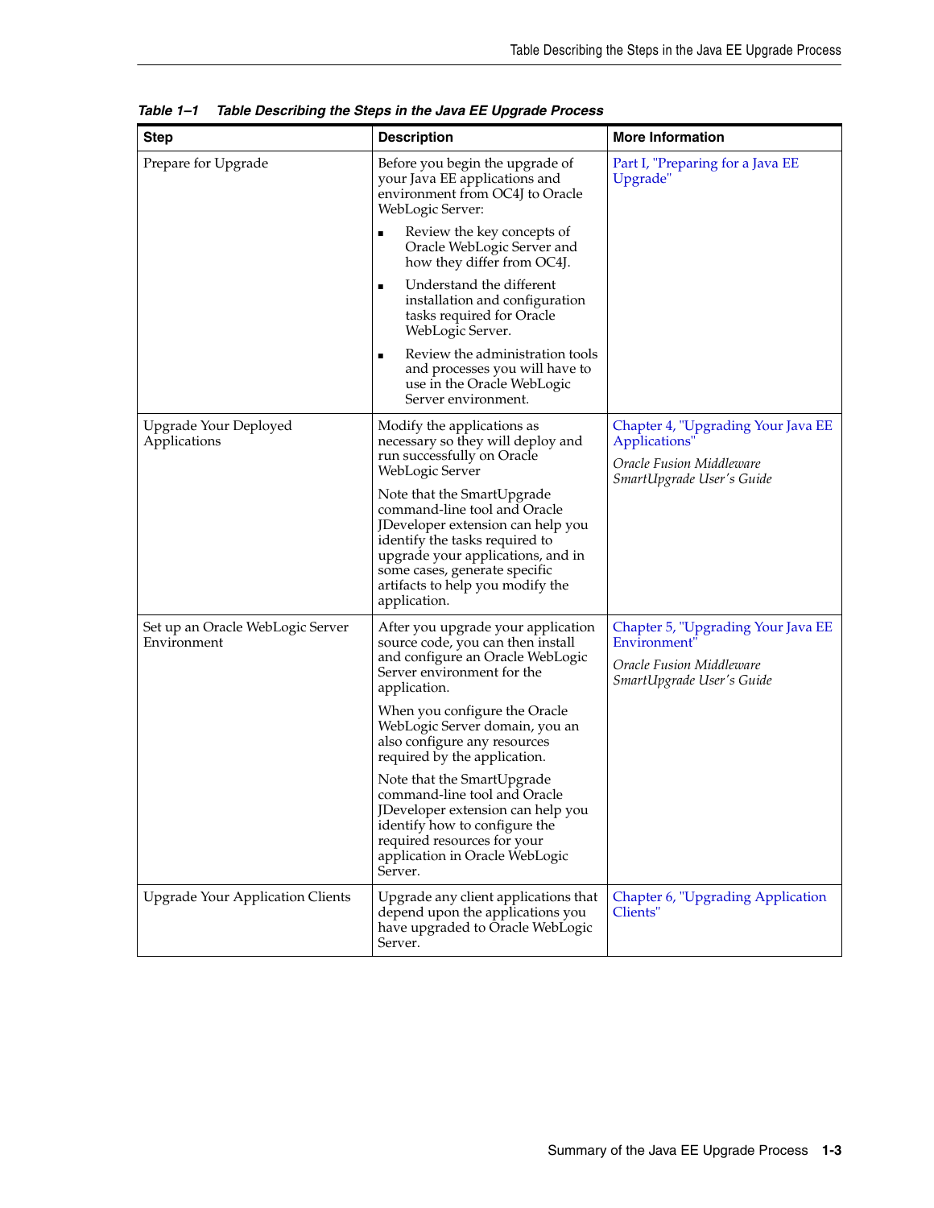*Table 1–1 Table Describing the Steps in the Java EE Upgrade Process*

| Step | Description | More Information |
|---|---|---|
| Prepare for Upgrade | Before you begin the upgrade of your Java EE applications and environment from OC4J to Oracle WebLogic Server:<br>■ Review the key concepts of Oracle WebLogic Server and how they differ from OC4J.<br>■ Understand the different installation and configuration tasks required for Oracle WebLogic Server.<br>■ Review the administration tools and processes you will have to use in the Oracle WebLogic Server environment. | Part I, "Preparing for a Java EE Upgrade" |
| Upgrade Your Deployed Applications | Modify the applications as necessary so they will deploy and run successfully on Oracle WebLogic Server<br><br>Note that the SmartUpgrade command-line tool and Oracle JDeveloper extension can help you identify the tasks required to upgrade your applications, and in some cases, generate specific artifacts to help you modify the application. | Chapter 4, "Upgrading Your Java EE Applications"<br><br>*Oracle Fusion Middleware SmartUpgrade User's Guide* |
| Set up an Oracle WebLogic Server Environment | After you upgrade your application source code, you can then install and configure an Oracle WebLogic Server environment for the application.<br><br>When you configure the Oracle WebLogic Server domain, you an also configure any resources required by the application.<br><br>Note that the SmartUpgrade command-line tool and Oracle JDeveloper extension can help you identify how to configure the required resources for your application in Oracle WebLogic Server. | Chapter 5, "Upgrading Your Java EE Environment"<br><br>*Oracle Fusion Middleware SmartUpgrade User's Guide* |
| Upgrade Your Application Clients | Upgrade any client applications that depend upon the applications you have upgraded to Oracle WebLogic Server. | Chapter 6, "Upgrading Application Clients" |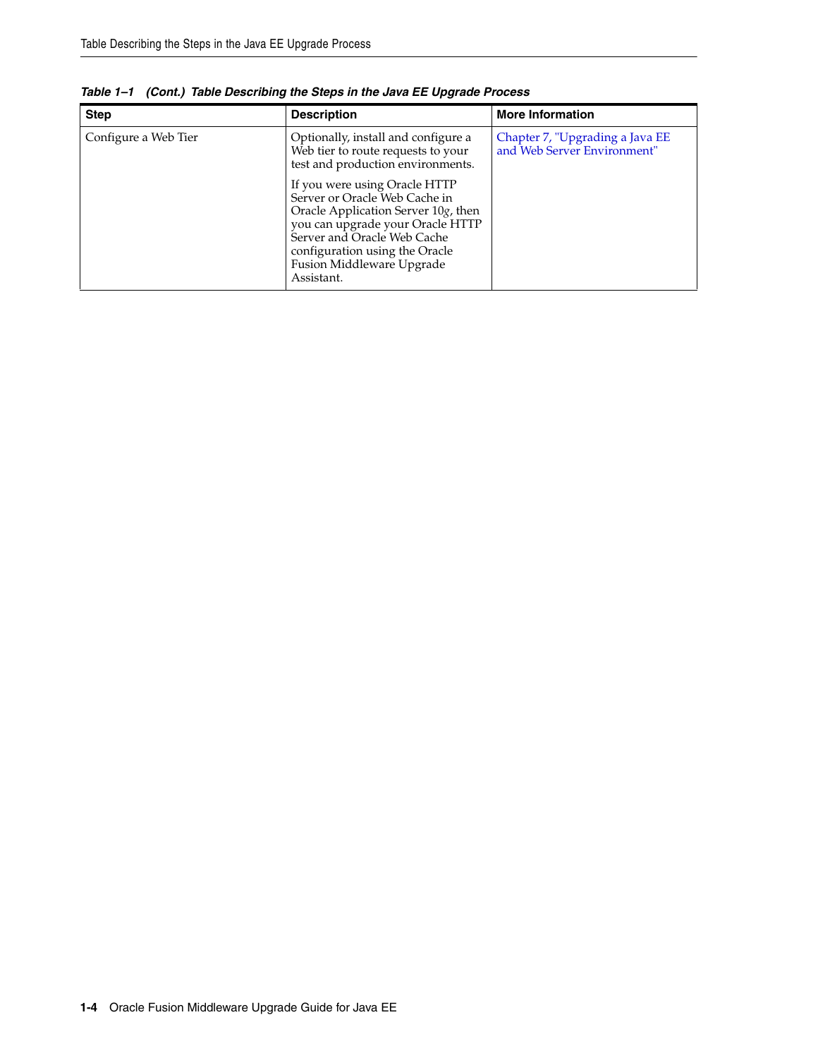*Table 1–1 (Cont.) Table Describing the Steps in the Java EE Upgrade Process*

| Step | Description | More Information |
|---|---|---|
| Configure a Web Tier | Optionally, install and configure a Web tier to route requests to your test and production environments.<br><br>If you were using Oracle HTTP Server or Oracle Web Cache in Oracle Application Server 10*g*, then you can upgrade your Oracle HTTP Server and Oracle Web Cache configuration using the Oracle Fusion Middleware Upgrade Assistant. | Chapter 7, "Upgrading a Java EE and Web Server Environment" |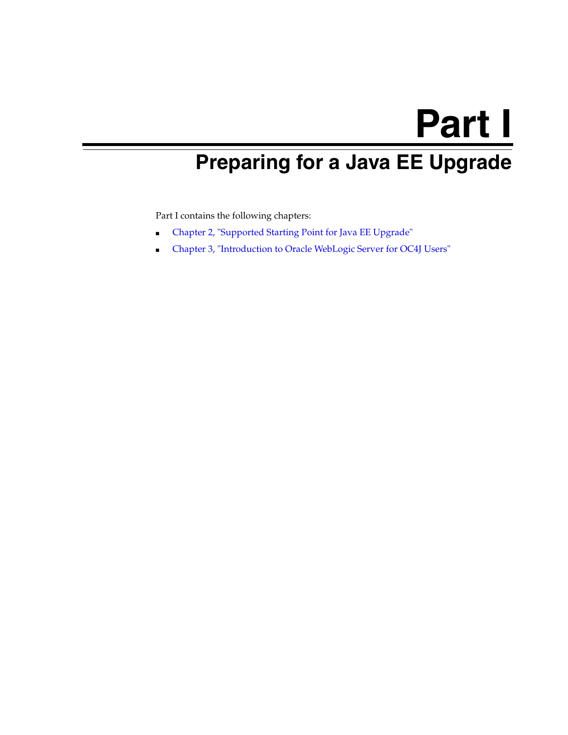# Part I

## Preparing for a Java EE Upgrade

Part I contains the following chapters:

- Chapter 2, "Supported Starting Point for Java EE Upgrade"
- Chapter 3, "Introduction to Oracle WebLogic Server for OC4J Users"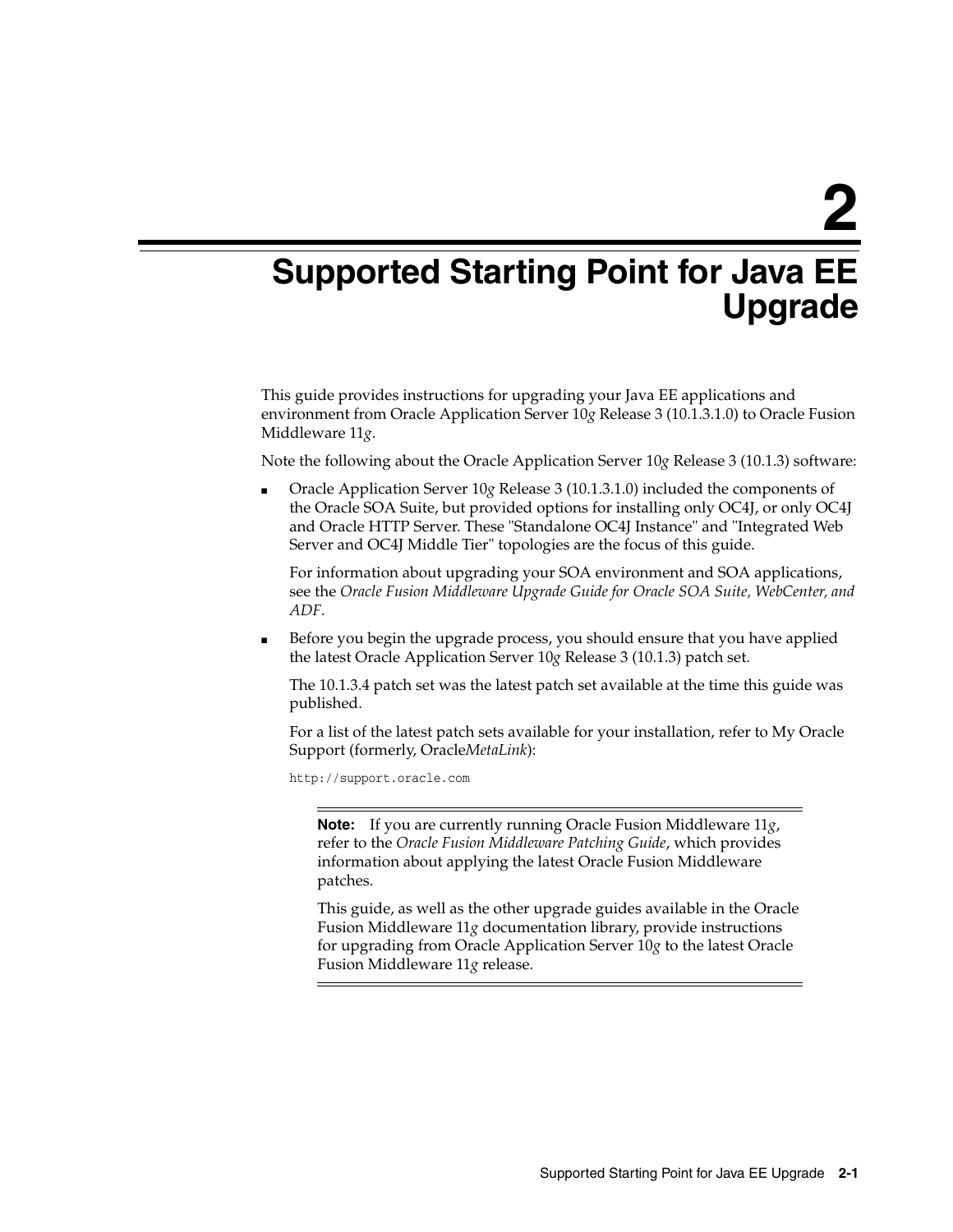# 2 Supported Starting Point for Java EE Upgrade

This guide provides instructions for upgrading your Java EE applications and environment from Oracle Application Server 10*g* Release 3 (10.1.3.1.0) to Oracle Fusion Middleware 11*g*.

Note the following about the Oracle Application Server 10*g* Release 3 (10.1.3) software:

- Oracle Application Server 10*g* Release 3 (10.1.3.1.0) included the components of the Oracle SOA Suite, but provided options for installing only OC4J, or only OC4J and Oracle HTTP Server. These "Standalone OC4J Instance" and "Integrated Web Server and OC4J Middle Tier" topologies are the focus of this guide.

  For information about upgrading your SOA environment and SOA applications, see the *Oracle Fusion Middleware Upgrade Guide for Oracle SOA Suite, WebCenter, and ADF*.

- Before you begin the upgrade process, you should ensure that you have applied the latest Oracle Application Server 10*g* Release 3 (10.1.3) patch set.

  The 10.1.3.4 patch set was the latest patch set available at the time this guide was published.

  For a list of the latest patch sets available for your installation, refer to My Oracle Support (formerly, Oracle*MetaLink*):

  ```
  http://support.oracle.com
  ```

> **Note:** If you are currently running Oracle Fusion Middleware 11*g*, refer to the *Oracle Fusion Middleware Patching Guide*, which provides information about applying the latest Oracle Fusion Middleware patches.
>
> This guide, as well as the other upgrade guides available in the Oracle Fusion Middleware 11*g* documentation library, provide instructions for upgrading from Oracle Application Server 10*g* to the latest Oracle Fusion Middleware 11*g* release.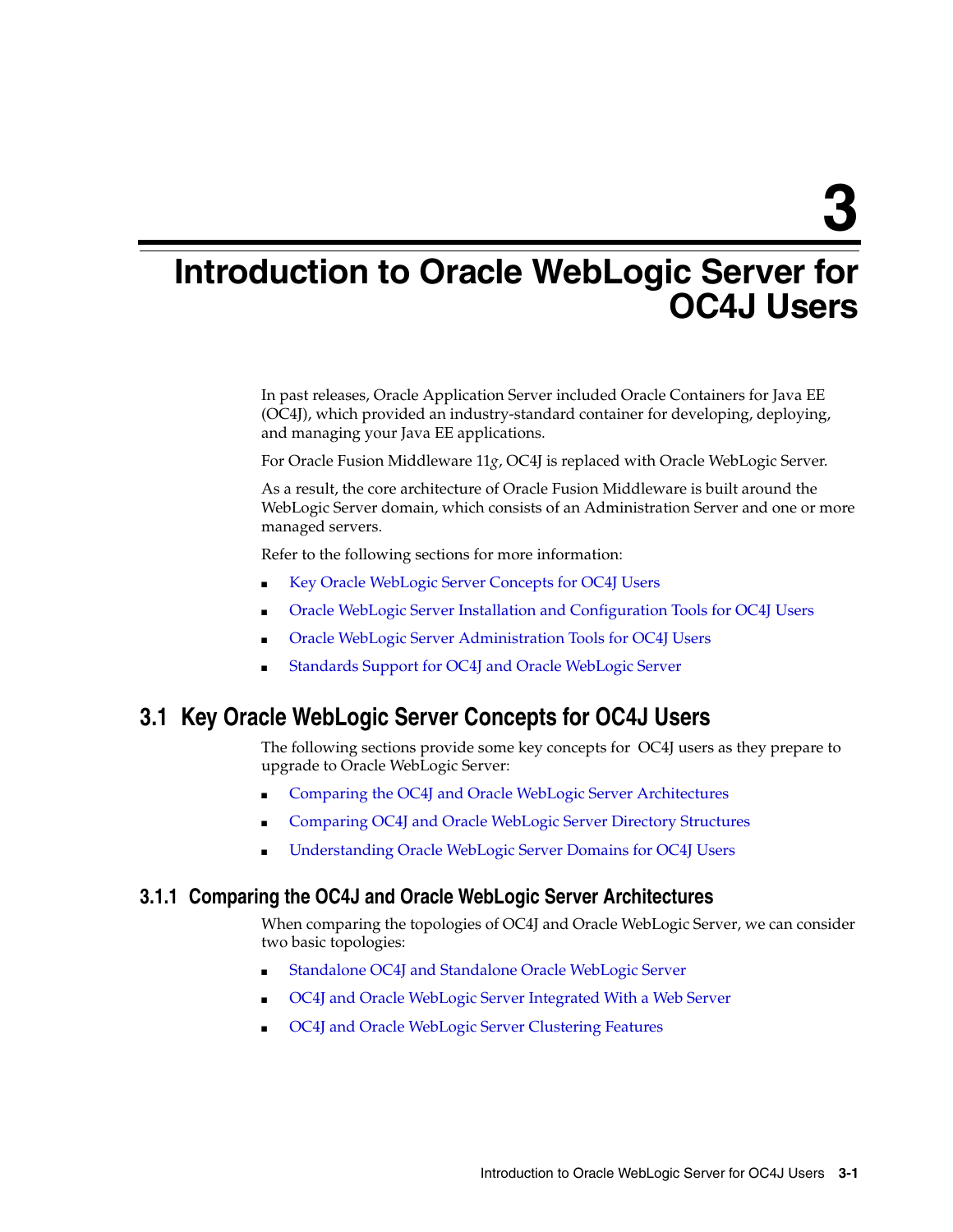# 3 Introduction to Oracle WebLogic Server for OC4J Users

In past releases, Oracle Application Server included Oracle Containers for Java EE (OC4J), which provided an industry-standard container for developing, deploying, and managing your Java EE applications.

For Oracle Fusion Middleware 11*g*, OC4J is replaced with Oracle WebLogic Server.

As a result, the core architecture of Oracle Fusion Middleware is built around the WebLogic Server domain, which consists of an Administration Server and one or more managed servers.

Refer to the following sections for more information:

- Key Oracle WebLogic Server Concepts for OC4J Users
- Oracle WebLogic Server Installation and Configuration Tools for OC4J Users
- Oracle WebLogic Server Administration Tools for OC4J Users
- Standards Support for OC4J and Oracle WebLogic Server

## 3.1 Key Oracle WebLogic Server Concepts for OC4J Users

The following sections provide some key concepts for OC4J users as they prepare to upgrade to Oracle WebLogic Server:

- Comparing the OC4J and Oracle WebLogic Server Architectures
- Comparing OC4J and Oracle WebLogic Server Directory Structures
- Understanding Oracle WebLogic Server Domains for OC4J Users

### 3.1.1 Comparing the OC4J and Oracle WebLogic Server Architectures

When comparing the topologies of OC4J and Oracle WebLogic Server, we can consider two basic topologies:

- Standalone OC4J and Standalone Oracle WebLogic Server
- OC4J and Oracle WebLogic Server Integrated With a Web Server
- OC4J and Oracle WebLogic Server Clustering Features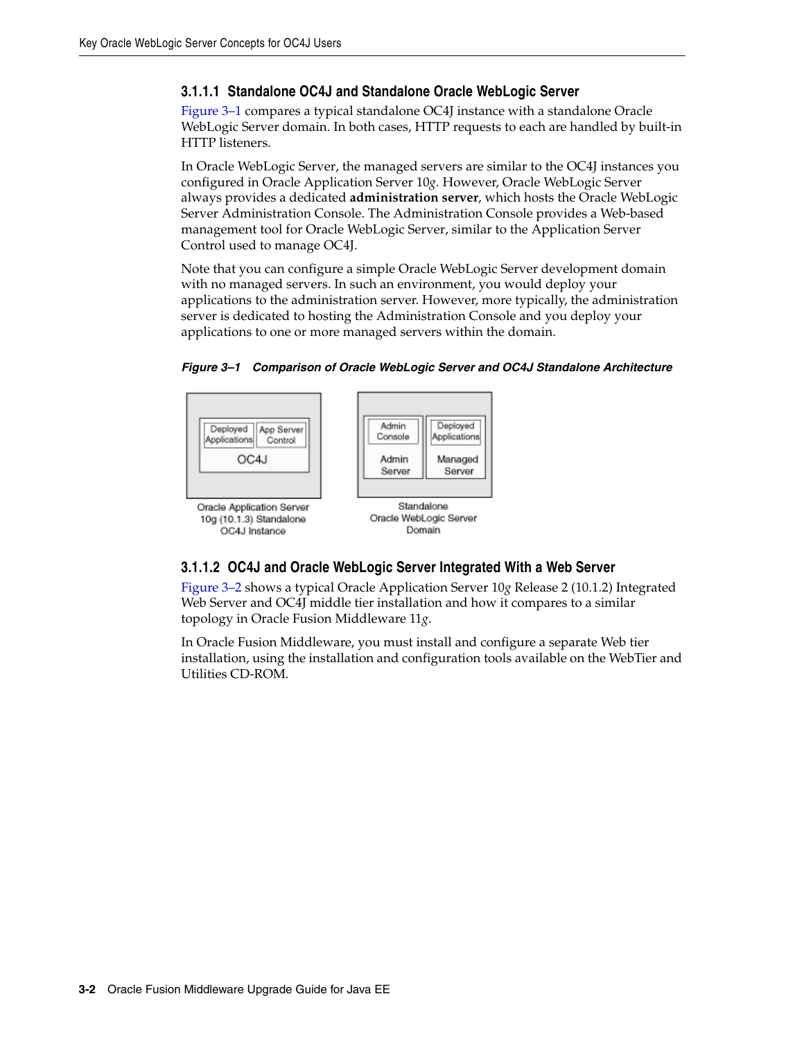#### 3.1.1.1 Standalone OC4J and Standalone Oracle WebLogic Server

Figure 3–1 compares a typical standalone OC4J instance with a standalone Oracle WebLogic Server domain. In both cases, HTTP requests to each are handled by built-in HTTP listeners.

In Oracle WebLogic Server, the managed servers are similar to the OC4J instances you configured in Oracle Application Server 10*g*. However, Oracle WebLogic Server always provides a dedicated **administration server**, which hosts the Oracle WebLogic Server Administration Console. The Administration Console provides a Web-based management tool for Oracle WebLogic Server, similar to the Application Server Control used to manage OC4J.

Note that you can configure a simple Oracle WebLogic Server development domain with no managed servers. In such an environment, you would deploy your applications to the administration server. However, more typically, the administration server is dedicated to hosting the Administration Console and you deploy your applications to one or more managed servers within the domain.

***Figure 3–1 Comparison of Oracle WebLogic Server and OC4J Standalone Architecture***

Deployed Applications | App Server Control | OC4J

Oracle Application Server 10g (10.1.3) Standalone OC4J Instance

Admin Console | Admin Server | Deployed Applications | Managed Server

Standalone Oracle WebLogic Server Domain

#### 3.1.1.2 OC4J and Oracle WebLogic Server Integrated With a Web Server

Figure 3–2 shows a typical Oracle Application Server 10*g* Release 2 (10.1.2) Integrated Web Server and OC4J middle tier installation and how it compares to a similar topology in Oracle Fusion Middleware 11*g*.

In Oracle Fusion Middleware, you must install and configure a separate Web tier installation, using the installation and configuration tools available on the WebTier and Utilities CD-ROM.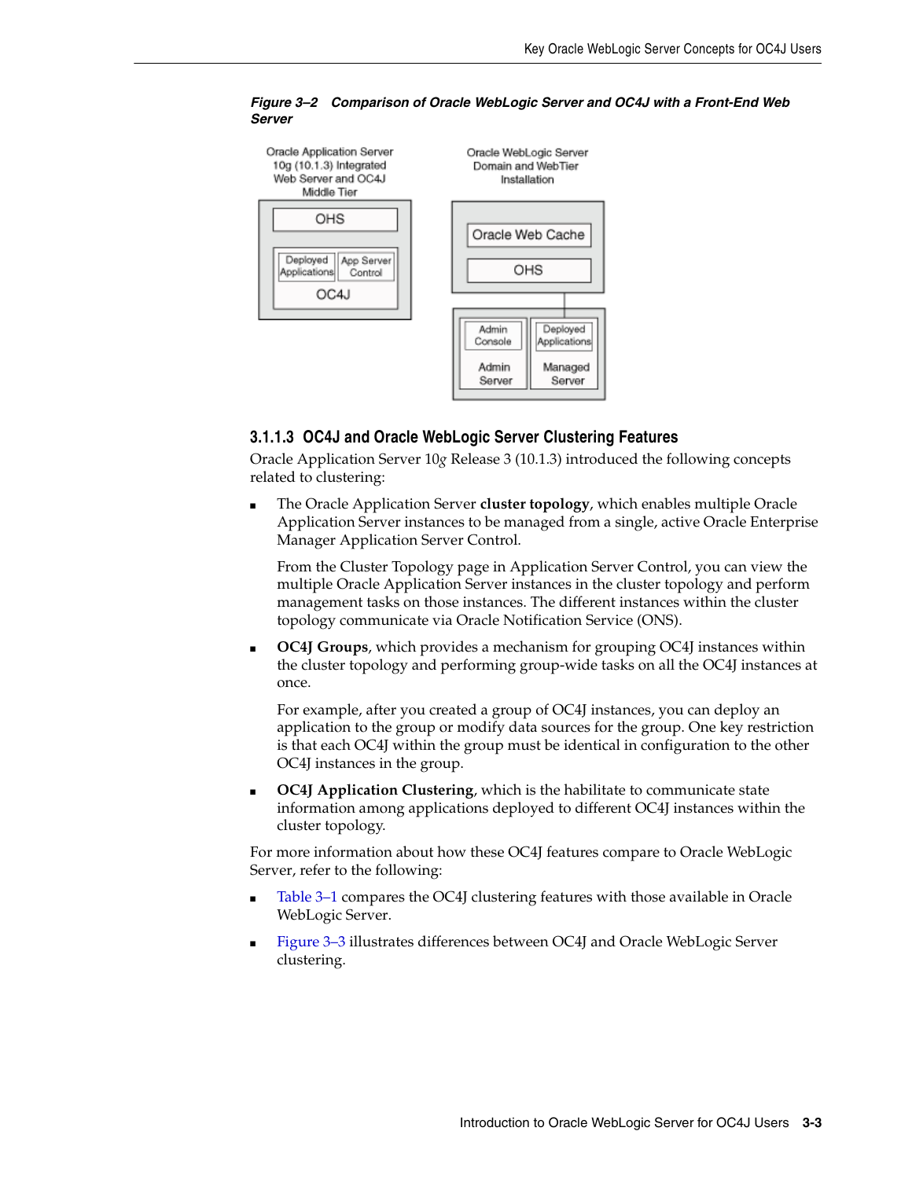*Figure 3–2 Comparison of Oracle WebLogic Server and OC4J with a Front-End Web Server*

#### 3.1.1.3 OC4J and Oracle WebLogic Server Clustering Features

Oracle Application Server 10*g* Release 3 (10.1.3) introduced the following concepts related to clustering:

- The Oracle Application Server **cluster topology**, which enables multiple Oracle Application Server instances to be managed from a single, active Oracle Enterprise Manager Application Server Control.

  From the Cluster Topology page in Application Server Control, you can view the multiple Oracle Application Server instances in the cluster topology and perform management tasks on those instances. The different instances within the cluster topology communicate via Oracle Notification Service (ONS).

- **OC4J Groups**, which provides a mechanism for grouping OC4J instances within the cluster topology and performing group-wide tasks on all the OC4J instances at once.

  For example, after you created a group of OC4J instances, you can deploy an application to the group or modify data sources for the group. One key restriction is that each OC4J within the group must be identical in configuration to the other OC4J instances in the group.

- **OC4J Application Clustering**, which is the habilitate to communicate state information among applications deployed to different OC4J instances within the cluster topology.

For more information about how these OC4J features compare to Oracle WebLogic Server, refer to the following:

- Table 3–1 compares the OC4J clustering features with those available in Oracle WebLogic Server.
- Figure 3–3 illustrates differences between OC4J and Oracle WebLogic Server clustering.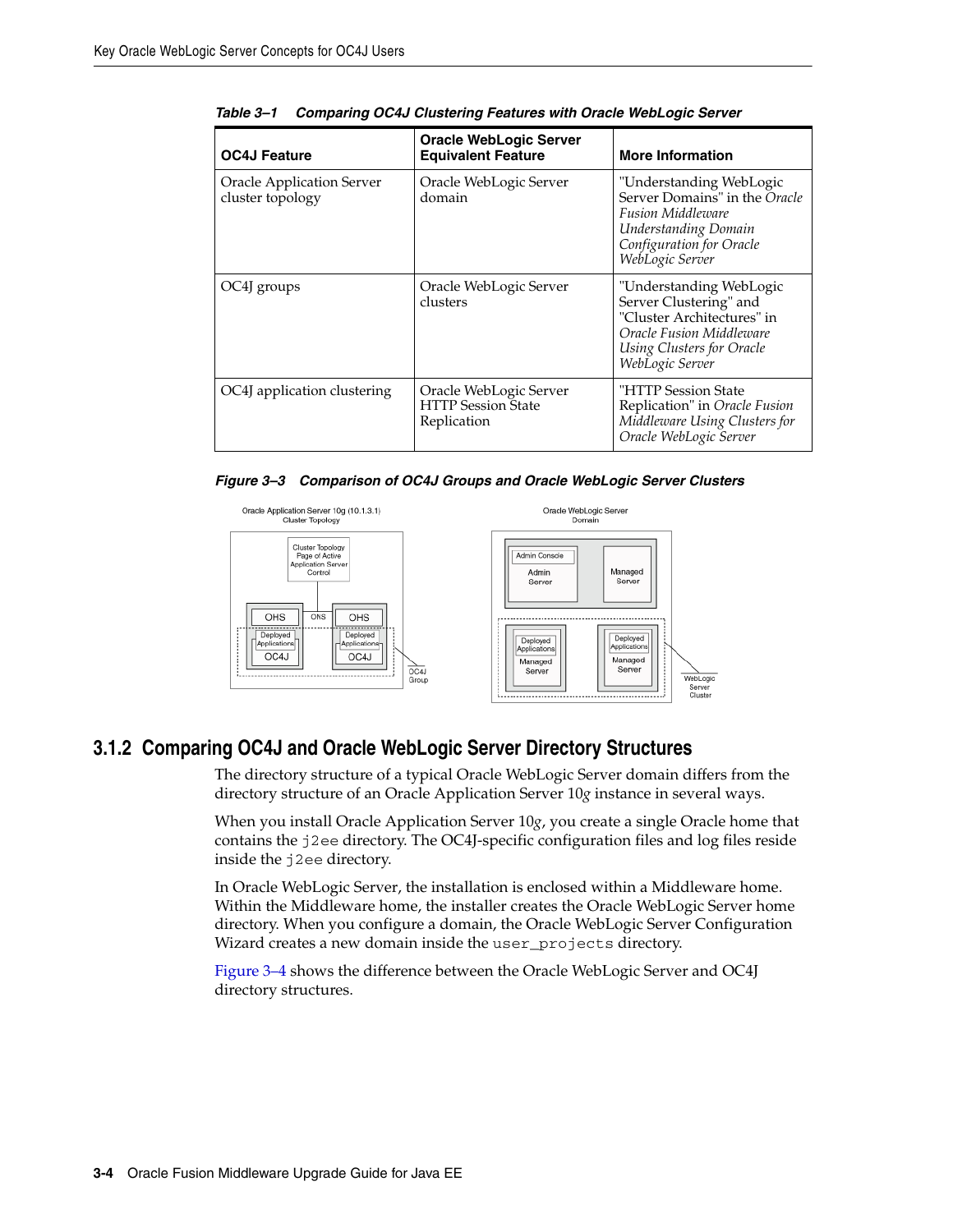*Table 3–1 Comparing OC4J Clustering Features with Oracle WebLogic Server*

| OC4J Feature | Oracle WebLogic Server Equivalent Feature | More Information |
|---|---|---|
| Oracle Application Server cluster topology | Oracle WebLogic Server domain | "Understanding WebLogic Server Domains" in the *Oracle Fusion Middleware Understanding Domain Configuration for Oracle WebLogic Server* |
| OC4J groups | Oracle WebLogic Server clusters | "Understanding WebLogic Server Clustering" and "Cluster Architectures" in *Oracle Fusion Middleware Using Clusters for Oracle WebLogic Server* |
| OC4J application clustering | Oracle WebLogic Server HTTP Session State Replication | "HTTP Session State Replication" in *Oracle Fusion Middleware Using Clusters for Oracle WebLogic Server* |

*Figure 3–3 Comparison of OC4J Groups and Oracle WebLogic Server Clusters*

## 3.1.2 Comparing OC4J and Oracle WebLogic Server Directory Structures

The directory structure of a typical Oracle WebLogic Server domain differs from the directory structure of an Oracle Application Server 10*g* instance in several ways.

When you install Oracle Application Server 10*g*, you create a single Oracle home that contains the `j2ee` directory. The OC4J-specific configuration files and log files reside inside the `j2ee` directory.

In Oracle WebLogic Server, the installation is enclosed within a Middleware home. Within the Middleware home, the installer creates the Oracle WebLogic Server home directory. When you configure a domain, the Oracle WebLogic Server Configuration Wizard creates a new domain inside the `user_projects` directory.

Figure 3–4 shows the difference between the Oracle WebLogic Server and OC4J directory structures.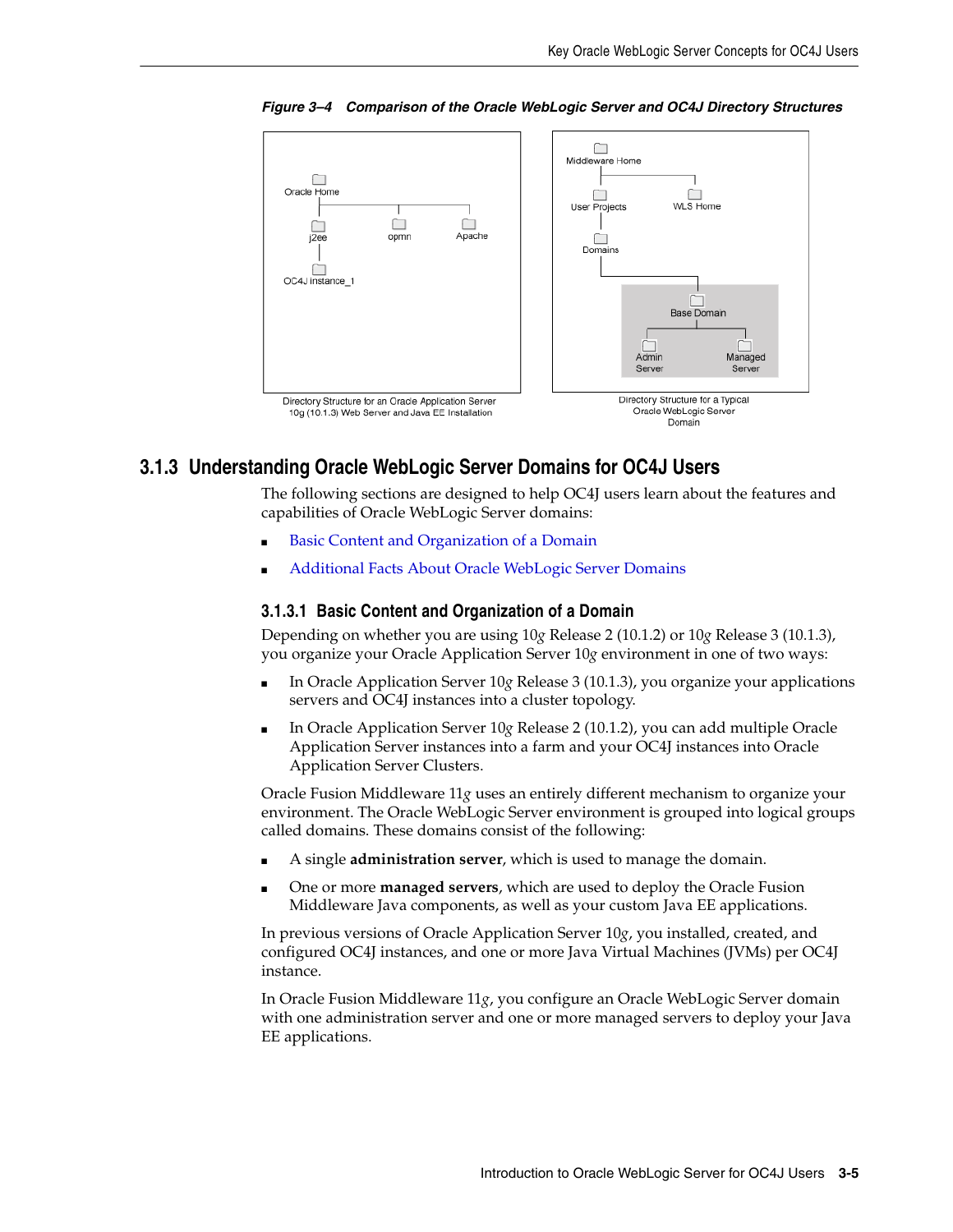*Figure 3–4 Comparison of the Oracle WebLogic Server and OC4J Directory Structures*

Directory Structure for an Oracle Application Server 10g (10.1.3) Web Server and Java EE Installation

Directory Structure for a Typical Oracle WebLogic Server Domain

### 3.1.3 Understanding Oracle WebLogic Server Domains for OC4J Users

The following sections are designed to help OC4J users learn about the features and capabilities of Oracle WebLogic Server domains:

- Basic Content and Organization of a Domain
- Additional Facts About Oracle WebLogic Server Domains

#### 3.1.3.1 Basic Content and Organization of a Domain

Depending on whether you are using 10*g* Release 2 (10.1.2) or 10*g* Release 3 (10.1.3), you organize your Oracle Application Server 10*g* environment in one of two ways:

- In Oracle Application Server 10*g* Release 3 (10.1.3), you organize your applications servers and OC4J instances into a cluster topology.
- In Oracle Application Server 10*g* Release 2 (10.1.2), you can add multiple Oracle Application Server instances into a farm and your OC4J instances into Oracle Application Server Clusters.

Oracle Fusion Middleware 11*g* uses an entirely different mechanism to organize your environment. The Oracle WebLogic Server environment is grouped into logical groups called domains. These domains consist of the following:

- A single **administration server**, which is used to manage the domain.
- One or more **managed servers**, which are used to deploy the Oracle Fusion Middleware Java components, as well as your custom Java EE applications.

In previous versions of Oracle Application Server 10*g*, you installed, created, and configured OC4J instances, and one or more Java Virtual Machines (JVMs) per OC4J instance.

In Oracle Fusion Middleware 11*g*, you configure an Oracle WebLogic Server domain with one administration server and one or more managed servers to deploy your Java EE applications.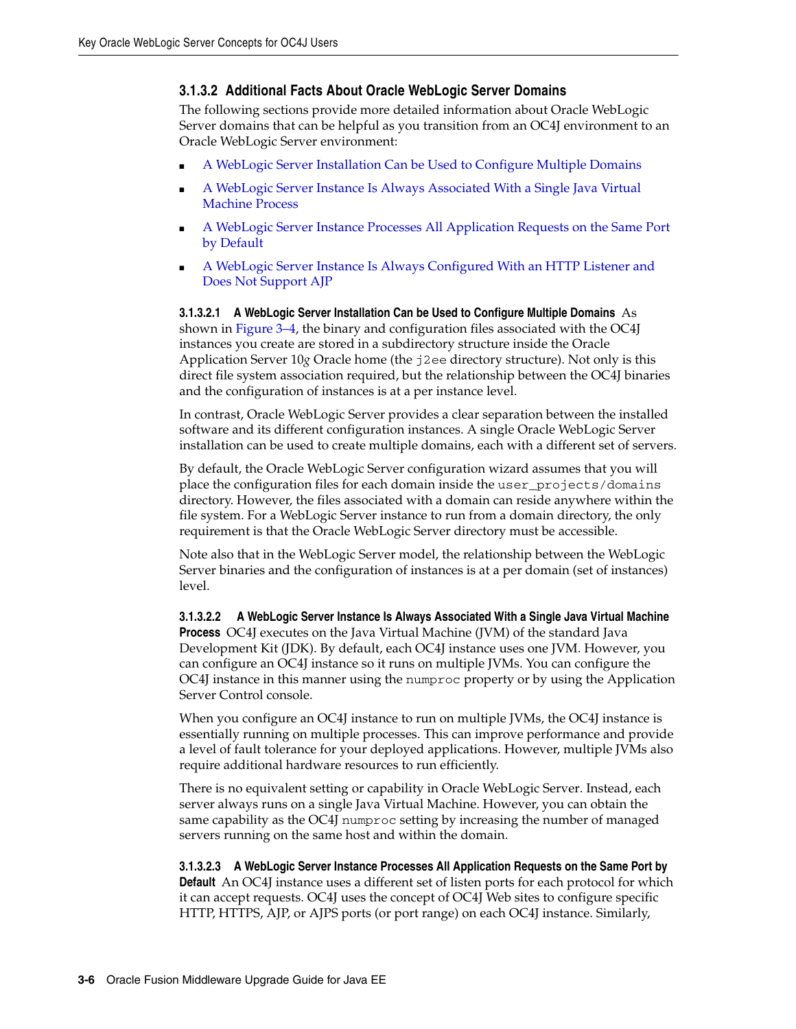#### 3.1.3.2 Additional Facts About Oracle WebLogic Server Domains

The following sections provide more detailed information about Oracle WebLogic Server domains that can be helpful as you transition from an OC4J environment to an Oracle WebLogic Server environment:

- A WebLogic Server Installation Can be Used to Configure Multiple Domains
- A WebLogic Server Instance Is Always Associated With a Single Java Virtual Machine Process
- A WebLogic Server Instance Processes All Application Requests on the Same Port by Default
- A WebLogic Server Instance Is Always Configured With an HTTP Listener and Does Not Support AJP

**3.1.3.2.1 A WebLogic Server Installation Can be Used to Configure Multiple Domains** As shown in Figure 3–4, the binary and configuration files associated with the OC4J instances you create are stored in a subdirectory structure inside the Oracle Application Server 10*g* Oracle home (the `j2ee` directory structure). Not only is this direct file system association required, but the relationship between the OC4J binaries and the configuration of instances is at a per instance level.

In contrast, Oracle WebLogic Server provides a clear separation between the installed software and its different configuration instances. A single Oracle WebLogic Server installation can be used to create multiple domains, each with a different set of servers.

By default, the Oracle WebLogic Server configuration wizard assumes that you will place the configuration files for each domain inside the `user_projects/domains` directory. However, the files associated with a domain can reside anywhere within the file system. For a WebLogic Server instance to run from a domain directory, the only requirement is that the Oracle WebLogic Server directory must be accessible.

Note also that in the WebLogic Server model, the relationship between the WebLogic Server binaries and the configuration of instances is at a per domain (set of instances) level.

**3.1.3.2.2 A WebLogic Server Instance Is Always Associated With a Single Java Virtual Machine Process** OC4J executes on the Java Virtual Machine (JVM) of the standard Java Development Kit (JDK). By default, each OC4J instance uses one JVM. However, you can configure an OC4J instance so it runs on multiple JVMs. You can configure the OC4J instance in this manner using the `numproc` property or by using the Application Server Control console.

When you configure an OC4J instance to run on multiple JVMs, the OC4J instance is essentially running on multiple processes. This can improve performance and provide a level of fault tolerance for your deployed applications. However, multiple JVMs also require additional hardware resources to run efficiently.

There is no equivalent setting or capability in Oracle WebLogic Server. Instead, each server always runs on a single Java Virtual Machine. However, you can obtain the same capability as the OC4J `numproc` setting by increasing the number of managed servers running on the same host and within the domain.

**3.1.3.2.3 A WebLogic Server Instance Processes All Application Requests on the Same Port by Default** An OC4J instance uses a different set of listen ports for each protocol for which it can accept requests. OC4J uses the concept of OC4J Web sites to configure specific HTTP, HTTPS, AJP, or AJPS ports (or port range) on each OC4J instance. Similarly,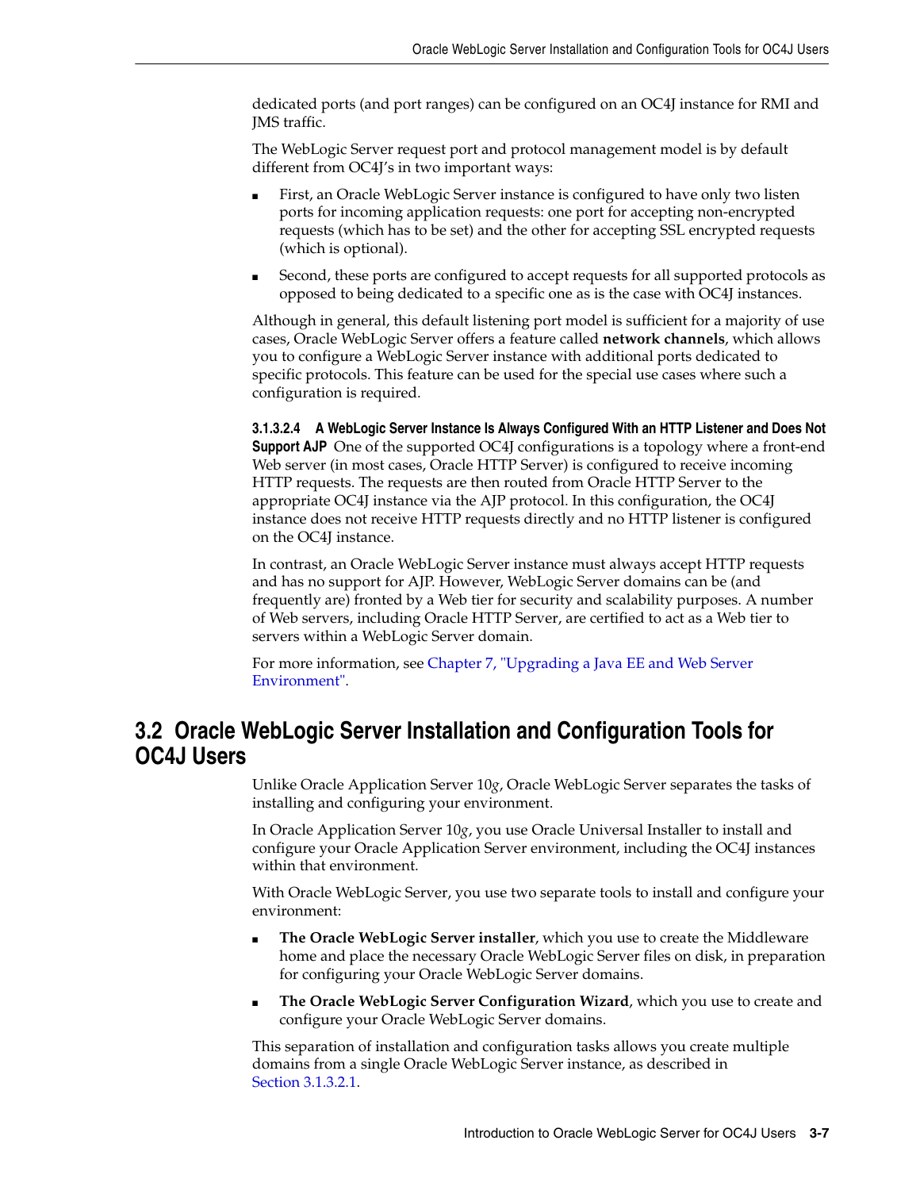dedicated ports (and port ranges) can be configured on an OC4J instance for RMI and JMS traffic.

The WebLogic Server request port and protocol management model is by default different from OC4J's in two important ways:

- First, an Oracle WebLogic Server instance is configured to have only two listen ports for incoming application requests: one port for accepting non-encrypted requests (which has to be set) and the other for accepting SSL encrypted requests (which is optional).
- Second, these ports are configured to accept requests for all supported protocols as opposed to being dedicated to a specific one as is the case with OC4J instances.

Although in general, this default listening port model is sufficient for a majority of use cases, Oracle WebLogic Server offers a feature called **network channels**, which allows you to configure a WebLogic Server instance with additional ports dedicated to specific protocols. This feature can be used for the special use cases where such a configuration is required.

**3.1.3.2.4 A WebLogic Server Instance Is Always Configured With an HTTP Listener and Does Not Support AJP** One of the supported OC4J configurations is a topology where a front-end Web server (in most cases, Oracle HTTP Server) is configured to receive incoming HTTP requests. The requests are then routed from Oracle HTTP Server to the appropriate OC4J instance via the AJP protocol. In this configuration, the OC4J instance does not receive HTTP requests directly and no HTTP listener is configured on the OC4J instance.

In contrast, an Oracle WebLogic Server instance must always accept HTTP requests and has no support for AJP. However, WebLogic Server domains can be (and frequently are) fronted by a Web tier for security and scalability purposes. A number of Web servers, including Oracle HTTP Server, are certified to act as a Web tier to servers within a WebLogic Server domain.

For more information, see Chapter 7, "Upgrading a Java EE and Web Server Environment".

## 3.2 Oracle WebLogic Server Installation and Configuration Tools for OC4J Users

Unlike Oracle Application Server 10*g*, Oracle WebLogic Server separates the tasks of installing and configuring your environment.

In Oracle Application Server 10*g*, you use Oracle Universal Installer to install and configure your Oracle Application Server environment, including the OC4J instances within that environment.

With Oracle WebLogic Server, you use two separate tools to install and configure your environment:

- **The Oracle WebLogic Server installer**, which you use to create the Middleware home and place the necessary Oracle WebLogic Server files on disk, in preparation for configuring your Oracle WebLogic Server domains.
- **The Oracle WebLogic Server Configuration Wizard**, which you use to create and configure your Oracle WebLogic Server domains.

This separation of installation and configuration tasks allows you create multiple domains from a single Oracle WebLogic Server instance, as described in Section 3.1.3.2.1.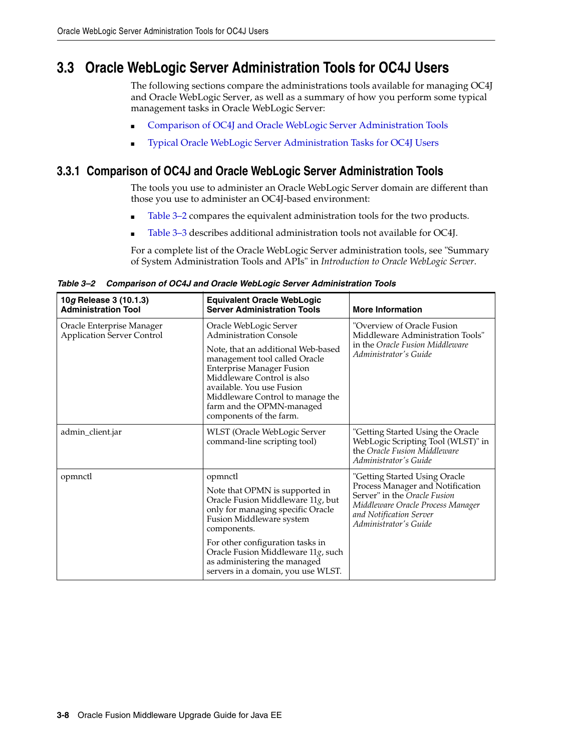## 3.3 Oracle WebLogic Server Administration Tools for OC4J Users

The following sections compare the administrations tools available for managing OC4J and Oracle WebLogic Server, as well as a summary of how you perform some typical management tasks in Oracle WebLogic Server:

- Comparison of OC4J and Oracle WebLogic Server Administration Tools
- Typical Oracle WebLogic Server Administration Tasks for OC4J Users

### 3.3.1 Comparison of OC4J and Oracle WebLogic Server Administration Tools

The tools you use to administer an Oracle WebLogic Server domain are different than those you use to administer an OC4J-based environment:

- Table 3–2 compares the equivalent administration tools for the two products.
- Table 3–3 describes additional administration tools not available for OC4J.

For a complete list of the Oracle WebLogic Server administration tools, see "Summary of System Administration Tools and APIs" in *Introduction to Oracle WebLogic Server*.

***Table 3–2 Comparison of OC4J and Oracle WebLogic Server Administration Tools***

| 10*g* Release 3 (10.1.3) Administration Tool | Equivalent Oracle WebLogic Server Administration Tools | More Information |
|---|---|---|
| Oracle Enterprise Manager Application Server Control | Oracle WebLogic Server Administration Console<br><br>Note, that an additional Web-based management tool called Oracle Enterprise Manager Fusion Middleware Control is also available. You use Fusion Middleware Control to manage the farm and the OPMN-managed components of the farm. | "Overview of Oracle Fusion Middleware Administration Tools" in the *Oracle Fusion Middleware Administrator's Guide* |
| admin_client.jar | WLST (Oracle WebLogic Server command-line scripting tool) | "Getting Started Using the Oracle WebLogic Scripting Tool (WLST)" in the *Oracle Fusion Middleware Administrator's Guide* |
| opmnctl | opmnctl<br><br>Note that OPMN is supported in Oracle Fusion Middleware 11*g*, but only for managing specific Oracle Fusion Middleware system components.<br><br>For other configuration tasks in Oracle Fusion Middleware 11*g*, such as administering the managed servers in a domain, you use WLST. | "Getting Started Using Oracle Process Manager and Notification Server" in the *Oracle Fusion Middleware Oracle Process Manager and Notification Server Administrator's Guide* |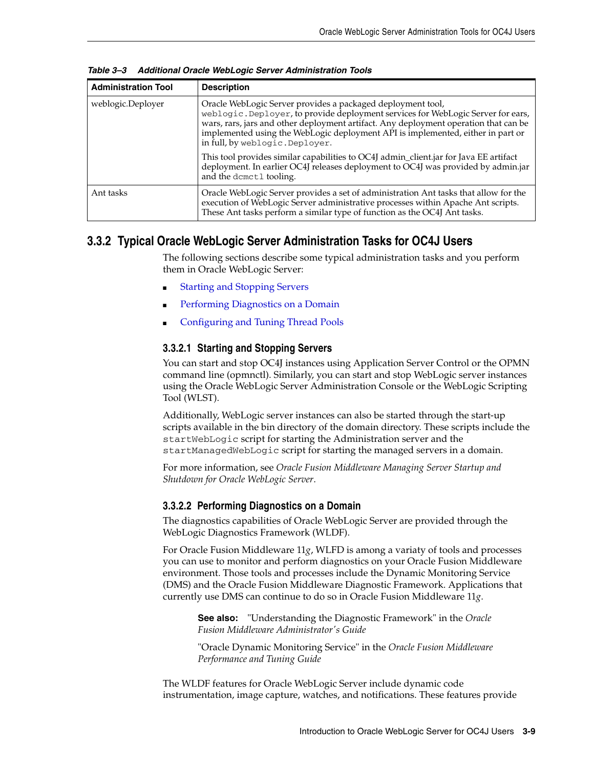*Table 3–3 Additional Oracle WebLogic Server Administration Tools*

| Administration Tool | Description |
|---|---|
| weblogic.Deployer | Oracle WebLogic Server provides a packaged deployment tool, `weblogic.Deployer`, to provide deployment services for WebLogic Server for ears, wars, rars, jars and other deployment artifact. Any deployment operation that can be implemented using the WebLogic deployment API is implemented, either in part or in full, by `weblogic.Deployer`.<br><br>This tool provides similar capabilities to OC4J admin_client.jar for Java EE artifact deployment. In earlier OC4J releases deployment to OC4J was provided by admin.jar and the `dcmctl` tooling. |
| Ant tasks | Oracle WebLogic Server provides a set of administration Ant tasks that allow for the execution of WebLogic Server administrative processes within Apache Ant scripts. These Ant tasks perform a similar type of function as the OC4J Ant tasks. |

## 3.3.2 Typical Oracle WebLogic Server Administration Tasks for OC4J Users

The following sections describe some typical administration tasks and you perform them in Oracle WebLogic Server:

- Starting and Stopping Servers
- Performing Diagnostics on a Domain
- Configuring and Tuning Thread Pools

### 3.3.2.1 Starting and Stopping Servers

You can start and stop OC4J instances using Application Server Control or the OPMN command line (opmnctl). Similarly, you can start and stop WebLogic server instances using the Oracle WebLogic Server Administration Console or the WebLogic Scripting Tool (WLST).

Additionally, WebLogic server instances can also be started through the start-up scripts available in the bin directory of the domain directory. These scripts include the `startWebLogic` script for starting the Administration server and the `startManagedWebLogic` script for starting the managed servers in a domain.

For more information, see *Oracle Fusion Middleware Managing Server Startup and Shutdown for Oracle WebLogic Server*.

### 3.3.2.2 Performing Diagnostics on a Domain

The diagnostics capabilities of Oracle WebLogic Server are provided through the WebLogic Diagnostics Framework (WLDF).

For Oracle Fusion Middleware 11*g*, WLFD is among a variaty of tools and processes you can use to monitor and perform diagnostics on your Oracle Fusion Middleware environment. Those tools and processes include the Dynamic Monitoring Service (DMS) and the Oracle Fusion Middleware Diagnostic Framework. Applications that currently use DMS can continue to do so in Oracle Fusion Middleware 11*g*.

> **See also:** "Understanding the Diagnostic Framework" in the *Oracle Fusion Middleware Administrator's Guide*
>
> "Oracle Dynamic Monitoring Service" in the *Oracle Fusion Middleware Performance and Tuning Guide*

The WLDF features for Oracle WebLogic Server include dynamic code instrumentation, image capture, watches, and notifications. These features provide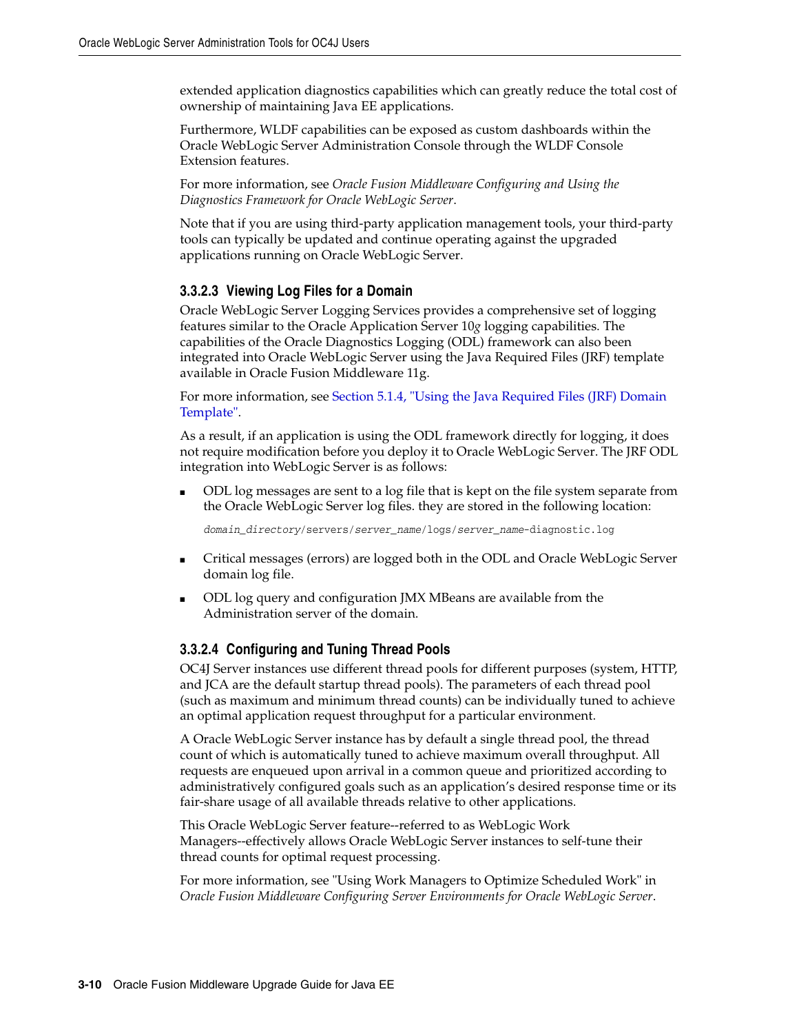extended application diagnostics capabilities which can greatly reduce the total cost of ownership of maintaining Java EE applications.

Furthermore, WLDF capabilities can be exposed as custom dashboards within the Oracle WebLogic Server Administration Console through the WLDF Console Extension features.

For more information, see *Oracle Fusion Middleware Configuring and Using the Diagnostics Framework for Oracle WebLogic Server*.

Note that if you are using third-party application management tools, your third-party tools can typically be updated and continue operating against the upgraded applications running on Oracle WebLogic Server.

#### 3.3.2.3 Viewing Log Files for a Domain

Oracle WebLogic Server Logging Services provides a comprehensive set of logging features similar to the Oracle Application Server 10*g* logging capabilities. The capabilities of the Oracle Diagnostics Logging (ODL) framework can also been integrated into Oracle WebLogic Server using the Java Required Files (JRF) template available in Oracle Fusion Middleware 11g.

For more information, see Section 5.1.4, "Using the Java Required Files (JRF) Domain Template".

As a result, if an application is using the ODL framework directly for logging, it does not require modification before you deploy it to Oracle WebLogic Server. The JRF ODL integration into WebLogic Server is as follows:

- ODL log messages are sent to a log file that is kept on the file system separate from the Oracle WebLogic Server log files. they are stored in the following location:

  ```
  domain_directory/servers/server_name/logs/server_name-diagnostic.log
  ```

- Critical messages (errors) are logged both in the ODL and Oracle WebLogic Server domain log file.
- ODL log query and configuration JMX MBeans are available from the Administration server of the domain.

#### 3.3.2.4 Configuring and Tuning Thread Pools

OC4J Server instances use different thread pools for different purposes (system, HTTP, and JCA are the default startup thread pools). The parameters of each thread pool (such as maximum and minimum thread counts) can be individually tuned to achieve an optimal application request throughput for a particular environment.

A Oracle WebLogic Server instance has by default a single thread pool, the thread count of which is automatically tuned to achieve maximum overall throughput. All requests are enqueued upon arrival in a common queue and prioritized according to administratively configured goals such as an application's desired response time or its fair-share usage of all available threads relative to other applications.

This Oracle WebLogic Server feature--referred to as WebLogic Work Managers--effectively allows Oracle WebLogic Server instances to self-tune their thread counts for optimal request processing.

For more information, see "Using Work Managers to Optimize Scheduled Work" in *Oracle Fusion Middleware Configuring Server Environments for Oracle WebLogic Server*.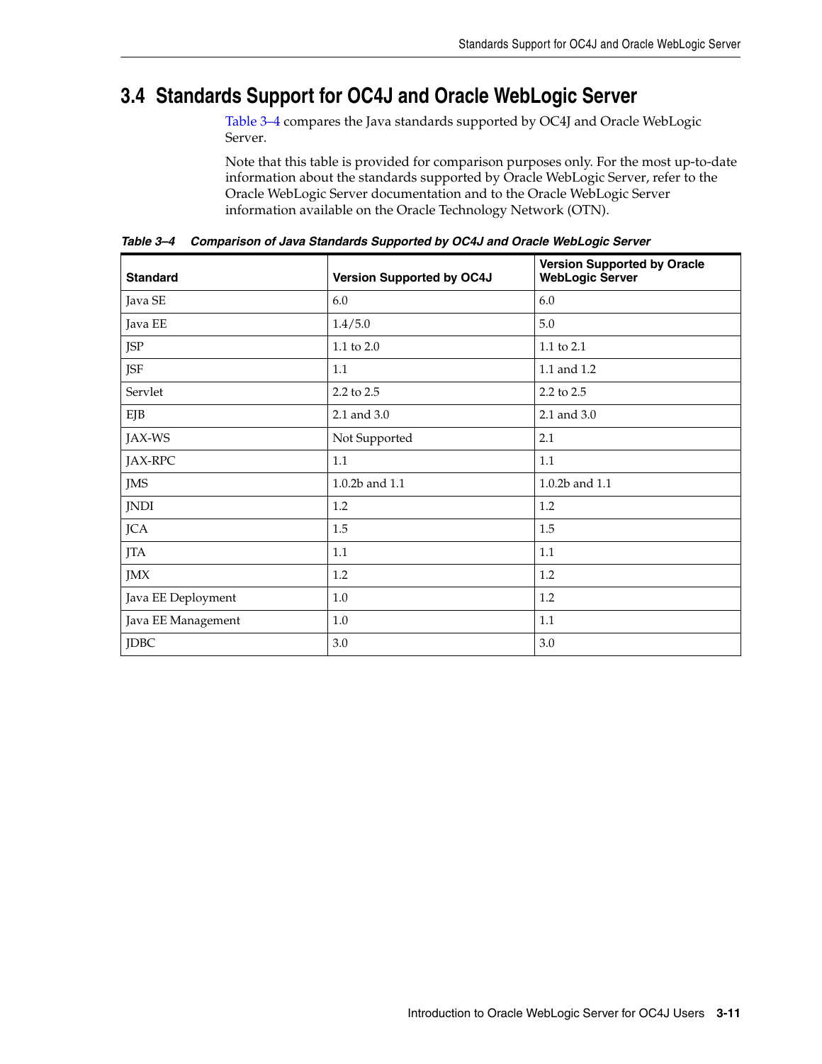## 3.4 Standards Support for OC4J and Oracle WebLogic Server

Table 3–4 compares the Java standards supported by OC4J and Oracle WebLogic Server.

Note that this table is provided for comparison purposes only. For the most up-to-date information about the standards supported by Oracle WebLogic Server, refer to the Oracle WebLogic Server documentation and to the Oracle WebLogic Server information available on the Oracle Technology Network (OTN).

***Table 3–4 Comparison of Java Standards Supported by OC4J and Oracle WebLogic Server***

| Standard | Version Supported by OC4J | Version Supported by Oracle WebLogic Server |
|---|---|---|
| Java SE | 6.0 | 6.0 |
| Java EE | 1.4/5.0 | 5.0 |
| JSP | 1.1 to 2.0 | 1.1 to 2.1 |
| JSF | 1.1 | 1.1 and 1.2 |
| Servlet | 2.2 to 2.5 | 2.2 to 2.5 |
| EJB | 2.1 and 3.0 | 2.1 and 3.0 |
| JAX-WS | Not Supported | 2.1 |
| JAX-RPC | 1.1 | 1.1 |
| JMS | 1.0.2b and 1.1 | 1.0.2b and 1.1 |
| JNDI | 1.2 | 1.2 |
| JCA | 1.5 | 1.5 |
| JTA | 1.1 | 1.1 |
| JMX | 1.2 | 1.2 |
| Java EE Deployment | 1.0 | 1.2 |
| Java EE Management | 1.0 | 1.1 |
| JDBC | 3.0 | 3.0 |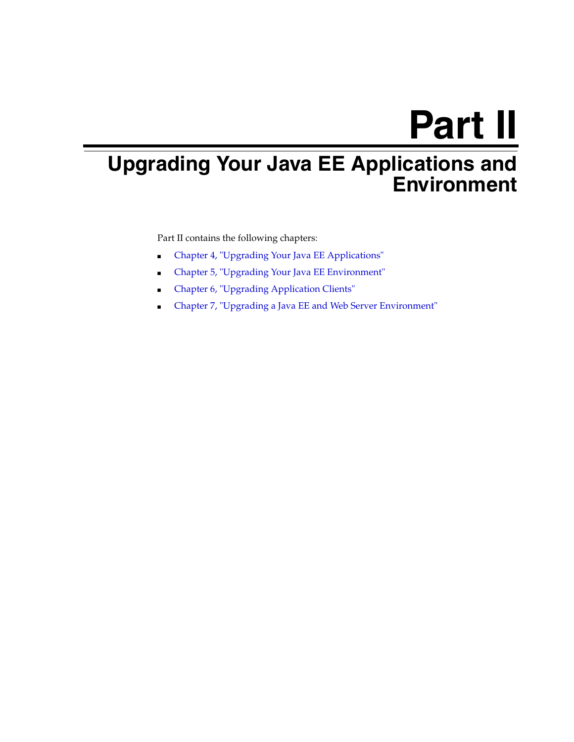# Part II

# Upgrading Your Java EE Applications and Environment

Part II contains the following chapters:

- Chapter 4, "Upgrading Your Java EE Applications"
- Chapter 5, "Upgrading Your Java EE Environment"
- Chapter 6, "Upgrading Application Clients"
- Chapter 7, "Upgrading a Java EE and Web Server Environment"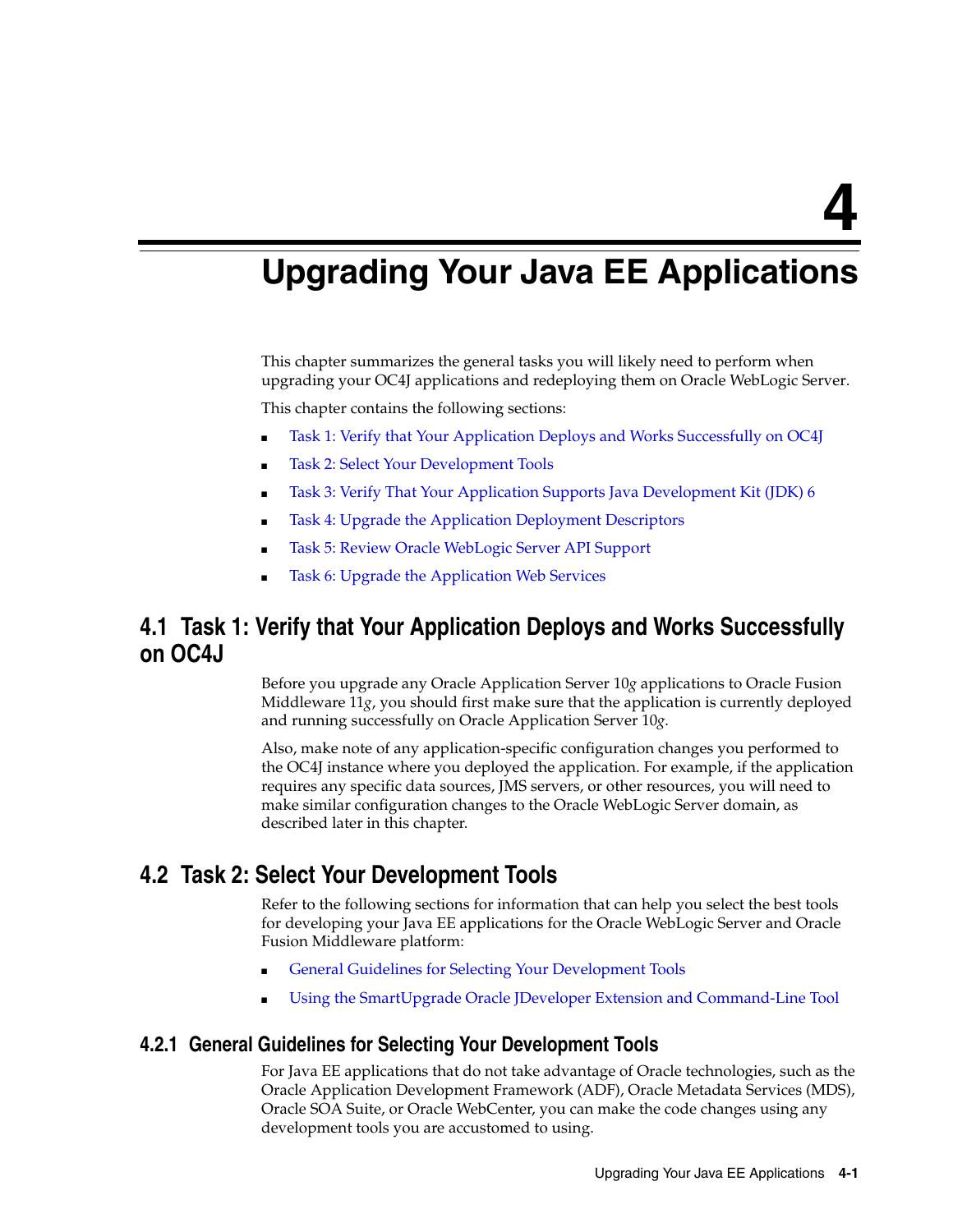# 4 Upgrading Your Java EE Applications

This chapter summarizes the general tasks you will likely need to perform when upgrading your OC4J applications and redeploying them on Oracle WebLogic Server.

This chapter contains the following sections:

- Task 1: Verify that Your Application Deploys and Works Successfully on OC4J
- Task 2: Select Your Development Tools
- Task 3: Verify That Your Application Supports Java Development Kit (JDK) 6
- Task 4: Upgrade the Application Deployment Descriptors
- Task 5: Review Oracle WebLogic Server API Support
- Task 6: Upgrade the Application Web Services

## 4.1 Task 1: Verify that Your Application Deploys and Works Successfully on OC4J

Before you upgrade any Oracle Application Server 10*g* applications to Oracle Fusion Middleware 11*g*, you should first make sure that the application is currently deployed and running successfully on Oracle Application Server 10*g*.

Also, make note of any application-specific configuration changes you performed to the OC4J instance where you deployed the application. For example, if the application requires any specific data sources, JMS servers, or other resources, you will need to make similar configuration changes to the Oracle WebLogic Server domain, as described later in this chapter.

## 4.2 Task 2: Select Your Development Tools

Refer to the following sections for information that can help you select the best tools for developing your Java EE applications for the Oracle WebLogic Server and Oracle Fusion Middleware platform:

- General Guidelines for Selecting Your Development Tools
- Using the SmartUpgrade Oracle JDeveloper Extension and Command-Line Tool

### 4.2.1 General Guidelines for Selecting Your Development Tools

For Java EE applications that do not take advantage of Oracle technologies, such as the Oracle Application Development Framework (ADF), Oracle Metadata Services (MDS), Oracle SOA Suite, or Oracle WebCenter, you can make the code changes using any development tools you are accustomed to using.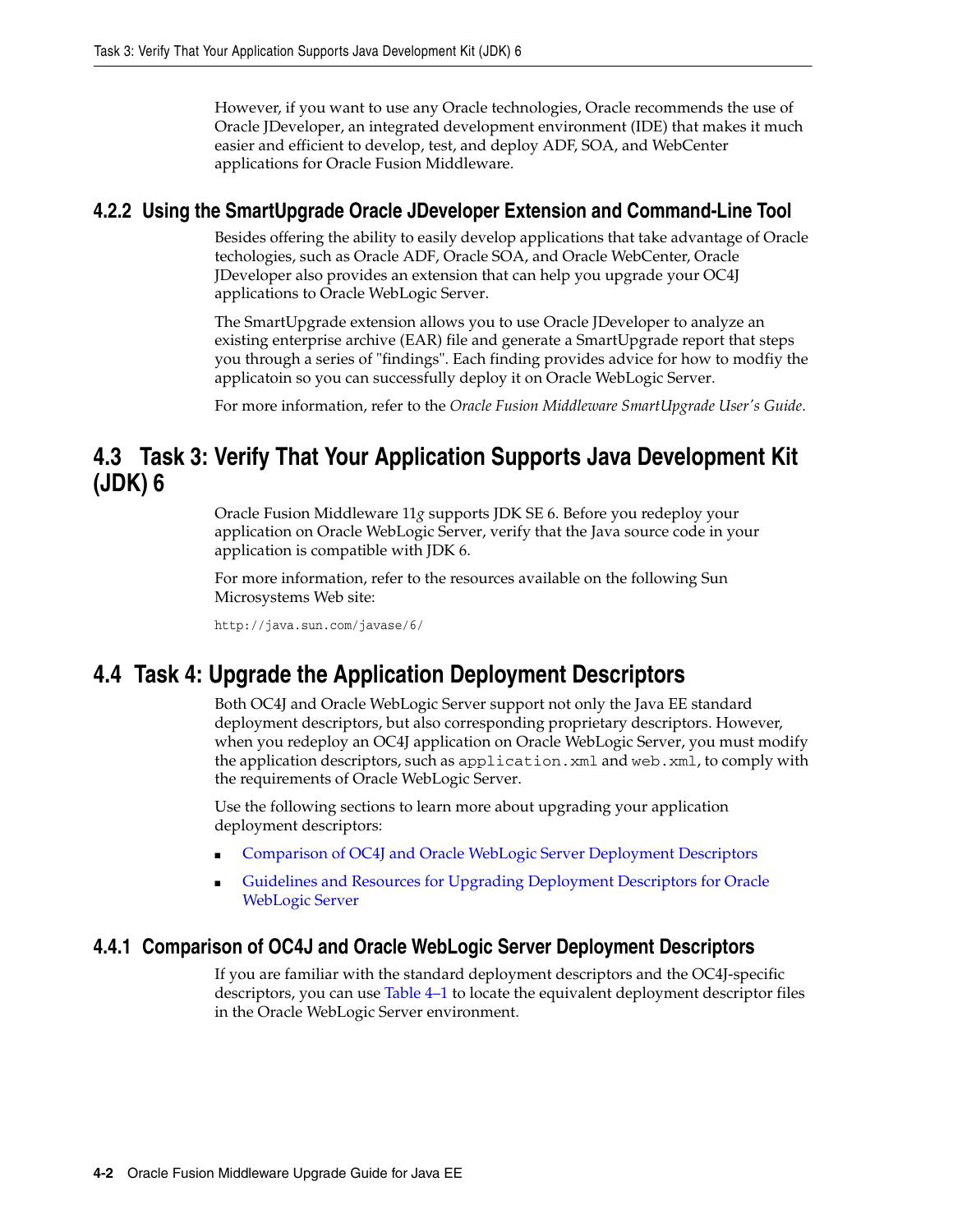However, if you want to use any Oracle technologies, Oracle recommends the use of Oracle JDeveloper, an integrated development environment (IDE) that makes it much easier and efficient to develop, test, and deploy ADF, SOA, and WebCenter applications for Oracle Fusion Middleware.

### 4.2.2 Using the SmartUpgrade Oracle JDeveloper Extension and Command-Line Tool

Besides offering the ability to easily develop applications that take advantage of Oracle techologies, such as Oracle ADF, Oracle SOA, and Oracle WebCenter, Oracle JDeveloper also provides an extension that can help you upgrade your OC4J applications to Oracle WebLogic Server.

The SmartUpgrade extension allows you to use Oracle JDeveloper to analyze an existing enterprise archive (EAR) file and generate a SmartUpgrade report that steps you through a series of "findings". Each finding provides advice for how to modfiy the applicatoin so you can successfully deploy it on Oracle WebLogic Server.

For more information, refer to the *Oracle Fusion Middleware SmartUpgrade User's Guide*.

## 4.3 Task 3: Verify That Your Application Supports Java Development Kit (JDK) 6

Oracle Fusion Middleware 11*g* supports JDK SE 6. Before you redeploy your application on Oracle WebLogic Server, verify that the Java source code in your application is compatible with JDK 6.

For more information, refer to the resources available on the following Sun Microsystems Web site:

```
http://java.sun.com/javase/6/
```

## 4.4 Task 4: Upgrade the Application Deployment Descriptors

Both OC4J and Oracle WebLogic Server support not only the Java EE standard deployment descriptors, but also corresponding proprietary descriptors. However, when you redeploy an OC4J application on Oracle WebLogic Server, you must modify the application descriptors, such as `application.xml` and `web.xml`, to comply with the requirements of Oracle WebLogic Server.

Use the following sections to learn more about upgrading your application deployment descriptors:

- Comparison of OC4J and Oracle WebLogic Server Deployment Descriptors
- Guidelines and Resources for Upgrading Deployment Descriptors for Oracle WebLogic Server

### 4.4.1 Comparison of OC4J and Oracle WebLogic Server Deployment Descriptors

If you are familiar with the standard deployment descriptors and the OC4J-specific descriptors, you can use Table 4–1 to locate the equivalent deployment descriptor files in the Oracle WebLogic Server environment.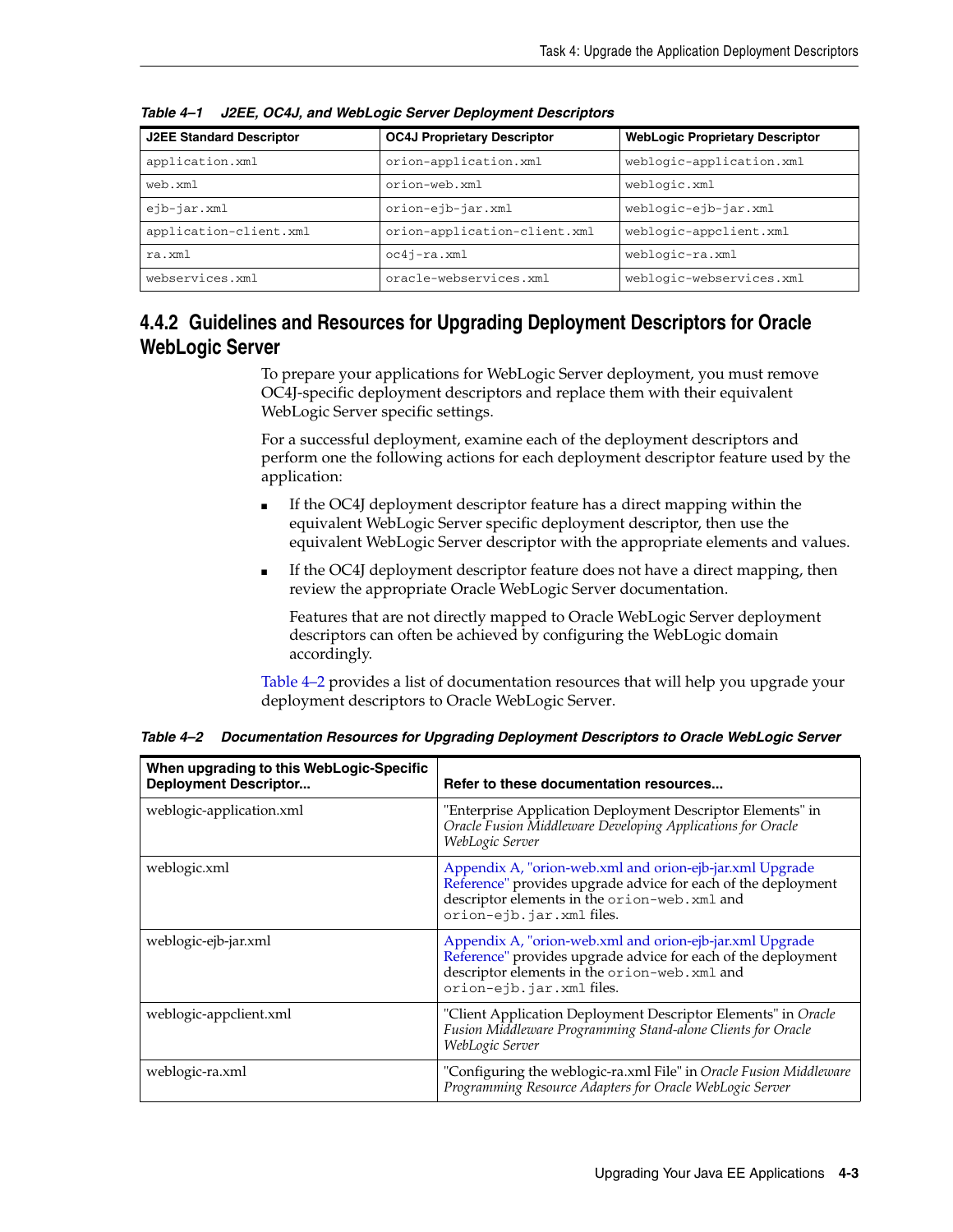**Table 4–1 J2EE, OC4J, and WebLogic Server Deployment Descriptors**

| J2EE Standard Descriptor | OC4J Proprietary Descriptor | WebLogic Proprietary Descriptor |
|---|---|---|
| application.xml | orion-application.xml | weblogic-application.xml |
| web.xml | orion-web.xml | weblogic.xml |
| ejb-jar.xml | orion-ejb-jar.xml | weblogic-ejb-jar.xml |
| application-client.xml | orion-application-client.xml | weblogic-appclient.xml |
| ra.xml | oc4j-ra.xml | weblogic-ra.xml |
| webservices.xml | oracle-webservices.xml | weblogic-webservices.xml |

## 4.4.2 Guidelines and Resources for Upgrading Deployment Descriptors for Oracle WebLogic Server

To prepare your applications for WebLogic Server deployment, you must remove OC4J-specific deployment descriptors and replace them with their equivalent WebLogic Server specific settings.

For a successful deployment, examine each of the deployment descriptors and perform one the following actions for each deployment descriptor feature used by the application:

- If the OC4J deployment descriptor feature has a direct mapping within the equivalent WebLogic Server specific deployment descriptor, then use the equivalent WebLogic Server descriptor with the appropriate elements and values.
- If the OC4J deployment descriptor feature does not have a direct mapping, then review the appropriate Oracle WebLogic Server documentation.

  Features that are not directly mapped to Oracle WebLogic Server deployment descriptors can often be achieved by configuring the WebLogic domain accordingly.

Table 4–2 provides a list of documentation resources that will help you upgrade your deployment descriptors to Oracle WebLogic Server.

**Table 4–2 Documentation Resources for Upgrading Deployment Descriptors to Oracle WebLogic Server**

| When upgrading to this WebLogic-Specific Deployment Descriptor... | Refer to these documentation resources... |
|---|---|
| weblogic-application.xml | "Enterprise Application Deployment Descriptor Elements" in *Oracle Fusion Middleware Developing Applications for Oracle WebLogic Server* |
| weblogic.xml | Appendix A, "orion-web.xml and orion-ejb-jar.xml Upgrade Reference" provides upgrade advice for each of the deployment descriptor elements in the `orion-web.xml` and `orion-ejb.jar.xml` files. |
| weblogic-ejb-jar.xml | Appendix A, "orion-web.xml and orion-ejb-jar.xml Upgrade Reference" provides upgrade advice for each of the deployment descriptor elements in the `orion-web.xml` and `orion-ejb.jar.xml` files. |
| weblogic-appclient.xml | "Client Application Deployment Descriptor Elements" in *Oracle Fusion Middleware Programming Stand-alone Clients for Oracle WebLogic Server* |
| weblogic-ra.xml | "Configuring the weblogic-ra.xml File" in *Oracle Fusion Middleware Programming Resource Adapters for Oracle WebLogic Server* |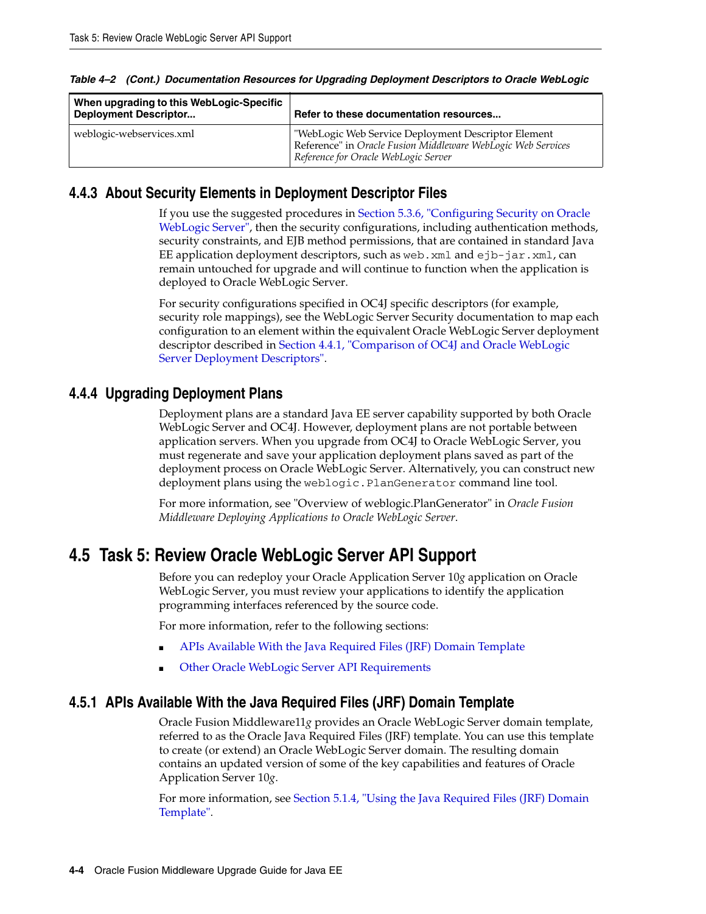*Table 4–2 (Cont.) Documentation Resources for Upgrading Deployment Descriptors to Oracle WebLogic*

| When upgrading to this WebLogic-Specific Deployment Descriptor... | Refer to these documentation resources... |
|---|---|
| weblogic-webservices.xml | "WebLogic Web Service Deployment Descriptor Element Reference" in *Oracle Fusion Middleware WebLogic Web Services Reference for Oracle WebLogic Server* |

### 4.4.3 About Security Elements in Deployment Descriptor Files

If you use the suggested procedures in Section 5.3.6, "Configuring Security on Oracle WebLogic Server", then the security configurations, including authentication methods, security constraints, and EJB method permissions, that are contained in standard Java EE application deployment descriptors, such as `web.xml` and `ejb-jar.xml`, can remain untouched for upgrade and will continue to function when the application is deployed to Oracle WebLogic Server.

For security configurations specified in OC4J specific descriptors (for example, security role mappings), see the WebLogic Server Security documentation to map each configuration to an element within the equivalent Oracle WebLogic Server deployment descriptor described in Section 4.4.1, "Comparison of OC4J and Oracle WebLogic Server Deployment Descriptors".

### 4.4.4 Upgrading Deployment Plans

Deployment plans are a standard Java EE server capability supported by both Oracle WebLogic Server and OC4J. However, deployment plans are not portable between application servers. When you upgrade from OC4J to Oracle WebLogic Server, you must regenerate and save your application deployment plans saved as part of the deployment process on Oracle WebLogic Server. Alternatively, you can construct new deployment plans using the `weblogic.PlanGenerator` command line tool.

For more information, see "Overview of weblogic.PlanGenerator" in *Oracle Fusion Middleware Deploying Applications to Oracle WebLogic Server*.

## 4.5 Task 5: Review Oracle WebLogic Server API Support

Before you can redeploy your Oracle Application Server 10*g* application on Oracle WebLogic Server, you must review your applications to identify the application programming interfaces referenced by the source code.

For more information, refer to the following sections:

- APIs Available With the Java Required Files (JRF) Domain Template
- Other Oracle WebLogic Server API Requirements

### 4.5.1 APIs Available With the Java Required Files (JRF) Domain Template

Oracle Fusion Middleware11*g* provides an Oracle WebLogic Server domain template, referred to as the Oracle Java Required Files (JRF) template. You can use this template to create (or extend) an Oracle WebLogic Server domain. The resulting domain contains an updated version of some of the key capabilities and features of Oracle Application Server 10*g*.

For more information, see Section 5.1.4, "Using the Java Required Files (JRF) Domain Template".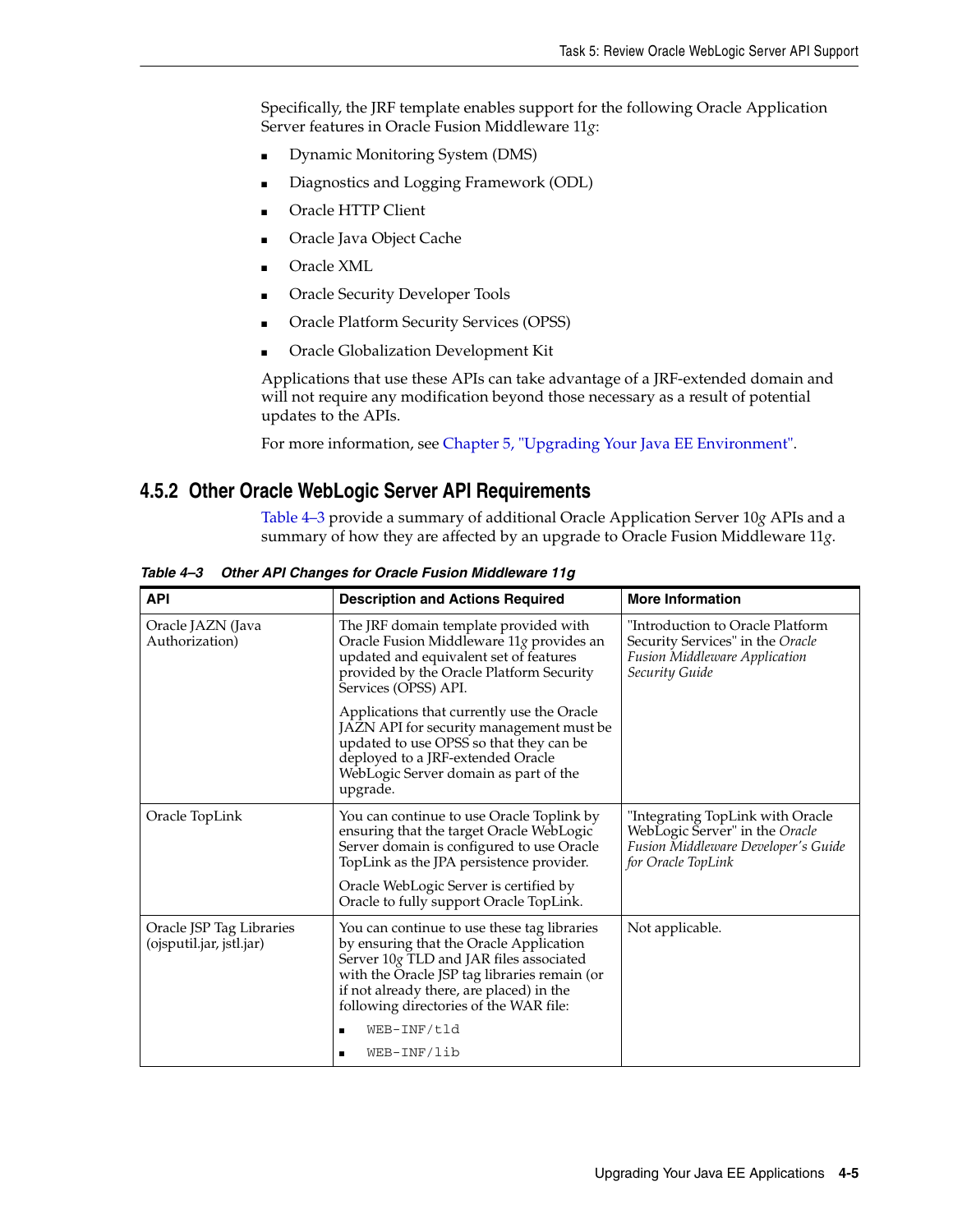Specifically, the JRF template enables support for the following Oracle Application Server features in Oracle Fusion Middleware 11*g*:

- Dynamic Monitoring System (DMS)
- Diagnostics and Logging Framework (ODL)
- Oracle HTTP Client
- Oracle Java Object Cache
- Oracle XML
- Oracle Security Developer Tools
- Oracle Platform Security Services (OPSS)
- Oracle Globalization Development Kit

Applications that use these APIs can take advantage of a JRF-extended domain and will not require any modification beyond those necessary as a result of potential updates to the APIs.

For more information, see Chapter 5, "Upgrading Your Java EE Environment".

## 4.5.2 Other Oracle WebLogic Server API Requirements

Table 4–3 provide a summary of additional Oracle Application Server 10*g* APIs and a summary of how they are affected by an upgrade to Oracle Fusion Middleware 11*g*.

***Table 4–3 Other API Changes for Oracle Fusion Middleware 11g***

| API | Description and Actions Required | More Information |
|---|---|---|
| Oracle JAZN (Java Authorization) | The JRF domain template provided with Oracle Fusion Middleware 11*g* provides an updated and equivalent set of features provided by the Oracle Platform Security Services (OPSS) API.<br><br>Applications that currently use the Oracle JAZN API for security management must be updated to use OPSS so that they can be deployed to a JRF-extended Oracle WebLogic Server domain as part of the upgrade. | "Introduction to Oracle Platform Security Services" in the *Oracle Fusion Middleware Application Security Guide* |
| Oracle TopLink | You can continue to use Oracle Toplink by ensuring that the target Oracle WebLogic Server domain is configured to use Oracle TopLink as the JPA persistence provider.<br><br>Oracle WebLogic Server is certified by Oracle to fully support Oracle TopLink. | "Integrating TopLink with Oracle WebLogic Server" in the *Oracle Fusion Middleware Developer's Guide for Oracle TopLink* |
| Oracle JSP Tag Libraries (ojsputil.jar, jstl.jar) | You can continue to use these tag libraries by ensuring that the Oracle Application Server 10*g* TLD and JAR files associated with the Oracle JSP tag libraries remain (or if not already there, are placed) in the following directories of the WAR file:<br>▪ `WEB-INF/tld`<br>▪ `WEB-INF/lib` | Not applicable. |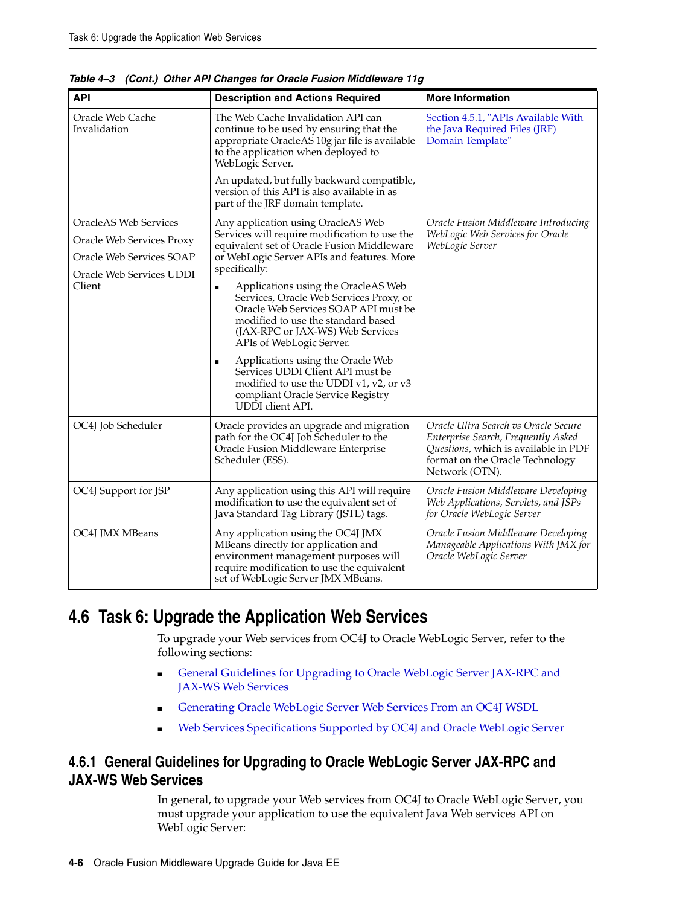*Table 4–3 (Cont.) Other API Changes for Oracle Fusion Middleware 11g*

| API | Description and Actions Required | More Information |
|---|---|---|
| Oracle Web Cache Invalidation | The Web Cache Invalidation API can continue to be used by ensuring that the appropriate OracleAS 10g jar file is available to the application when deployed to WebLogic Server.<br><br>An updated, but fully backward compatible, version of this API is also available in as part of the JRF domain template. | Section 4.5.1, "APIs Available With the Java Required Files (JRF) Domain Template" |
| OracleAS Web Services<br><br>Oracle Web Services Proxy<br><br>Oracle Web Services SOAP<br><br>Oracle Web Services UDDI Client | Any application using OracleAS Web Services will require modification to use the equivalent set of Oracle Fusion Middleware or WebLogic Server APIs and features. More specifically:<br><br>■ Applications using the OracleAS Web Services, Oracle Web Services Proxy, or Oracle Web Services SOAP API must be modified to use the standard based (JAX-RPC or JAX-WS) Web Services APIs of WebLogic Server.<br><br>■ Applications using the Oracle Web Services UDDI Client API must be modified to use the UDDI v1, v2, or v3 compliant Oracle Service Registry UDDI client API. | *Oracle Fusion Middleware Introducing WebLogic Web Services for Oracle WebLogic Server* |
| OC4J Job Scheduler | Oracle provides an upgrade and migration path for the OC4J Job Scheduler to the Oracle Fusion Middleware Enterprise Scheduler (ESS). | *Oracle Ultra Search vs Oracle Secure Enterprise Search, Frequently Asked Questions*, which is available in PDF format on the Oracle Technology Network (OTN). |
| OC4J Support for JSP | Any application using this API will require modification to use the equivalent set of Java Standard Tag Library (JSTL) tags. | *Oracle Fusion Middleware Developing Web Applications, Servlets, and JSPs for Oracle WebLogic Server* |
| OC4J JMX MBeans | Any application using the OC4J JMX MBeans directly for application and environment management purposes will require modification to use the equivalent set of WebLogic Server JMX MBeans. | *Oracle Fusion Middleware Developing Manageable Applications With JMX for Oracle WebLogic Server* |

## 4.6 Task 6: Upgrade the Application Web Services

To upgrade your Web services from OC4J to Oracle WebLogic Server, refer to the following sections:

- General Guidelines for Upgrading to Oracle WebLogic Server JAX-RPC and JAX-WS Web Services
- Generating Oracle WebLogic Server Web Services From an OC4J WSDL
- Web Services Specifications Supported by OC4J and Oracle WebLogic Server

### 4.6.1 General Guidelines for Upgrading to Oracle WebLogic Server JAX-RPC and JAX-WS Web Services

In general, to upgrade your Web services from OC4J to Oracle WebLogic Server, you must upgrade your application to use the equivalent Java Web services API on WebLogic Server: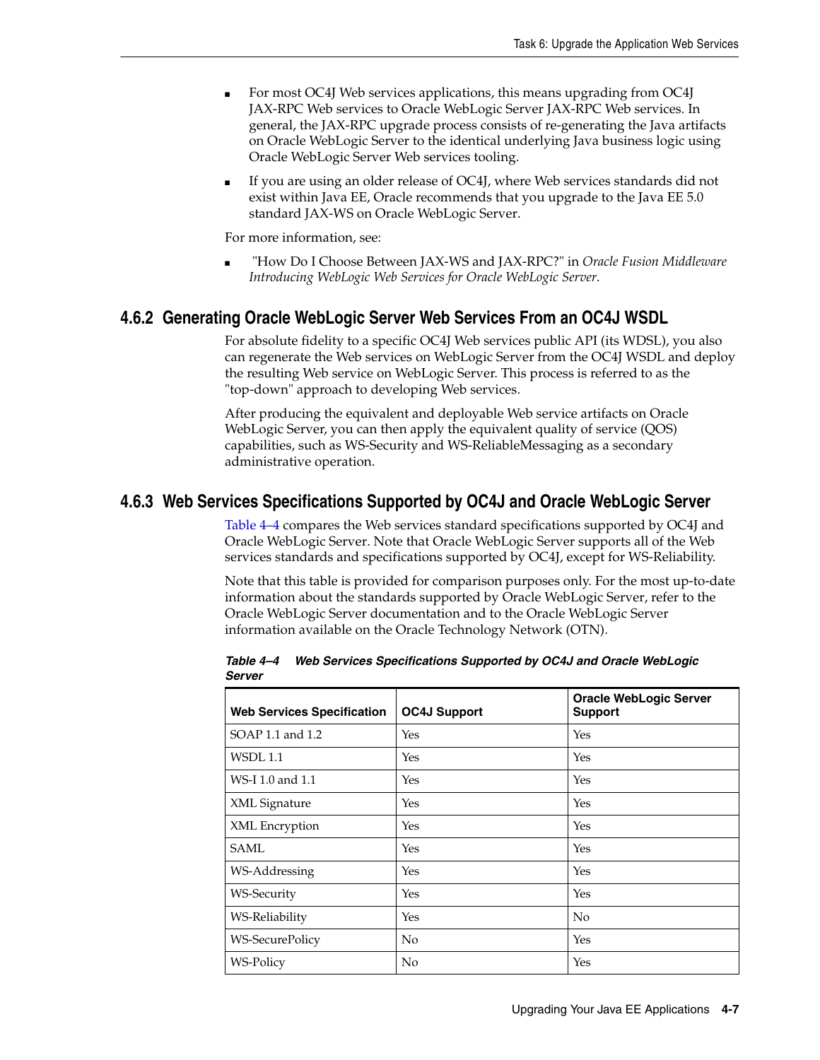- For most OC4J Web services applications, this means upgrading from OC4J JAX-RPC Web services to Oracle WebLogic Server JAX-RPC Web services. In general, the JAX-RPC upgrade process consists of re-generating the Java artifacts on Oracle WebLogic Server to the identical underlying Java business logic using Oracle WebLogic Server Web services tooling.
- If you are using an older release of OC4J, where Web services standards did not exist within Java EE, Oracle recommends that you upgrade to the Java EE 5.0 standard JAX-WS on Oracle WebLogic Server.

For more information, see:

- "How Do I Choose Between JAX-WS and JAX-RPC?" in *Oracle Fusion Middleware Introducing WebLogic Web Services for Oracle WebLogic Server*.

### 4.6.2 Generating Oracle WebLogic Server Web Services From an OC4J WSDL

For absolute fidelity to a specific OC4J Web services public API (its WDSL), you also can regenerate the Web services on WebLogic Server from the OC4J WSDL and deploy the resulting Web service on WebLogic Server. This process is referred to as the "top-down" approach to developing Web services.

After producing the equivalent and deployable Web service artifacts on Oracle WebLogic Server, you can then apply the equivalent quality of service (QOS) capabilities, such as WS-Security and WS-ReliableMessaging as a secondary administrative operation.

### 4.6.3 Web Services Specifications Supported by OC4J and Oracle WebLogic Server

Table 4–4 compares the Web services standard specifications supported by OC4J and Oracle WebLogic Server. Note that Oracle WebLogic Server supports all of the Web services standards and specifications supported by OC4J, except for WS-Reliability.

Note that this table is provided for comparison purposes only. For the most up-to-date information about the standards supported by Oracle WebLogic Server, refer to the Oracle WebLogic Server documentation and to the Oracle WebLogic Server information available on the Oracle Technology Network (OTN).

*Table 4–4 Web Services Specifications Supported by OC4J and Oracle WebLogic Server*

| Web Services Specification | OC4J Support | Oracle WebLogic Server Support |
|---|---|---|
| SOAP 1.1 and 1.2 | Yes | Yes |
| WSDL 1.1 | Yes | Yes |
| WS-I 1.0 and 1.1 | Yes | Yes |
| XML Signature | Yes | Yes |
| XML Encryption | Yes | Yes |
| SAML | Yes | Yes |
| WS-Addressing | Yes | Yes |
| WS-Security | Yes | Yes |
| WS-Reliability | Yes | No |
| WS-SecurePolicy | No | Yes |
| WS-Policy | No | Yes |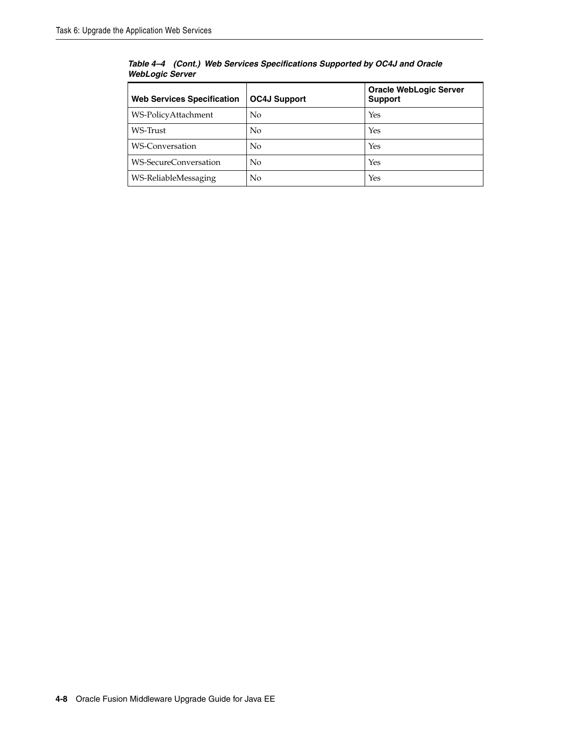*Table 4–4 (Cont.) Web Services Specifications Supported by OC4J and Oracle WebLogic Server*

| Web Services Specification | OC4J Support | Oracle WebLogic Server Support |
|---|---|---|
| WS-PolicyAttachment | No | Yes |
| WS-Trust | No | Yes |
| WS-Conversation | No | Yes |
| WS-SecureConversation | No | Yes |
| WS-ReliableMessaging | No | Yes |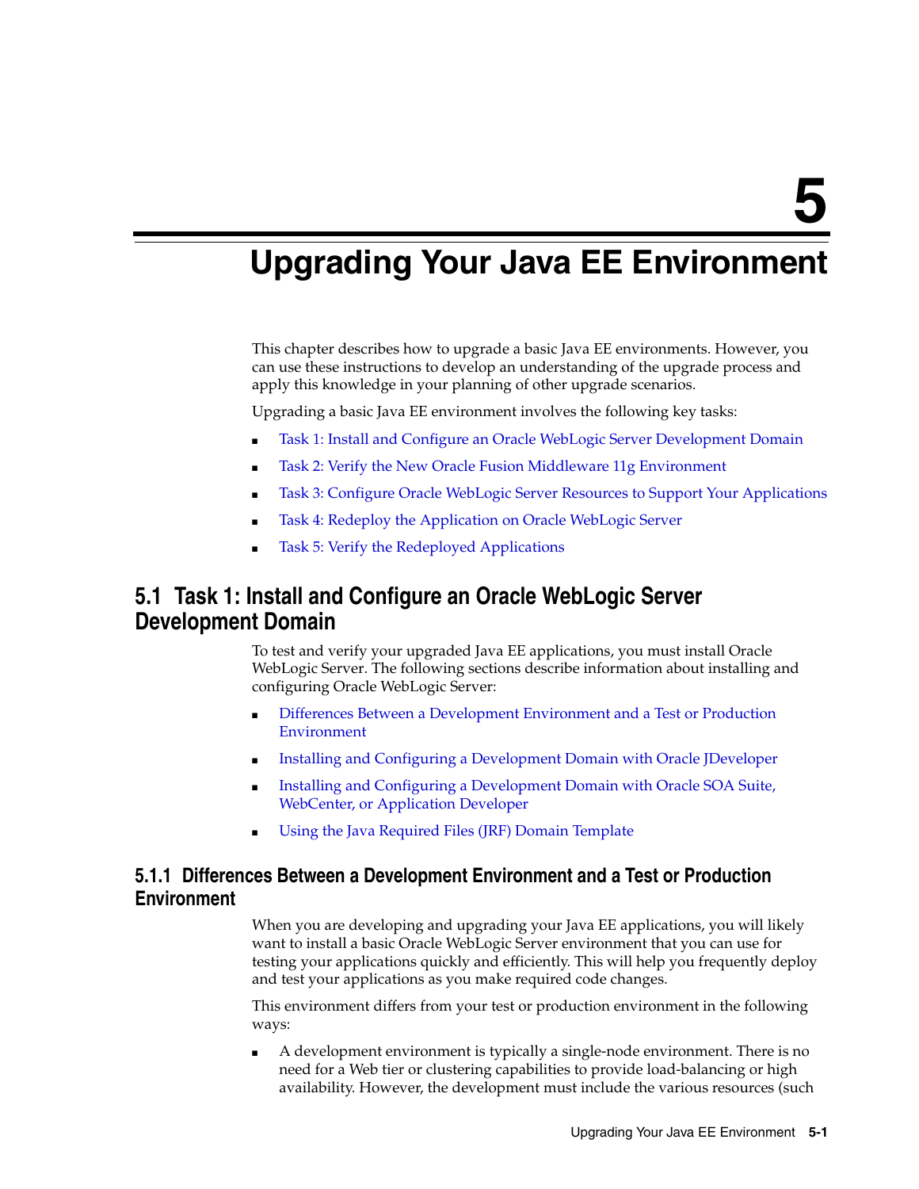# 5 Upgrading Your Java EE Environment

This chapter describes how to upgrade a basic Java EE environments. However, you can use these instructions to develop an understanding of the upgrade process and apply this knowledge in your planning of other upgrade scenarios.

Upgrading a basic Java EE environment involves the following key tasks:

- Task 1: Install and Configure an Oracle WebLogic Server Development Domain
- Task 2: Verify the New Oracle Fusion Middleware 11g Environment
- Task 3: Configure Oracle WebLogic Server Resources to Support Your Applications
- Task 4: Redeploy the Application on Oracle WebLogic Server
- Task 5: Verify the Redeployed Applications

## 5.1 Task 1: Install and Configure an Oracle WebLogic Server Development Domain

To test and verify your upgraded Java EE applications, you must install Oracle WebLogic Server. The following sections describe information about installing and configuring Oracle WebLogic Server:

- Differences Between a Development Environment and a Test or Production Environment
- Installing and Configuring a Development Domain with Oracle JDeveloper
- Installing and Configuring a Development Domain with Oracle SOA Suite, WebCenter, or Application Developer
- Using the Java Required Files (JRF) Domain Template

### 5.1.1 Differences Between a Development Environment and a Test or Production Environment

When you are developing and upgrading your Java EE applications, you will likely want to install a basic Oracle WebLogic Server environment that you can use for testing your applications quickly and efficiently. This will help you frequently deploy and test your applications as you make required code changes.

This environment differs from your test or production environment in the following ways:

- A development environment is typically a single-node environment. There is no need for a Web tier or clustering capabilities to provide load-balancing or high availability. However, the development must include the various resources (such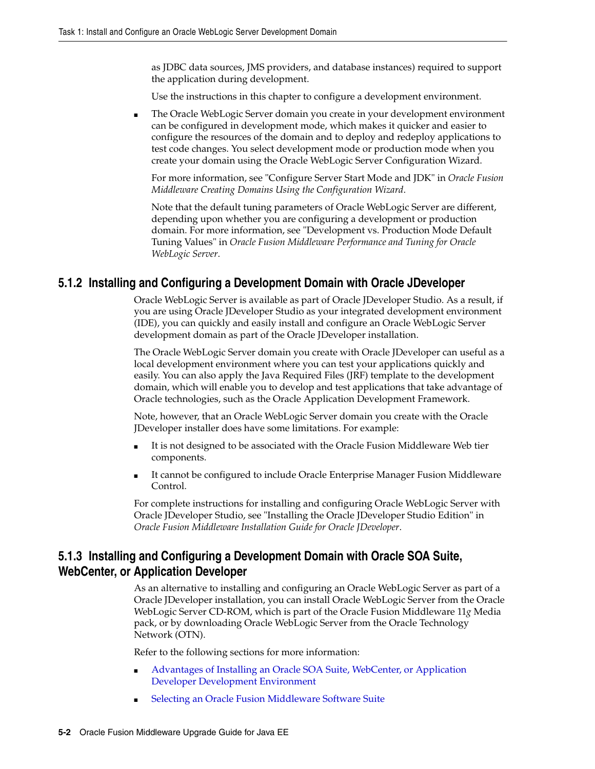as JDBC data sources, JMS providers, and database instances) required to support the application during development.

Use the instructions in this chapter to configure a development environment.

- The Oracle WebLogic Server domain you create in your development environment can be configured in development mode, which makes it quicker and easier to configure the resources of the domain and to deploy and redeploy applications to test code changes. You select development mode or production mode when you create your domain using the Oracle WebLogic Server Configuration Wizard.

  For more information, see "Configure Server Start Mode and JDK" in *Oracle Fusion Middleware Creating Domains Using the Configuration Wizard*.

  Note that the default tuning parameters of Oracle WebLogic Server are different, depending upon whether you are configuring a development or production domain. For more information, see "Development vs. Production Mode Default Tuning Values" in *Oracle Fusion Middleware Performance and Tuning for Oracle WebLogic Server*.

### 5.1.2 Installing and Configuring a Development Domain with Oracle JDeveloper

Oracle WebLogic Server is available as part of Oracle JDeveloper Studio. As a result, if you are using Oracle JDeveloper Studio as your integrated development environment (IDE), you can quickly and easily install and configure an Oracle WebLogic Server development domain as part of the Oracle JDeveloper installation.

The Oracle WebLogic Server domain you create with Oracle JDeveloper can useful as a local development environment where you can test your applications quickly and easily. You can also apply the Java Required Files (JRF) template to the development domain, which will enable you to develop and test applications that take advantage of Oracle technologies, such as the Oracle Application Development Framework.

Note, however, that an Oracle WebLogic Server domain you create with the Oracle JDeveloper installer does have some limitations. For example:

- It is not designed to be associated with the Oracle Fusion Middleware Web tier components.
- It cannot be configured to include Oracle Enterprise Manager Fusion Middleware Control.

For complete instructions for installing and configuring Oracle WebLogic Server with Oracle JDeveloper Studio, see "Installing the Oracle JDeveloper Studio Edition" in *Oracle Fusion Middleware Installation Guide for Oracle JDeveloper*.

### 5.1.3 Installing and Configuring a Development Domain with Oracle SOA Suite, WebCenter, or Application Developer

As an alternative to installing and configuring an Oracle WebLogic Server as part of a Oracle JDeveloper installation, you can install Oracle WebLogic Server from the Oracle WebLogic Server CD-ROM, which is part of the Oracle Fusion Middleware 11*g* Media pack, or by downloading Oracle WebLogic Server from the Oracle Technology Network (OTN).

Refer to the following sections for more information:

- Advantages of Installing an Oracle SOA Suite, WebCenter, or Application Developer Development Environment
- Selecting an Oracle Fusion Middleware Software Suite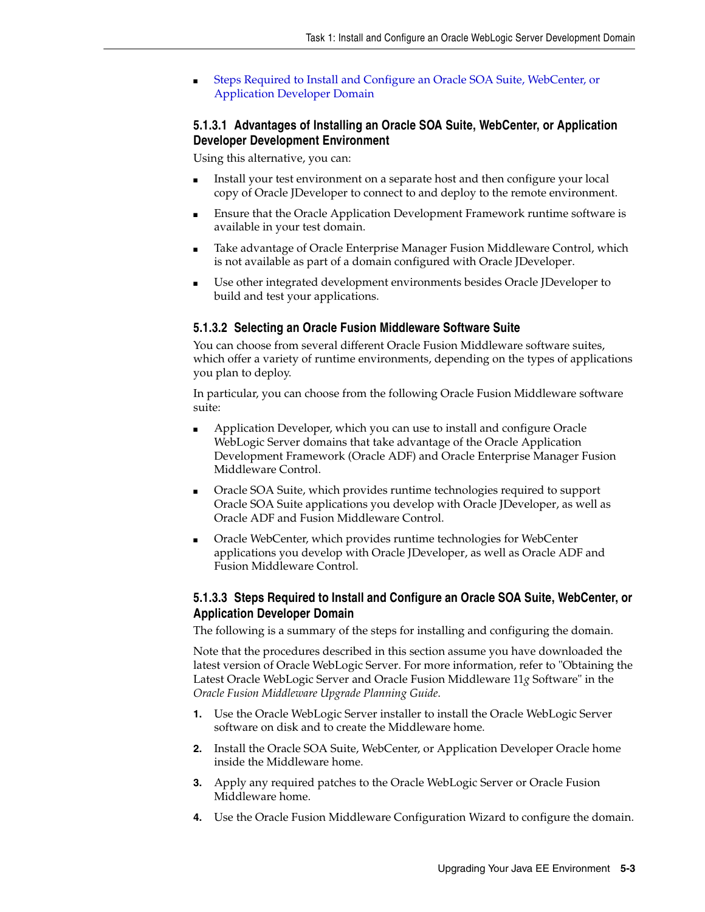- Steps Required to Install and Configure an Oracle SOA Suite, WebCenter, or Application Developer Domain

#### 5.1.3.1 Advantages of Installing an Oracle SOA Suite, WebCenter, or Application Developer Development Environment

Using this alternative, you can:

- Install your test environment on a separate host and then configure your local copy of Oracle JDeveloper to connect to and deploy to the remote environment.
- Ensure that the Oracle Application Development Framework runtime software is available in your test domain.
- Take advantage of Oracle Enterprise Manager Fusion Middleware Control, which is not available as part of a domain configured with Oracle JDeveloper.
- Use other integrated development environments besides Oracle JDeveloper to build and test your applications.

#### 5.1.3.2 Selecting an Oracle Fusion Middleware Software Suite

You can choose from several different Oracle Fusion Middleware software suites, which offer a variety of runtime environments, depending on the types of applications you plan to deploy.

In particular, you can choose from the following Oracle Fusion Middleware software suite:

- Application Developer, which you can use to install and configure Oracle WebLogic Server domains that take advantage of the Oracle Application Development Framework (Oracle ADF) and Oracle Enterprise Manager Fusion Middleware Control.
- Oracle SOA Suite, which provides runtime technologies required to support Oracle SOA Suite applications you develop with Oracle JDeveloper, as well as Oracle ADF and Fusion Middleware Control.
- Oracle WebCenter, which provides runtime technologies for WebCenter applications you develop with Oracle JDeveloper, as well as Oracle ADF and Fusion Middleware Control.

#### 5.1.3.3 Steps Required to Install and Configure an Oracle SOA Suite, WebCenter, or Application Developer Domain

The following is a summary of the steps for installing and configuring the domain.

Note that the procedures described in this section assume you have downloaded the latest version of Oracle WebLogic Server. For more information, refer to "Obtaining the Latest Oracle WebLogic Server and Oracle Fusion Middleware 11*g* Software" in the *Oracle Fusion Middleware Upgrade Planning Guide*.

1. Use the Oracle WebLogic Server installer to install the Oracle WebLogic Server software on disk and to create the Middleware home.
2. Install the Oracle SOA Suite, WebCenter, or Application Developer Oracle home inside the Middleware home.
3. Apply any required patches to the Oracle WebLogic Server or Oracle Fusion Middleware home.
4. Use the Oracle Fusion Middleware Configuration Wizard to configure the domain.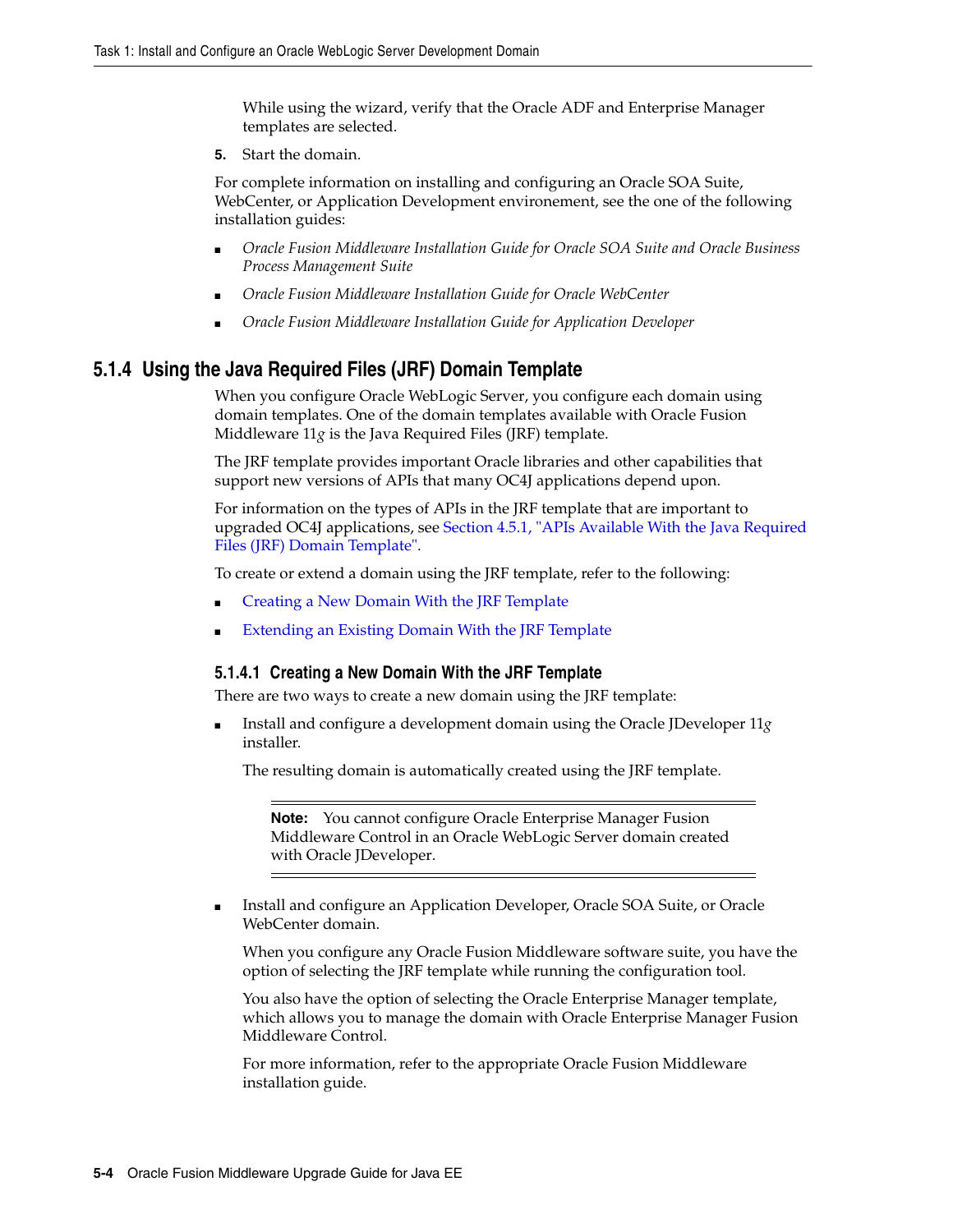While using the wizard, verify that the Oracle ADF and Enterprise Manager templates are selected.

5. Start the domain.

For complete information on installing and configuring an Oracle SOA Suite, WebCenter, or Application Development environement, see the one of the following installation guides:

- *Oracle Fusion Middleware Installation Guide for Oracle SOA Suite and Oracle Business Process Management Suite*
- *Oracle Fusion Middleware Installation Guide for Oracle WebCenter*
- *Oracle Fusion Middleware Installation Guide for Application Developer*

### 5.1.4 Using the Java Required Files (JRF) Domain Template

When you configure Oracle WebLogic Server, you configure each domain using domain templates. One of the domain templates available with Oracle Fusion Middleware 11*g* is the Java Required Files (JRF) template.

The JRF template provides important Oracle libraries and other capabilities that support new versions of APIs that many OC4J applications depend upon.

For information on the types of APIs in the JRF template that are important to upgraded OC4J applications, see Section 4.5.1, "APIs Available With the Java Required Files (JRF) Domain Template".

To create or extend a domain using the JRF template, refer to the following:

- Creating a New Domain With the JRF Template
- Extending an Existing Domain With the JRF Template

#### 5.1.4.1 Creating a New Domain With the JRF Template

There are two ways to create a new domain using the JRF template:

- Install and configure a development domain using the Oracle JDeveloper 11*g* installer.

  The resulting domain is automatically created using the JRF template.

  > **Note:** You cannot configure Oracle Enterprise Manager Fusion Middleware Control in an Oracle WebLogic Server domain created with Oracle JDeveloper.

- Install and configure an Application Developer, Oracle SOA Suite, or Oracle WebCenter domain.

  When you configure any Oracle Fusion Middleware software suite, you have the option of selecting the JRF template while running the configuration tool.

  You also have the option of selecting the Oracle Enterprise Manager template, which allows you to manage the domain with Oracle Enterprise Manager Fusion Middleware Control.

  For more information, refer to the appropriate Oracle Fusion Middleware installation guide.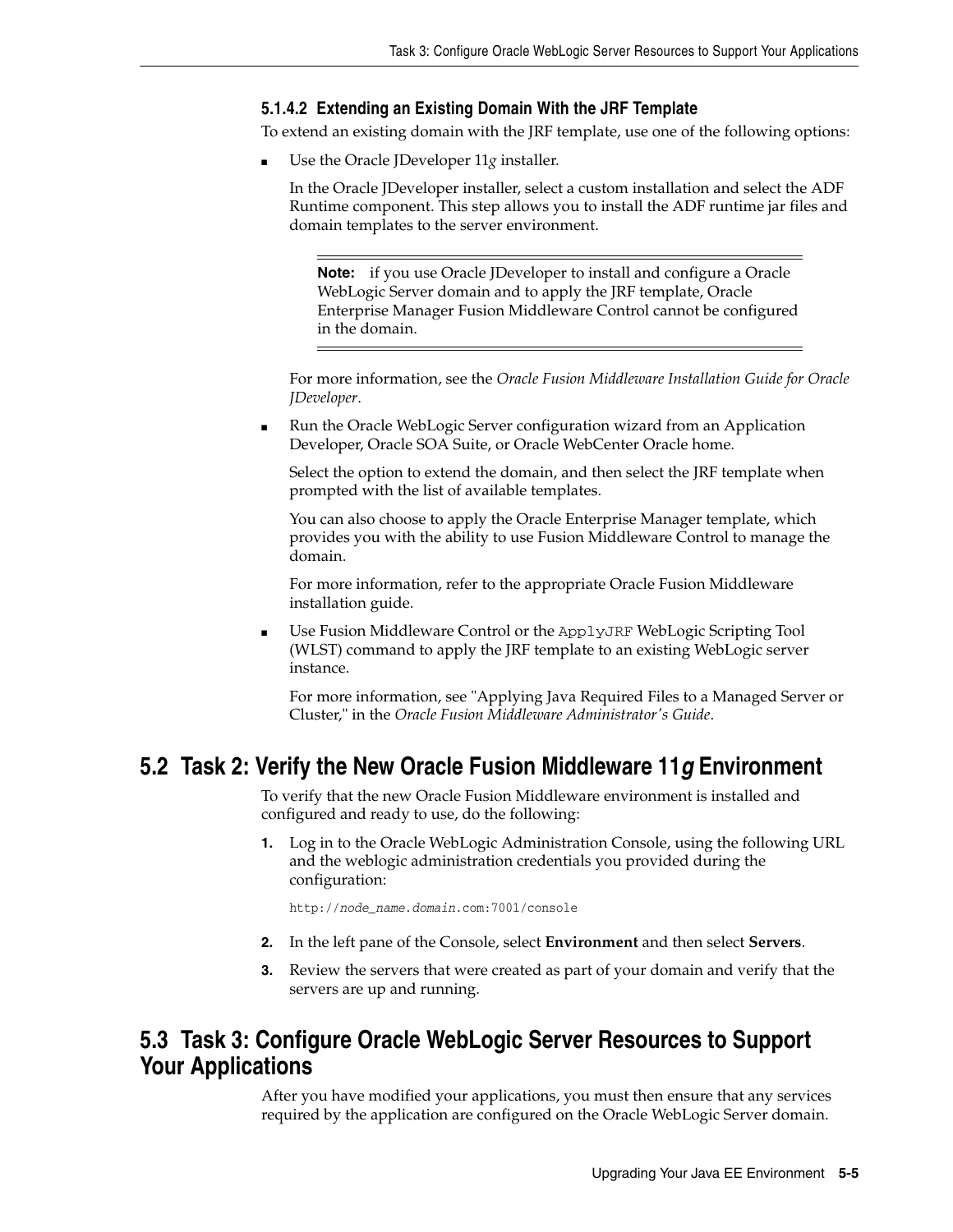#### 5.1.4.2 Extending an Existing Domain With the JRF Template

To extend an existing domain with the JRF template, use one of the following options:

- Use the Oracle JDeveloper 11*g* installer.

  In the Oracle JDeveloper installer, select a custom installation and select the ADF Runtime component. This step allows you to install the ADF runtime jar files and domain templates to the server environment.

  > **Note:** if you use Oracle JDeveloper to install and configure a Oracle WebLogic Server domain and to apply the JRF template, Oracle Enterprise Manager Fusion Middleware Control cannot be configured in the domain.

  For more information, see the *Oracle Fusion Middleware Installation Guide for Oracle JDeveloper*.

- Run the Oracle WebLogic Server configuration wizard from an Application Developer, Oracle SOA Suite, or Oracle WebCenter Oracle home.

  Select the option to extend the domain, and then select the JRF template when prompted with the list of available templates.

  You can also choose to apply the Oracle Enterprise Manager template, which provides you with the ability to use Fusion Middleware Control to manage the domain.

  For more information, refer to the appropriate Oracle Fusion Middleware installation guide.

- Use Fusion Middleware Control or the `ApplyJRF` WebLogic Scripting Tool (WLST) command to apply the JRF template to an existing WebLogic server instance.

  For more information, see "Applying Java Required Files to a Managed Server or Cluster," in the *Oracle Fusion Middleware Administrator's Guide*.

## 5.2 Task 2: Verify the New Oracle Fusion Middleware 11*g* Environment

To verify that the new Oracle Fusion Middleware environment is installed and configured and ready to use, do the following:

1. Log in to the Oracle WebLogic Administration Console, using the following URL and the weblogic administration credentials you provided during the configuration:

   ```
   http://node_name.domain.com:7001/console
   ```

2. In the left pane of the Console, select **Environment** and then select **Servers**.
3. Review the servers that were created as part of your domain and verify that the servers are up and running.

## 5.3 Task 3: Configure Oracle WebLogic Server Resources to Support Your Applications

After you have modified your applications, you must then ensure that any services required by the application are configured on the Oracle WebLogic Server domain.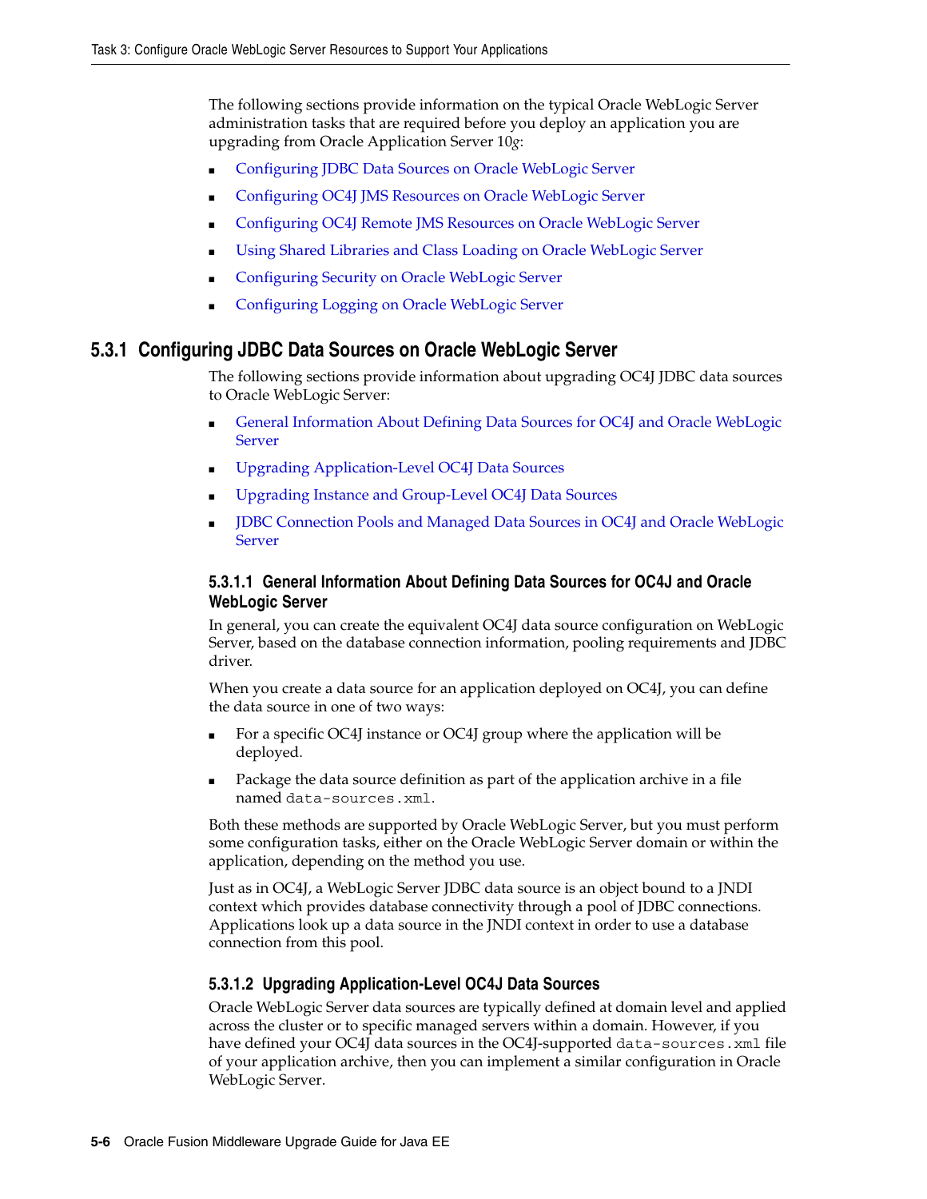The following sections provide information on the typical Oracle WebLogic Server administration tasks that are required before you deploy an application you are upgrading from Oracle Application Server 10*g*:

- Configuring JDBC Data Sources on Oracle WebLogic Server
- Configuring OC4J JMS Resources on Oracle WebLogic Server
- Configuring OC4J Remote JMS Resources on Oracle WebLogic Server
- Using Shared Libraries and Class Loading on Oracle WebLogic Server
- Configuring Security on Oracle WebLogic Server
- Configuring Logging on Oracle WebLogic Server

## 5.3.1 Configuring JDBC Data Sources on Oracle WebLogic Server

The following sections provide information about upgrading OC4J JDBC data sources to Oracle WebLogic Server:

- General Information About Defining Data Sources for OC4J and Oracle WebLogic Server
- Upgrading Application-Level OC4J Data Sources
- Upgrading Instance and Group-Level OC4J Data Sources
- JDBC Connection Pools and Managed Data Sources in OC4J and Oracle WebLogic Server

### 5.3.1.1 General Information About Defining Data Sources for OC4J and Oracle WebLogic Server

In general, you can create the equivalent OC4J data source configuration on WebLogic Server, based on the database connection information, pooling requirements and JDBC driver.

When you create a data source for an application deployed on OC4J, you can define the data source in one of two ways:

- For a specific OC4J instance or OC4J group where the application will be deployed.
- Package the data source definition as part of the application archive in a file named `data-sources.xml`.

Both these methods are supported by Oracle WebLogic Server, but you must perform some configuration tasks, either on the Oracle WebLogic Server domain or within the application, depending on the method you use.

Just as in OC4J, a WebLogic Server JDBC data source is an object bound to a JNDI context which provides database connectivity through a pool of JDBC connections. Applications look up a data source in the JNDI context in order to use a database connection from this pool.

### 5.3.1.2 Upgrading Application-Level OC4J Data Sources

Oracle WebLogic Server data sources are typically defined at domain level and applied across the cluster or to specific managed servers within a domain. However, if you have defined your OC4J data sources in the OC4J-supported `data-sources.xml` file of your application archive, then you can implement a similar configuration in Oracle WebLogic Server.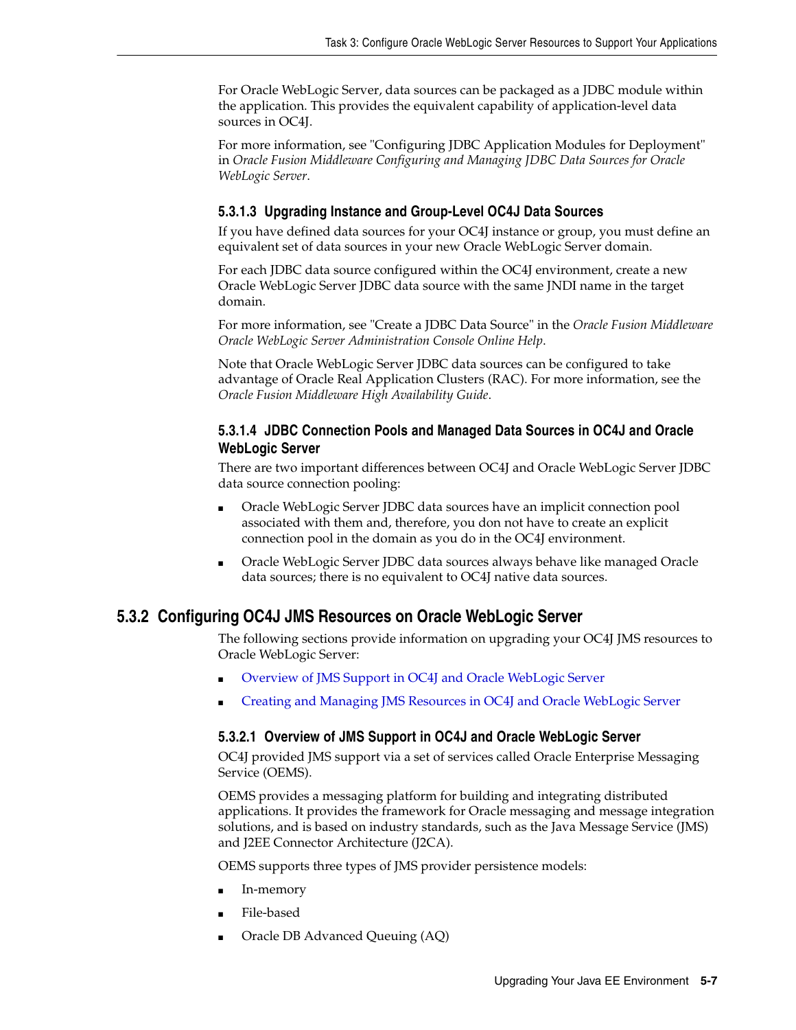For Oracle WebLogic Server, data sources can be packaged as a JDBC module within the application. This provides the equivalent capability of application-level data sources in OC4J.

For more information, see "Configuring JDBC Application Modules for Deployment" in *Oracle Fusion Middleware Configuring and Managing JDBC Data Sources for Oracle WebLogic Server*.

#### 5.3.1.3 Upgrading Instance and Group-Level OC4J Data Sources

If you have defined data sources for your OC4J instance or group, you must define an equivalent set of data sources in your new Oracle WebLogic Server domain.

For each JDBC data source configured within the OC4J environment, create a new Oracle WebLogic Server JDBC data source with the same JNDI name in the target domain.

For more information, see "Create a JDBC Data Source" in the *Oracle Fusion Middleware Oracle WebLogic Server Administration Console Online Help*.

Note that Oracle WebLogic Server JDBC data sources can be configured to take advantage of Oracle Real Application Clusters (RAC). For more information, see the *Oracle Fusion Middleware High Availability Guide*.

#### 5.3.1.4 JDBC Connection Pools and Managed Data Sources in OC4J and Oracle WebLogic Server

There are two important differences between OC4J and Oracle WebLogic Server JDBC data source connection pooling:

- Oracle WebLogic Server JDBC data sources have an implicit connection pool associated with them and, therefore, you don not have to create an explicit connection pool in the domain as you do in the OC4J environment.
- Oracle WebLogic Server JDBC data sources always behave like managed Oracle data sources; there is no equivalent to OC4J native data sources.

### 5.3.2 Configuring OC4J JMS Resources on Oracle WebLogic Server

The following sections provide information on upgrading your OC4J JMS resources to Oracle WebLogic Server:

- Overview of JMS Support in OC4J and Oracle WebLogic Server
- Creating and Managing JMS Resources in OC4J and Oracle WebLogic Server

#### 5.3.2.1 Overview of JMS Support in OC4J and Oracle WebLogic Server

OC4J provided JMS support via a set of services called Oracle Enterprise Messaging Service (OEMS).

OEMS provides a messaging platform for building and integrating distributed applications. It provides the framework for Oracle messaging and message integration solutions, and is based on industry standards, such as the Java Message Service (JMS) and J2EE Connector Architecture (J2CA).

OEMS supports three types of JMS provider persistence models:

- In-memory
- File-based
- Oracle DB Advanced Queuing (AQ)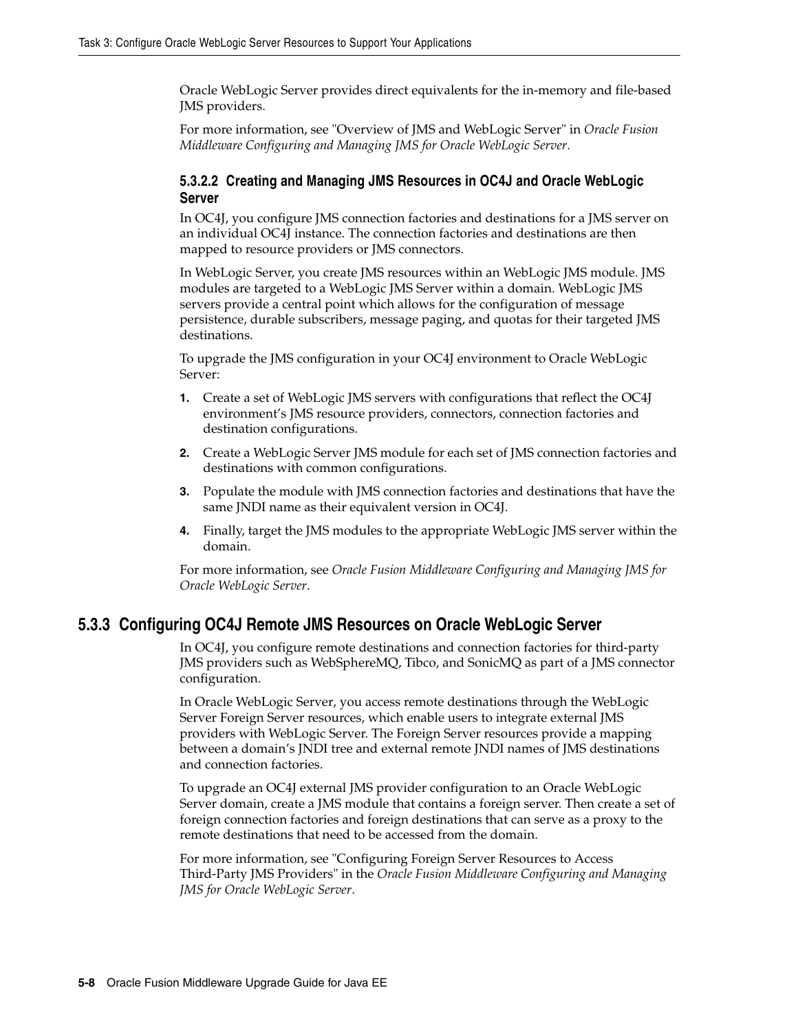Oracle WebLogic Server provides direct equivalents for the in-memory and file-based JMS providers.

For more information, see "Overview of JMS and WebLogic Server" in *Oracle Fusion Middleware Configuring and Managing JMS for Oracle WebLogic Server*.

#### 5.3.2.2 Creating and Managing JMS Resources in OC4J and Oracle WebLogic Server

In OC4J, you configure JMS connection factories and destinations for a JMS server on an individual OC4J instance. The connection factories and destinations are then mapped to resource providers or JMS connectors.

In WebLogic Server, you create JMS resources within an WebLogic JMS module. JMS modules are targeted to a WebLogic JMS Server within a domain. WebLogic JMS servers provide a central point which allows for the configuration of message persistence, durable subscribers, message paging, and quotas for their targeted JMS destinations.

To upgrade the JMS configuration in your OC4J environment to Oracle WebLogic Server:

1. Create a set of WebLogic JMS servers with configurations that reflect the OC4J environment's JMS resource providers, connectors, connection factories and destination configurations.
2. Create a WebLogic Server JMS module for each set of JMS connection factories and destinations with common configurations.
3. Populate the module with JMS connection factories and destinations that have the same JNDI name as their equivalent version in OC4J.
4. Finally, target the JMS modules to the appropriate WebLogic JMS server within the domain.

For more information, see *Oracle Fusion Middleware Configuring and Managing JMS for Oracle WebLogic Server*.

### 5.3.3 Configuring OC4J Remote JMS Resources on Oracle WebLogic Server

In OC4J, you configure remote destinations and connection factories for third-party JMS providers such as WebSphereMQ, Tibco, and SonicMQ as part of a JMS connector configuration.

In Oracle WebLogic Server, you access remote destinations through the WebLogic Server Foreign Server resources, which enable users to integrate external JMS providers with WebLogic Server. The Foreign Server resources provide a mapping between a domain's JNDI tree and external remote JNDI names of JMS destinations and connection factories.

To upgrade an OC4J external JMS provider configuration to an Oracle WebLogic Server domain, create a JMS module that contains a foreign server. Then create a set of foreign connection factories and foreign destinations that can serve as a proxy to the remote destinations that need to be accessed from the domain.

For more information, see "Configuring Foreign Server Resources to Access Third-Party JMS Providers" in the *Oracle Fusion Middleware Configuring and Managing JMS for Oracle WebLogic Server*.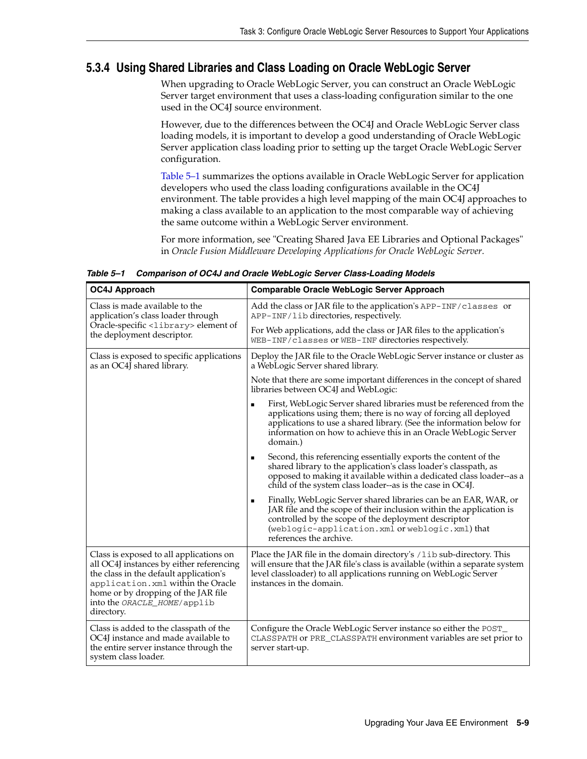### 5.3.4 Using Shared Libraries and Class Loading on Oracle WebLogic Server

When upgrading to Oracle WebLogic Server, you can construct an Oracle WebLogic Server target environment that uses a class-loading configuration similar to the one used in the OC4J source environment.

However, due to the differences between the OC4J and Oracle WebLogic Server class loading models, it is important to develop a good understanding of Oracle WebLogic Server application class loading prior to setting up the target Oracle WebLogic Server configuration.

Table 5–1 summarizes the options available in Oracle WebLogic Server for application developers who used the class loading configurations available in the OC4J environment. The table provides a high level mapping of the main OC4J approaches to making a class available to an application to the most comparable way of achieving the same outcome within a WebLogic Server environment.

For more information, see "Creating Shared Java EE Libraries and Optional Packages" in *Oracle Fusion Middleware Developing Applications for Oracle WebLogic Server*.

***Table 5–1 Comparison of OC4J and Oracle WebLogic Server Class-Loading Models***

| OC4J Approach | Comparable Oracle WebLogic Server Approach |
|---|---|
| Class is made available to the application's class loader through Oracle-specific `<library>` element of the deployment descriptor. | Add the class or JAR file to the application's `APP-INF/classes` or `APP-INF/lib` directories, respectively.<br><br>For Web applications, add the class or JAR files to the application's `WEB-INF/classes` or `WEB-INF` directories respectively. |
| Class is exposed to specific applications as an OC4J shared library. | Deploy the JAR file to the Oracle WebLogic Server instance or cluster as a WebLogic Server shared library.<br><br>Note that there are some important differences in the concept of shared libraries between OC4J and WebLogic:<br><br>■ First, WebLogic Server shared libraries must be referenced from the applications using them; there is no way of forcing all deployed applications to use a shared library. (See the information below for information on how to achieve this in an Oracle WebLogic Server domain.)<br><br>■ Second, this referencing essentially exports the content of the shared library to the application's class loader's classpath, as opposed to making it available within a dedicated class loader--as a child of the system class loader--as is the case in OC4J.<br><br>■ Finally, WebLogic Server shared libraries can be an EAR, WAR, or JAR file and the scope of their inclusion within the application is controlled by the scope of the deployment descriptor (`weblogic-application.xml` or `weblogic.xml`) that references the archive. |
| Class is exposed to all applications on all OC4J instances by either referencing the class in the default application's `application.xml` within the Oracle home or by dropping of the JAR file into the *`ORACLE_HOME`*`/applib` directory. | Place the JAR file in the domain directory's `/lib` sub-directory. This will ensure that the JAR file's class is available (within a separate system level classloader) to all applications running on WebLogic Server instances in the domain. |
| Class is added to the classpath of the OC4J instance and made available to the entire server instance through the system class loader. | Configure the Oracle WebLogic Server instance so either the `POST_CLASSPATH` or `PRE_CLASSPATH` environment variables are set prior to server start-up. |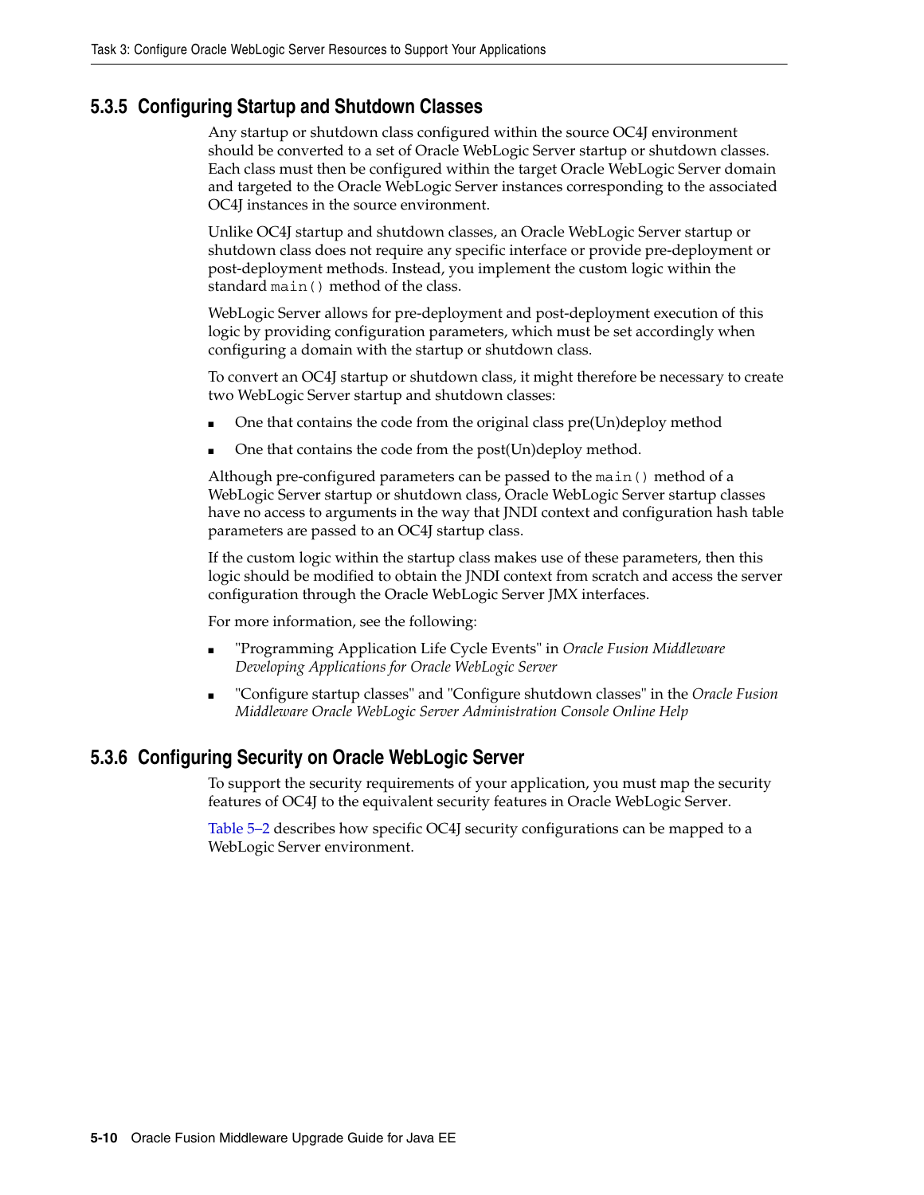### 5.3.5 Configuring Startup and Shutdown Classes

Any startup or shutdown class configured within the source OC4J environment should be converted to a set of Oracle WebLogic Server startup or shutdown classes. Each class must then be configured within the target Oracle WebLogic Server domain and targeted to the Oracle WebLogic Server instances corresponding to the associated OC4J instances in the source environment.

Unlike OC4J startup and shutdown classes, an Oracle WebLogic Server startup or shutdown class does not require any specific interface or provide pre-deployment or post-deployment methods. Instead, you implement the custom logic within the standard `main()` method of the class.

WebLogic Server allows for pre-deployment and post-deployment execution of this logic by providing configuration parameters, which must be set accordingly when configuring a domain with the startup or shutdown class.

To convert an OC4J startup or shutdown class, it might therefore be necessary to create two WebLogic Server startup and shutdown classes:

- One that contains the code from the original class pre(Un)deploy method
- One that contains the code from the post(Un)deploy method.

Although pre-configured parameters can be passed to the `main()` method of a WebLogic Server startup or shutdown class, Oracle WebLogic Server startup classes have no access to arguments in the way that JNDI context and configuration hash table parameters are passed to an OC4J startup class.

If the custom logic within the startup class makes use of these parameters, then this logic should be modified to obtain the JNDI context from scratch and access the server configuration through the Oracle WebLogic Server JMX interfaces.

For more information, see the following:

- "Programming Application Life Cycle Events" in *Oracle Fusion Middleware Developing Applications for Oracle WebLogic Server*
- "Configure startup classes" and "Configure shutdown classes" in the *Oracle Fusion Middleware Oracle WebLogic Server Administration Console Online Help*

### 5.3.6 Configuring Security on Oracle WebLogic Server

To support the security requirements of your application, you must map the security features of OC4J to the equivalent security features in Oracle WebLogic Server.

Table 5–2 describes how specific OC4J security configurations can be mapped to a WebLogic Server environment.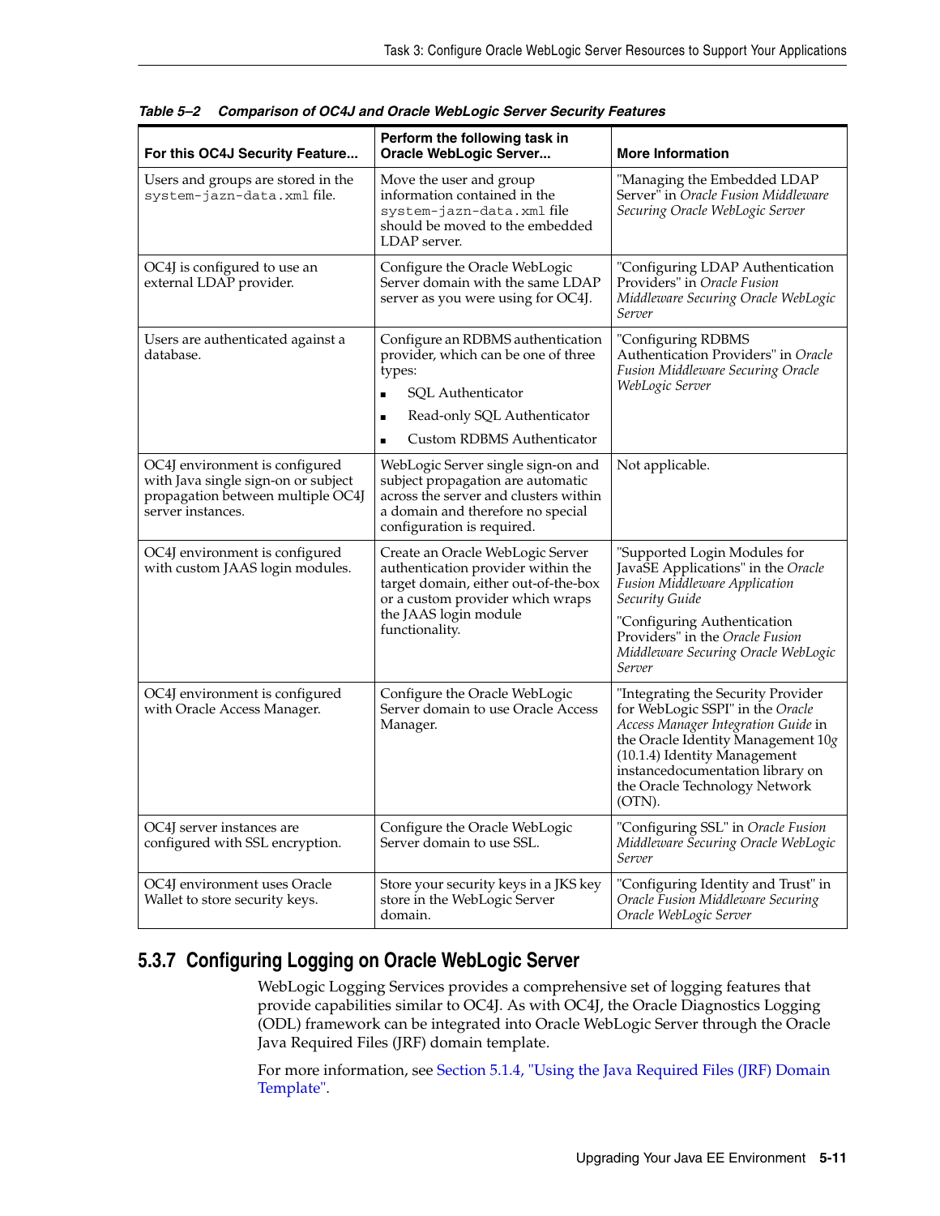*Table 5–2 Comparison of OC4J and Oracle WebLogic Server Security Features*

| For this OC4J Security Feature... | Perform the following task in Oracle WebLogic Server... | More Information |
|---|---|---|
| Users and groups are stored in the `system-jazn-data.xml` file. | Move the user and group information contained in the `system-jazn-data.xml` file should be moved to the embedded LDAP server. | "Managing the Embedded LDAP Server" in *Oracle Fusion Middleware Securing Oracle WebLogic Server* |
| OC4J is configured to use an external LDAP provider. | Configure the Oracle WebLogic Server domain with the same LDAP server as you were using for OC4J. | "Configuring LDAP Authentication Providers" in *Oracle Fusion Middleware Securing Oracle WebLogic Server* |
| Users are authenticated against a database. | Configure an RDBMS authentication provider, which can be one of three types:<br>▪ SQL Authenticator<br>▪ Read-only SQL Authenticator<br>▪ Custom RDBMS Authenticator | "Configuring RDBMS Authentication Providers" in *Oracle Fusion Middleware Securing Oracle WebLogic Server* |
| OC4J environment is configured with Java single sign-on or subject propagation between multiple OC4J server instances. | WebLogic Server single sign-on and subject propagation are automatic across the server and clusters within a domain and therefore no special configuration is required. | Not applicable. |
| OC4J environment is configured with custom JAAS login modules. | Create an Oracle WebLogic Server authentication provider within the target domain, either out-of-the-box or a custom provider which wraps the JAAS login module functionality. | "Supported Login Modules for JavaSE Applications" in the *Oracle Fusion Middleware Application Security Guide*<br><br>"Configuring Authentication Providers" in the *Oracle Fusion Middleware Securing Oracle WebLogic Server* |
| OC4J environment is configured with Oracle Access Manager. | Configure the Oracle WebLogic Server domain to use Oracle Access Manager. | "Integrating the Security Provider for WebLogic SSPI" in the *Oracle Access Manager Integration Guide* in the Oracle Identity Management 10*g* (10.1.4) Identity Management instancedocumentation library on the Oracle Technology Network (OTN). |
| OC4J server instances are configured with SSL encryption. | Configure the Oracle WebLogic Server domain to use SSL. | "Configuring SSL" in *Oracle Fusion Middleware Securing Oracle WebLogic Server* |
| OC4J environment uses Oracle Wallet to store security keys. | Store your security keys in a JKS key store in the WebLogic Server domain. | "Configuring Identity and Trust" in *Oracle Fusion Middleware Securing Oracle WebLogic Server* |

## 5.3.7 Configuring Logging on Oracle WebLogic Server

WebLogic Logging Services provides a comprehensive set of logging features that provide capabilities similar to OC4J. As with OC4J, the Oracle Diagnostics Logging (ODL) framework can be integrated into Oracle WebLogic Server through the Oracle Java Required Files (JRF) domain template.

For more information, see Section 5.1.4, "Using the Java Required Files (JRF) Domain Template".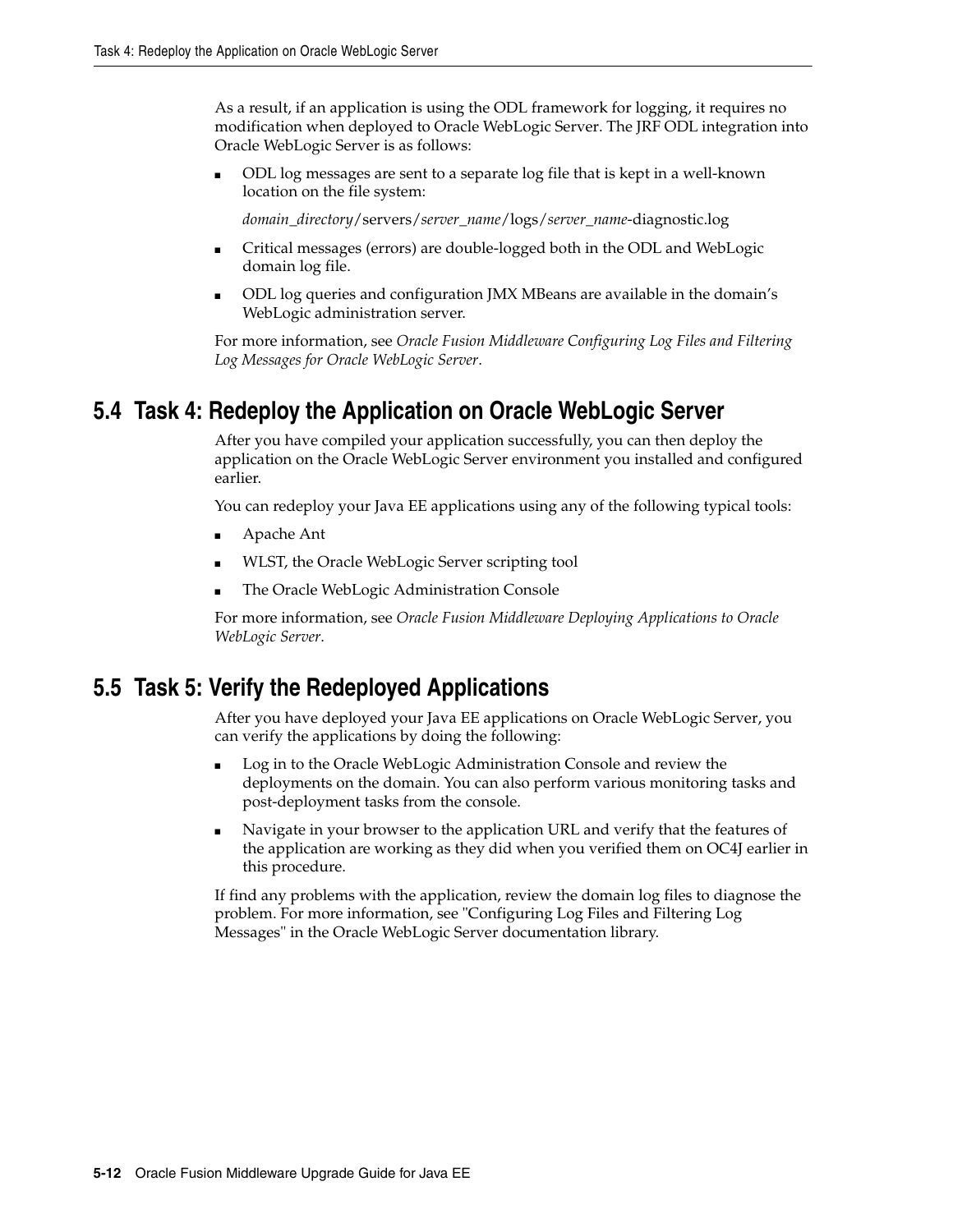As a result, if an application is using the ODL framework for logging, it requires no modification when deployed to Oracle WebLogic Server. The JRF ODL integration into Oracle WebLogic Server is as follows:

- ODL log messages are sent to a separate log file that is kept in a well-known location on the file system:

  *domain_directory*/servers/*server_name*/logs/*server_name*-diagnostic.log

- Critical messages (errors) are double-logged both in the ODL and WebLogic domain log file.
- ODL log queries and configuration JMX MBeans are available in the domain's WebLogic administration server.

For more information, see *Oracle Fusion Middleware Configuring Log Files and Filtering Log Messages for Oracle WebLogic Server*.

## 5.4 Task 4: Redeploy the Application on Oracle WebLogic Server

After you have compiled your application successfully, you can then deploy the application on the Oracle WebLogic Server environment you installed and configured earlier.

You can redeploy your Java EE applications using any of the following typical tools:

- Apache Ant
- WLST, the Oracle WebLogic Server scripting tool
- The Oracle WebLogic Administration Console

For more information, see *Oracle Fusion Middleware Deploying Applications to Oracle WebLogic Server*.

## 5.5 Task 5: Verify the Redeployed Applications

After you have deployed your Java EE applications on Oracle WebLogic Server, you can verify the applications by doing the following:

- Log in to the Oracle WebLogic Administration Console and review the deployments on the domain. You can also perform various monitoring tasks and post-deployment tasks from the console.
- Navigate in your browser to the application URL and verify that the features of the application are working as they did when you verified them on OC4J earlier in this procedure.

If find any problems with the application, review the domain log files to diagnose the problem. For more information, see "Configuring Log Files and Filtering Log Messages" in the Oracle WebLogic Server documentation library.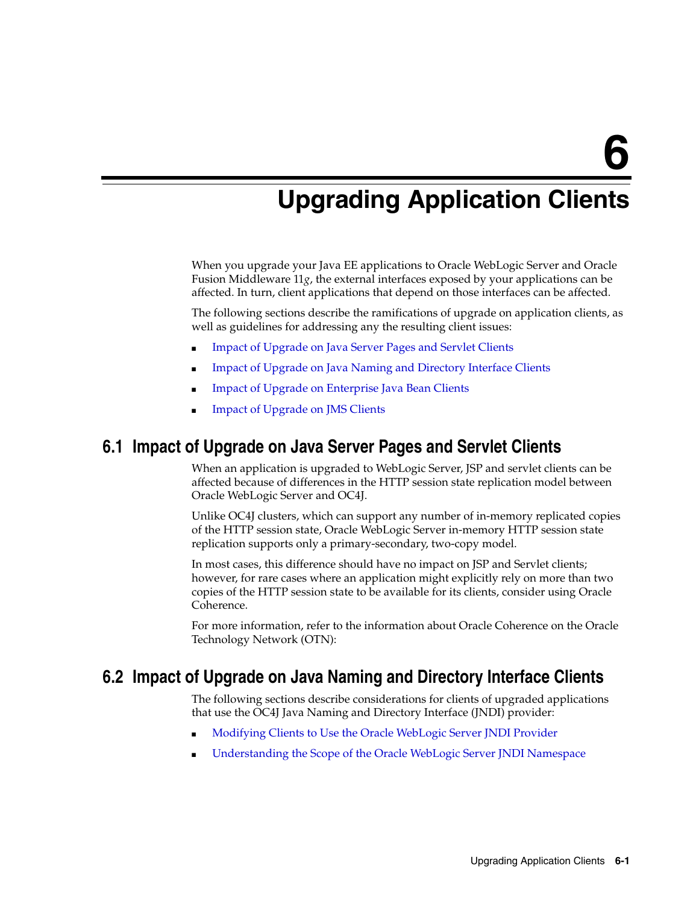# 6 Upgrading Application Clients

When you upgrade your Java EE applications to Oracle WebLogic Server and Oracle Fusion Middleware 11*g*, the external interfaces exposed by your applications can be affected. In turn, client applications that depend on those interfaces can be affected.

The following sections describe the ramifications of upgrade on application clients, as well as guidelines for addressing any the resulting client issues:

- Impact of Upgrade on Java Server Pages and Servlet Clients
- Impact of Upgrade on Java Naming and Directory Interface Clients
- Impact of Upgrade on Enterprise Java Bean Clients
- Impact of Upgrade on JMS Clients

## 6.1 Impact of Upgrade on Java Server Pages and Servlet Clients

When an application is upgraded to WebLogic Server, JSP and servlet clients can be affected because of differences in the HTTP session state replication model between Oracle WebLogic Server and OC4J.

Unlike OC4J clusters, which can support any number of in-memory replicated copies of the HTTP session state, Oracle WebLogic Server in-memory HTTP session state replication supports only a primary-secondary, two-copy model.

In most cases, this difference should have no impact on JSP and Servlet clients; however, for rare cases where an application might explicitly rely on more than two copies of the HTTP session state to be available for its clients, consider using Oracle Coherence.

For more information, refer to the information about Oracle Coherence on the Oracle Technology Network (OTN):

## 6.2 Impact of Upgrade on Java Naming and Directory Interface Clients

The following sections describe considerations for clients of upgraded applications that use the OC4J Java Naming and Directory Interface (JNDI) provider:

- Modifying Clients to Use the Oracle WebLogic Server JNDI Provider
- Understanding the Scope of the Oracle WebLogic Server JNDI Namespace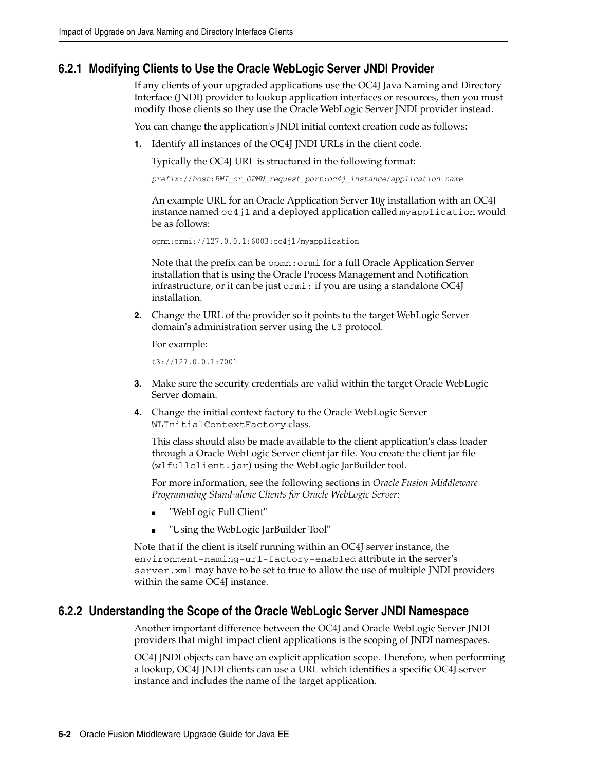### 6.2.1 Modifying Clients to Use the Oracle WebLogic Server JNDI Provider

If any clients of your upgraded applications use the OC4J Java Naming and Directory Interface (JNDI) provider to lookup application interfaces or resources, then you must modify those clients so they use the Oracle WebLogic Server JNDI provider instead.

You can change the application's JNDI initial context creation code as follows:

1. Identify all instances of the OC4J JNDI URLs in the client code.

   Typically the OC4J URL is structured in the following format:

   ```
   prefix://host:RMI_or_OPMN_request_port:oc4j_instance/application-name
   ```

   An example URL for an Oracle Application Server 10*g* installation with an OC4J instance named `oc4j1` and a deployed application called `myapplication` would be as follows:

   ```
   opmn:ormi://127.0.0.1:6003:oc4j1/myapplication
   ```

   Note that the prefix can be `opmn:ormi` for a full Oracle Application Server installation that is using the Oracle Process Management and Notification infrastructure, or it can be just `ormi:` if you are using a standalone OC4J installation.

2. Change the URL of the provider so it points to the target WebLogic Server domain's administration server using the `t3` protocol.

   For example:

   ```
   t3://127.0.0.1:7001
   ```

3. Make sure the security credentials are valid within the target Oracle WebLogic Server domain.

4. Change the initial context factory to the Oracle WebLogic Server `WLInitialContextFactory` class.

   This class should also be made available to the client application's class loader through a Oracle WebLogic Server client jar file. You create the client jar file (`wlfullclient.jar`) using the WebLogic JarBuilder tool.

   For more information, see the following sections in *Oracle Fusion Middleware Programming Stand-alone Clients for Oracle WebLogic Server*:

   - "WebLogic Full Client"
   - "Using the WebLogic JarBuilder Tool"

Note that if the client is itself running within an OC4J server instance, the `environment-naming-url-factory-enabled` attribute in the server's `server.xml` may have to be set to true to allow the use of multiple JNDI providers within the same OC4J instance.

### 6.2.2 Understanding the Scope of the Oracle WebLogic Server JNDI Namespace

Another important difference between the OC4J and Oracle WebLogic Server JNDI providers that might impact client applications is the scoping of JNDI namespaces.

OC4J JNDI objects can have an explicit application scope. Therefore, when performing a lookup, OC4J JNDI clients can use a URL which identifies a specific OC4J server instance and includes the name of the target application.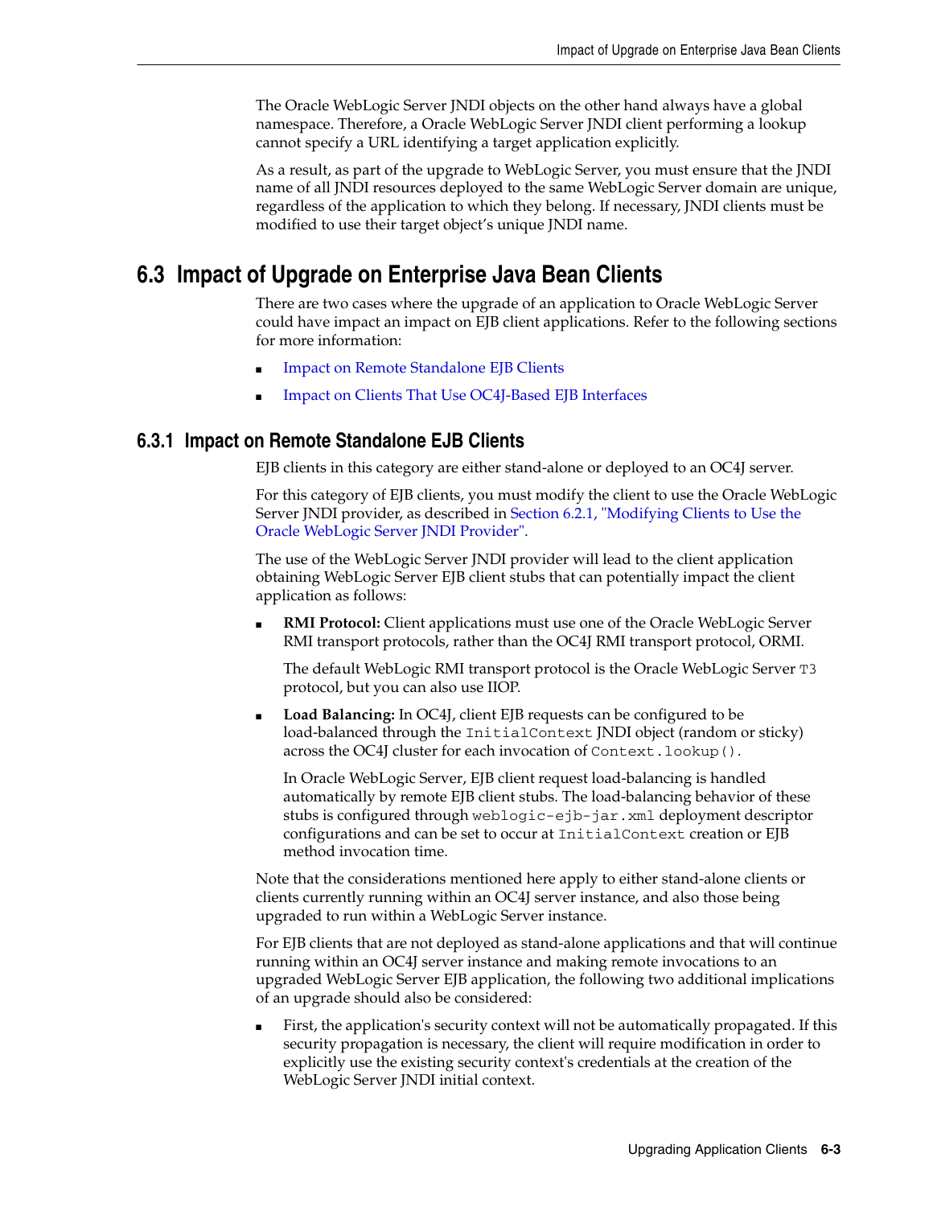The Oracle WebLogic Server JNDI objects on the other hand always have a global namespace. Therefore, a Oracle WebLogic Server JNDI client performing a lookup cannot specify a URL identifying a target application explicitly.

As a result, as part of the upgrade to WebLogic Server, you must ensure that the JNDI name of all JNDI resources deployed to the same WebLogic Server domain are unique, regardless of the application to which they belong. If necessary, JNDI clients must be modified to use their target object's unique JNDI name.

## 6.3 Impact of Upgrade on Enterprise Java Bean Clients

There are two cases where the upgrade of an application to Oracle WebLogic Server could have impact an impact on EJB client applications. Refer to the following sections for more information:

- Impact on Remote Standalone EJB Clients
- Impact on Clients That Use OC4J-Based EJB Interfaces

### 6.3.1 Impact on Remote Standalone EJB Clients

EJB clients in this category are either stand-alone or deployed to an OC4J server.

For this category of EJB clients, you must modify the client to use the Oracle WebLogic Server JNDI provider, as described in Section 6.2.1, "Modifying Clients to Use the Oracle WebLogic Server JNDI Provider".

The use of the WebLogic Server JNDI provider will lead to the client application obtaining WebLogic Server EJB client stubs that can potentially impact the client application as follows:

- **RMI Protocol:** Client applications must use one of the Oracle WebLogic Server RMI transport protocols, rather than the OC4J RMI transport protocol, ORMI.

  The default WebLogic RMI transport protocol is the Oracle WebLogic Server `T3` protocol, but you can also use IIOP.

- **Load Balancing:** In OC4J, client EJB requests can be configured to be load-balanced through the `InitialContext` JNDI object (random or sticky) across the OC4J cluster for each invocation of `Context.lookup()`.

  In Oracle WebLogic Server, EJB client request load-balancing is handled automatically by remote EJB client stubs. The load-balancing behavior of these stubs is configured through `weblogic-ejb-jar.xml` deployment descriptor configurations and can be set to occur at `InitialContext` creation or EJB method invocation time.

Note that the considerations mentioned here apply to either stand-alone clients or clients currently running within an OC4J server instance, and also those being upgraded to run within a WebLogic Server instance.

For EJB clients that are not deployed as stand-alone applications and that will continue running within an OC4J server instance and making remote invocations to an upgraded WebLogic Server EJB application, the following two additional implications of an upgrade should also be considered:

- First, the application's security context will not be automatically propagated. If this security propagation is necessary, the client will require modification in order to explicitly use the existing security context's credentials at the creation of the WebLogic Server JNDI initial context.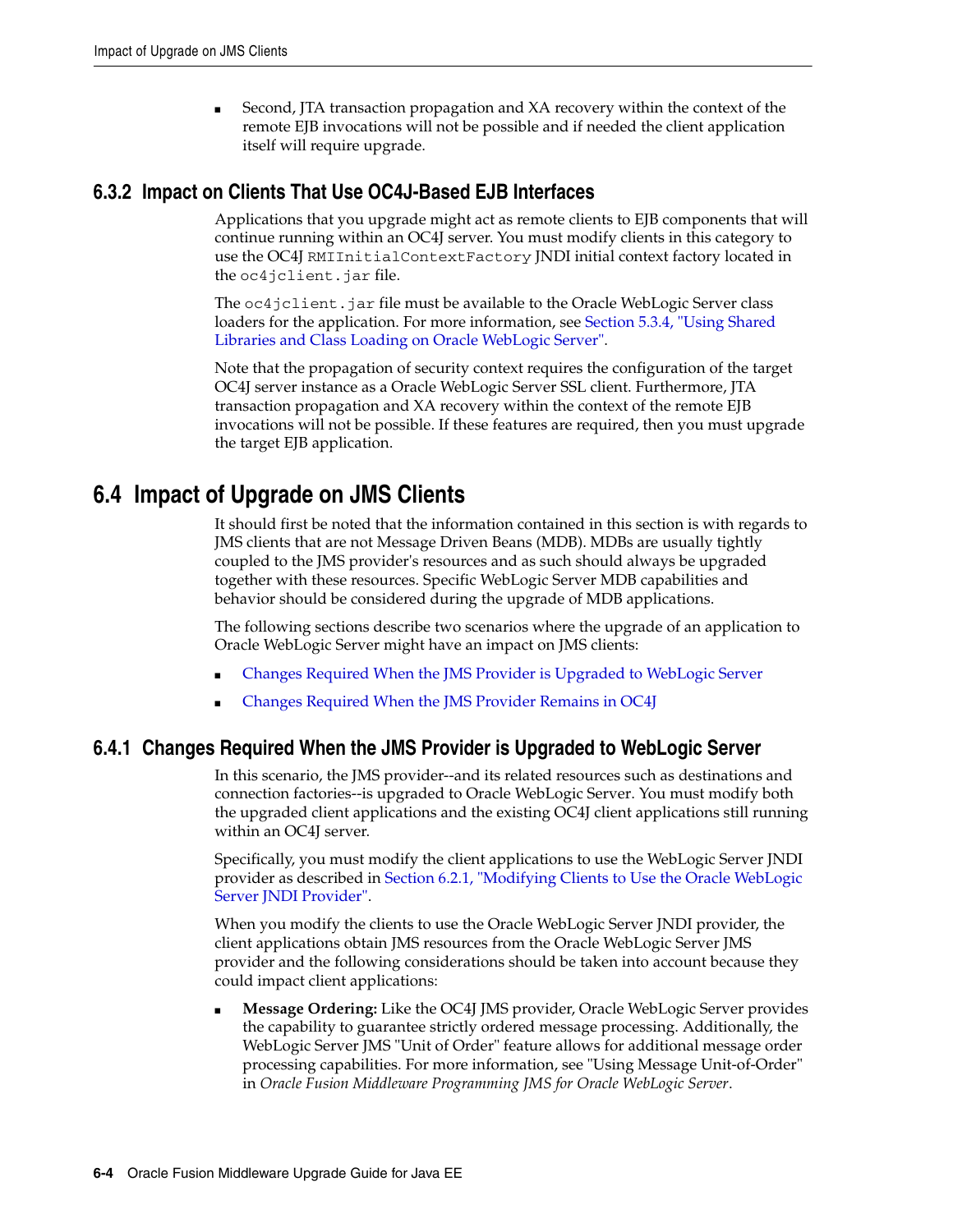- Second, JTA transaction propagation and XA recovery within the context of the remote EJB invocations will not be possible and if needed the client application itself will require upgrade.

### 6.3.2 Impact on Clients That Use OC4J-Based EJB Interfaces

Applications that you upgrade might act as remote clients to EJB components that will continue running within an OC4J server. You must modify clients in this category to use the OC4J `RMIInitialContextFactory` JNDI initial context factory located in the `oc4jclient.jar` file.

The `oc4jclient.jar` file must be available to the Oracle WebLogic Server class loaders for the application. For more information, see Section 5.3.4, "Using Shared Libraries and Class Loading on Oracle WebLogic Server".

Note that the propagation of security context requires the configuration of the target OC4J server instance as a Oracle WebLogic Server SSL client. Furthermore, JTA transaction propagation and XA recovery within the context of the remote EJB invocations will not be possible. If these features are required, then you must upgrade the target EJB application.

## 6.4 Impact of Upgrade on JMS Clients

It should first be noted that the information contained in this section is with regards to JMS clients that are not Message Driven Beans (MDB). MDBs are usually tightly coupled to the JMS provider's resources and as such should always be upgraded together with these resources. Specific WebLogic Server MDB capabilities and behavior should be considered during the upgrade of MDB applications.

The following sections describe two scenarios where the upgrade of an application to Oracle WebLogic Server might have an impact on JMS clients:

- Changes Required When the JMS Provider is Upgraded to WebLogic Server
- Changes Required When the JMS Provider Remains in OC4J

### 6.4.1 Changes Required When the JMS Provider is Upgraded to WebLogic Server

In this scenario, the JMS provider--and its related resources such as destinations and connection factories--is upgraded to Oracle WebLogic Server. You must modify both the upgraded client applications and the existing OC4J client applications still running within an OC4J server.

Specifically, you must modify the client applications to use the WebLogic Server JNDI provider as described in Section 6.2.1, "Modifying Clients to Use the Oracle WebLogic Server JNDI Provider".

When you modify the clients to use the Oracle WebLogic Server JNDI provider, the client applications obtain JMS resources from the Oracle WebLogic Server JMS provider and the following considerations should be taken into account because they could impact client applications:

- **Message Ordering:** Like the OC4J JMS provider, Oracle WebLogic Server provides the capability to guarantee strictly ordered message processing. Additionally, the WebLogic Server JMS "Unit of Order" feature allows for additional message order processing capabilities. For more information, see "Using Message Unit-of-Order" in *Oracle Fusion Middleware Programming JMS for Oracle WebLogic Server*.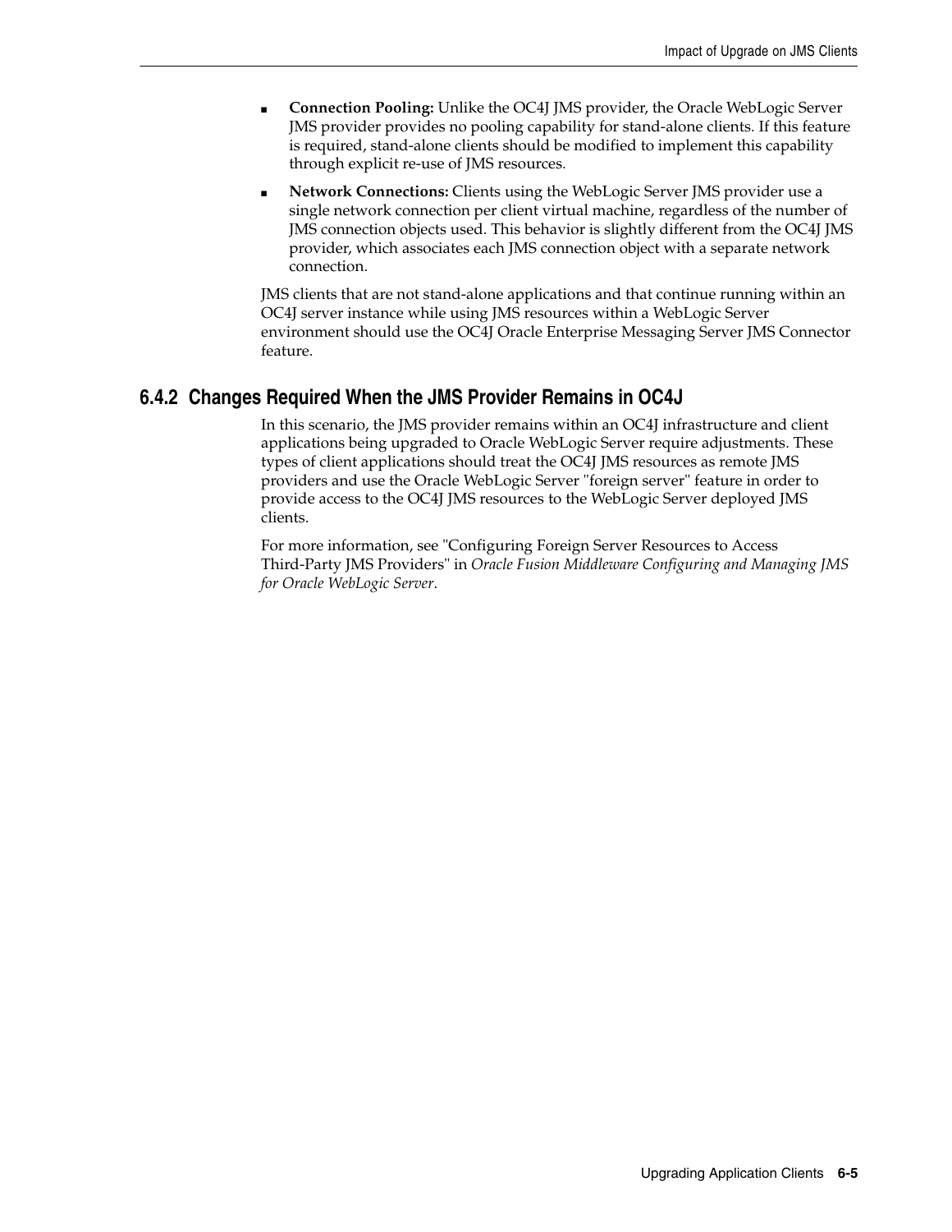- **Connection Pooling:** Unlike the OC4J JMS provider, the Oracle WebLogic Server JMS provider provides no pooling capability for stand-alone clients. If this feature is required, stand-alone clients should be modified to implement this capability through explicit re-use of JMS resources.
- **Network Connections:** Clients using the WebLogic Server JMS provider use a single network connection per client virtual machine, regardless of the number of JMS connection objects used. This behavior is slightly different from the OC4J JMS provider, which associates each JMS connection object with a separate network connection.

JMS clients that are not stand-alone applications and that continue running within an OC4J server instance while using JMS resources within a WebLogic Server environment should use the OC4J Oracle Enterprise Messaging Server JMS Connector feature.

### 6.4.2 Changes Required When the JMS Provider Remains in OC4J

In this scenario, the JMS provider remains within an OC4J infrastructure and client applications being upgraded to Oracle WebLogic Server require adjustments. These types of client applications should treat the OC4J JMS resources as remote JMS providers and use the Oracle WebLogic Server "foreign server" feature in order to provide access to the OC4J JMS resources to the WebLogic Server deployed JMS clients.

For more information, see "Configuring Foreign Server Resources to Access Third-Party JMS Providers" in *Oracle Fusion Middleware Configuring and Managing JMS for Oracle WebLogic Server*.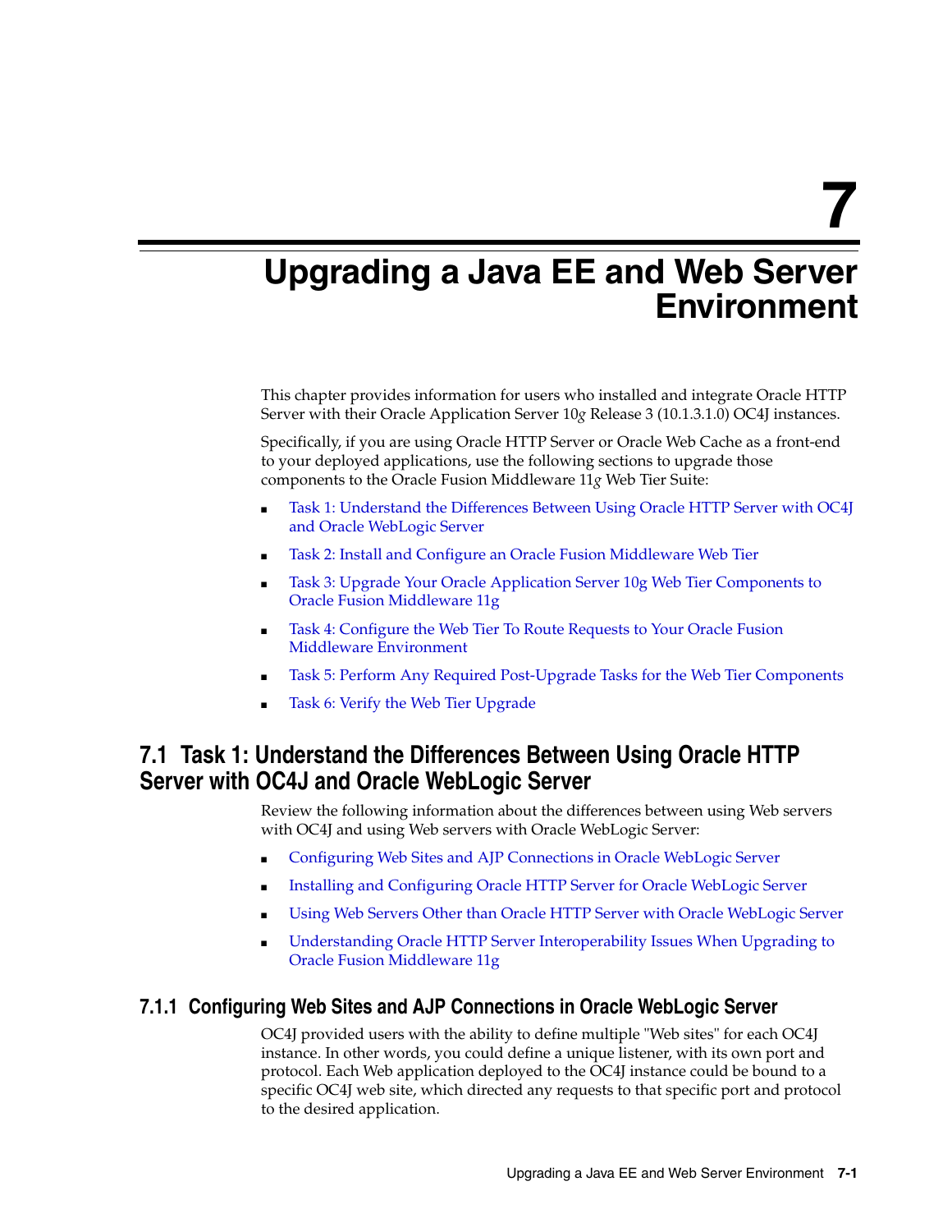# 7 Upgrading a Java EE and Web Server Environment

This chapter provides information for users who installed and integrate Oracle HTTP Server with their Oracle Application Server 10*g* Release 3 (10.1.3.1.0) OC4J instances.

Specifically, if you are using Oracle HTTP Server or Oracle Web Cache as a front-end to your deployed applications, use the following sections to upgrade those components to the Oracle Fusion Middleware 11*g* Web Tier Suite:

- Task 1: Understand the Differences Between Using Oracle HTTP Server with OC4J and Oracle WebLogic Server
- Task 2: Install and Configure an Oracle Fusion Middleware Web Tier
- Task 3: Upgrade Your Oracle Application Server 10g Web Tier Components to Oracle Fusion Middleware 11g
- Task 4: Configure the Web Tier To Route Requests to Your Oracle Fusion Middleware Environment
- Task 5: Perform Any Required Post-Upgrade Tasks for the Web Tier Components
- Task 6: Verify the Web Tier Upgrade

## 7.1 Task 1: Understand the Differences Between Using Oracle HTTP Server with OC4J and Oracle WebLogic Server

Review the following information about the differences between using Web servers with OC4J and using Web servers with Oracle WebLogic Server:

- Configuring Web Sites and AJP Connections in Oracle WebLogic Server
- Installing and Configuring Oracle HTTP Server for Oracle WebLogic Server
- Using Web Servers Other than Oracle HTTP Server with Oracle WebLogic Server
- Understanding Oracle HTTP Server Interoperability Issues When Upgrading to Oracle Fusion Middleware 11g

### 7.1.1 Configuring Web Sites and AJP Connections in Oracle WebLogic Server

OC4J provided users with the ability to define multiple "Web sites" for each OC4J instance. In other words, you could define a unique listener, with its own port and protocol. Each Web application deployed to the OC4J instance could be bound to a specific OC4J web site, which directed any requests to that specific port and protocol to the desired application.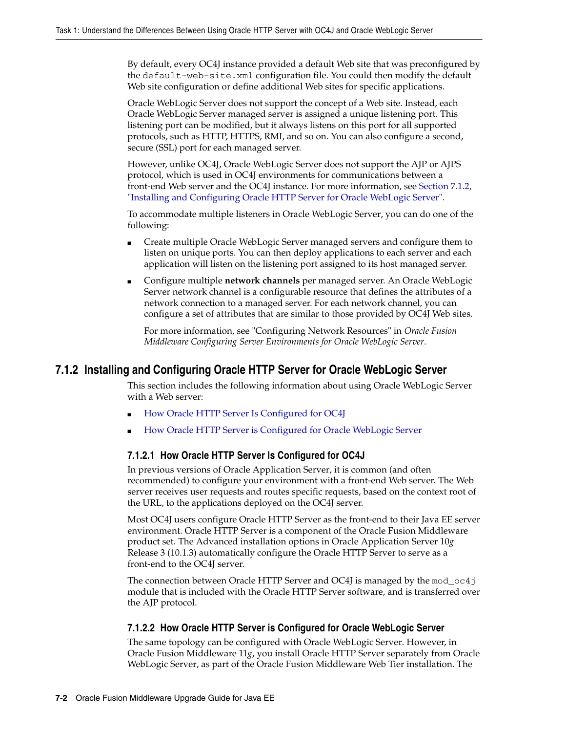By default, every OC4J instance provided a default Web site that was preconfigured by the `default-web-site.xml` configuration file. You could then modify the default Web site configuration or define additional Web sites for specific applications.

Oracle WebLogic Server does not support the concept of a Web site. Instead, each Oracle WebLogic Server managed server is assigned a unique listening port. This listening port can be modified, but it always listens on this port for all supported protocols, such as HTTP, HTTPS, RMI, and so on. You can also configure a second, secure (SSL) port for each managed server.

However, unlike OC4J, Oracle WebLogic Server does not support the AJP or AJPS protocol, which is used in OC4J environments for communications between a front-end Web server and the OC4J instance. For more information, see Section 7.1.2, "Installing and Configuring Oracle HTTP Server for Oracle WebLogic Server".

To accommodate multiple listeners in Oracle WebLogic Server, you can do one of the following:

- Create multiple Oracle WebLogic Server managed servers and configure them to listen on unique ports. You can then deploy applications to each server and each application will listen on the listening port assigned to its host managed server.
- Configure multiple **network channels** per managed server. An Oracle WebLogic Server network channel is a configurable resource that defines the attributes of a network connection to a managed server. For each network channel, you can configure a set of attributes that are similar to those provided by OC4J Web sites.

  For more information, see "Configuring Network Resources" in *Oracle Fusion Middleware Configuring Server Environments for Oracle WebLogic Server*.

## 7.1.2 Installing and Configuring Oracle HTTP Server for Oracle WebLogic Server

This section includes the following information about using Oracle WebLogic Server with a Web server:

- How Oracle HTTP Server Is Configured for OC4J
- How Oracle HTTP Server is Configured for Oracle WebLogic Server

### 7.1.2.1 How Oracle HTTP Server Is Configured for OC4J

In previous versions of Oracle Application Server, it is common (and often recommended) to configure your environment with a front-end Web server. The Web server receives user requests and routes specific requests, based on the context root of the URL, to the applications deployed on the OC4J server.

Most OC4J users configure Oracle HTTP Server as the front-end to their Java EE server environment. Oracle HTTP Server is a component of the Oracle Fusion Middleware product set. The Advanced installation options in Oracle Application Server 10*g* Release 3 (10.1.3) automatically configure the Oracle HTTP Server to serve as a front-end to the OC4J server.

The connection between Oracle HTTP Server and OC4J is managed by the `mod_oc4j` module that is included with the Oracle HTTP Server software, and is transferred over the AJP protocol.

### 7.1.2.2 How Oracle HTTP Server is Configured for Oracle WebLogic Server

The same topology can be configured with Oracle WebLogic Server. However, in Oracle Fusion Middleware 11*g*, you install Oracle HTTP Server separately from Oracle WebLogic Server, as part of the Oracle Fusion Middleware Web Tier installation. The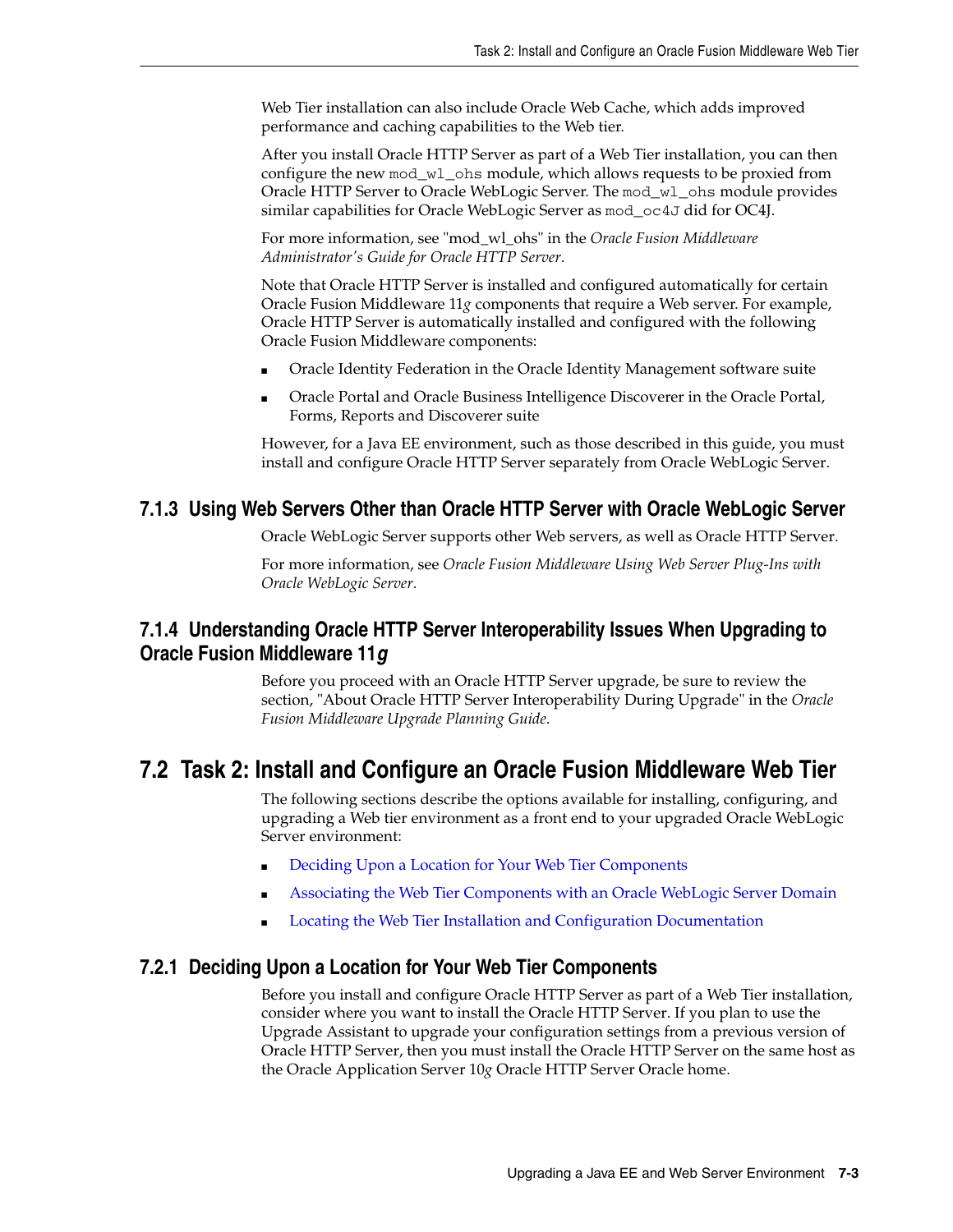Web Tier installation can also include Oracle Web Cache, which adds improved performance and caching capabilities to the Web tier.

After you install Oracle HTTP Server as part of a Web Tier installation, you can then configure the new `mod_wl_ohs` module, which allows requests to be proxied from Oracle HTTP Server to Oracle WebLogic Server. The `mod_wl_ohs` module provides similar capabilities for Oracle WebLogic Server as `mod_oc4J` did for OC4J.

For more information, see "mod_wl_ohs" in the *Oracle Fusion Middleware Administrator's Guide for Oracle HTTP Server*.

Note that Oracle HTTP Server is installed and configured automatically for certain Oracle Fusion Middleware 11*g* components that require a Web server. For example, Oracle HTTP Server is automatically installed and configured with the following Oracle Fusion Middleware components:

- Oracle Identity Federation in the Oracle Identity Management software suite
- Oracle Portal and Oracle Business Intelligence Discoverer in the Oracle Portal, Forms, Reports and Discoverer suite

However, for a Java EE environment, such as those described in this guide, you must install and configure Oracle HTTP Server separately from Oracle WebLogic Server.

### 7.1.3 Using Web Servers Other than Oracle HTTP Server with Oracle WebLogic Server

Oracle WebLogic Server supports other Web servers, as well as Oracle HTTP Server.

For more information, see *Oracle Fusion Middleware Using Web Server Plug-Ins with Oracle WebLogic Server*.

### 7.1.4 Understanding Oracle HTTP Server Interoperability Issues When Upgrading to Oracle Fusion Middleware 11*g*

Before you proceed with an Oracle HTTP Server upgrade, be sure to review the section, "About Oracle HTTP Server Interoperability During Upgrade" in the *Oracle Fusion Middleware Upgrade Planning Guide*.

## 7.2 Task 2: Install and Configure an Oracle Fusion Middleware Web Tier

The following sections describe the options available for installing, configuring, and upgrading a Web tier environment as a front end to your upgraded Oracle WebLogic Server environment:

- Deciding Upon a Location for Your Web Tier Components
- Associating the Web Tier Components with an Oracle WebLogic Server Domain
- Locating the Web Tier Installation and Configuration Documentation

### 7.2.1 Deciding Upon a Location for Your Web Tier Components

Before you install and configure Oracle HTTP Server as part of a Web Tier installation, consider where you want to install the Oracle HTTP Server. If you plan to use the Upgrade Assistant to upgrade your configuration settings from a previous version of Oracle HTTP Server, then you must install the Oracle HTTP Server on the same host as the Oracle Application Server 10*g* Oracle HTTP Server Oracle home.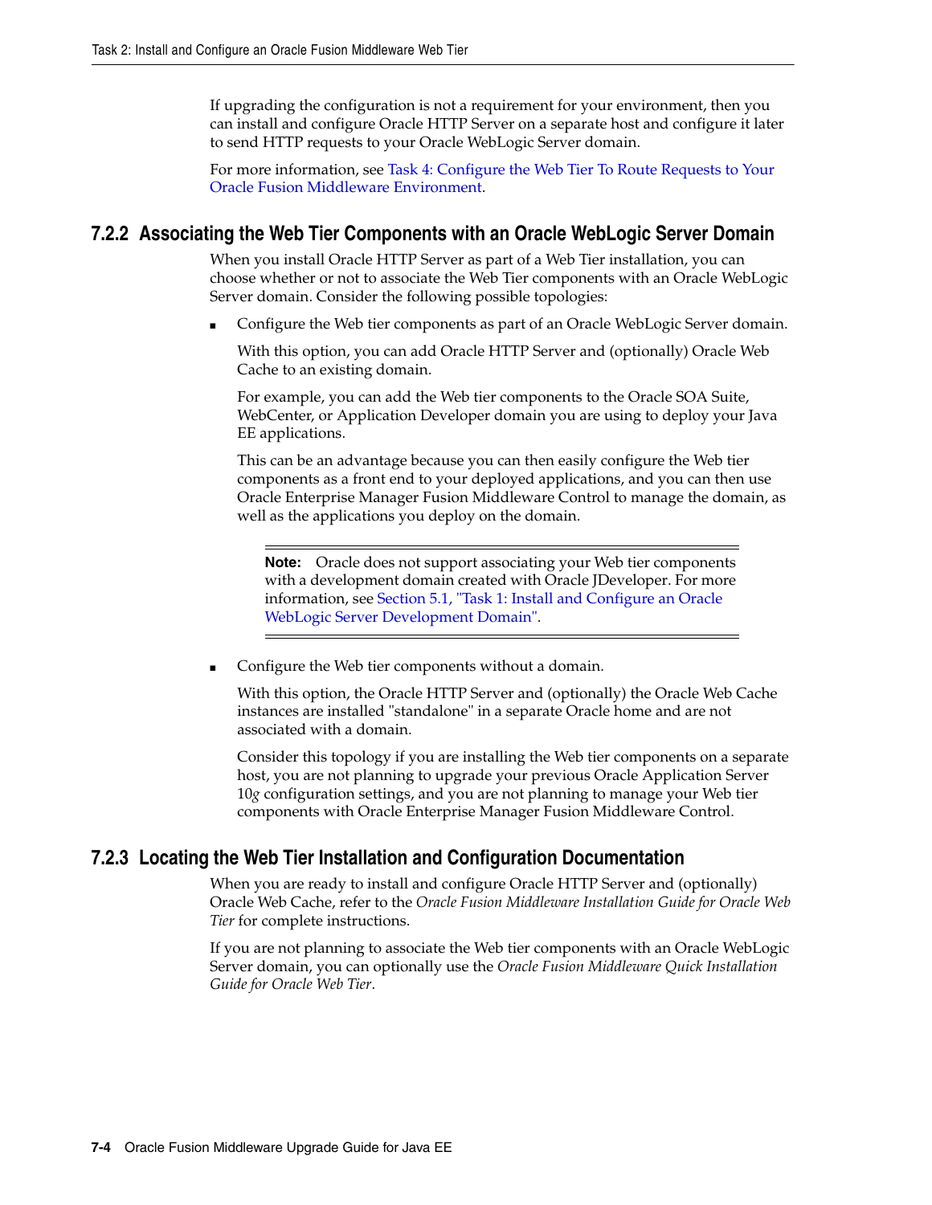If upgrading the configuration is not a requirement for your environment, then you can install and configure Oracle HTTP Server on a separate host and configure it later to send HTTP requests to your Oracle WebLogic Server domain.

For more information, see Task 4: Configure the Web Tier To Route Requests to Your Oracle Fusion Middleware Environment.

### 7.2.2 Associating the Web Tier Components with an Oracle WebLogic Server Domain

When you install Oracle HTTP Server as part of a Web Tier installation, you can choose whether or not to associate the Web Tier components with an Oracle WebLogic Server domain. Consider the following possible topologies:

- Configure the Web tier components as part of an Oracle WebLogic Server domain.

  With this option, you can add Oracle HTTP Server and (optionally) Oracle Web Cache to an existing domain.

  For example, you can add the Web tier components to the Oracle SOA Suite, WebCenter, or Application Developer domain you are using to deploy your Java EE applications.

  This can be an advantage because you can then easily configure the Web tier components as a front end to your deployed applications, and you can then use Oracle Enterprise Manager Fusion Middleware Control to manage the domain, as well as the applications you deploy on the domain.

  > **Note:** Oracle does not support associating your Web tier components with a development domain created with Oracle JDeveloper. For more information, see Section 5.1, "Task 1: Install and Configure an Oracle WebLogic Server Development Domain".

- Configure the Web tier components without a domain.

  With this option, the Oracle HTTP Server and (optionally) the Oracle Web Cache instances are installed "standalone" in a separate Oracle home and are not associated with a domain.

  Consider this topology if you are installing the Web tier components on a separate host, you are not planning to upgrade your previous Oracle Application Server 10*g* configuration settings, and you are not planning to manage your Web tier components with Oracle Enterprise Manager Fusion Middleware Control.

### 7.2.3 Locating the Web Tier Installation and Configuration Documentation

When you are ready to install and configure Oracle HTTP Server and (optionally) Oracle Web Cache, refer to the *Oracle Fusion Middleware Installation Guide for Oracle Web Tier* for complete instructions.

If you are not planning to associate the Web tier components with an Oracle WebLogic Server domain, you can optionally use the *Oracle Fusion Middleware Quick Installation Guide for Oracle Web Tier*.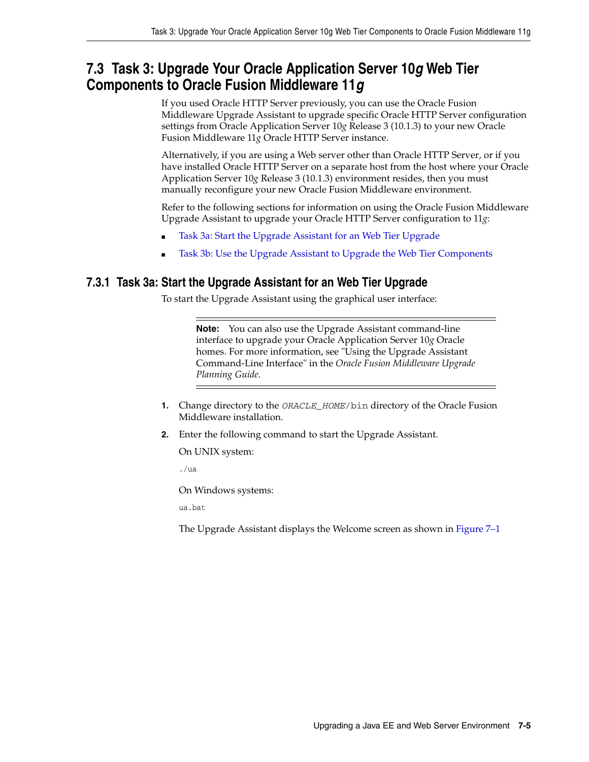## 7.3 Task 3: Upgrade Your Oracle Application Server 10*g* Web Tier Components to Oracle Fusion Middleware 11*g*

If you used Oracle HTTP Server previously, you can use the Oracle Fusion Middleware Upgrade Assistant to upgrade specific Oracle HTTP Server configuration settings from Oracle Application Server 10*g* Release 3 (10.1.3) to your new Oracle Fusion Middleware 11*g* Oracle HTTP Server instance.

Alternatively, if you are using a Web server other than Oracle HTTP Server, or if you have installed Oracle HTTP Server on a separate host from the host where your Oracle Application Server 10*g* Release 3 (10.1.3) environment resides, then you must manually reconfigure your new Oracle Fusion Middleware environment.

Refer to the following sections for information on using the Oracle Fusion Middleware Upgrade Assistant to upgrade your Oracle HTTP Server configuration to 11*g*:

- Task 3a: Start the Upgrade Assistant for an Web Tier Upgrade
- Task 3b: Use the Upgrade Assistant to Upgrade the Web Tier Components

### 7.3.1 Task 3a: Start the Upgrade Assistant for an Web Tier Upgrade

To start the Upgrade Assistant using the graphical user interface:

> **Note:** You can also use the Upgrade Assistant command-line interface to upgrade your Oracle Application Server 10*g* Oracle homes. For more information, see "Using the Upgrade Assistant Command-Line Interface" in the *Oracle Fusion Middleware Upgrade Planning Guide*.

1. Change directory to the *ORACLE_HOME*/bin directory of the Oracle Fusion Middleware installation.
2. Enter the following command to start the Upgrade Assistant.

   On UNIX system:

   ```
   ./ua
   ```

   On Windows systems:

   ```
   ua.bat
   ```

   The Upgrade Assistant displays the Welcome screen as shown in Figure 7–1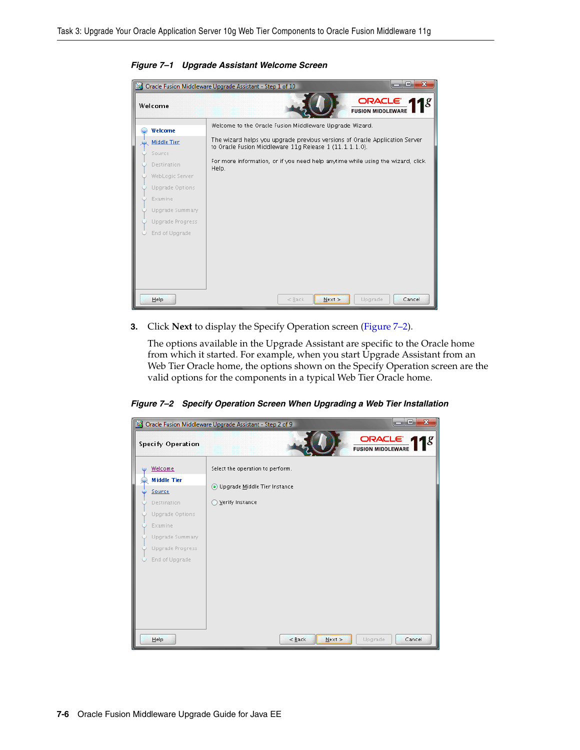*Figure 7–1 Upgrade Assistant Welcome Screen*

3. Click **Next** to display the Specify Operation screen (Figure 7–2).

   The options available in the Upgrade Assistant are specific to the Oracle home from which it started. For example, when you start Upgrade Assistant from an Web Tier Oracle home, the options shown on the Specify Operation screen are the valid options for the components in a typical Web Tier Oracle home.

*Figure 7–2 Specify Operation Screen When Upgrading a Web Tier Installation*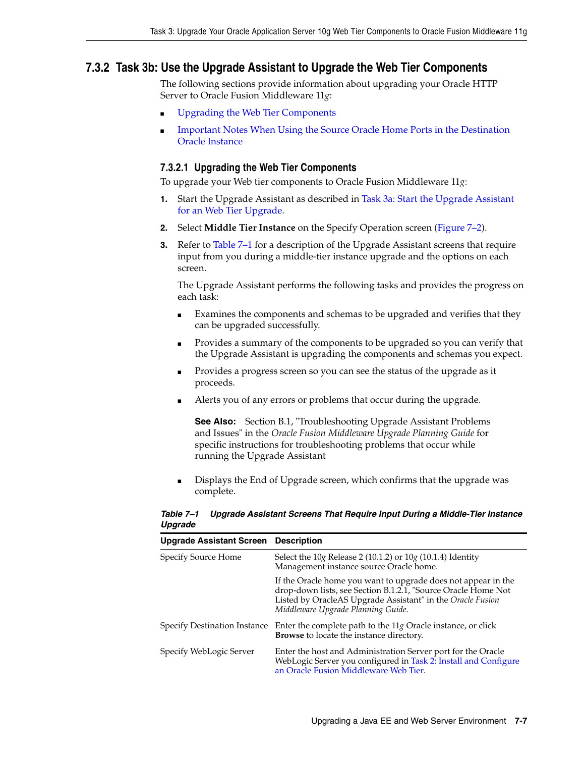## 7.3.2 Task 3b: Use the Upgrade Assistant to Upgrade the Web Tier Components

The following sections provide information about upgrading your Oracle HTTP Server to Oracle Fusion Middleware 11*g*:

- Upgrading the Web Tier Components
- Important Notes When Using the Source Oracle Home Ports in the Destination Oracle Instance

### 7.3.2.1 Upgrading the Web Tier Components

To upgrade your Web tier components to Oracle Fusion Middleware 11*g*:

1. Start the Upgrade Assistant as described in Task 3a: Start the Upgrade Assistant for an Web Tier Upgrade.
2. Select **Middle Tier Instance** on the Specify Operation screen (Figure 7–2).
3. Refer to Table 7–1 for a description of the Upgrade Assistant screens that require input from you during a middle-tier instance upgrade and the options on each screen.

   The Upgrade Assistant performs the following tasks and provides the progress on each task:

   - Examines the components and schemas to be upgraded and verifies that they can be upgraded successfully.
   - Provides a summary of the components to be upgraded so you can verify that the Upgrade Assistant is upgrading the components and schemas you expect.
   - Provides a progress screen so you can see the status of the upgrade as it proceeds.
   - Alerts you of any errors or problems that occur during the upgrade.

     **See Also:** Section B.1, "Troubleshooting Upgrade Assistant Problems and Issues" in the *Oracle Fusion Middleware Upgrade Planning Guide* for specific instructions for troubleshooting problems that occur while running the Upgrade Assistant

   - Displays the End of Upgrade screen, which confirms that the upgrade was complete.

***Table 7–1 Upgrade Assistant Screens That Require Input During a Middle-Tier Instance Upgrade***

| Upgrade Assistant Screen | Description |
|---|---|
| Specify Source Home | Select the 10*g* Release 2 (10.1.2) or 10*g* (10.1.4) Identity Management instance source Oracle home.<br><br>If the Oracle home you want to upgrade does not appear in the drop-down lists, see Section B.1.2.1, "Source Oracle Home Not Listed by OracleAS Upgrade Assistant" in the *Oracle Fusion Middleware Upgrade Planning Guide*. |
| Specify Destination Instance | Enter the complete path to the 11*g* Oracle instance, or click **Browse** to locate the instance directory. |
| Specify WebLogic Server | Enter the host and Administration Server port for the Oracle WebLogic Server you configured in Task 2: Install and Configure an Oracle Fusion Middleware Web Tier. |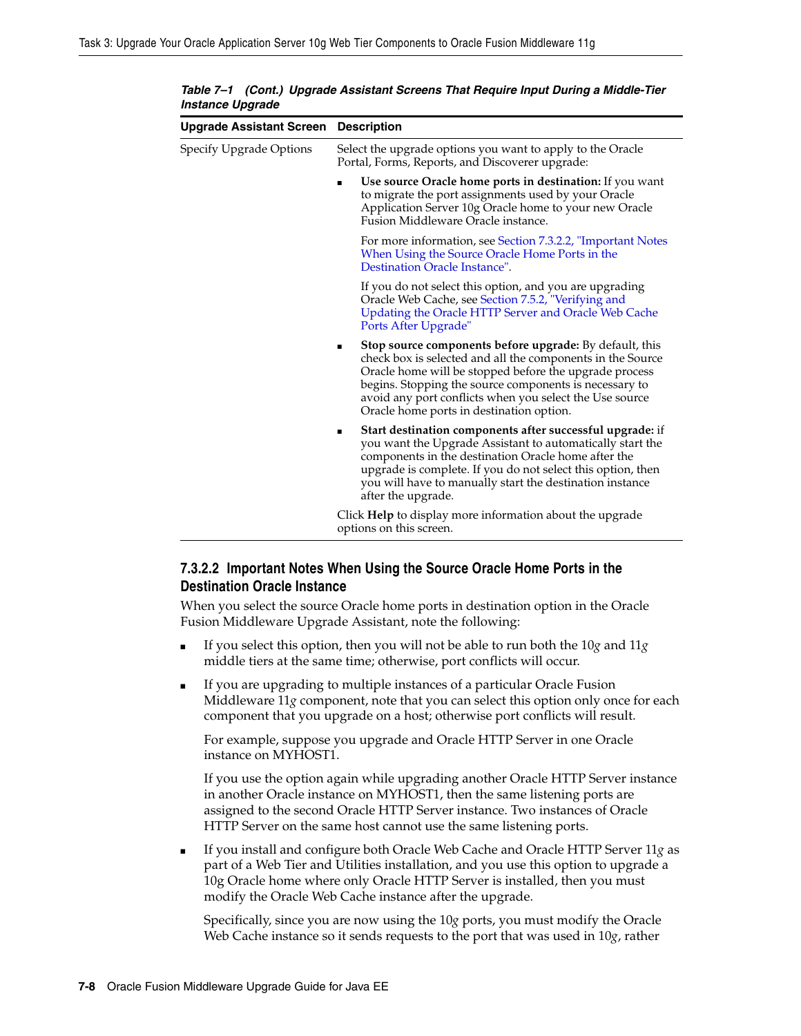*Table 7–1 (Cont.) Upgrade Assistant Screens That Require Input During a Middle-Tier Instance Upgrade*

| Upgrade Assistant Screen | Description |
|---|---|
| Specify Upgrade Options | Select the upgrade options you want to apply to the Oracle Portal, Forms, Reports, and Discoverer upgrade:<br><br>- **Use source Oracle home ports in destination:** If you want to migrate the port assignments used by your Oracle Application Server 10g Oracle home to your new Oracle Fusion Middleware Oracle instance.<br><br>For more information, see Section 7.3.2.2, "Important Notes When Using the Source Oracle Home Ports in the Destination Oracle Instance".<br><br>If you do not select this option, and you are upgrading Oracle Web Cache, see Section 7.5.2, "Verifying and Updating the Oracle HTTP Server and Oracle Web Cache Ports After Upgrade"<br><br>- **Stop source components before upgrade:** By default, this check box is selected and all the components in the Source Oracle home will be stopped before the upgrade process begins. Stopping the source components is necessary to avoid any port conflicts when you select the Use source Oracle home ports in destination option.<br><br>- **Start destination components after successful upgrade:** if you want the Upgrade Assistant to automatically start the components in the destination Oracle home after the upgrade is complete. If you do not select this option, then you will have to manually start the destination instance after the upgrade.<br><br>Click **Help** to display more information about the upgrade options on this screen. |

#### 7.3.2.2 Important Notes When Using the Source Oracle Home Ports in the Destination Oracle Instance

When you select the source Oracle home ports in destination option in the Oracle Fusion Middleware Upgrade Assistant, note the following:

- If you select this option, then you will not be able to run both the 10*g* and 11*g* middle tiers at the same time; otherwise, port conflicts will occur.

- If you are upgrading to multiple instances of a particular Oracle Fusion Middleware 11*g* component, note that you can select this option only once for each component that you upgrade on a host; otherwise port conflicts will result.

  For example, suppose you upgrade and Oracle HTTP Server in one Oracle instance on MYHOST1.

  If you use the option again while upgrading another Oracle HTTP Server instance in another Oracle instance on MYHOST1, then the same listening ports are assigned to the second Oracle HTTP Server instance. Two instances of Oracle HTTP Server on the same host cannot use the same listening ports.

- If you install and configure both Oracle Web Cache and Oracle HTTP Server 11*g* as part of a Web Tier and Utilities installation, and you use this option to upgrade a 10g Oracle home where only Oracle HTTP Server is installed, then you must modify the Oracle Web Cache instance after the upgrade.

  Specifically, since you are now using the 10*g* ports, you must modify the Oracle Web Cache instance so it sends requests to the port that was used in 10*g*, rather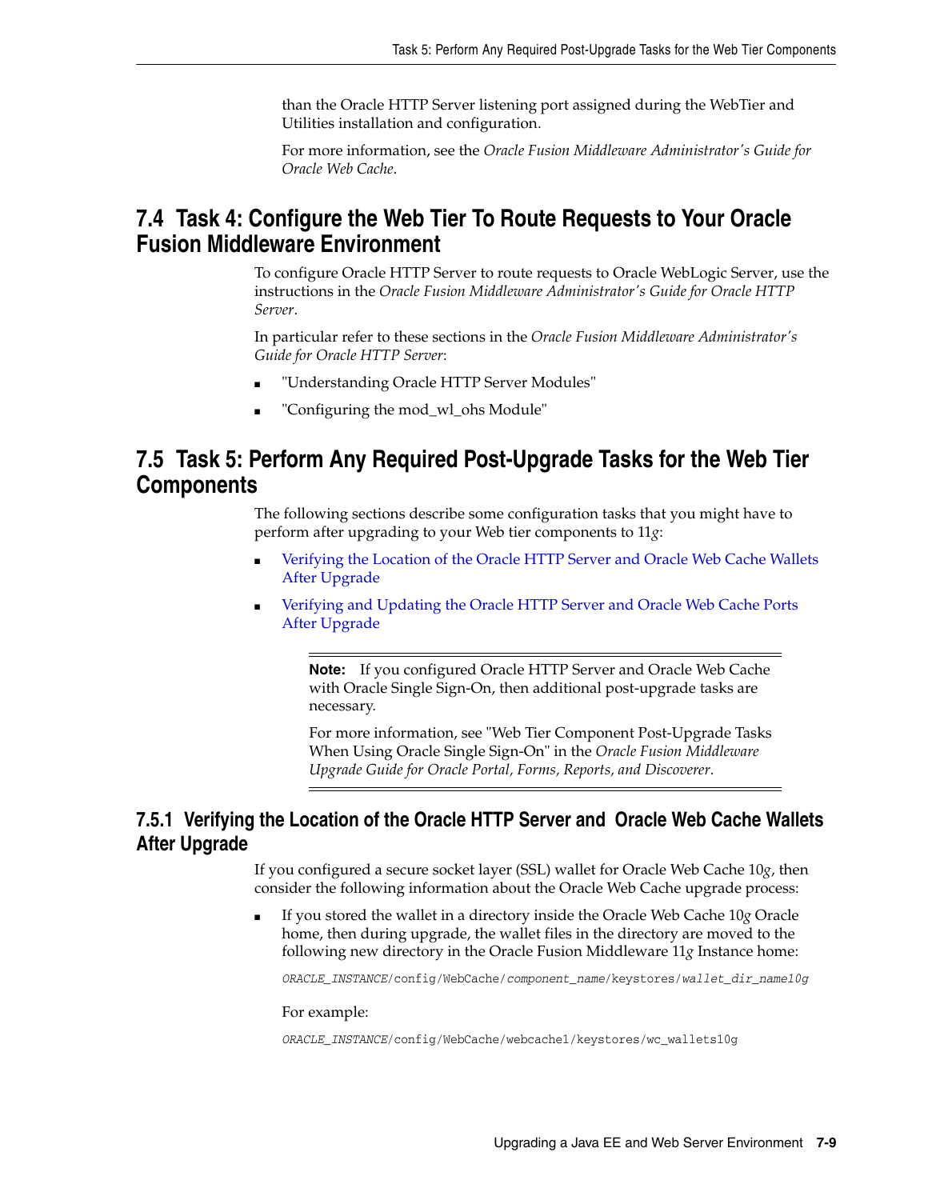than the Oracle HTTP Server listening port assigned during the WebTier and Utilities installation and configuration.

For more information, see the *Oracle Fusion Middleware Administrator's Guide for Oracle Web Cache*.

## 7.4 Task 4: Configure the Web Tier To Route Requests to Your Oracle Fusion Middleware Environment

To configure Oracle HTTP Server to route requests to Oracle WebLogic Server, use the instructions in the *Oracle Fusion Middleware Administrator's Guide for Oracle HTTP Server*.

In particular refer to these sections in the *Oracle Fusion Middleware Administrator's Guide for Oracle HTTP Server*:

- "Understanding Oracle HTTP Server Modules"
- "Configuring the mod_wl_ohs Module"

## 7.5 Task 5: Perform Any Required Post-Upgrade Tasks for the Web Tier Components

The following sections describe some configuration tasks that you might have to perform after upgrading to your Web tier components to 11*g*:

- Verifying the Location of the Oracle HTTP Server and Oracle Web Cache Wallets After Upgrade
- Verifying and Updating the Oracle HTTP Server and Oracle Web Cache Ports After Upgrade

> **Note:** If you configured Oracle HTTP Server and Oracle Web Cache with Oracle Single Sign-On, then additional post-upgrade tasks are necessary.
>
> For more information, see "Web Tier Component Post-Upgrade Tasks When Using Oracle Single Sign-On" in the *Oracle Fusion Middleware Upgrade Guide for Oracle Portal, Forms, Reports, and Discoverer*.

### 7.5.1 Verifying the Location of the Oracle HTTP Server and Oracle Web Cache Wallets After Upgrade

If you configured a secure socket layer (SSL) wallet for Oracle Web Cache 10*g*, then consider the following information about the Oracle Web Cache upgrade process:

- If you stored the wallet in a directory inside the Oracle Web Cache 10*g* Oracle home, then during upgrade, the wallet files in the directory are moved to the following new directory in the Oracle Fusion Middleware 11*g* Instance home:

  ```
  ORACLE_INSTANCE/config/WebCache/component_name/keystores/wallet_dir_name10g
  ```

  For example:

  ```
  ORACLE_INSTANCE/config/WebCache/webcache1/keystores/wc_wallets10g
  ```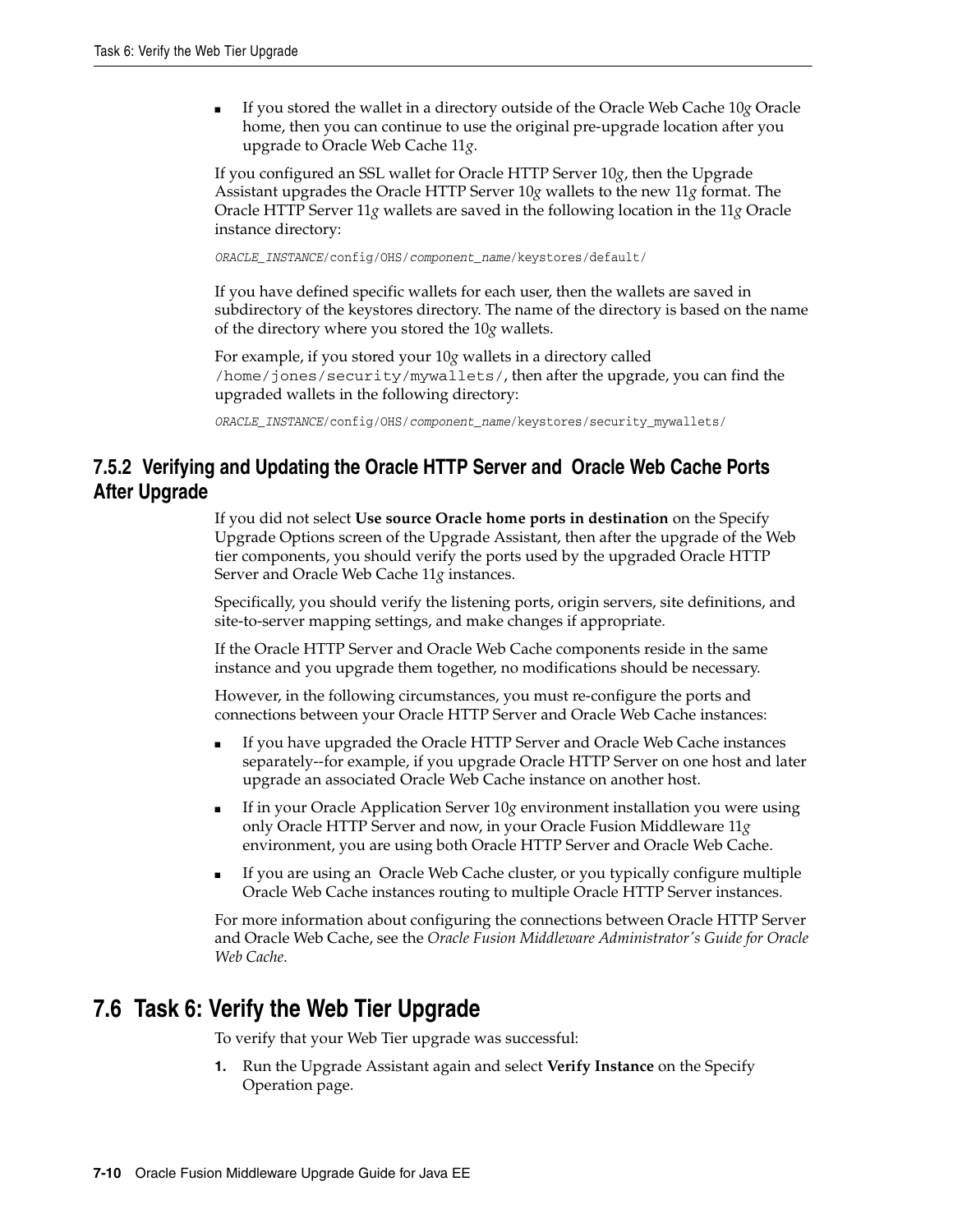- If you stored the wallet in a directory outside of the Oracle Web Cache 10*g* Oracle home, then you can continue to use the original pre-upgrade location after you upgrade to Oracle Web Cache 11*g*.

If you configured an SSL wallet for Oracle HTTP Server 10*g*, then the Upgrade Assistant upgrades the Oracle HTTP Server 10*g* wallets to the new 11*g* format. The Oracle HTTP Server 11*g* wallets are saved in the following location in the 11*g* Oracle instance directory:

```
ORACLE_INSTANCE/config/OHS/component_name/keystores/default/
```

If you have defined specific wallets for each user, then the wallets are saved in subdirectory of the keystores directory. The name of the directory is based on the name of the directory where you stored the 10*g* wallets.

For example, if you stored your 10*g* wallets in a directory called `/home/jones/security/mywallets/`, then after the upgrade, you can find the upgraded wallets in the following directory:

```
ORACLE_INSTANCE/config/OHS/component_name/keystores/security_mywallets/
```

### 7.5.2 Verifying and Updating the Oracle HTTP Server and Oracle Web Cache Ports After Upgrade

If you did not select **Use source Oracle home ports in destination** on the Specify Upgrade Options screen of the Upgrade Assistant, then after the upgrade of the Web tier components, you should verify the ports used by the upgraded Oracle HTTP Server and Oracle Web Cache 11*g* instances.

Specifically, you should verify the listening ports, origin servers, site definitions, and site-to-server mapping settings, and make changes if appropriate.

If the Oracle HTTP Server and Oracle Web Cache components reside in the same instance and you upgrade them together, no modifications should be necessary.

However, in the following circumstances, you must re-configure the ports and connections between your Oracle HTTP Server and Oracle Web Cache instances:

- If you have upgraded the Oracle HTTP Server and Oracle Web Cache instances separately--for example, if you upgrade Oracle HTTP Server on one host and later upgrade an associated Oracle Web Cache instance on another host.
- If in your Oracle Application Server 10*g* environment installation you were using only Oracle HTTP Server and now, in your Oracle Fusion Middleware 11*g* environment, you are using both Oracle HTTP Server and Oracle Web Cache.
- If you are using an Oracle Web Cache cluster, or you typically configure multiple Oracle Web Cache instances routing to multiple Oracle HTTP Server instances.

For more information about configuring the connections between Oracle HTTP Server and Oracle Web Cache, see the *Oracle Fusion Middleware Administrator's Guide for Oracle Web Cache*.

## 7.6 Task 6: Verify the Web Tier Upgrade

To verify that your Web Tier upgrade was successful:

1. Run the Upgrade Assistant again and select **Verify Instance** on the Specify Operation page.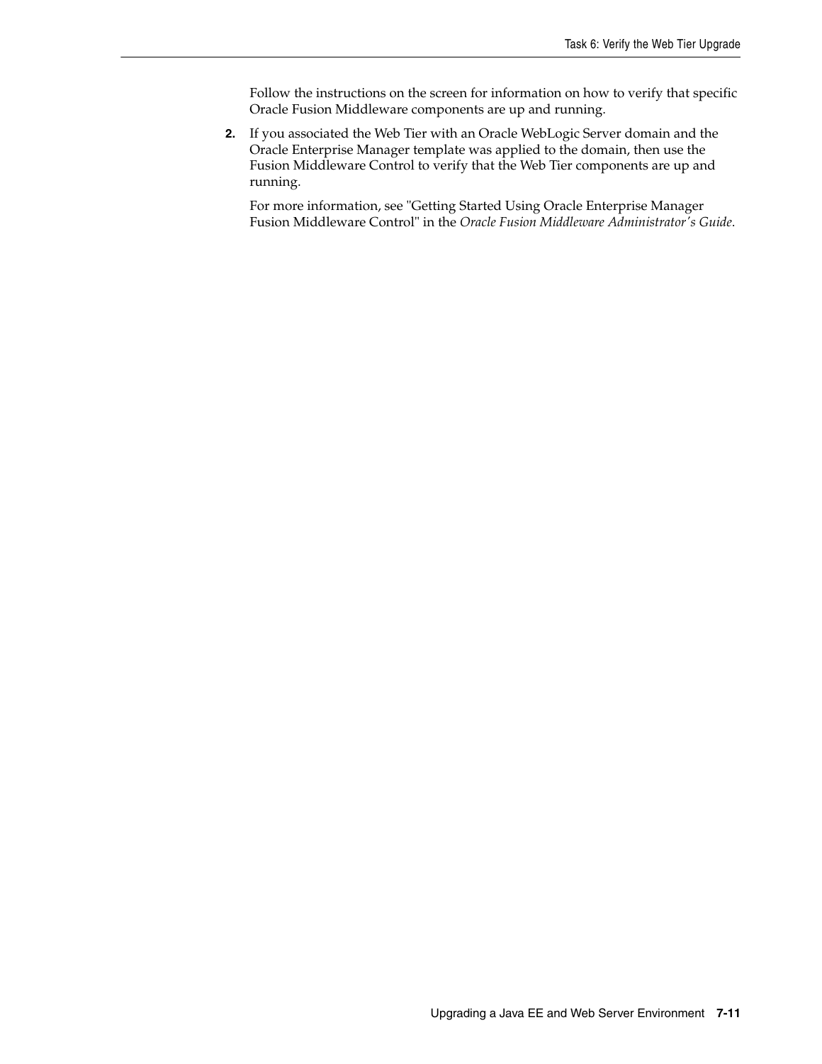Follow the instructions on the screen for information on how to verify that specific Oracle Fusion Middleware components are up and running.

2. If you associated the Web Tier with an Oracle WebLogic Server domain and the Oracle Enterprise Manager template was applied to the domain, then use the Fusion Middleware Control to verify that the Web Tier components are up and running.

   For more information, see "Getting Started Using Oracle Enterprise Manager Fusion Middleware Control" in the *Oracle Fusion Middleware Administrator's Guide*.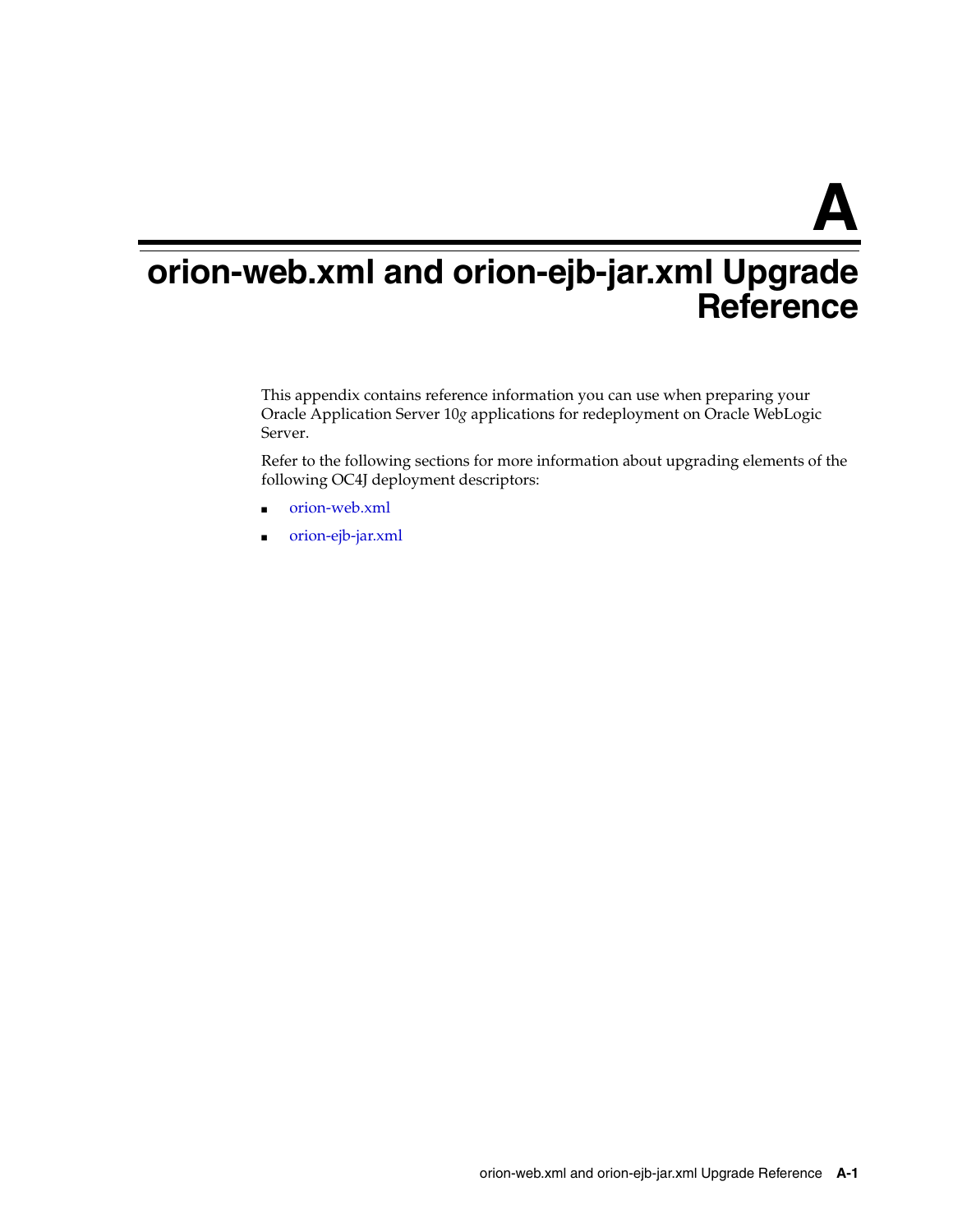# A

# orion-web.xml and orion-ejb-jar.xml Upgrade Reference

This appendix contains reference information you can use when preparing your Oracle Application Server 10*g* applications for redeployment on Oracle WebLogic Server.

Refer to the following sections for more information about upgrading elements of the following OC4J deployment descriptors:

- orion-web.xml
- orion-ejb-jar.xml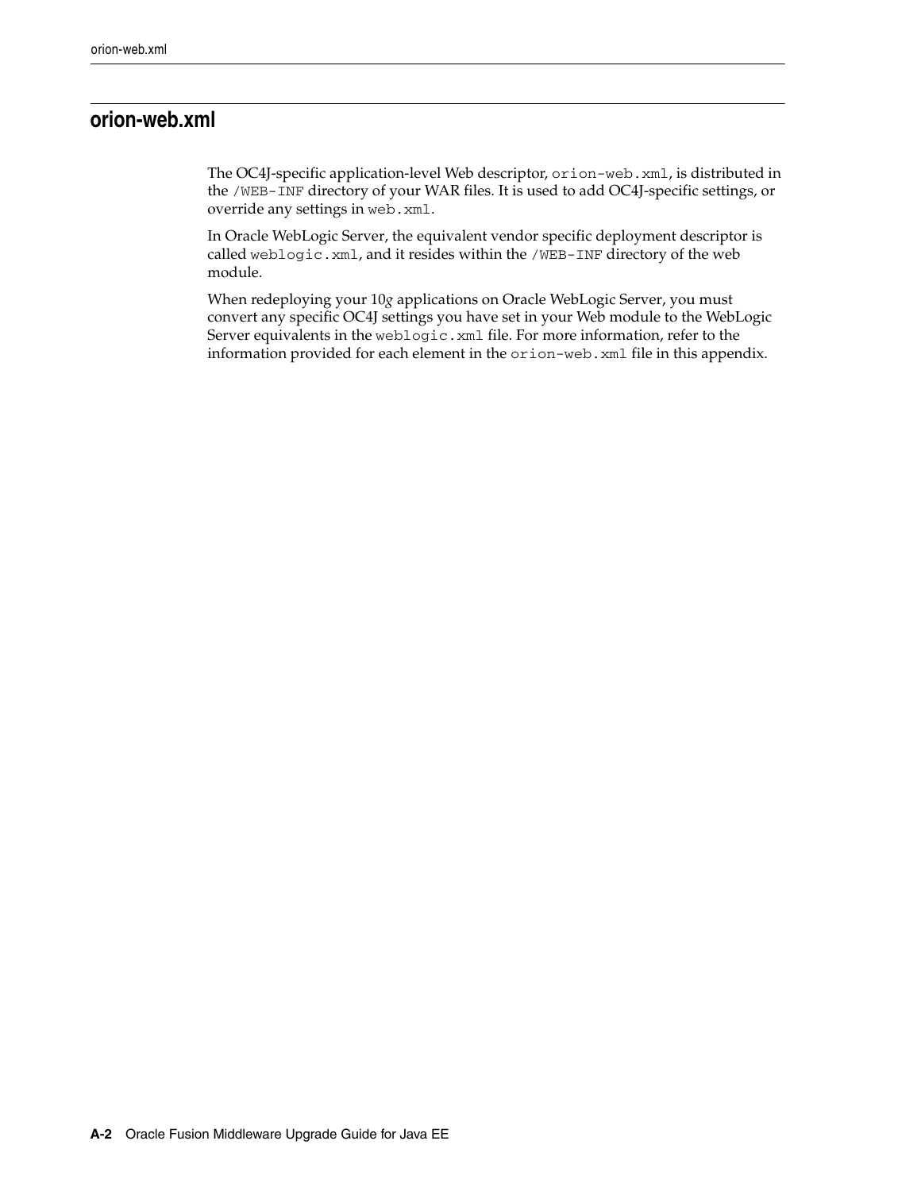## orion-web.xml

The OC4J-specific application-level Web descriptor, `orion-web.xml`, is distributed in the `/WEB-INF` directory of your WAR files. It is used to add OC4J-specific settings, or override any settings in `web.xml`.

In Oracle WebLogic Server, the equivalent vendor specific deployment descriptor is called `weblogic.xml`, and it resides within the `/WEB-INF` directory of the web module.

When redeploying your 10*g* applications on Oracle WebLogic Server, you must convert any specific OC4J settings you have set in your Web module to the WebLogic Server equivalents in the `weblogic.xml` file. For more information, refer to the information provided for each element in the `orion-web.xml` file in this appendix.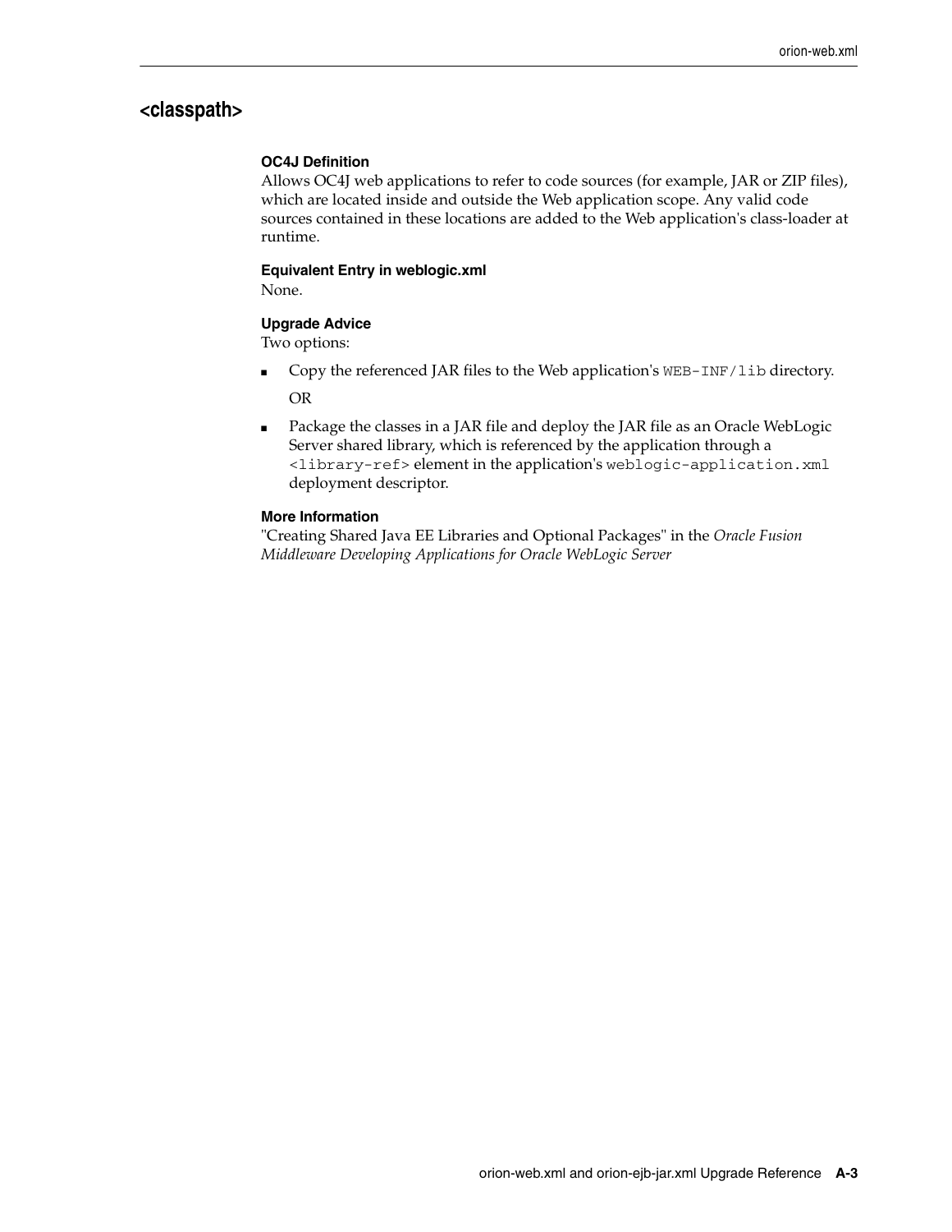## <classpath>

**OC4J Definition**

Allows OC4J web applications to refer to code sources (for example, JAR or ZIP files), which are located inside and outside the Web application scope. Any valid code sources contained in these locations are added to the Web application's class-loader at runtime.

**Equivalent Entry in weblogic.xml**

None.

**Upgrade Advice**

Two options:

- Copy the referenced JAR files to the Web application's `WEB-INF/lib` directory.

  OR

- Package the classes in a JAR file and deploy the JAR file as an Oracle WebLogic Server shared library, which is referenced by the application through a `<library-ref>` element in the application's `weblogic-application.xml` deployment descriptor.

**More Information**

"Creating Shared Java EE Libraries and Optional Packages" in the *Oracle Fusion Middleware Developing Applications for Oracle WebLogic Server*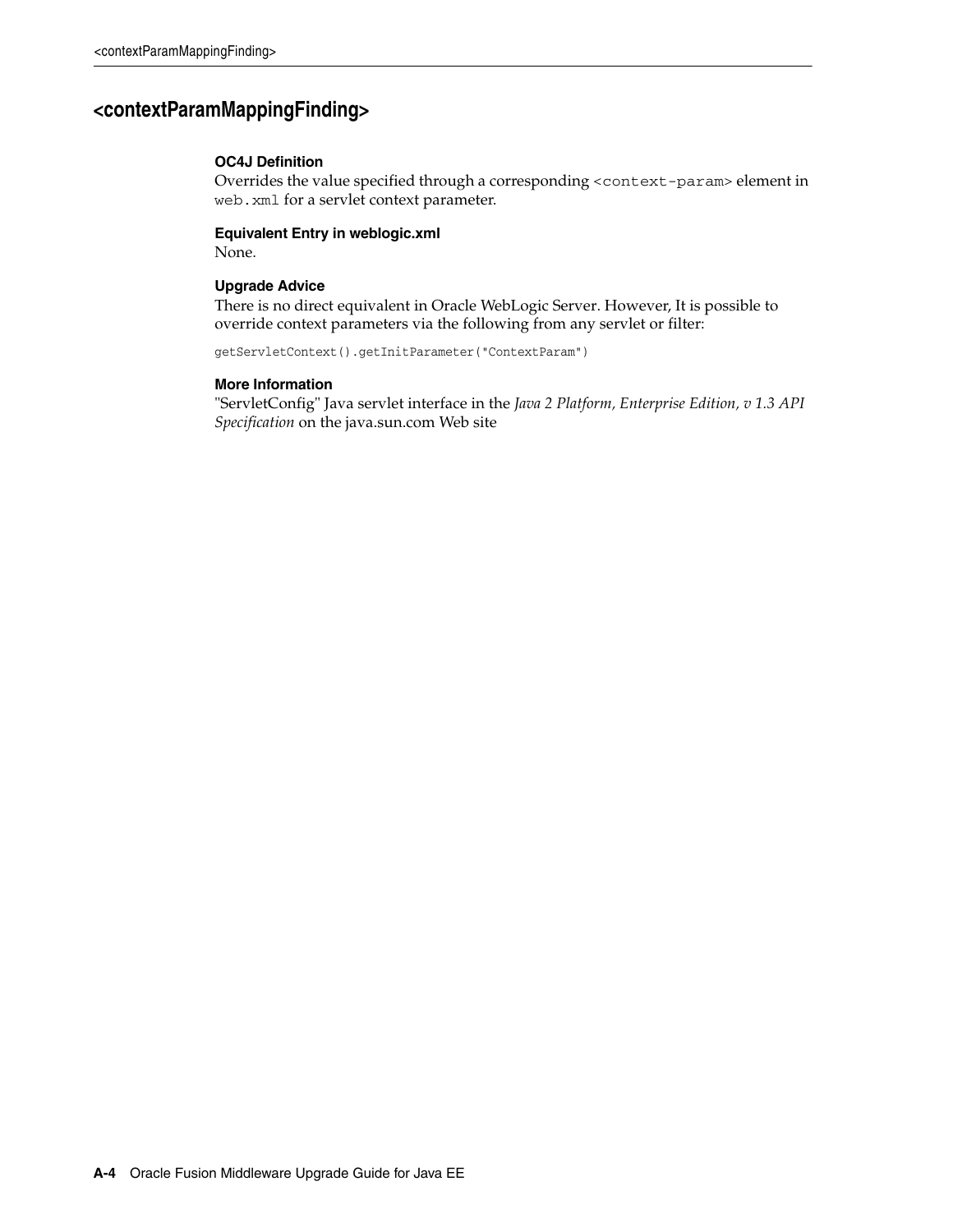## <contextParamMappingFinding>

#### OC4J Definition

Overrides the value specified through a corresponding `<context-param>` element in `web.xml` for a servlet context parameter.

#### Equivalent Entry in weblogic.xml

None.

#### Upgrade Advice

There is no direct equivalent in Oracle WebLogic Server. However, It is possible to override context parameters via the following from any servlet or filter:

```
getServletContext().getInitParameter("ContextParam")
```

#### More Information

"ServletConfig" Java servlet interface in the *Java 2 Platform, Enterprise Edition, v 1.3 API Specification* on the java.sun.com Web site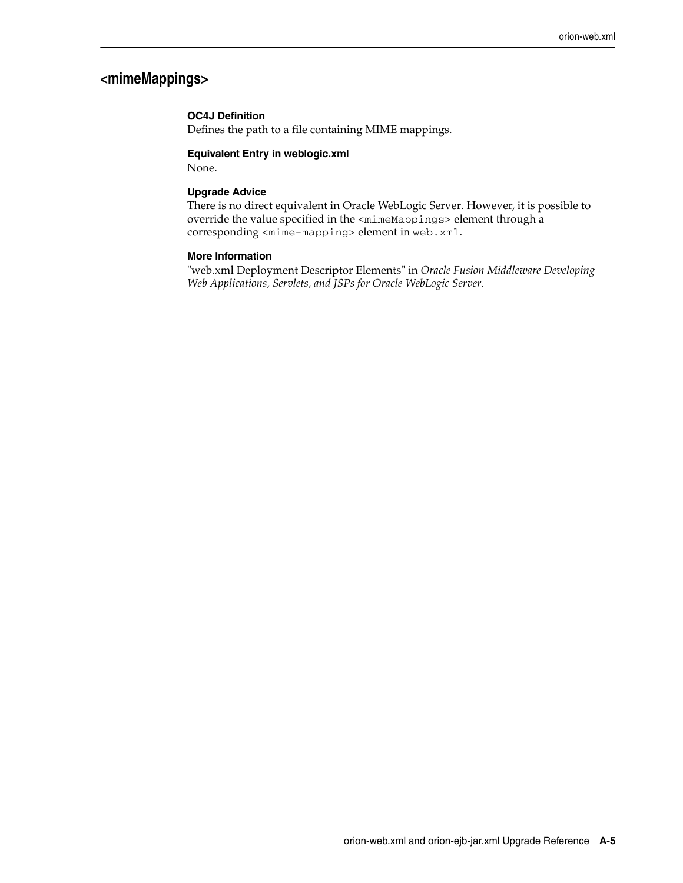## <mimeMappings>

**OC4J Definition**

Defines the path to a file containing MIME mappings.

**Equivalent Entry in weblogic.xml**

None.

**Upgrade Advice**

There is no direct equivalent in Oracle WebLogic Server. However, it is possible to override the value specified in the `<mimeMappings>` element through a corresponding `<mime-mapping>` element in `web.xml`.

**More Information**

"web.xml Deployment Descriptor Elements" in *Oracle Fusion Middleware Developing Web Applications, Servlets, and JSPs for Oracle WebLogic Server*.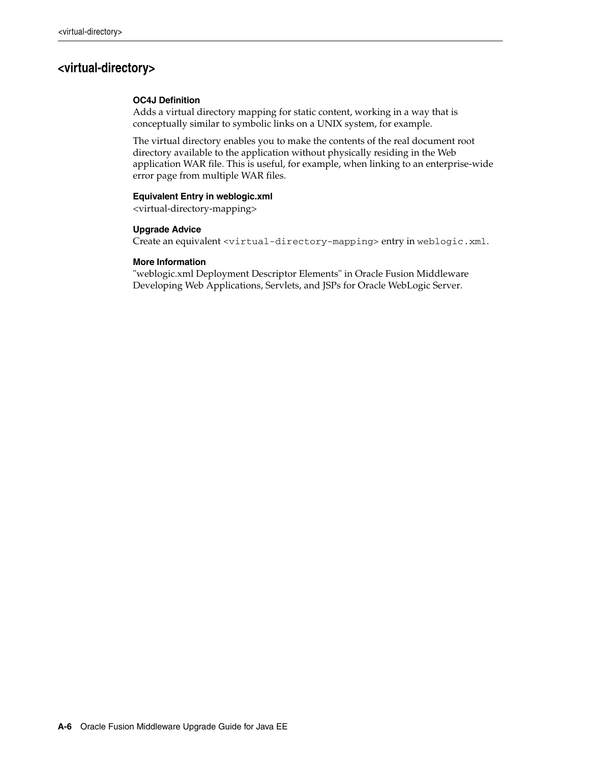## <virtual-directory>

**OC4J Definition**

Adds a virtual directory mapping for static content, working in a way that is conceptually similar to symbolic links on a UNIX system, for example.

The virtual directory enables you to make the contents of the real document root directory available to the application without physically residing in the Web application WAR file. This is useful, for example, when linking to an enterprise-wide error page from multiple WAR files.

**Equivalent Entry in weblogic.xml**

<virtual-directory-mapping>

**Upgrade Advice**

Create an equivalent `<virtual-directory-mapping>` entry in `weblogic.xml`.

**More Information**

"weblogic.xml Deployment Descriptor Elements" in Oracle Fusion Middleware Developing Web Applications, Servlets, and JSPs for Oracle WebLogic Server.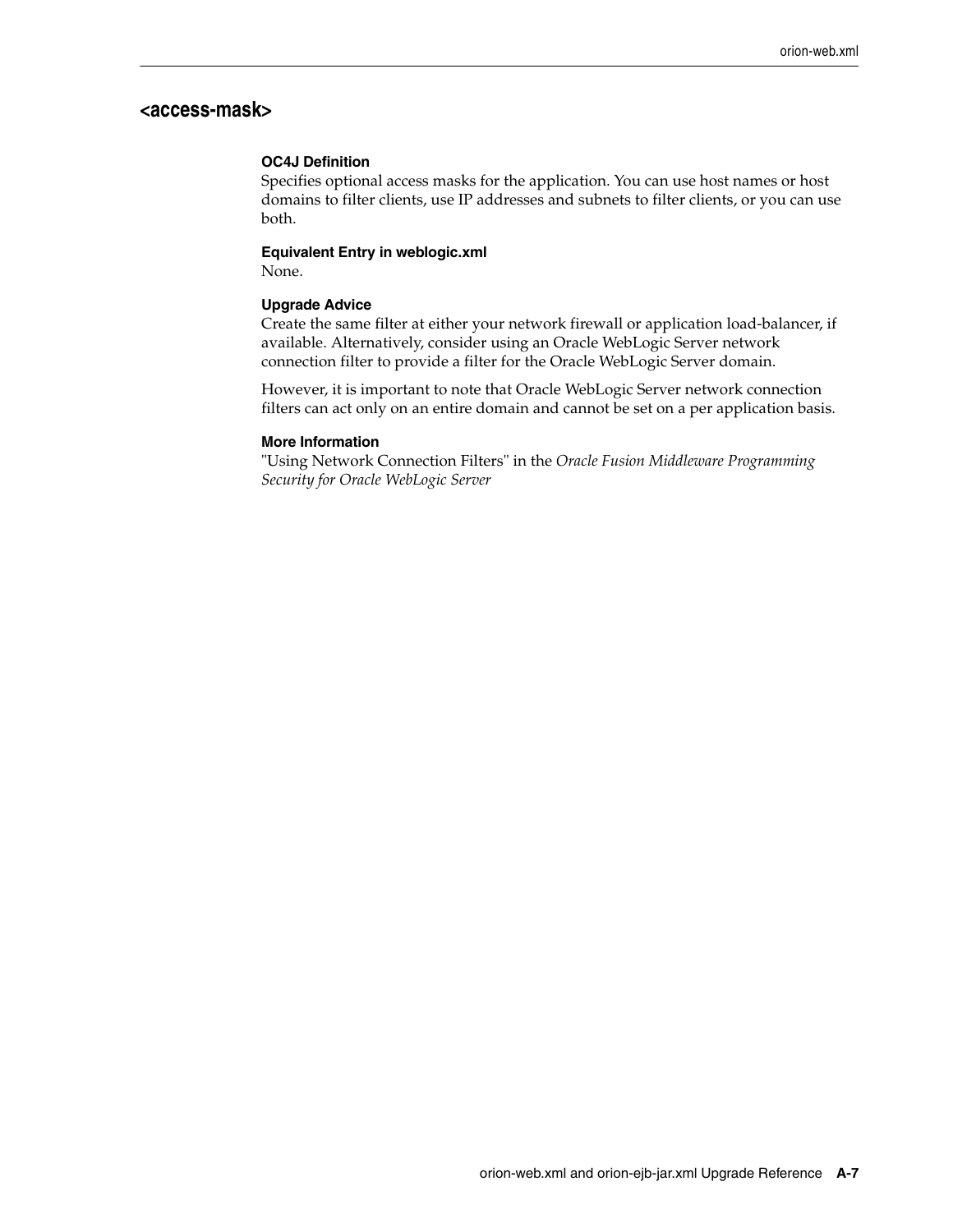## <access-mask>

**OC4J Definition**
Specifies optional access masks for the application. You can use host names or host domains to filter clients, use IP addresses and subnets to filter clients, or you can use both.

**Equivalent Entry in weblogic.xml**
None.

**Upgrade Advice**
Create the same filter at either your network firewall or application load-balancer, if available. Alternatively, consider using an Oracle WebLogic Server network connection filter to provide a filter for the Oracle WebLogic Server domain.

However, it is important to note that Oracle WebLogic Server network connection filters can act only on an entire domain and cannot be set on a per application basis.

**More Information**
"Using Network Connection Filters" in the *Oracle Fusion Middleware Programming Security for Oracle WebLogic Server*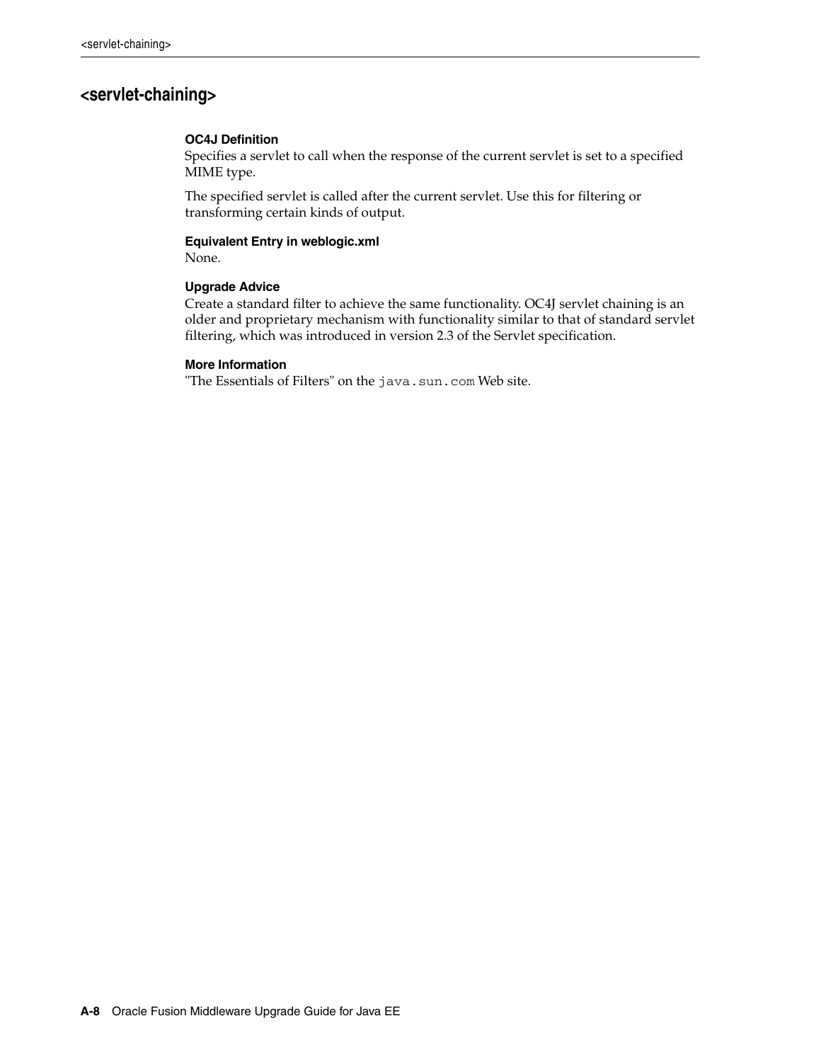## <servlet-chaining>

**OC4J Definition**

Specifies a servlet to call when the response of the current servlet is set to a specified MIME type.

The specified servlet is called after the current servlet. Use this for filtering or transforming certain kinds of output.

**Equivalent Entry in weblogic.xml**

None.

**Upgrade Advice**

Create a standard filter to achieve the same functionality. OC4J servlet chaining is an older and proprietary mechanism with functionality similar to that of standard servlet filtering, which was introduced in version 2.3 of the Servlet specification.

**More Information**

"The Essentials of Filters" on the `java.sun.com` Web site.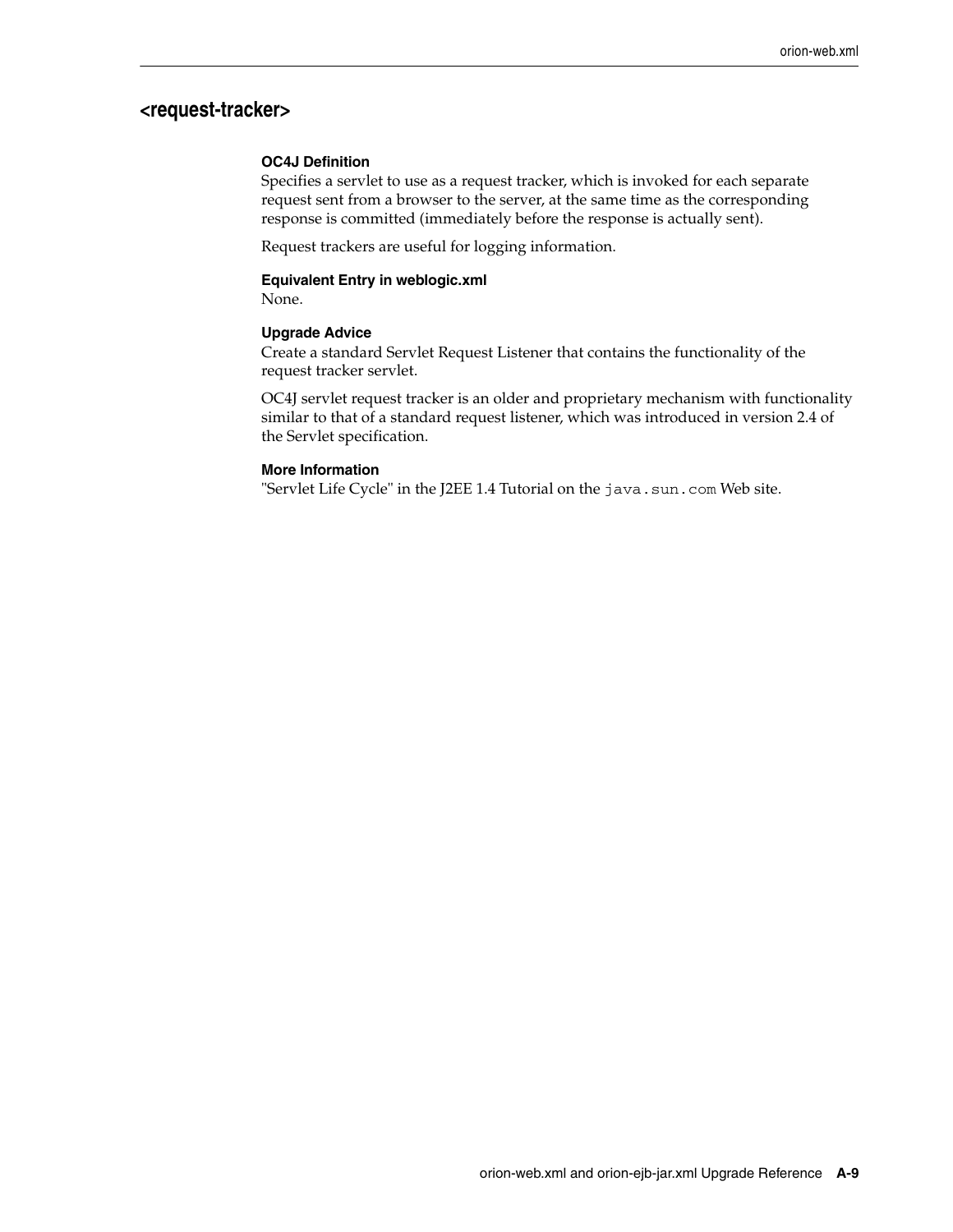## <request-tracker>

**OC4J Definition**

Specifies a servlet to use as a request tracker, which is invoked for each separate request sent from a browser to the server, at the same time as the corresponding response is committed (immediately before the response is actually sent).

Request trackers are useful for logging information.

**Equivalent Entry in weblogic.xml**

None.

**Upgrade Advice**

Create a standard Servlet Request Listener that contains the functionality of the request tracker servlet.

OC4J servlet request tracker is an older and proprietary mechanism with functionality similar to that of a standard request listener, which was introduced in version 2.4 of the Servlet specification.

**More Information**

"Servlet Life Cycle" in the J2EE 1.4 Tutorial on the `java.sun.com` Web site.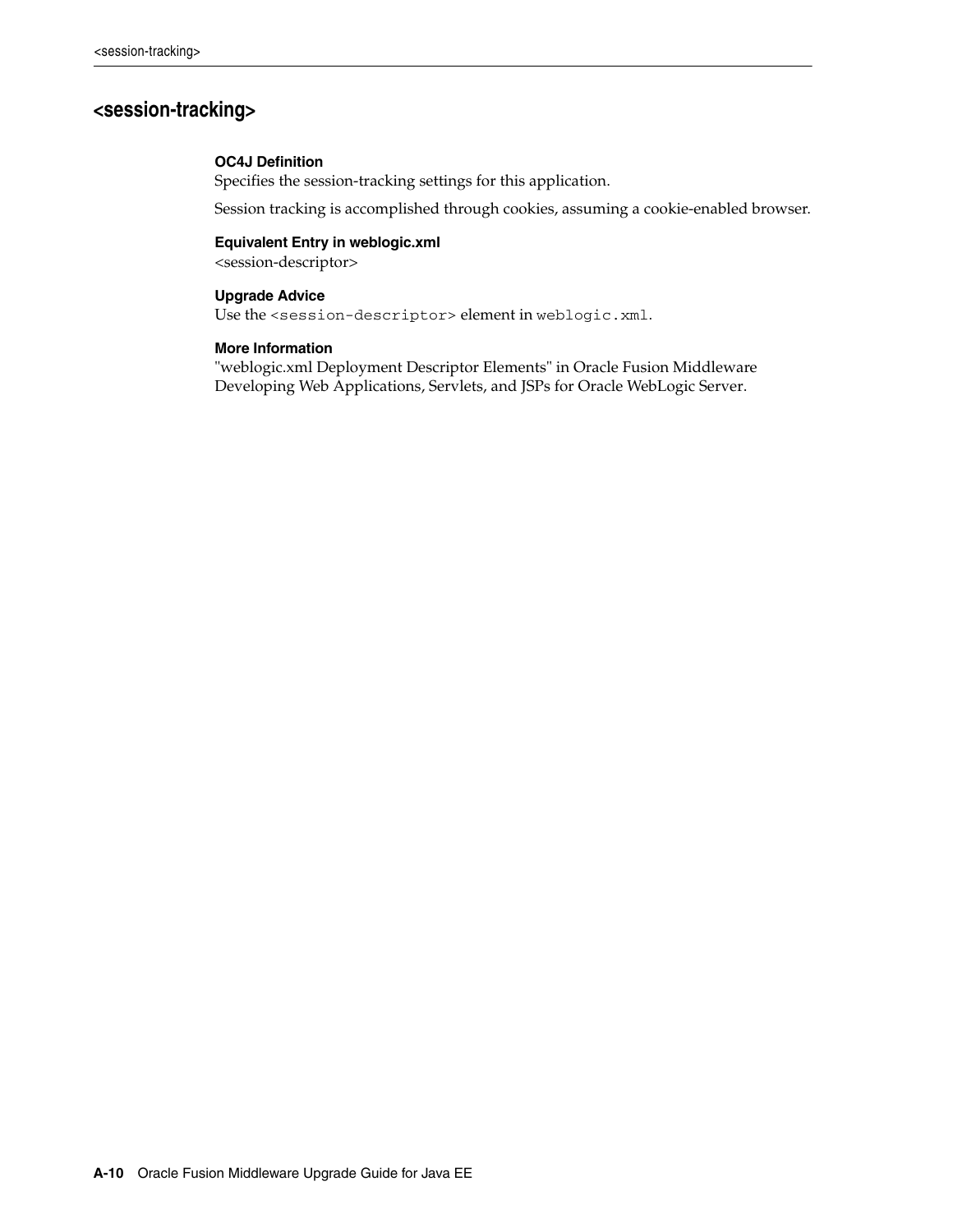## <session-tracking>

**OC4J Definition**

Specifies the session-tracking settings for this application.

Session tracking is accomplished through cookies, assuming a cookie-enabled browser.

**Equivalent Entry in weblogic.xml**

<session-descriptor>

**Upgrade Advice**

Use the `<session-descriptor>` element in `weblogic.xml`.

**More Information**

"weblogic.xml Deployment Descriptor Elements" in Oracle Fusion Middleware Developing Web Applications, Servlets, and JSPs for Oracle WebLogic Server.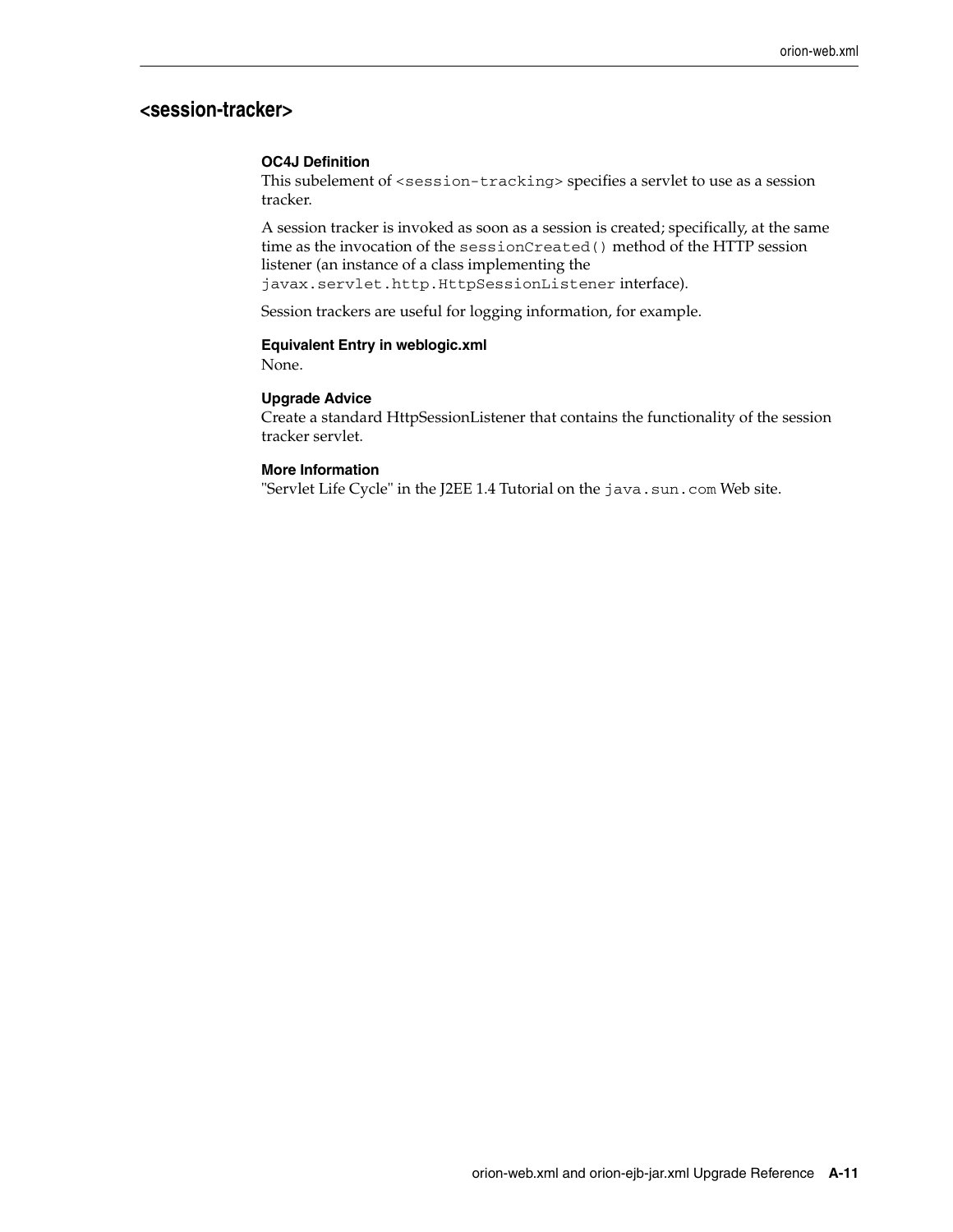## <session-tracker>

**OC4J Definition**

This subelement of `<session-tracking>` specifies a servlet to use as a session tracker.

A session tracker is invoked as soon as a session is created; specifically, at the same time as the invocation of the `sessionCreated()` method of the HTTP session listener (an instance of a class implementing the `javax.servlet.http.HttpSessionListener` interface).

Session trackers are useful for logging information, for example.

**Equivalent Entry in weblogic.xml**

None.

**Upgrade Advice**

Create a standard HttpSessionListener that contains the functionality of the session tracker servlet.

**More Information**

"Servlet Life Cycle" in the J2EE 1.4 Tutorial on the `java.sun.com` Web site.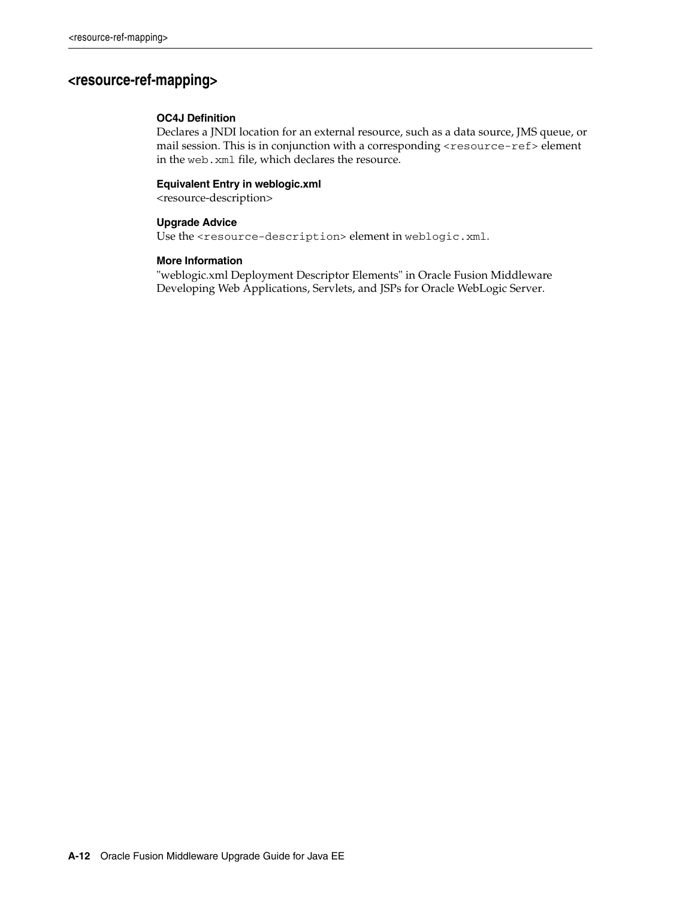## <resource-ref-mapping>

**OC4J Definition**

Declares a JNDI location for an external resource, such as a data source, JMS queue, or mail session. This is in conjunction with a corresponding `<resource-ref>` element in the `web.xml` file, which declares the resource.

**Equivalent Entry in weblogic.xml**

<resource-description>

**Upgrade Advice**

Use the `<resource-description>` element in `weblogic.xml`.

**More Information**

"weblogic.xml Deployment Descriptor Elements" in Oracle Fusion Middleware Developing Web Applications, Servlets, and JSPs for Oracle WebLogic Server.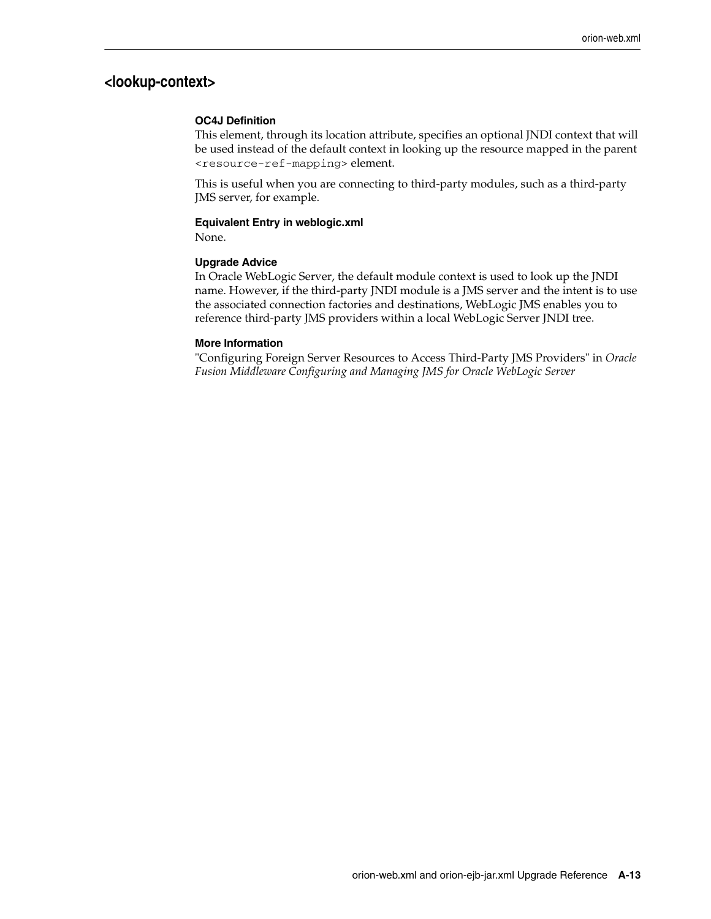## <lookup-context>

**OC4J Definition**

This element, through its location attribute, specifies an optional JNDI context that will be used instead of the default context in looking up the resource mapped in the parent `<resource-ref-mapping>` element.

This is useful when you are connecting to third-party modules, such as a third-party JMS server, for example.

**Equivalent Entry in weblogic.xml**

None.

**Upgrade Advice**

In Oracle WebLogic Server, the default module context is used to look up the JNDI name. However, if the third-party JNDI module is a JMS server and the intent is to use the associated connection factories and destinations, WebLogic JMS enables you to reference third-party JMS providers within a local WebLogic Server JNDI tree.

**More Information**

"Configuring Foreign Server Resources to Access Third-Party JMS Providers" in *Oracle Fusion Middleware Configuring and Managing JMS for Oracle WebLogic Server*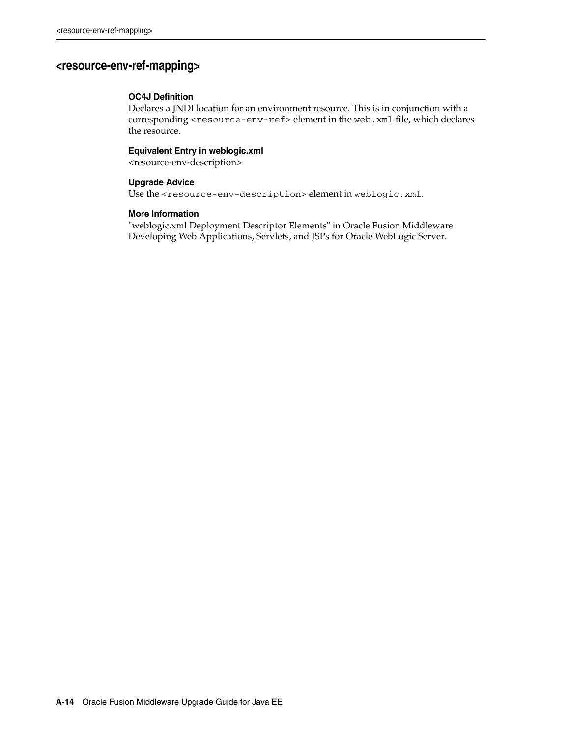## <resource-env-ref-mapping>

**OC4J Definition**

Declares a JNDI location for an environment resource. This is in conjunction with a corresponding `<resource-env-ref>` element in the `web.xml` file, which declares the resource.

**Equivalent Entry in weblogic.xml**

<resource-env-description>

**Upgrade Advice**

Use the `<resource-env-description>` element in `weblogic.xml`.

**More Information**

"weblogic.xml Deployment Descriptor Elements" in Oracle Fusion Middleware Developing Web Applications, Servlets, and JSPs for Oracle WebLogic Server.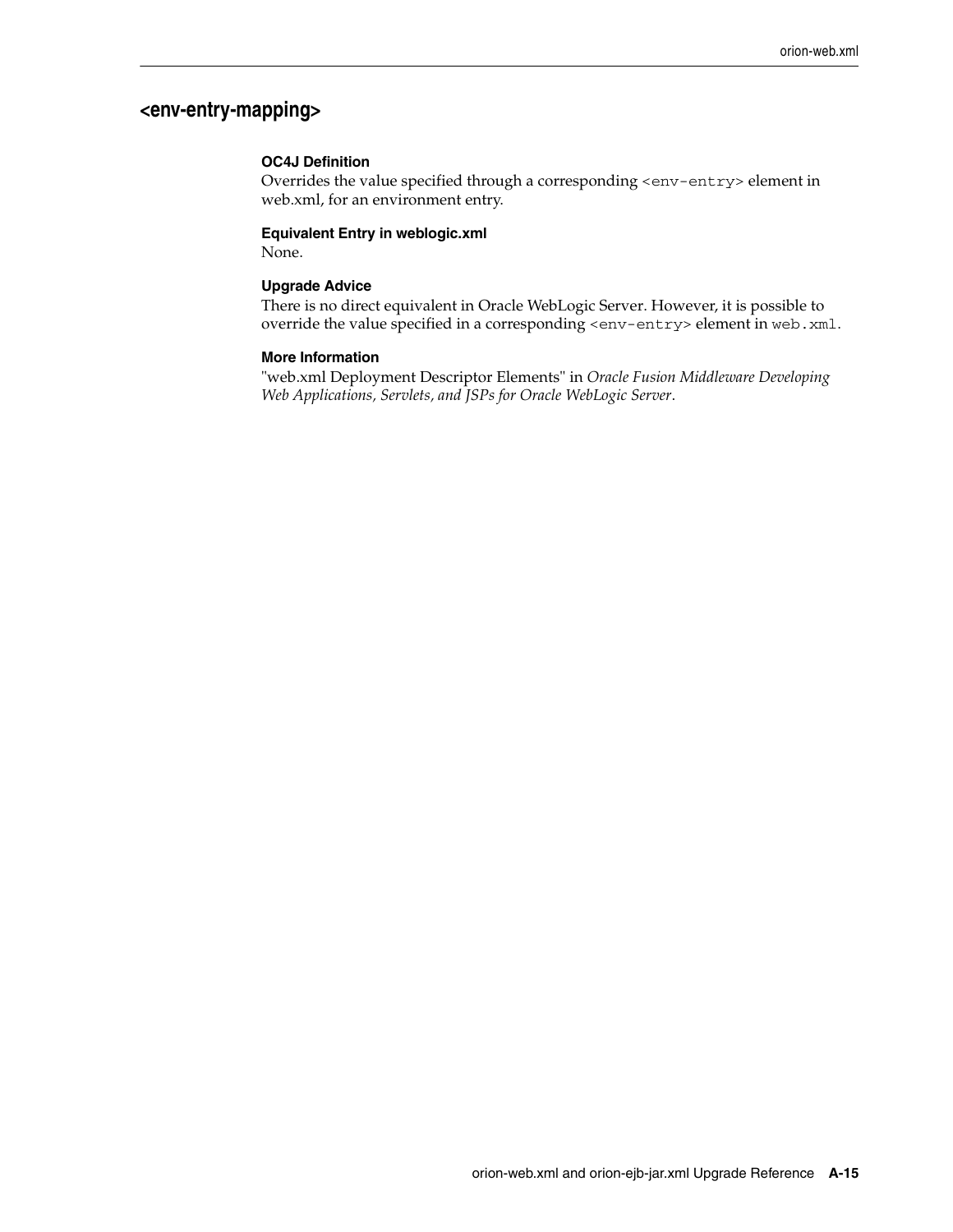## <env-entry-mapping>

**OC4J Definition**

Overrides the value specified through a corresponding `<env-entry>` element in web.xml, for an environment entry.

**Equivalent Entry in weblogic.xml**

None.

**Upgrade Advice**

There is no direct equivalent in Oracle WebLogic Server. However, it is possible to override the value specified in a corresponding `<env-entry>` element in `web.xml`.

**More Information**

"web.xml Deployment Descriptor Elements" in *Oracle Fusion Middleware Developing Web Applications, Servlets, and JSPs for Oracle WebLogic Server*.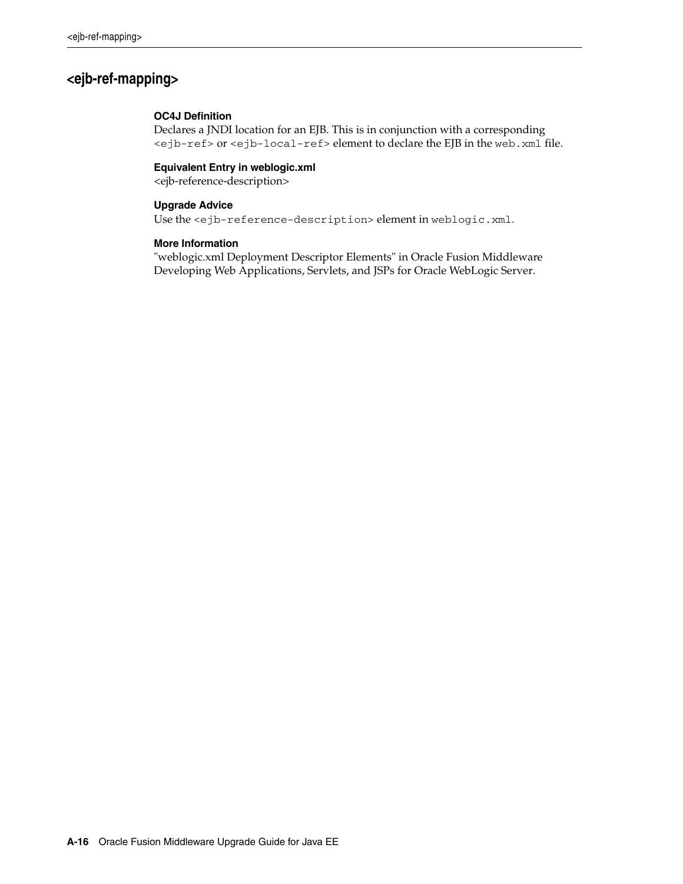## <ejb-ref-mapping>

**OC4J Definition**

Declares a JNDI location for an EJB. This is in conjunction with a corresponding `<ejb-ref>` or `<ejb-local-ref>` element to declare the EJB in the `web.xml` file.

**Equivalent Entry in weblogic.xml**

<ejb-reference-description>

**Upgrade Advice**

Use the `<ejb-reference-description>` element in `weblogic.xml`.

**More Information**

"weblogic.xml Deployment Descriptor Elements" in Oracle Fusion Middleware Developing Web Applications, Servlets, and JSPs for Oracle WebLogic Server.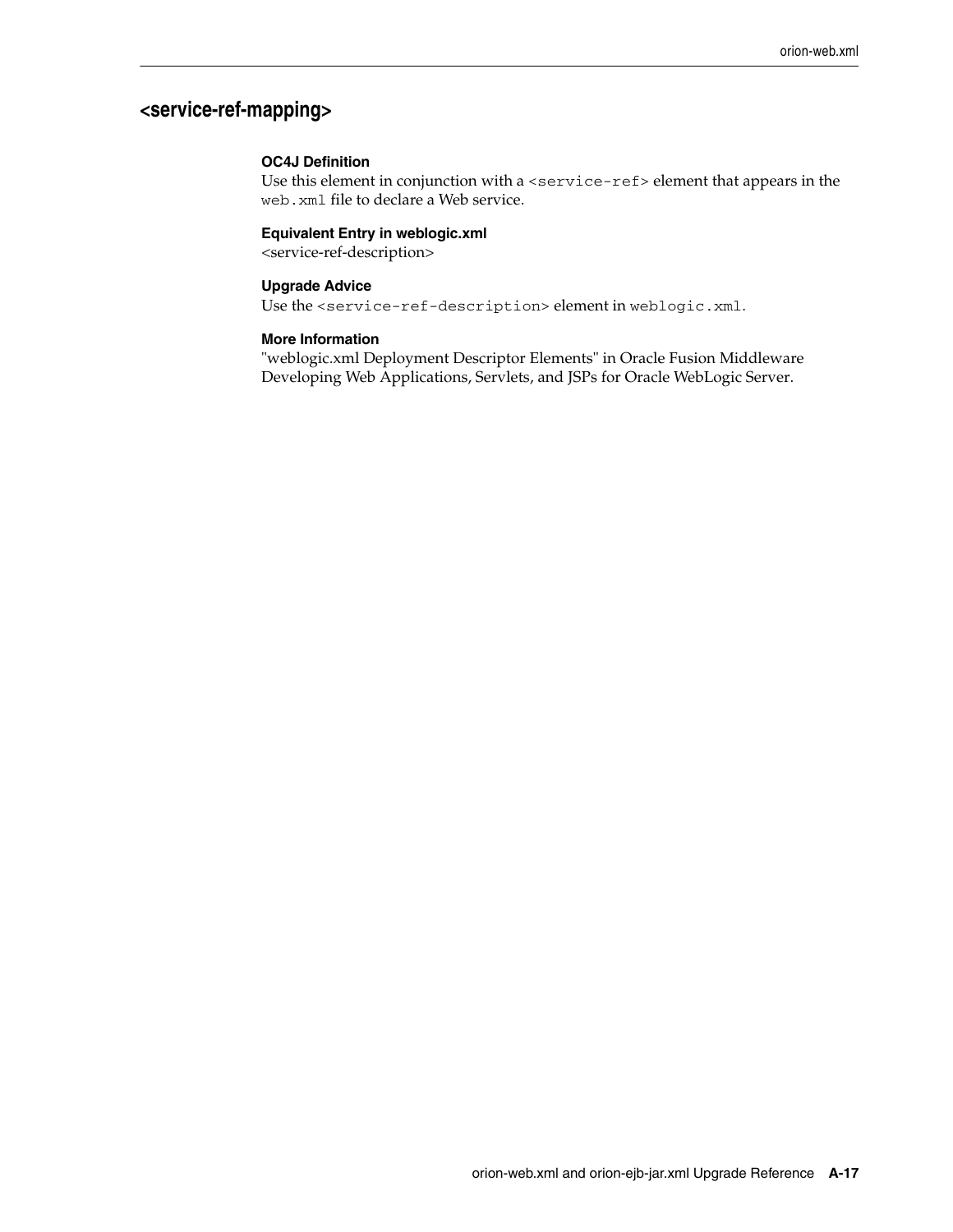## <service-ref-mapping>

**OC4J Definition**

Use this element in conjunction with a `<service-ref>` element that appears in the `web.xml` file to declare a Web service.

**Equivalent Entry in weblogic.xml**

<service-ref-description>

**Upgrade Advice**

Use the `<service-ref-description>` element in `weblogic.xml`.

**More Information**

"weblogic.xml Deployment Descriptor Elements" in Oracle Fusion Middleware Developing Web Applications, Servlets, and JSPs for Oracle WebLogic Server.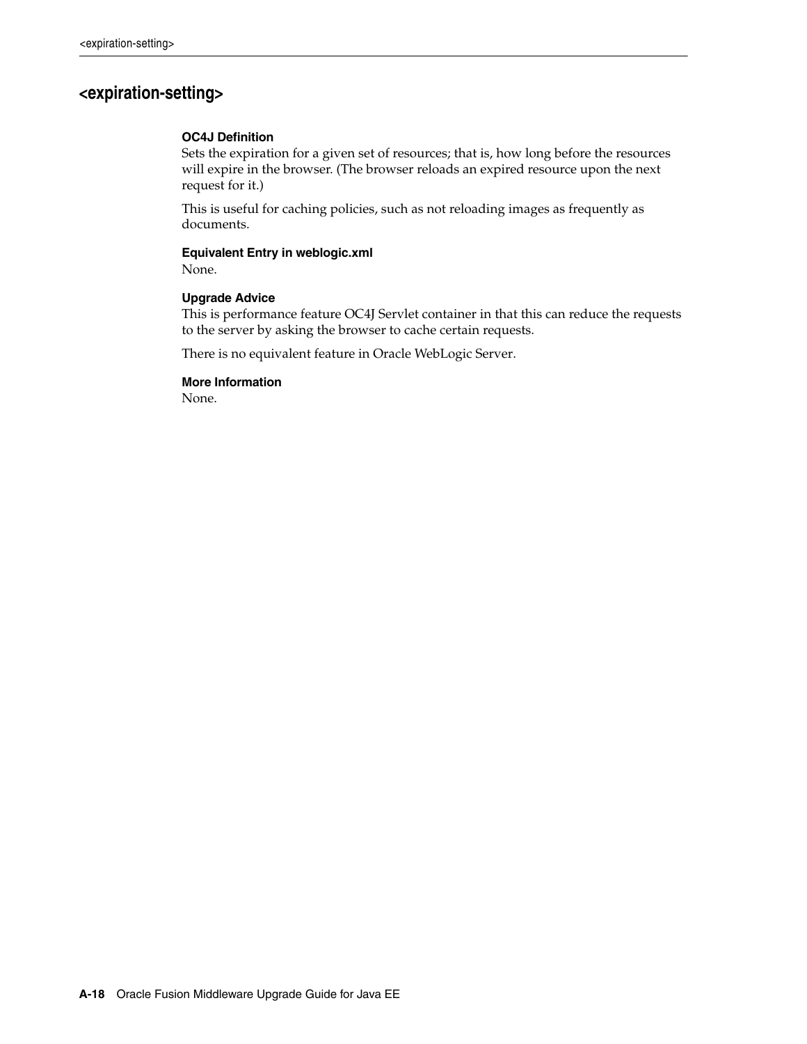## <expiration-setting>

**OC4J Definition**

Sets the expiration for a given set of resources; that is, how long before the resources will expire in the browser. (The browser reloads an expired resource upon the next request for it.)

This is useful for caching policies, such as not reloading images as frequently as documents.

**Equivalent Entry in weblogic.xml**

None.

**Upgrade Advice**

This is performance feature OC4J Servlet container in that this can reduce the requests to the server by asking the browser to cache certain requests.

There is no equivalent feature in Oracle WebLogic Server.

**More Information**

None.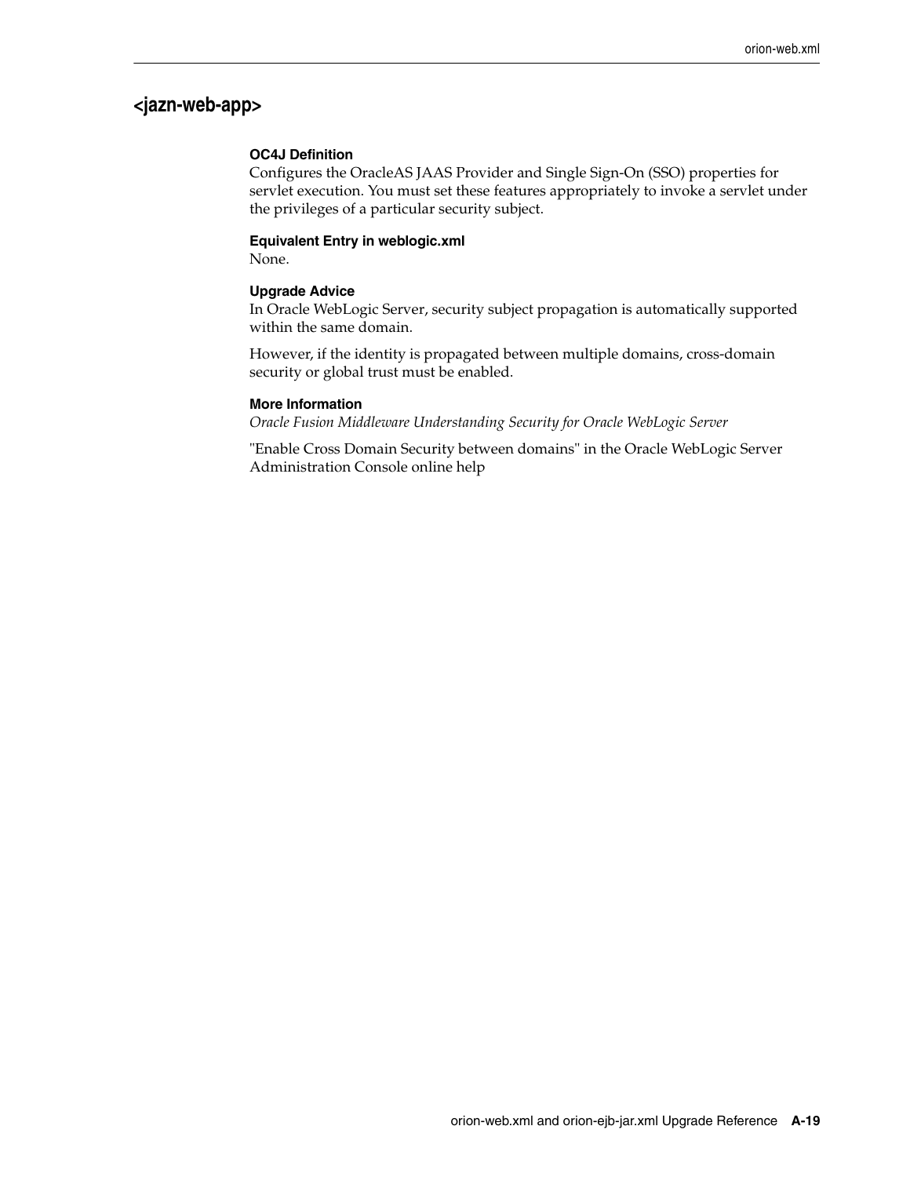## <jazn-web-app>

**OC4J Definition**

Configures the OracleAS JAAS Provider and Single Sign-On (SSO) properties for servlet execution. You must set these features appropriately to invoke a servlet under the privileges of a particular security subject.

**Equivalent Entry in weblogic.xml**

None.

**Upgrade Advice**

In Oracle WebLogic Server, security subject propagation is automatically supported within the same domain.

However, if the identity is propagated between multiple domains, cross-domain security or global trust must be enabled.

**More Information**

*Oracle Fusion Middleware Understanding Security for Oracle WebLogic Server*

"Enable Cross Domain Security between domains" in the Oracle WebLogic Server Administration Console online help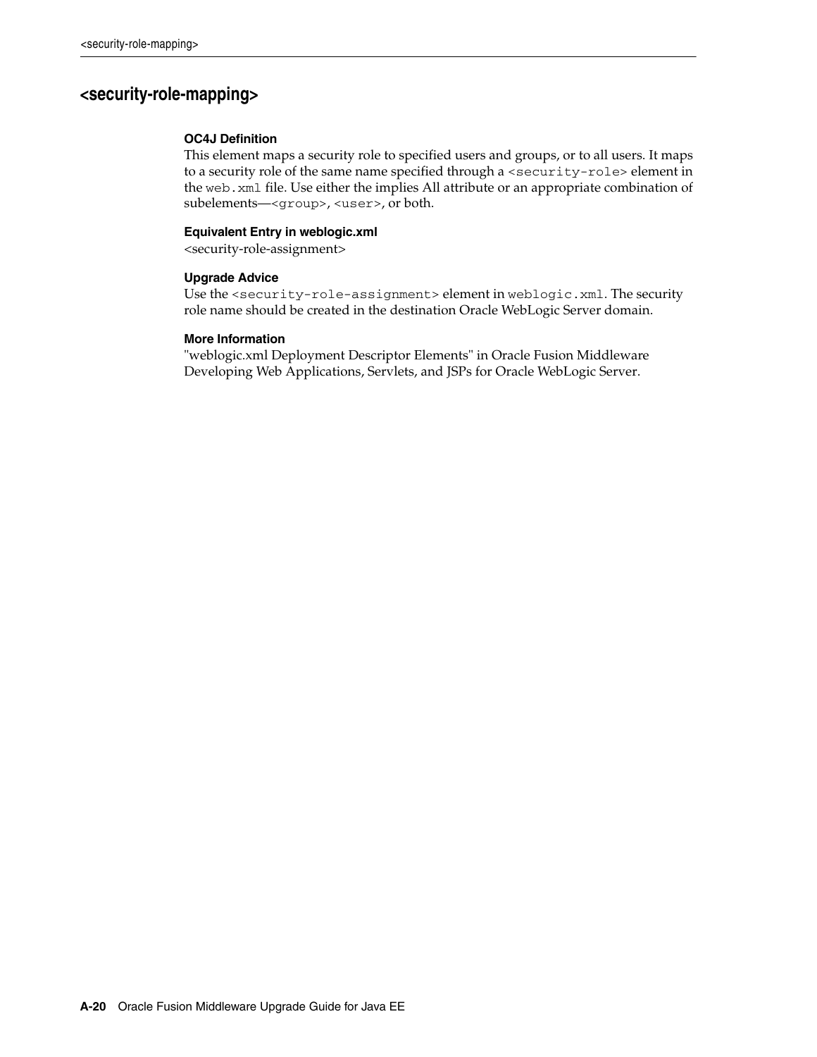## <security-role-mapping>

**OC4J Definition**

This element maps a security role to specified users and groups, or to all users. It maps to a security role of the same name specified through a `<security-role>` element in the `web.xml` file. Use either the implies All attribute or an appropriate combination of subelements—`<group>`, `<user>`, or both.

**Equivalent Entry in weblogic.xml**

<security-role-assignment>

**Upgrade Advice**

Use the `<security-role-assignment>` element in `weblogic.xml`. The security role name should be created in the destination Oracle WebLogic Server domain.

**More Information**

"weblogic.xml Deployment Descriptor Elements" in Oracle Fusion Middleware Developing Web Applications, Servlets, and JSPs for Oracle WebLogic Server.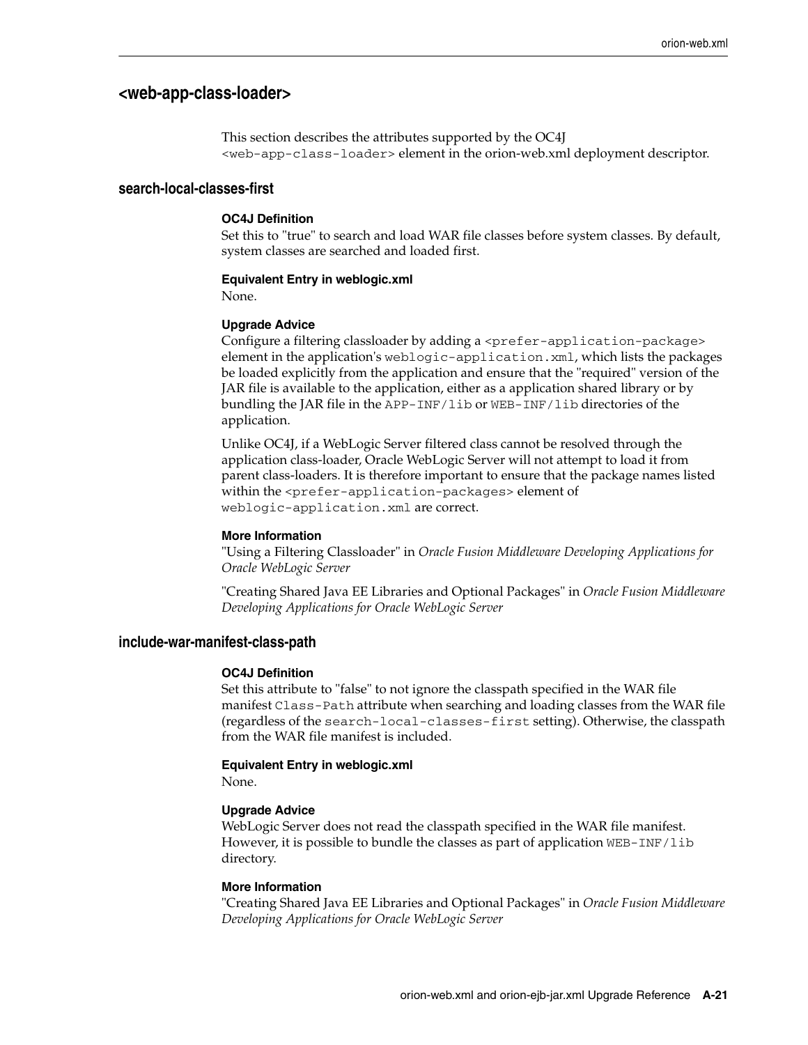## <web-app-class-loader>

This section describes the attributes supported by the OC4J `<web-app-class-loader>` element in the orion-web.xml deployment descriptor.

### search-local-classes-first

**OC4J Definition**

Set this to "true" to search and load WAR file classes before system classes. By default, system classes are searched and loaded first.

**Equivalent Entry in weblogic.xml**

None.

**Upgrade Advice**

Configure a filtering classloader by adding a `<prefer-application-package>` element in the application's `weblogic-application.xml`, which lists the packages be loaded explicitly from the application and ensure that the "required" version of the JAR file is available to the application, either as a application shared library or by bundling the JAR file in the `APP-INF/lib` or `WEB-INF/lib` directories of the application.

Unlike OC4J, if a WebLogic Server filtered class cannot be resolved through the application class-loader, Oracle WebLogic Server will not attempt to load it from parent class-loaders. It is therefore important to ensure that the package names listed within the `<prefer-application-packages>` element of `weblogic-application.xml` are correct.

**More Information**

"Using a Filtering Classloader" in *Oracle Fusion Middleware Developing Applications for Oracle WebLogic Server*

"Creating Shared Java EE Libraries and Optional Packages" in *Oracle Fusion Middleware Developing Applications for Oracle WebLogic Server*

### include-war-manifest-class-path

**OC4J Definition**

Set this attribute to "false" to not ignore the classpath specified in the WAR file manifest `Class-Path` attribute when searching and loading classes from the WAR file (regardless of the `search-local-classes-first` setting). Otherwise, the classpath from the WAR file manifest is included.

**Equivalent Entry in weblogic.xml**

None.

**Upgrade Advice**

WebLogic Server does not read the classpath specified in the WAR file manifest. However, it is possible to bundle the classes as part of application `WEB-INF/lib` directory.

**More Information**

"Creating Shared Java EE Libraries and Optional Packages" in *Oracle Fusion Middleware Developing Applications for Oracle WebLogic Server*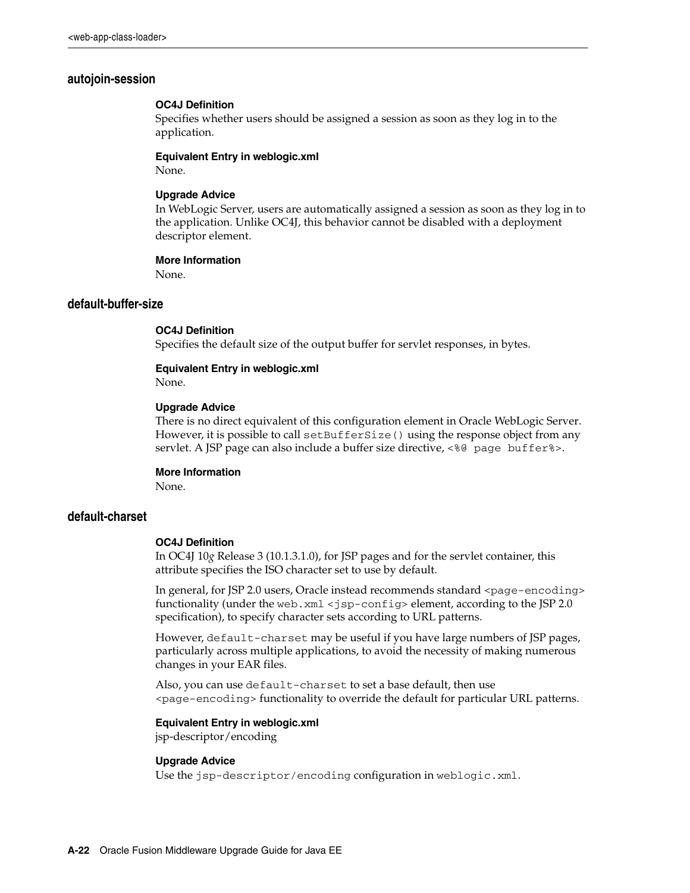### autojoin-session

**OC4J Definition**

Specifies whether users should be assigned a session as soon as they log in to the application.

**Equivalent Entry in weblogic.xml**

None.

**Upgrade Advice**

In WebLogic Server, users are automatically assigned a session as soon as they log in to the application. Unlike OC4J, this behavior cannot be disabled with a deployment descriptor element.

**More Information**

None.

### default-buffer-size

**OC4J Definition**

Specifies the default size of the output buffer for servlet responses, in bytes.

**Equivalent Entry in weblogic.xml**

None.

**Upgrade Advice**

There is no direct equivalent of this configuration element in Oracle WebLogic Server. However, it is possible to call `setBufferSize()` using the response object from any servlet. A JSP page can also include a buffer size directive, `<%@ page buffer%>`.

**More Information**

None.

### default-charset

**OC4J Definition**

In OC4J 10*g* Release 3 (10.1.3.1.0), for JSP pages and for the servlet container, this attribute specifies the ISO character set to use by default.

In general, for JSP 2.0 users, Oracle instead recommends standard `<page-encoding>` functionality (under the `web.xml` `<jsp-config>` element, according to the JSP 2.0 specification), to specify character sets according to URL patterns.

However, `default-charset` may be useful if you have large numbers of JSP pages, particularly across multiple applications, to avoid the necessity of making numerous changes in your EAR files.

Also, you can use `default-charset` to set a base default, then use `<page-encoding>` functionality to override the default for particular URL patterns.

**Equivalent Entry in weblogic.xml**

jsp-descriptor/encoding

**Upgrade Advice**

Use the `jsp-descriptor/encoding` configuration in `weblogic.xml`.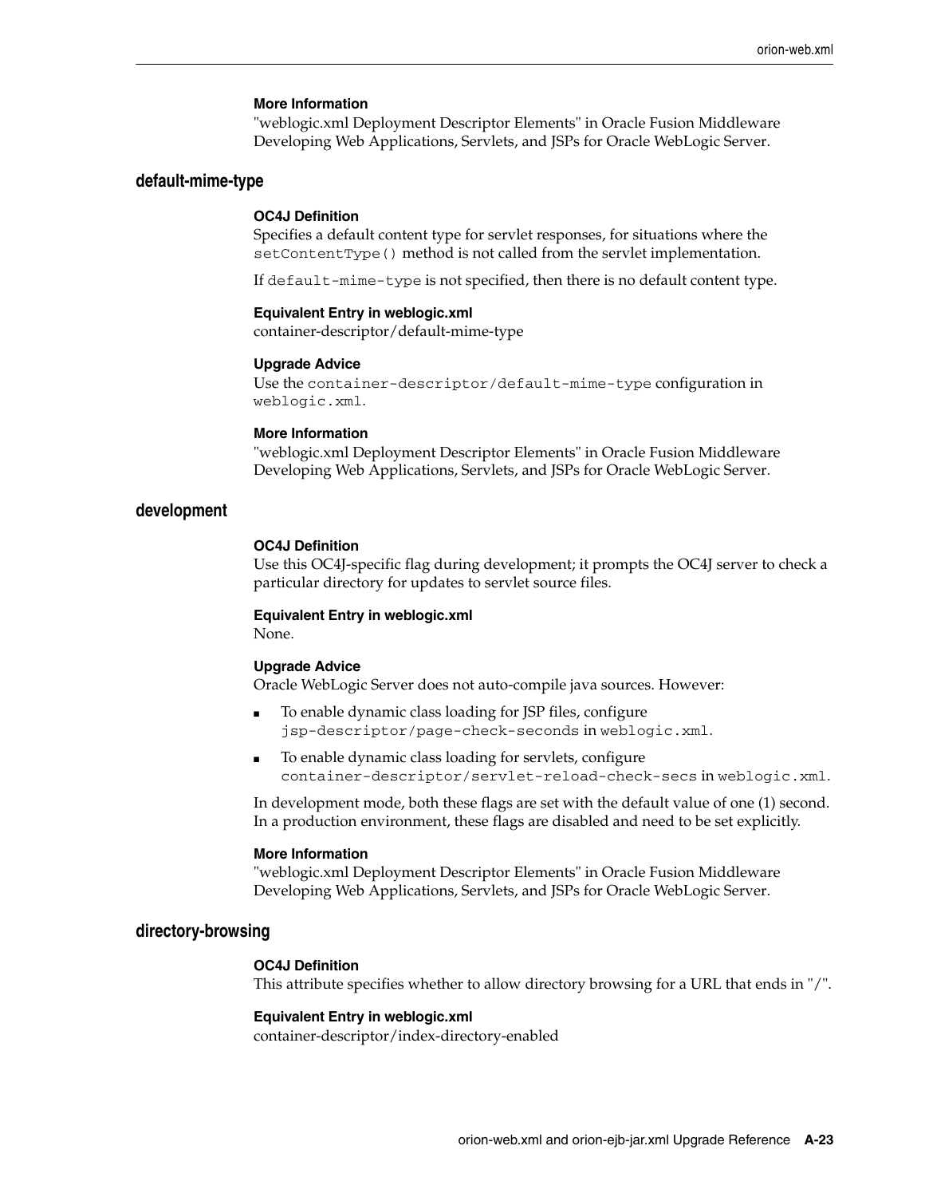**More Information**
"weblogic.xml Deployment Descriptor Elements" in Oracle Fusion Middleware Developing Web Applications, Servlets, and JSPs for Oracle WebLogic Server.

### default-mime-type

**OC4J Definition**
Specifies a default content type for servlet responses, for situations where the `setContentType()` method is not called from the servlet implementation.

If `default-mime-type` is not specified, then there is no default content type.

**Equivalent Entry in weblogic.xml**
container-descriptor/default-mime-type

**Upgrade Advice**
Use the `container-descriptor/default-mime-type` configuration in `weblogic.xml`.

**More Information**
"weblogic.xml Deployment Descriptor Elements" in Oracle Fusion Middleware Developing Web Applications, Servlets, and JSPs for Oracle WebLogic Server.

### development

**OC4J Definition**
Use this OC4J-specific flag during development; it prompts the OC4J server to check a particular directory for updates to servlet source files.

**Equivalent Entry in weblogic.xml**
None.

**Upgrade Advice**
Oracle WebLogic Server does not auto-compile java sources. However:

- To enable dynamic class loading for JSP files, configure `jsp-descriptor/page-check-seconds` in `weblogic.xml`.
- To enable dynamic class loading for servlets, configure `container-descriptor/servlet-reload-check-secs` in `weblogic.xml`.

In development mode, both these flags are set with the default value of one (1) second. In a production environment, these flags are disabled and need to be set explicitly.

**More Information**
"weblogic.xml Deployment Descriptor Elements" in Oracle Fusion Middleware Developing Web Applications, Servlets, and JSPs for Oracle WebLogic Server.

### directory-browsing

**OC4J Definition**
This attribute specifies whether to allow directory browsing for a URL that ends in "/".

**Equivalent Entry in weblogic.xml**
container-descriptor/index-directory-enabled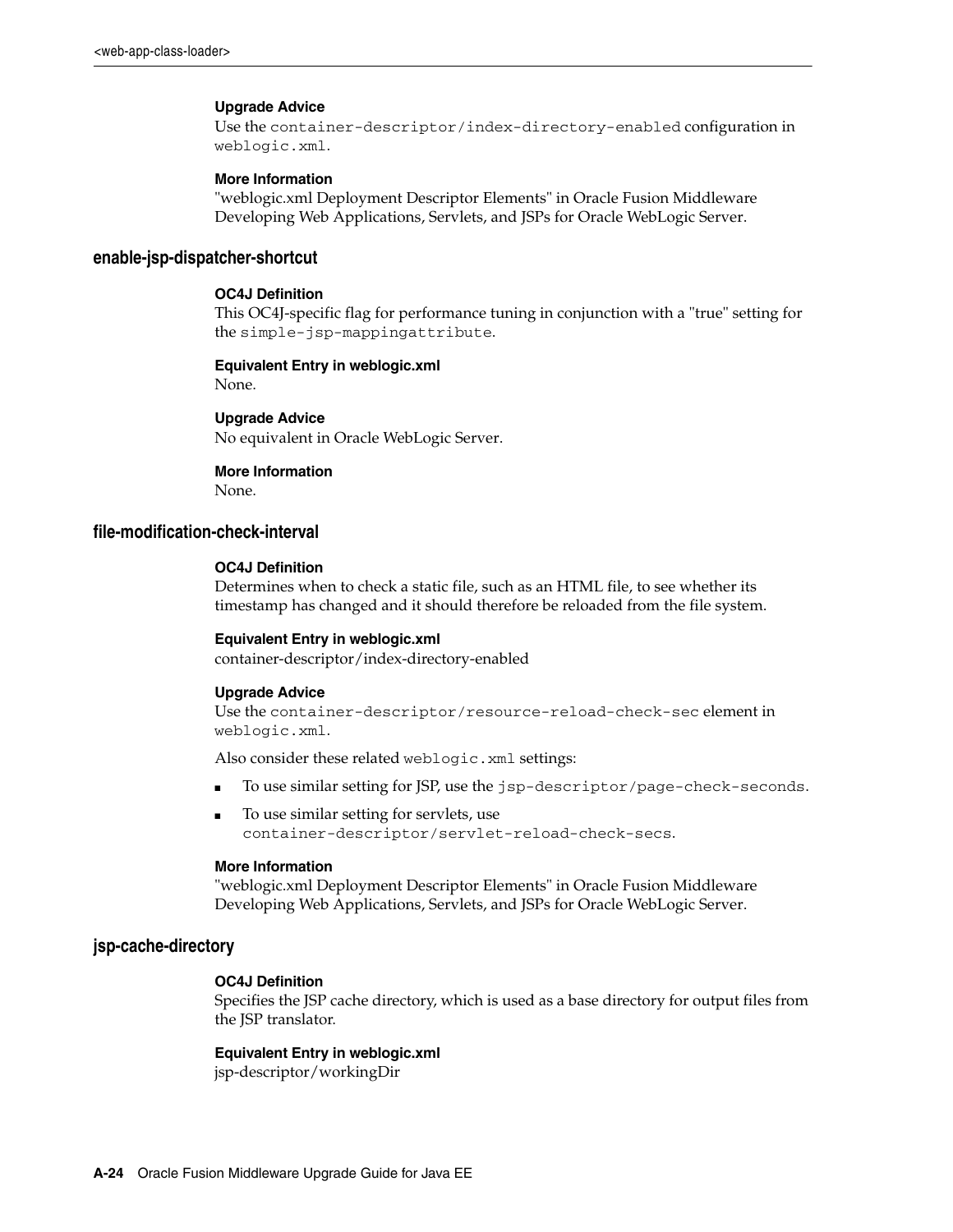**Upgrade Advice**

Use the `container-descriptor/index-directory-enabled` configuration in `weblogic.xml`.

**More Information**

"weblogic.xml Deployment Descriptor Elements" in Oracle Fusion Middleware Developing Web Applications, Servlets, and JSPs for Oracle WebLogic Server.

### enable-jsp-dispatcher-shortcut

**OC4J Definition**

This OC4J-specific flag for performance tuning in conjunction with a "true" setting for the `simple-jsp-mappingattribute`.

**Equivalent Entry in weblogic.xml**

None.

**Upgrade Advice**

No equivalent in Oracle WebLogic Server.

**More Information**

None.

### file-modification-check-interval

**OC4J Definition**

Determines when to check a static file, such as an HTML file, to see whether its timestamp has changed and it should therefore be reloaded from the file system.

**Equivalent Entry in weblogic.xml**

container-descriptor/index-directory-enabled

**Upgrade Advice**

Use the `container-descriptor/resource-reload-check-sec` element in `weblogic.xml`.

Also consider these related `weblogic.xml` settings:

- To use similar setting for JSP, use the `jsp-descriptor/page-check-seconds`.
- To use similar setting for servlets, use `container-descriptor/servlet-reload-check-secs`.

**More Information**

"weblogic.xml Deployment Descriptor Elements" in Oracle Fusion Middleware Developing Web Applications, Servlets, and JSPs for Oracle WebLogic Server.

### jsp-cache-directory

**OC4J Definition**

Specifies the JSP cache directory, which is used as a base directory for output files from the JSP translator.

**Equivalent Entry in weblogic.xml**

jsp-descriptor/workingDir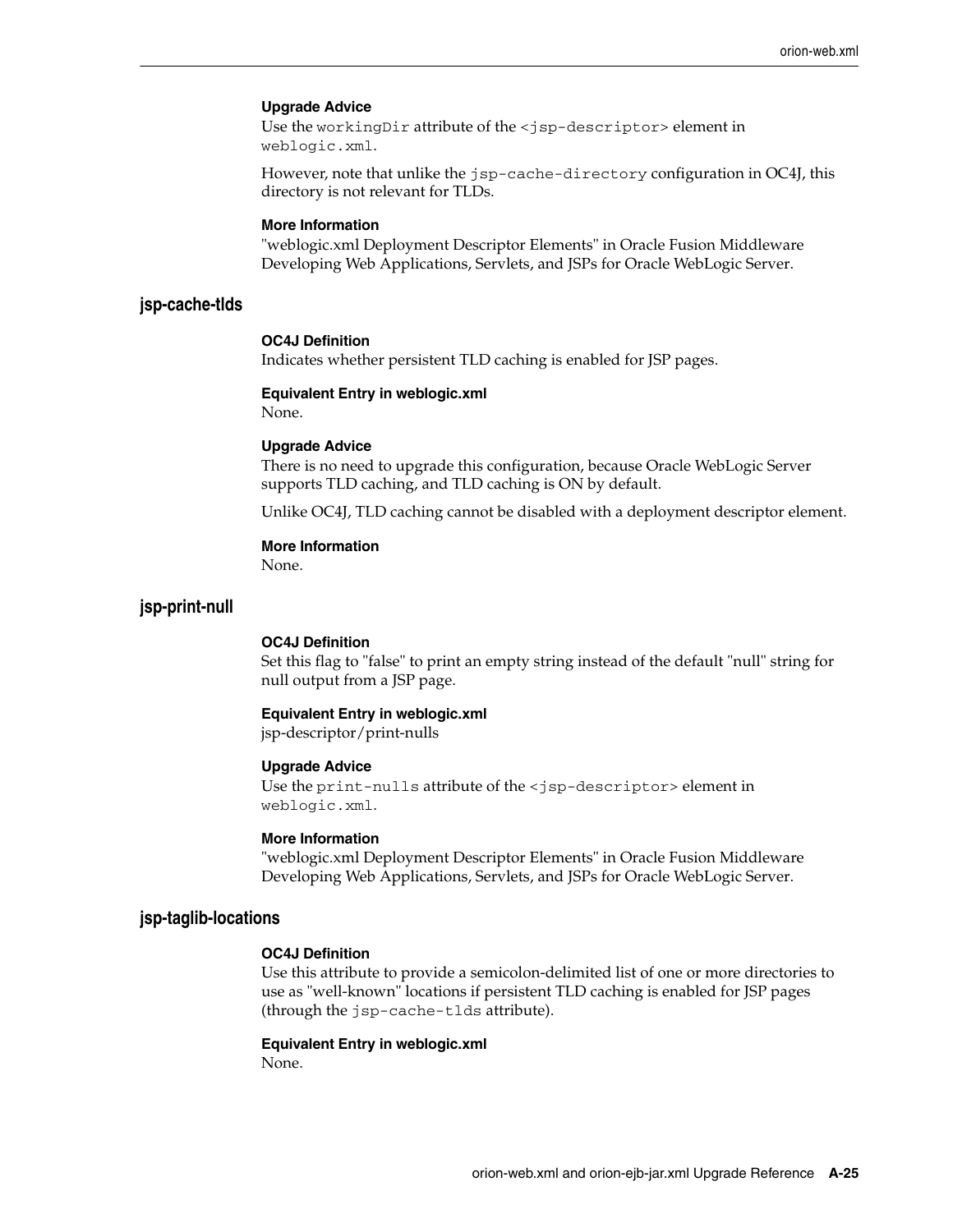**Upgrade Advice**

Use the `workingDir` attribute of the `<jsp-descriptor>` element in `weblogic.xml`.

However, note that unlike the `jsp-cache-directory` configuration in OC4J, this directory is not relevant for TLDs.

**More Information**

"weblogic.xml Deployment Descriptor Elements" in Oracle Fusion Middleware Developing Web Applications, Servlets, and JSPs for Oracle WebLogic Server.

## jsp-cache-tlds

**OC4J Definition**

Indicates whether persistent TLD caching is enabled for JSP pages.

**Equivalent Entry in weblogic.xml**

None.

**Upgrade Advice**

There is no need to upgrade this configuration, because Oracle WebLogic Server supports TLD caching, and TLD caching is ON by default.

Unlike OC4J, TLD caching cannot be disabled with a deployment descriptor element.

**More Information**

None.

## jsp-print-null

**OC4J Definition**

Set this flag to "false" to print an empty string instead of the default "null" string for null output from a JSP page.

**Equivalent Entry in weblogic.xml**

jsp-descriptor/print-nulls

**Upgrade Advice**

Use the `print-nulls` attribute of the `<jsp-descriptor>` element in `weblogic.xml`.

**More Information**

"weblogic.xml Deployment Descriptor Elements" in Oracle Fusion Middleware Developing Web Applications, Servlets, and JSPs for Oracle WebLogic Server.

## jsp-taglib-locations

**OC4J Definition**

Use this attribute to provide a semicolon-delimited list of one or more directories to use as "well-known" locations if persistent TLD caching is enabled for JSP pages (through the `jsp-cache-tlds` attribute).

**Equivalent Entry in weblogic.xml**

None.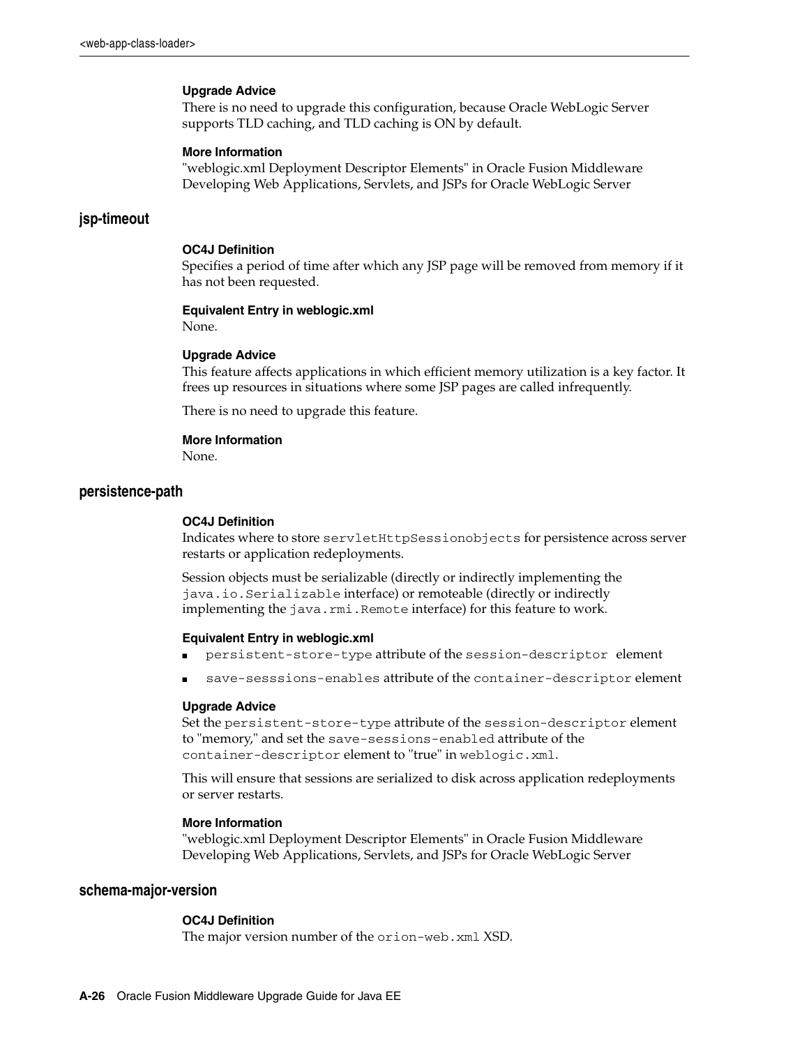**Upgrade Advice**

There is no need to upgrade this configuration, because Oracle WebLogic Server supports TLD caching, and TLD caching is ON by default.

**More Information**

"weblogic.xml Deployment Descriptor Elements" in Oracle Fusion Middleware Developing Web Applications, Servlets, and JSPs for Oracle WebLogic Server

## jsp-timeout

**OC4J Definition**

Specifies a period of time after which any JSP page will be removed from memory if it has not been requested.

**Equivalent Entry in weblogic.xml**

None.

**Upgrade Advice**

This feature affects applications in which efficient memory utilization is a key factor. It frees up resources in situations where some JSP pages are called infrequently.

There is no need to upgrade this feature.

**More Information**

None.

## persistence-path

**OC4J Definition**

Indicates where to store `servletHttpSessionobjects` for persistence across server restarts or application redeployments.

Session objects must be serializable (directly or indirectly implementing the `java.io.Serializable` interface) or remoteable (directly or indirectly implementing the `java.rmi.Remote` interface) for this feature to work.

**Equivalent Entry in weblogic.xml**

- `persistent-store-type` attribute of the `session-descriptor` element
- `save-sesssions-enables` attribute of the `container-descriptor` element

**Upgrade Advice**

Set the `persistent-store-type` attribute of the `session-descriptor` element to "memory," and set the `save-sessions-enabled` attribute of the `container-descriptor` element to "true" in `weblogic.xml`.

This will ensure that sessions are serialized to disk across application redeployments or server restarts.

**More Information**

"weblogic.xml Deployment Descriptor Elements" in Oracle Fusion Middleware Developing Web Applications, Servlets, and JSPs for Oracle WebLogic Server

## schema-major-version

**OC4J Definition**

The major version number of the `orion-web.xml` XSD.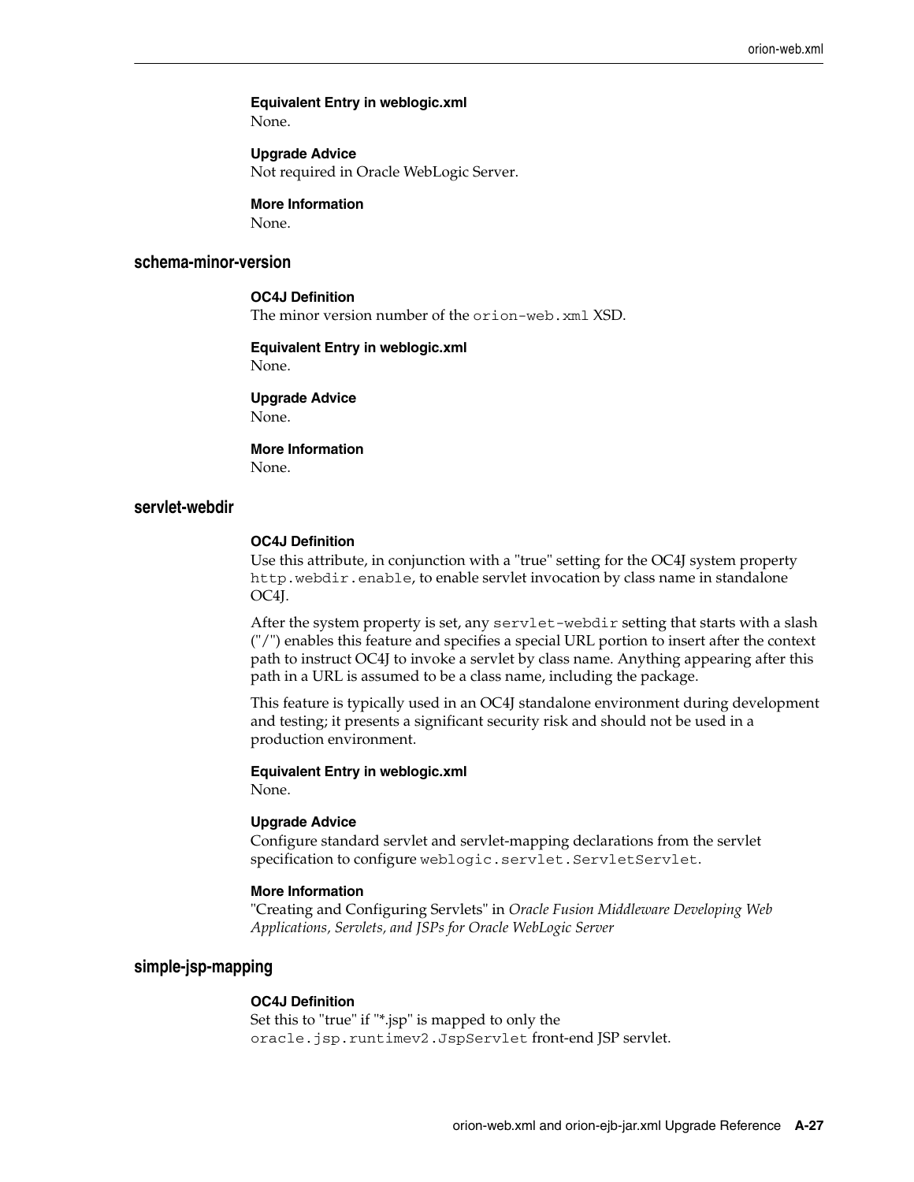**Equivalent Entry in weblogic.xml**
None.

**Upgrade Advice**
Not required in Oracle WebLogic Server.

**More Information**
None.

### schema-minor-version

**OC4J Definition**
The minor version number of the `orion-web.xml` XSD.

**Equivalent Entry in weblogic.xml**
None.

**Upgrade Advice**
None.

**More Information**
None.

### servlet-webdir

**OC4J Definition**
Use this attribute, in conjunction with a "true" setting for the OC4J system property `http.webdir.enable`, to enable servlet invocation by class name in standalone OC4J.

After the system property is set, any `servlet-webdir` setting that starts with a slash ("/") enables this feature and specifies a special URL portion to insert after the context path to instruct OC4J to invoke a servlet by class name. Anything appearing after this path in a URL is assumed to be a class name, including the package.

This feature is typically used in an OC4J standalone environment during development and testing; it presents a significant security risk and should not be used in a production environment.

**Equivalent Entry in weblogic.xml**
None.

**Upgrade Advice**
Configure standard servlet and servlet-mapping declarations from the servlet specification to configure `weblogic.servlet.ServletServlet`.

**More Information**
"Creating and Configuring Servlets" in *Oracle Fusion Middleware Developing Web Applications, Servlets, and JSPs for Oracle WebLogic Server*

### simple-jsp-mapping

**OC4J Definition**
Set this to "true" if "*.jsp" is mapped to only the `oracle.jsp.runtimev2.JspServlet` front-end JSP servlet.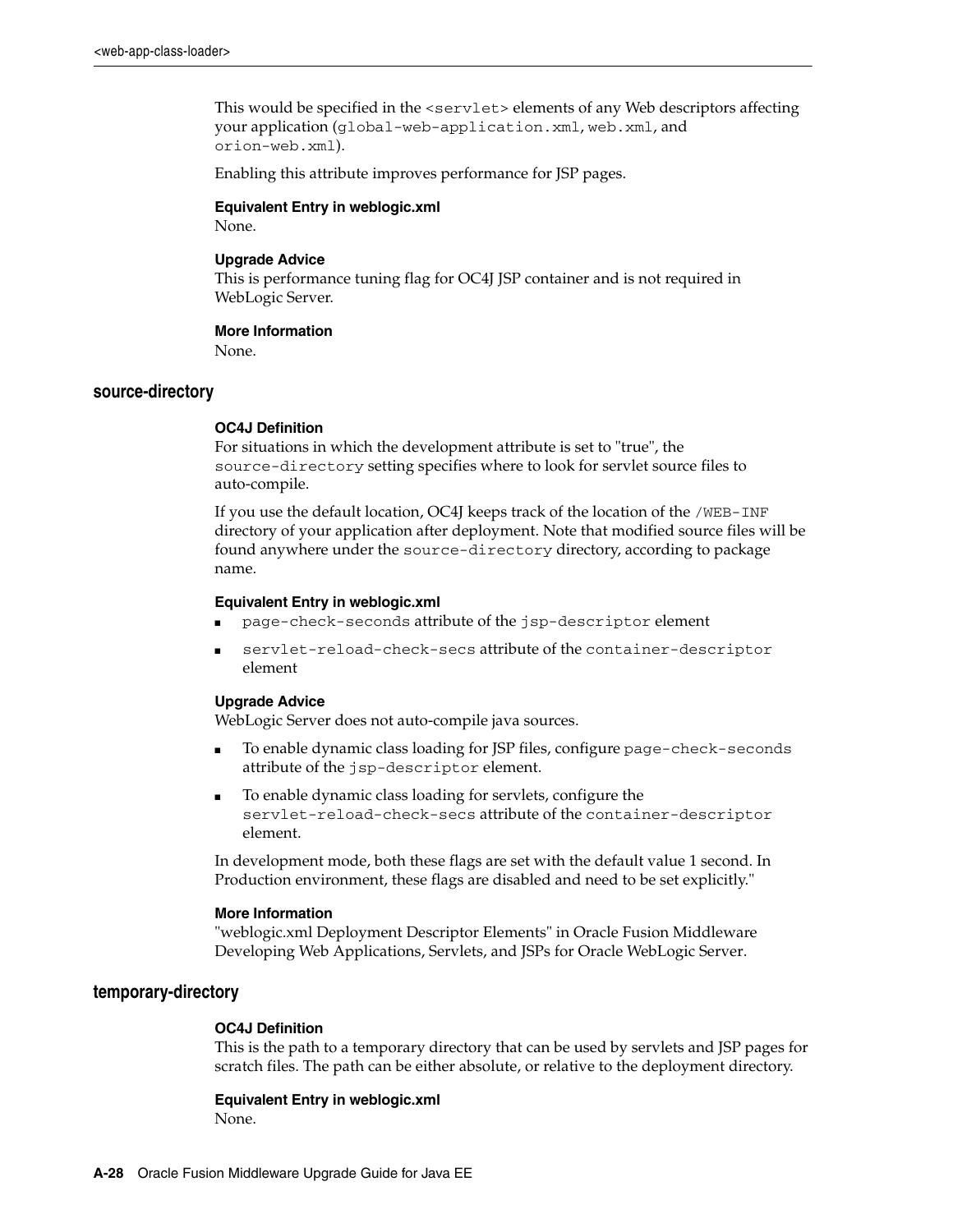This would be specified in the `<servlet>` elements of any Web descriptors affecting your application (`global-web-application.xml`, `web.xml`, and `orion-web.xml`).

Enabling this attribute improves performance for JSP pages.

**Equivalent Entry in weblogic.xml**
None.

**Upgrade Advice**
This is performance tuning flag for OC4J JSP container and is not required in WebLogic Server.

**More Information**
None.

### source-directory

**OC4J Definition**
For situations in which the development attribute is set to "true", the `source-directory` setting specifies where to look for servlet source files to auto-compile.

If you use the default location, OC4J keeps track of the location of the `/WEB-INF` directory of your application after deployment. Note that modified source files will be found anywhere under the `source-directory` directory, according to package name.

**Equivalent Entry in weblogic.xml**

- `page-check-seconds` attribute of the `jsp-descriptor` element
- `servlet-reload-check-secs` attribute of the `container-descriptor` element

**Upgrade Advice**
WebLogic Server does not auto-compile java sources.

- To enable dynamic class loading for JSP files, configure `page-check-seconds` attribute of the `jsp-descriptor` element.
- To enable dynamic class loading for servlets, configure the `servlet-reload-check-secs` attribute of the `container-descriptor` element.

In development mode, both these flags are set with the default value 1 second. In Production environment, these flags are disabled and need to be set explicitly."

**More Information**
"weblogic.xml Deployment Descriptor Elements" in Oracle Fusion Middleware Developing Web Applications, Servlets, and JSPs for Oracle WebLogic Server.

### temporary-directory

**OC4J Definition**
This is the path to a temporary directory that can be used by servlets and JSP pages for scratch files. The path can be either absolute, or relative to the deployment directory.

**Equivalent Entry in weblogic.xml**
None.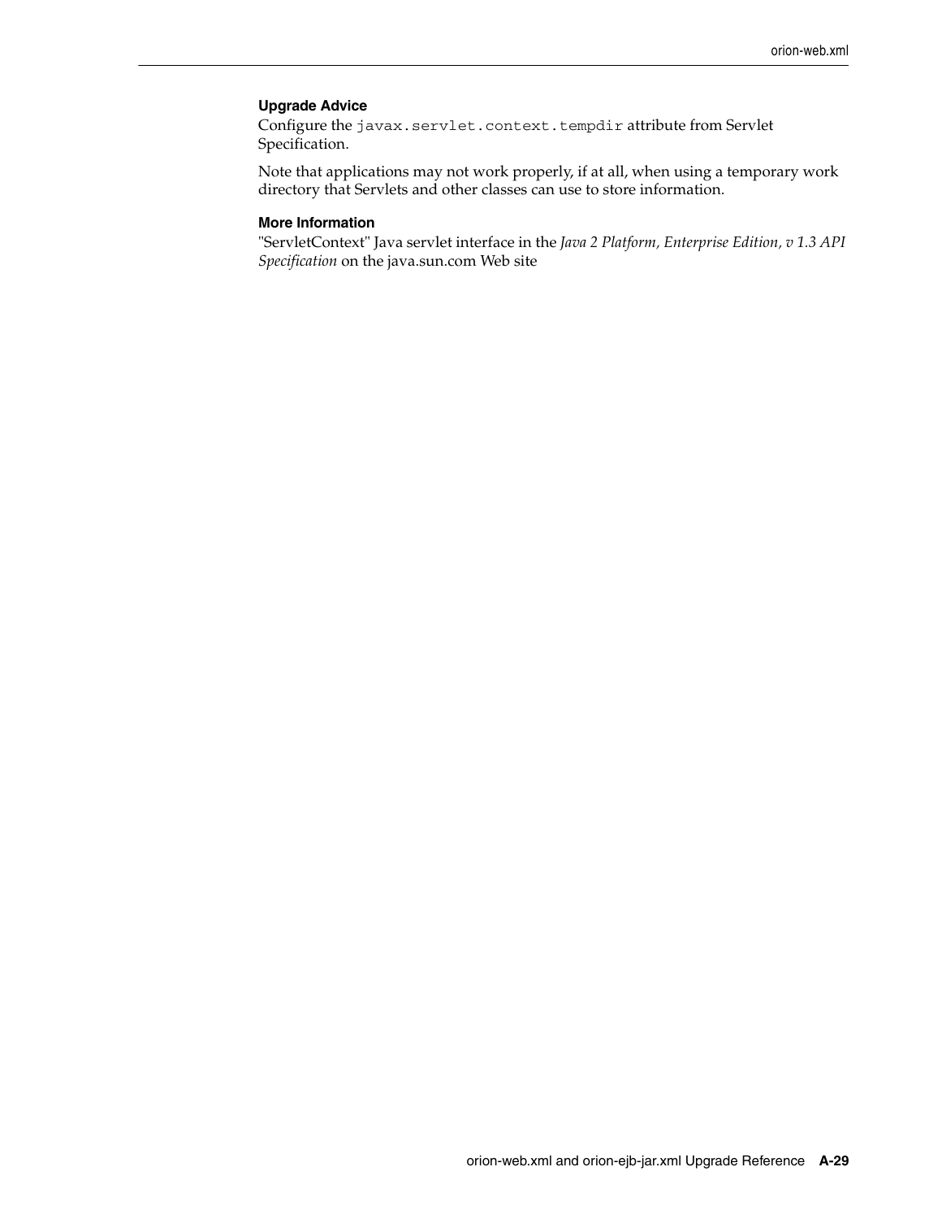#### Upgrade Advice

Configure the `javax.servlet.context.tempdir` attribute from Servlet Specification.

Note that applications may not work properly, if at all, when using a temporary work directory that Servlets and other classes can use to store information.

#### More Information

"ServletContext" Java servlet interface in the *Java 2 Platform, Enterprise Edition, v 1.3 API Specification* on the java.sun.com Web site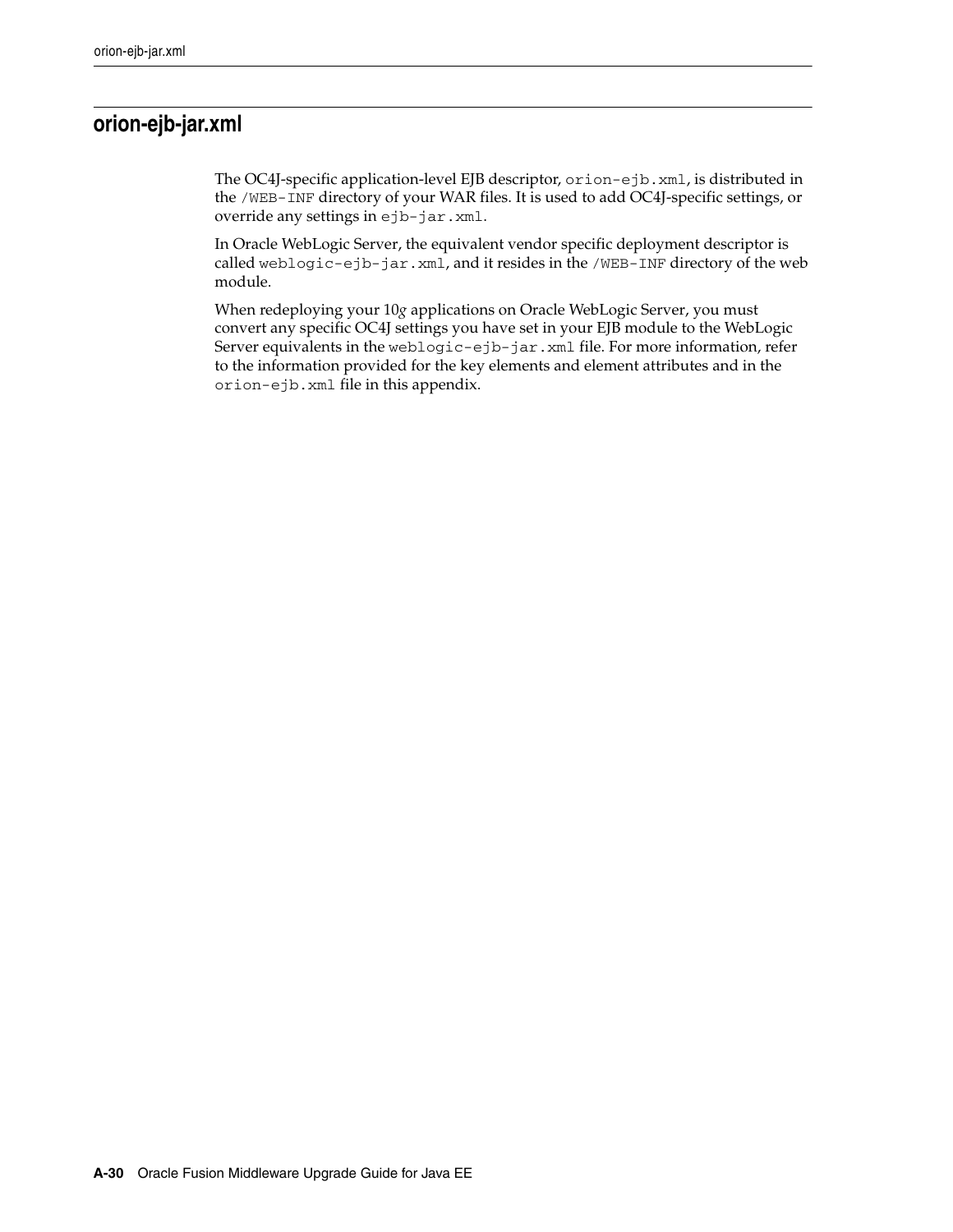## orion-ejb-jar.xml

The OC4J-specific application-level EJB descriptor, `orion-ejb.xml`, is distributed in the `/WEB-INF` directory of your WAR files. It is used to add OC4J-specific settings, or override any settings in `ejb-jar.xml`.

In Oracle WebLogic Server, the equivalent vendor specific deployment descriptor is called `weblogic-ejb-jar.xml`, and it resides in the `/WEB-INF` directory of the web module.

When redeploying your 10*g* applications on Oracle WebLogic Server, you must convert any specific OC4J settings you have set in your EJB module to the WebLogic Server equivalents in the `weblogic-ejb-jar.xml` file. For more information, refer to the information provided for the key elements and element attributes and in the `orion-ejb.xml` file in this appendix.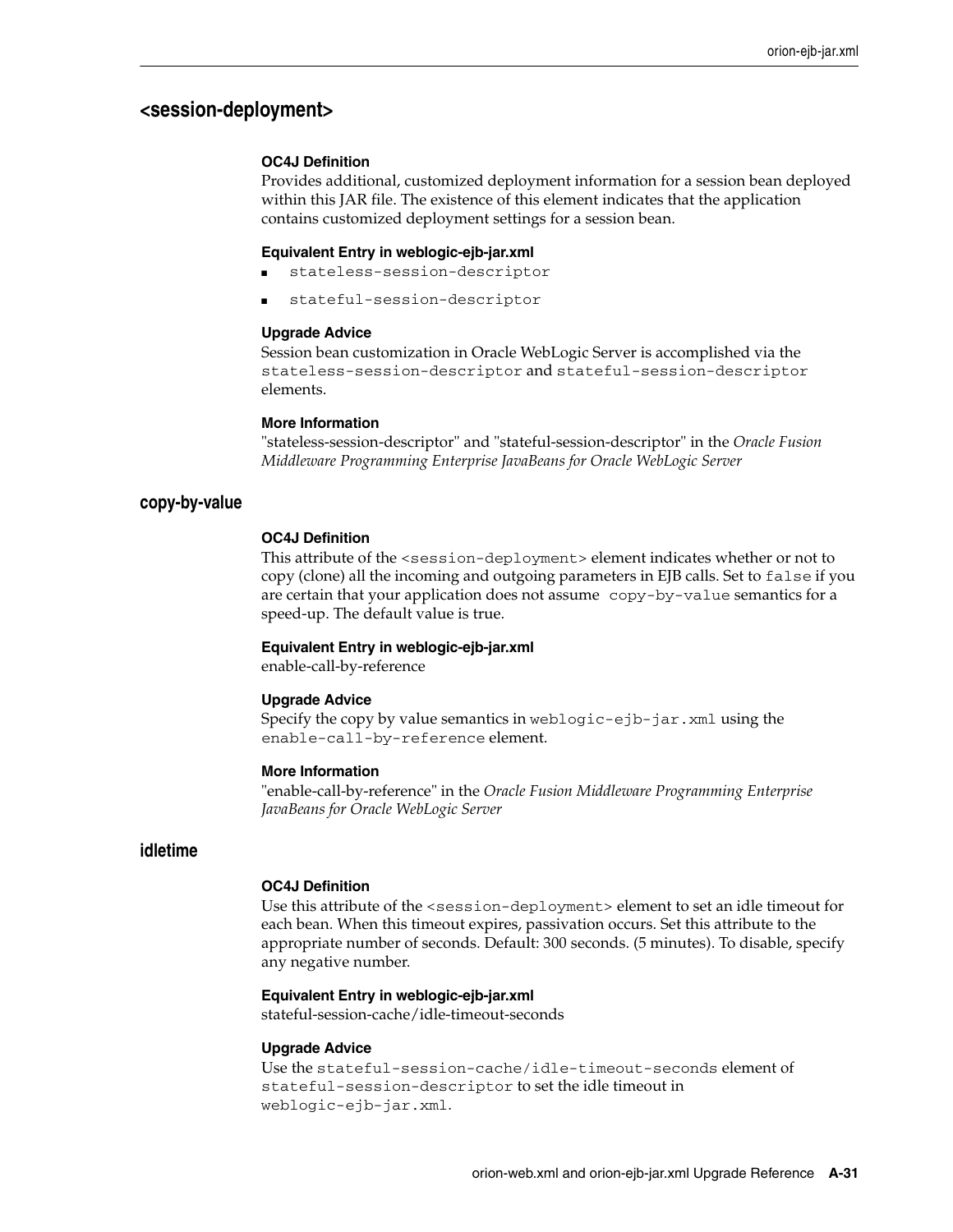## <session-deployment>

**OC4J Definition**

Provides additional, customized deployment information for a session bean deployed within this JAR file. The existence of this element indicates that the application contains customized deployment settings for a session bean.

**Equivalent Entry in weblogic-ejb-jar.xml**

- `stateless-session-descriptor`
- `stateful-session-descriptor`

**Upgrade Advice**

Session bean customization in Oracle WebLogic Server is accomplished via the `stateless-session-descriptor` and `stateful-session-descriptor` elements.

**More Information**

"stateless-session-descriptor" and "stateful-session-descriptor" in the *Oracle Fusion Middleware Programming Enterprise JavaBeans for Oracle WebLogic Server*

### copy-by-value

**OC4J Definition**

This attribute of the `<session-deployment>` element indicates whether or not to copy (clone) all the incoming and outgoing parameters in EJB calls. Set to `false` if you are certain that your application does not assume `copy-by-value` semantics for a speed-up. The default value is true.

**Equivalent Entry in weblogic-ejb-jar.xml**

enable-call-by-reference

**Upgrade Advice**

Specify the copy by value semantics in `weblogic-ejb-jar.xml` using the `enable-call-by-reference` element.

**More Information**

"enable-call-by-reference" in the *Oracle Fusion Middleware Programming Enterprise JavaBeans for Oracle WebLogic Server*

### idletime

**OC4J Definition**

Use this attribute of the `<session-deployment>` element to set an idle timeout for each bean. When this timeout expires, passivation occurs. Set this attribute to the appropriate number of seconds. Default: 300 seconds. (5 minutes). To disable, specify any negative number.

**Equivalent Entry in weblogic-ejb-jar.xml**

stateful-session-cache/idle-timeout-seconds

**Upgrade Advice**

Use the `stateful-session-cache/idle-timeout-seconds` element of `stateful-session-descriptor` to set the idle timeout in `weblogic-ejb-jar.xml`.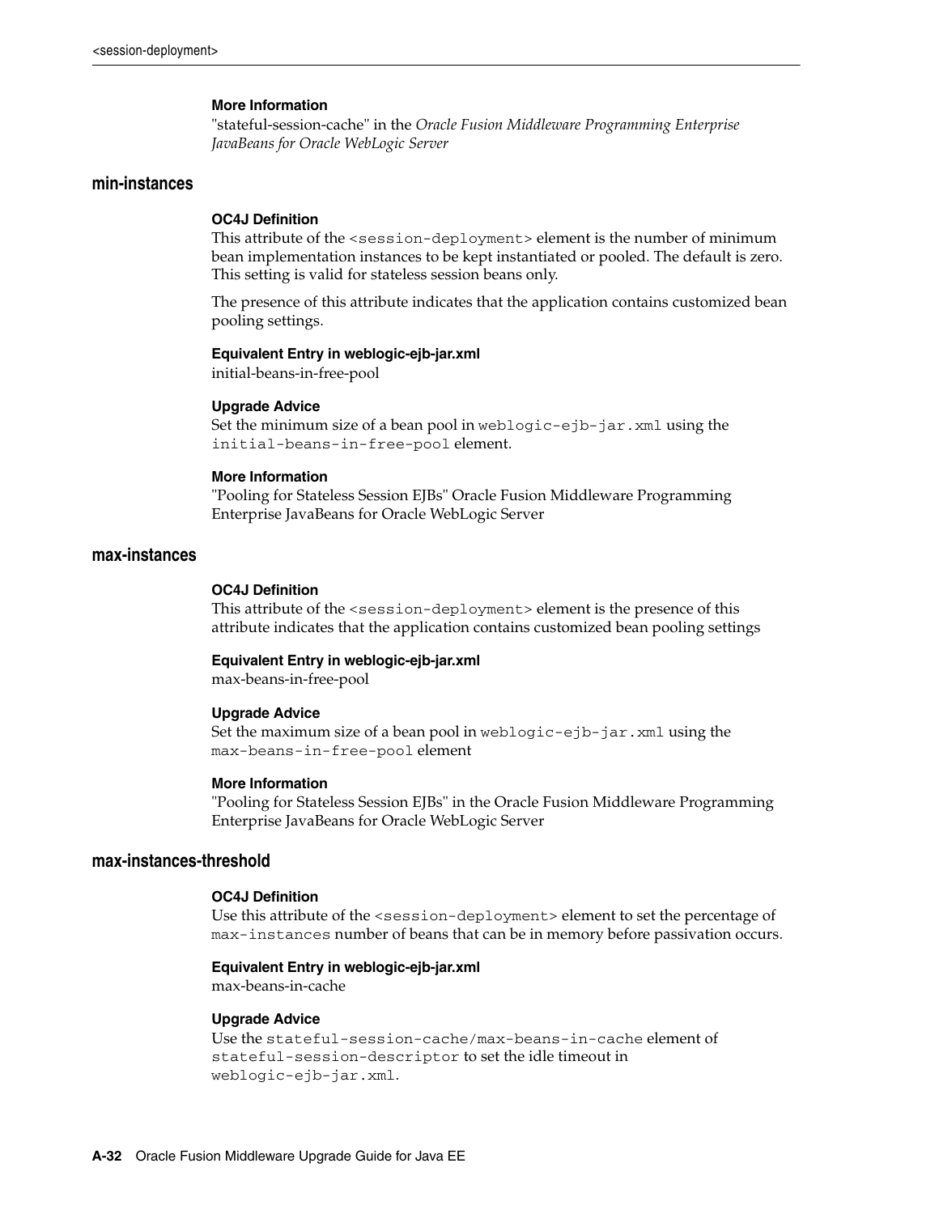**More Information**

"stateful-session-cache" in the *Oracle Fusion Middleware Programming Enterprise JavaBeans for Oracle WebLogic Server*

## min-instances

**OC4J Definition**

This attribute of the `<session-deployment>` element is the number of minimum bean implementation instances to be kept instantiated or pooled. The default is zero. This setting is valid for stateless session beans only.

The presence of this attribute indicates that the application contains customized bean pooling settings.

**Equivalent Entry in weblogic-ejb-jar.xml**

initial-beans-in-free-pool

**Upgrade Advice**

Set the minimum size of a bean pool in `weblogic-ejb-jar.xml` using the `initial-beans-in-free-pool` element.

**More Information**

"Pooling for Stateless Session EJBs" Oracle Fusion Middleware Programming Enterprise JavaBeans for Oracle WebLogic Server

## max-instances

**OC4J Definition**

This attribute of the `<session-deployment>` element is the presence of this attribute indicates that the application contains customized bean pooling settings

**Equivalent Entry in weblogic-ejb-jar.xml**

max-beans-in-free-pool

**Upgrade Advice**

Set the maximum size of a bean pool in `weblogic-ejb-jar.xml` using the `max-beans-in-free-pool` element

**More Information**

"Pooling for Stateless Session EJBs" in the Oracle Fusion Middleware Programming Enterprise JavaBeans for Oracle WebLogic Server

## max-instances-threshold

**OC4J Definition**

Use this attribute of the `<session-deployment>` element to set the percentage of `max-instances` number of beans that can be in memory before passivation occurs.

**Equivalent Entry in weblogic-ejb-jar.xml**

max-beans-in-cache

**Upgrade Advice**

Use the `stateful-session-cache/max-beans-in-cache` element of `stateful-session-descriptor` to set the idle timeout in `weblogic-ejb-jar.xml`.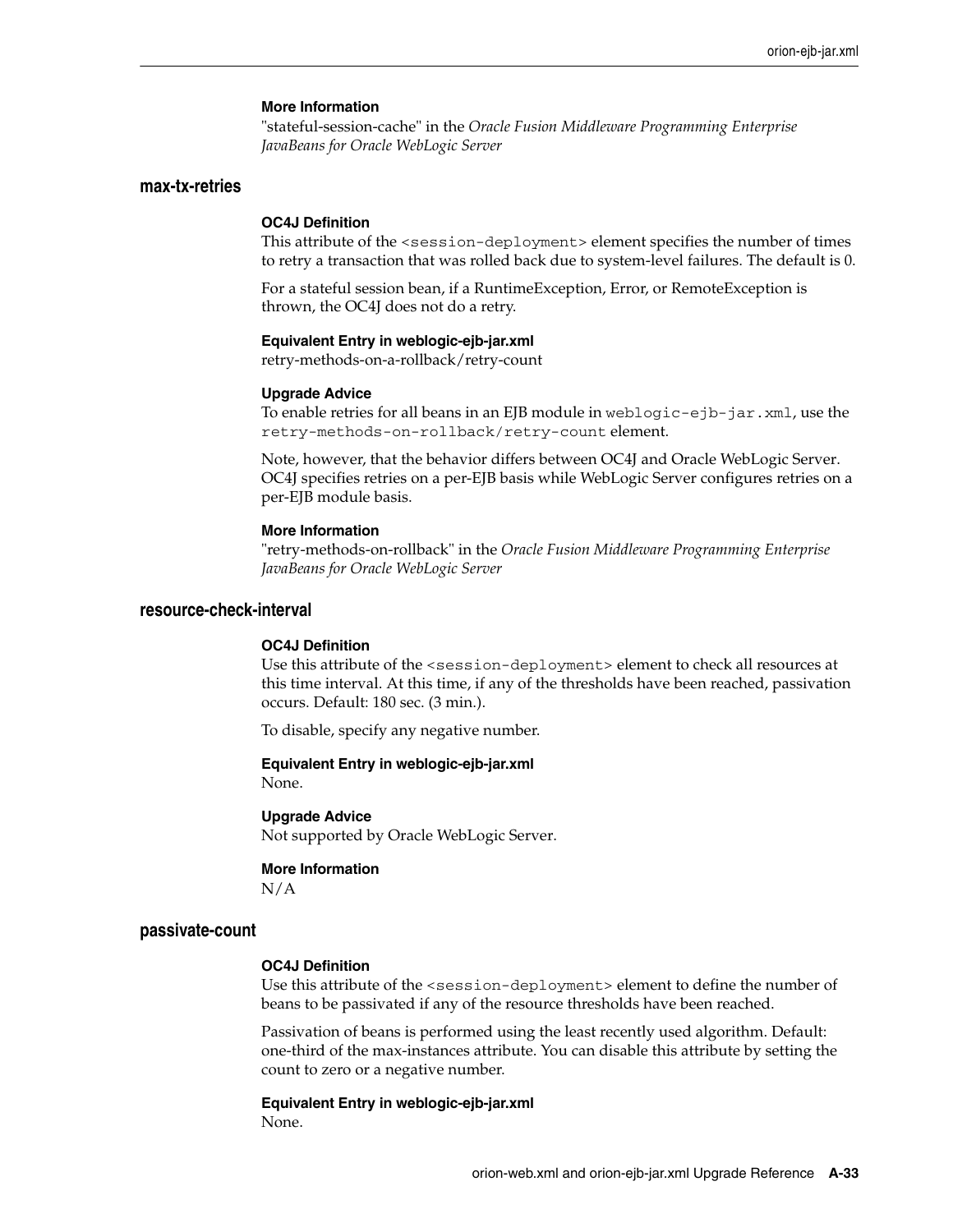**More Information**

"stateful-session-cache" in the *Oracle Fusion Middleware Programming Enterprise JavaBeans for Oracle WebLogic Server*

### max-tx-retries

**OC4J Definition**

This attribute of the `<session-deployment>` element specifies the number of times to retry a transaction that was rolled back due to system-level failures. The default is 0.

For a stateful session bean, if a RuntimeException, Error, or RemoteException is thrown, the OC4J does not do a retry.

**Equivalent Entry in weblogic-ejb-jar.xml**

retry-methods-on-a-rollback/retry-count

**Upgrade Advice**

To enable retries for all beans in an EJB module in `weblogic-ejb-jar.xml`, use the `retry-methods-on-rollback/retry-count` element.

Note, however, that the behavior differs between OC4J and Oracle WebLogic Server. OC4J specifies retries on a per-EJB basis while WebLogic Server configures retries on a per-EJB module basis.

**More Information**

"retry-methods-on-rollback" in the *Oracle Fusion Middleware Programming Enterprise JavaBeans for Oracle WebLogic Server*

### resource-check-interval

**OC4J Definition**

Use this attribute of the `<session-deployment>` element to check all resources at this time interval. At this time, if any of the thresholds have been reached, passivation occurs. Default: 180 sec. (3 min.).

To disable, specify any negative number.

**Equivalent Entry in weblogic-ejb-jar.xml**

None.

**Upgrade Advice**

Not supported by Oracle WebLogic Server.

**More Information**

N/A

### passivate-count

**OC4J Definition**

Use this attribute of the `<session-deployment>` element to define the number of beans to be passivated if any of the resource thresholds have been reached.

Passivation of beans is performed using the least recently used algorithm. Default: one-third of the max-instances attribute. You can disable this attribute by setting the count to zero or a negative number.

**Equivalent Entry in weblogic-ejb-jar.xml**

None.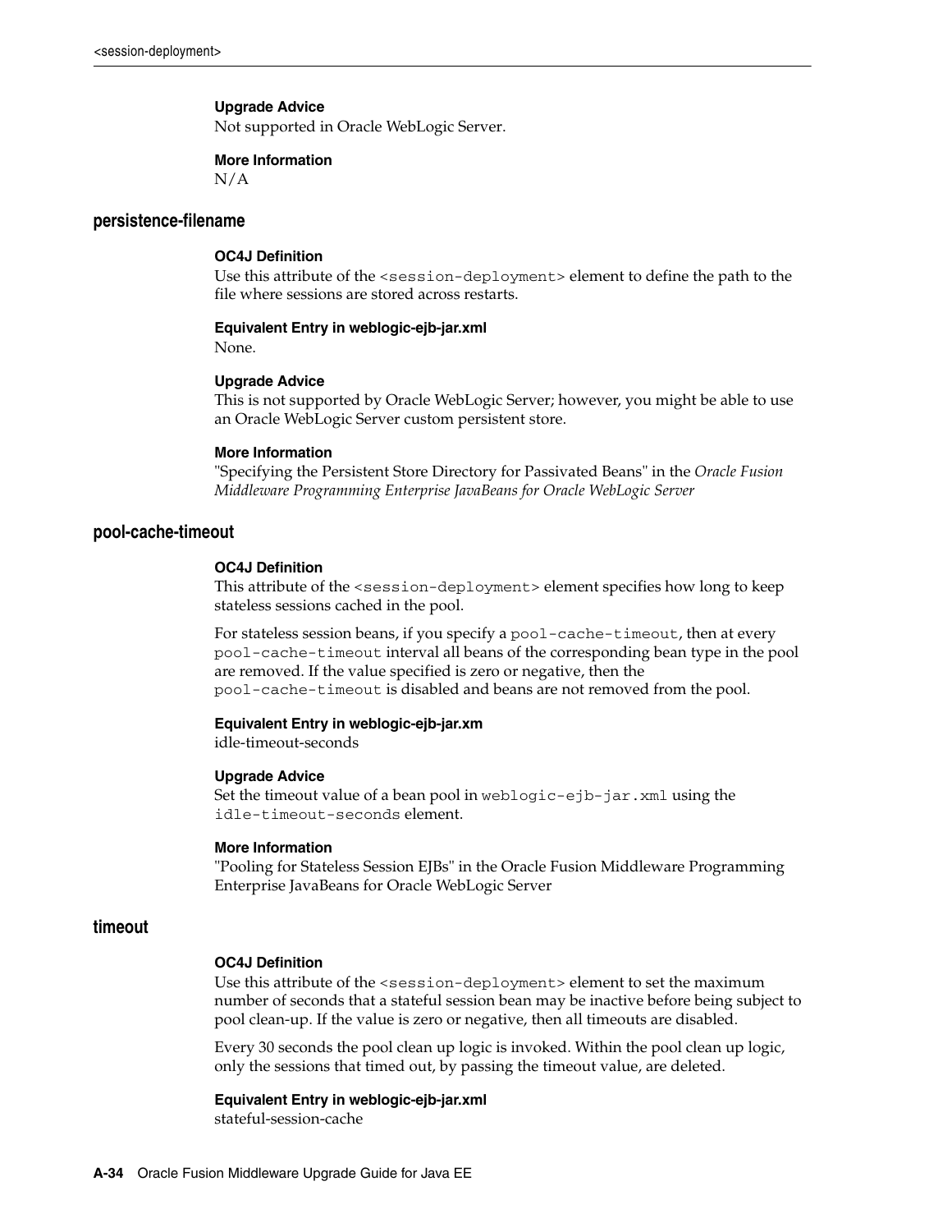**Upgrade Advice**
Not supported in Oracle WebLogic Server.

**More Information**
N/A

### persistence-filename

**OC4J Definition**
Use this attribute of the `<session-deployment>` element to define the path to the file where sessions are stored across restarts.

**Equivalent Entry in weblogic-ejb-jar.xml**
None.

**Upgrade Advice**
This is not supported by Oracle WebLogic Server; however, you might be able to use an Oracle WebLogic Server custom persistent store.

**More Information**
"Specifying the Persistent Store Directory for Passivated Beans" in the *Oracle Fusion Middleware Programming Enterprise JavaBeans for Oracle WebLogic Server*

### pool-cache-timeout

**OC4J Definition**
This attribute of the `<session-deployment>` element specifies how long to keep stateless sessions cached in the pool.

For stateless session beans, if you specify a `pool-cache-timeout`, then at every `pool-cache-timeout` interval all beans of the corresponding bean type in the pool are removed. If the value specified is zero or negative, then the `pool-cache-timeout` is disabled and beans are not removed from the pool.

**Equivalent Entry in weblogic-ejb-jar.xm**
idle-timeout-seconds

**Upgrade Advice**
Set the timeout value of a bean pool in `weblogic-ejb-jar.xml` using the `idle-timeout-seconds` element.

**More Information**
"Pooling for Stateless Session EJBs" in the Oracle Fusion Middleware Programming Enterprise JavaBeans for Oracle WebLogic Server

### timeout

**OC4J Definition**
Use this attribute of the `<session-deployment>` element to set the maximum number of seconds that a stateful session bean may be inactive before being subject to pool clean-up. If the value is zero or negative, then all timeouts are disabled.

Every 30 seconds the pool clean up logic is invoked. Within the pool clean up logic, only the sessions that timed out, by passing the timeout value, are deleted.

**Equivalent Entry in weblogic-ejb-jar.xml**
stateful-session-cache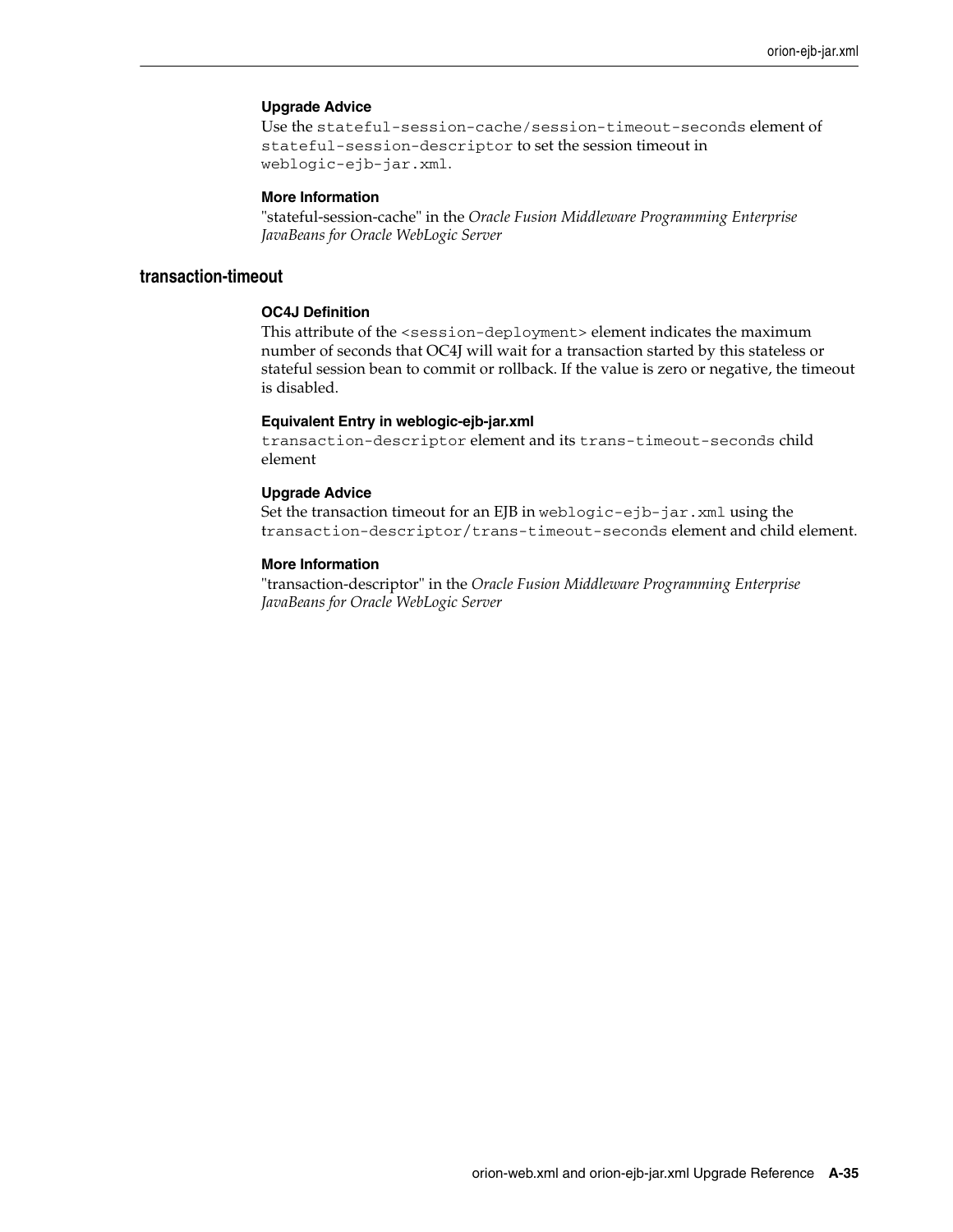#### Upgrade Advice

Use the `stateful-session-cache/session-timeout-seconds` element of `stateful-session-descriptor` to set the session timeout in `weblogic-ejb-jar.xml`.

#### More Information

"stateful-session-cache" in the *Oracle Fusion Middleware Programming Enterprise JavaBeans for Oracle WebLogic Server*

### transaction-timeout

#### OC4J Definition

This attribute of the `<session-deployment>` element indicates the maximum number of seconds that OC4J will wait for a transaction started by this stateless or stateful session bean to commit or rollback. If the value is zero or negative, the timeout is disabled.

#### Equivalent Entry in weblogic-ejb-jar.xml

`transaction-descriptor` element and its `trans-timeout-seconds` child element

#### Upgrade Advice

Set the transaction timeout for an EJB in `weblogic-ejb-jar.xml` using the `transaction-descriptor/trans-timeout-seconds` element and child element.

#### More Information

"transaction-descriptor" in the *Oracle Fusion Middleware Programming Enterprise JavaBeans for Oracle WebLogic Server*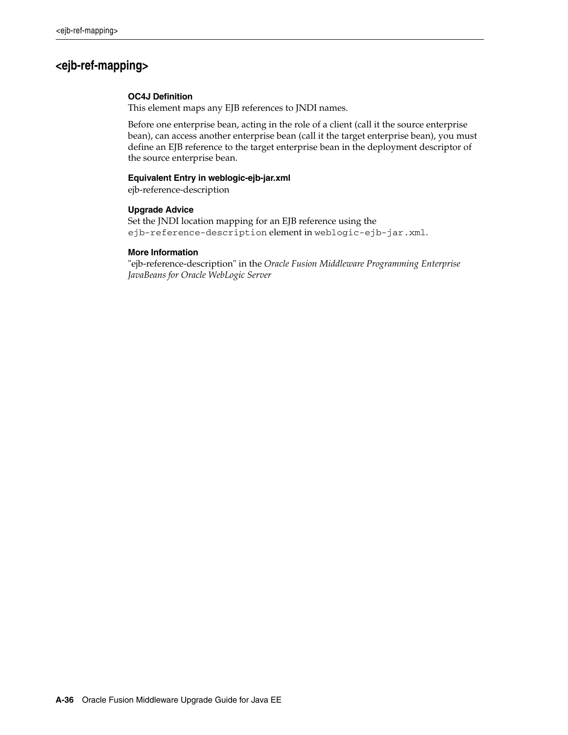## <ejb-ref-mapping>

**OC4J Definition**

This element maps any EJB references to JNDI names.

Before one enterprise bean, acting in the role of a client (call it the source enterprise bean), can access another enterprise bean (call it the target enterprise bean), you must define an EJB reference to the target enterprise bean in the deployment descriptor of the source enterprise bean.

**Equivalent Entry in weblogic-ejb-jar.xml**

ejb-reference-description

**Upgrade Advice**

Set the JNDI location mapping for an EJB reference using the `ejb-reference-description` element in `weblogic-ejb-jar.xml`.

**More Information**

"ejb-reference-description" in the *Oracle Fusion Middleware Programming Enterprise JavaBeans for Oracle WebLogic Server*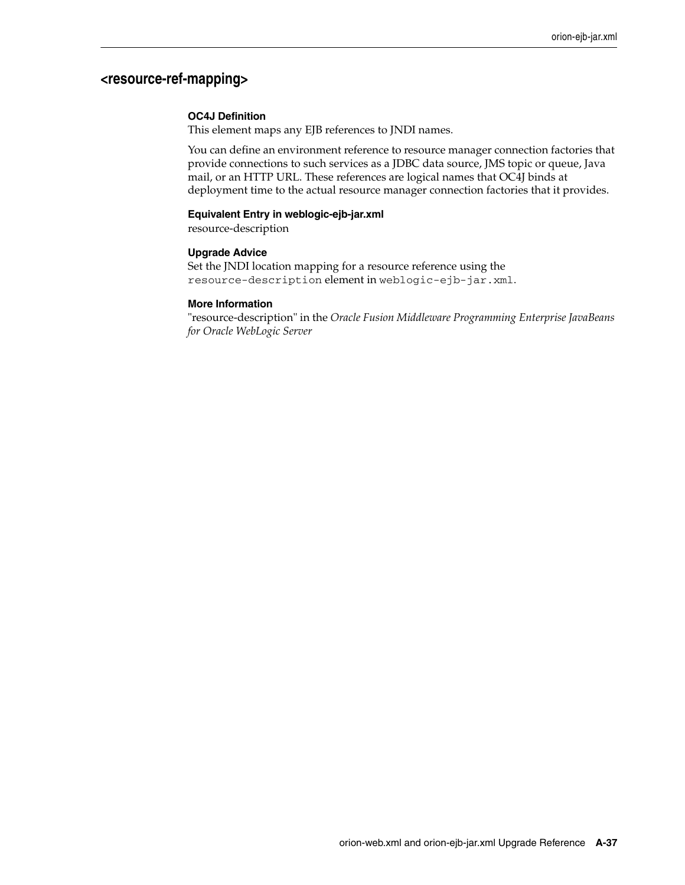## <resource-ref-mapping>

**OC4J Definition**

This element maps any EJB references to JNDI names.

You can define an environment reference to resource manager connection factories that provide connections to such services as a JDBC data source, JMS topic or queue, Java mail, or an HTTP URL. These references are logical names that OC4J binds at deployment time to the actual resource manager connection factories that it provides.

**Equivalent Entry in weblogic-ejb-jar.xml**

resource-description

**Upgrade Advice**

Set the JNDI location mapping for a resource reference using the `resource-description` element in `weblogic-ejb-jar.xml`.

**More Information**

"resource-description" in the *Oracle Fusion Middleware Programming Enterprise JavaBeans for Oracle WebLogic Server*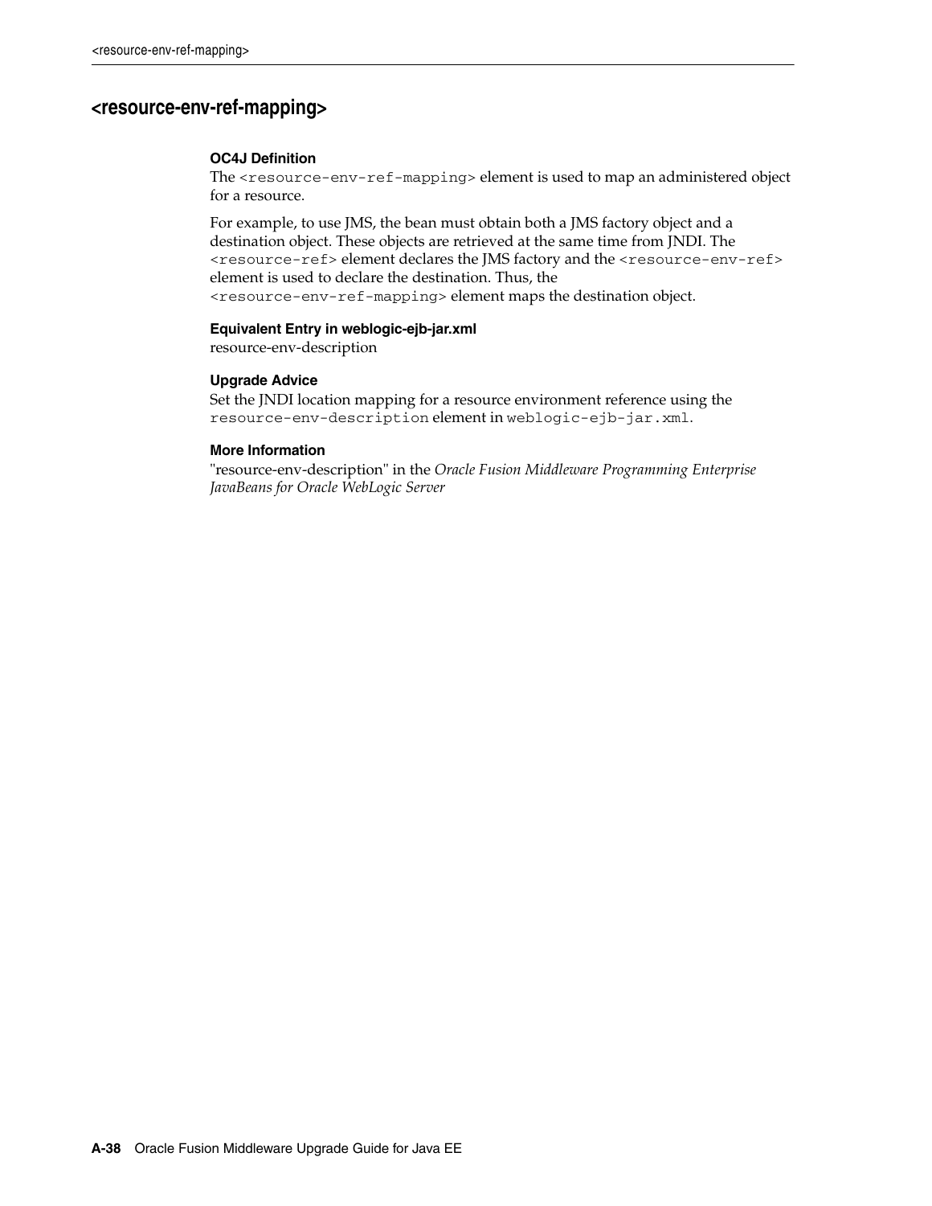## <resource-env-ref-mapping>

**OC4J Definition**

The `<resource-env-ref-mapping>` element is used to map an administered object for a resource.

For example, to use JMS, the bean must obtain both a JMS factory object and a destination object. These objects are retrieved at the same time from JNDI. The `<resource-ref>` element declares the JMS factory and the `<resource-env-ref>` element is used to declare the destination. Thus, the `<resource-env-ref-mapping>` element maps the destination object.

**Equivalent Entry in weblogic-ejb-jar.xml**

resource-env-description

**Upgrade Advice**

Set the JNDI location mapping for a resource environment reference using the `resource-env-description` element in `weblogic-ejb-jar.xml`.

**More Information**

"resource-env-description" in the *Oracle Fusion Middleware Programming Enterprise JavaBeans for Oracle WebLogic Server*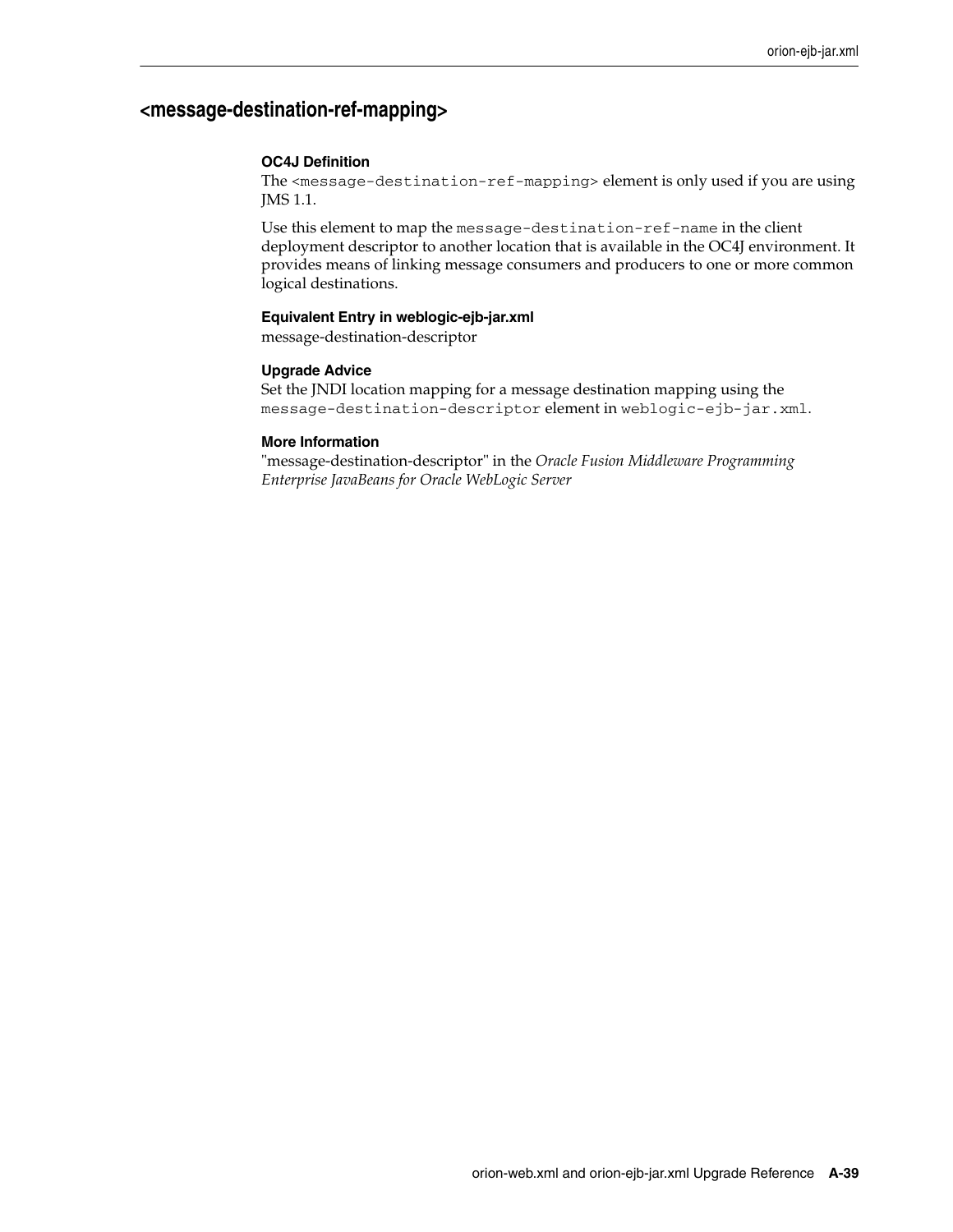## <message-destination-ref-mapping>

**OC4J Definition**

The `<message-destination-ref-mapping>` element is only used if you are using JMS 1.1.

Use this element to map the `message-destination-ref-name` in the client deployment descriptor to another location that is available in the OC4J environment. It provides means of linking message consumers and producers to one or more common logical destinations.

**Equivalent Entry in weblogic-ejb-jar.xml**

message-destination-descriptor

**Upgrade Advice**

Set the JNDI location mapping for a message destination mapping using the `message-destination-descriptor` element in `weblogic-ejb-jar.xml`.

**More Information**

"message-destination-descriptor" in the *Oracle Fusion Middleware Programming Enterprise JavaBeans for Oracle WebLogic Server*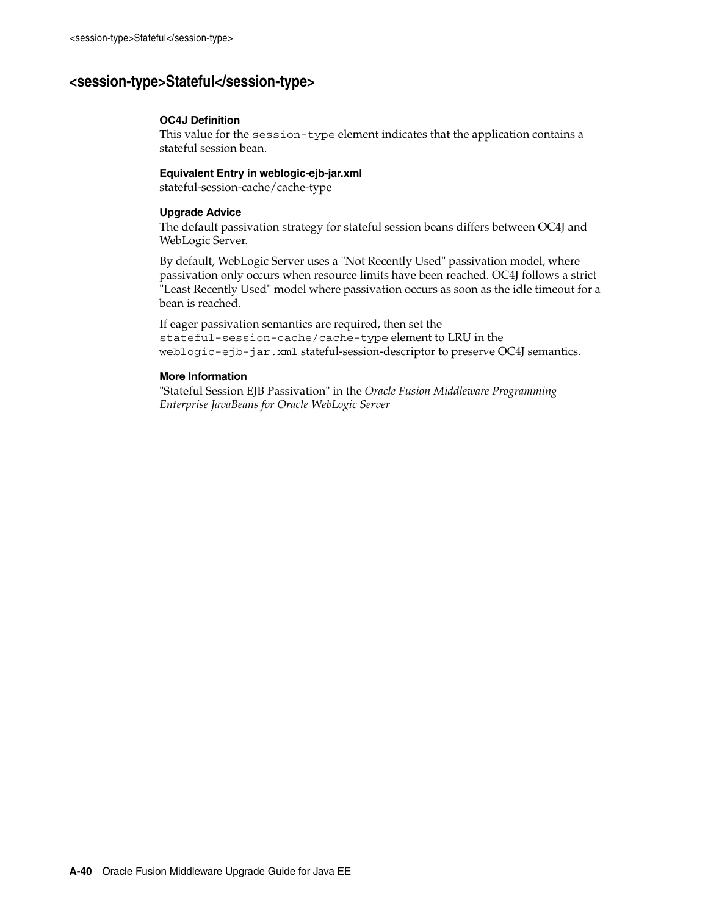## <session-type>Stateful</session-type>

**OC4J Definition**

This value for the `session-type` element indicates that the application contains a stateful session bean.

**Equivalent Entry in weblogic-ejb-jar.xml**

stateful-session-cache/cache-type

**Upgrade Advice**

The default passivation strategy for stateful session beans differs between OC4J and WebLogic Server.

By default, WebLogic Server uses a "Not Recently Used" passivation model, where passivation only occurs when resource limits have been reached. OC4J follows a strict "Least Recently Used" model where passivation occurs as soon as the idle timeout for a bean is reached.

If eager passivation semantics are required, then set the `stateful-session-cache/cache-type` element to LRU in the `weblogic-ejb-jar.xml` stateful-session-descriptor to preserve OC4J semantics.

**More Information**

"Stateful Session EJB Passivation" in the *Oracle Fusion Middleware Programming Enterprise JavaBeans for Oracle WebLogic Server*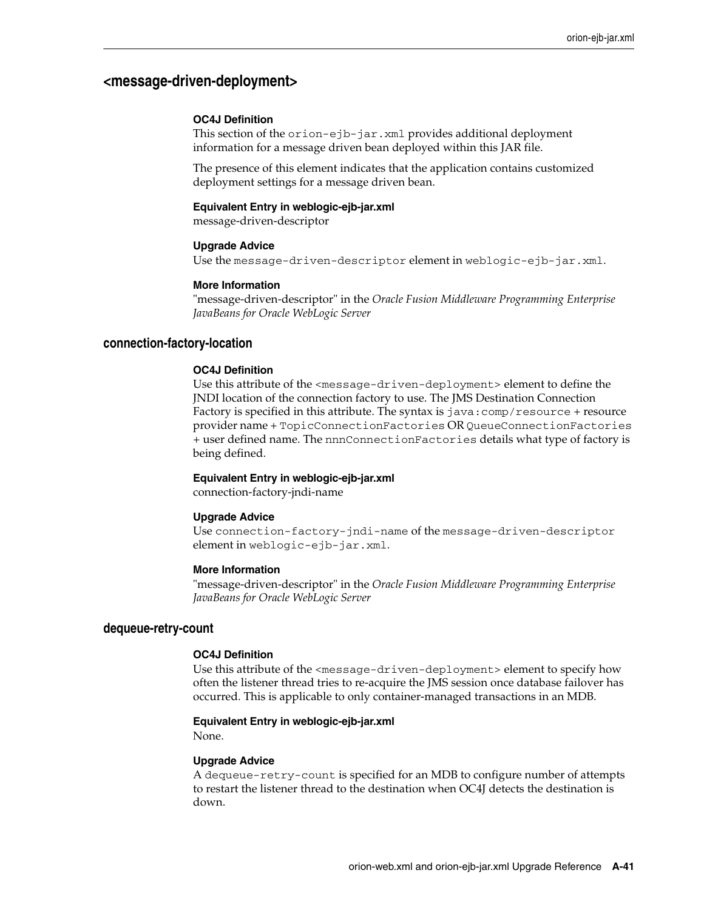## <message-driven-deployment>

**OC4J Definition**

This section of the `orion-ejb-jar.xml` provides additional deployment information for a message driven bean deployed within this JAR file.

The presence of this element indicates that the application contains customized deployment settings for a message driven bean.

**Equivalent Entry in weblogic-ejb-jar.xml**

message-driven-descriptor

**Upgrade Advice**

Use the `message-driven-descriptor` element in `weblogic-ejb-jar.xml`.

**More Information**

"message-driven-descriptor" in the *Oracle Fusion Middleware Programming Enterprise JavaBeans for Oracle WebLogic Server*

### connection-factory-location

**OC4J Definition**

Use this attribute of the `<message-driven-deployment>` element to define the JNDI location of the connection factory to use. The JMS Destination Connection Factory is specified in this attribute. The syntax is `java:comp/resource` + resource provider name + `TopicConnectionFactories` OR `QueueConnectionFactories` + user defined name. The `nnnConnectionFactories` details what type of factory is being defined.

**Equivalent Entry in weblogic-ejb-jar.xml**

connection-factory-jndi-name

**Upgrade Advice**

Use `connection-factory-jndi-name` of the `message-driven-descriptor` element in `weblogic-ejb-jar.xml`.

**More Information**

"message-driven-descriptor" in the *Oracle Fusion Middleware Programming Enterprise JavaBeans for Oracle WebLogic Server*

### dequeue-retry-count

**OC4J Definition**

Use this attribute of the `<message-driven-deployment>` element to specify how often the listener thread tries to re-acquire the JMS session once database failover has occurred. This is applicable to only container-managed transactions in an MDB.

**Equivalent Entry in weblogic-ejb-jar.xml**

None.

**Upgrade Advice**

A `dequeue-retry-count` is specified for an MDB to configure number of attempts to restart the listener thread to the destination when OC4J detects the destination is down.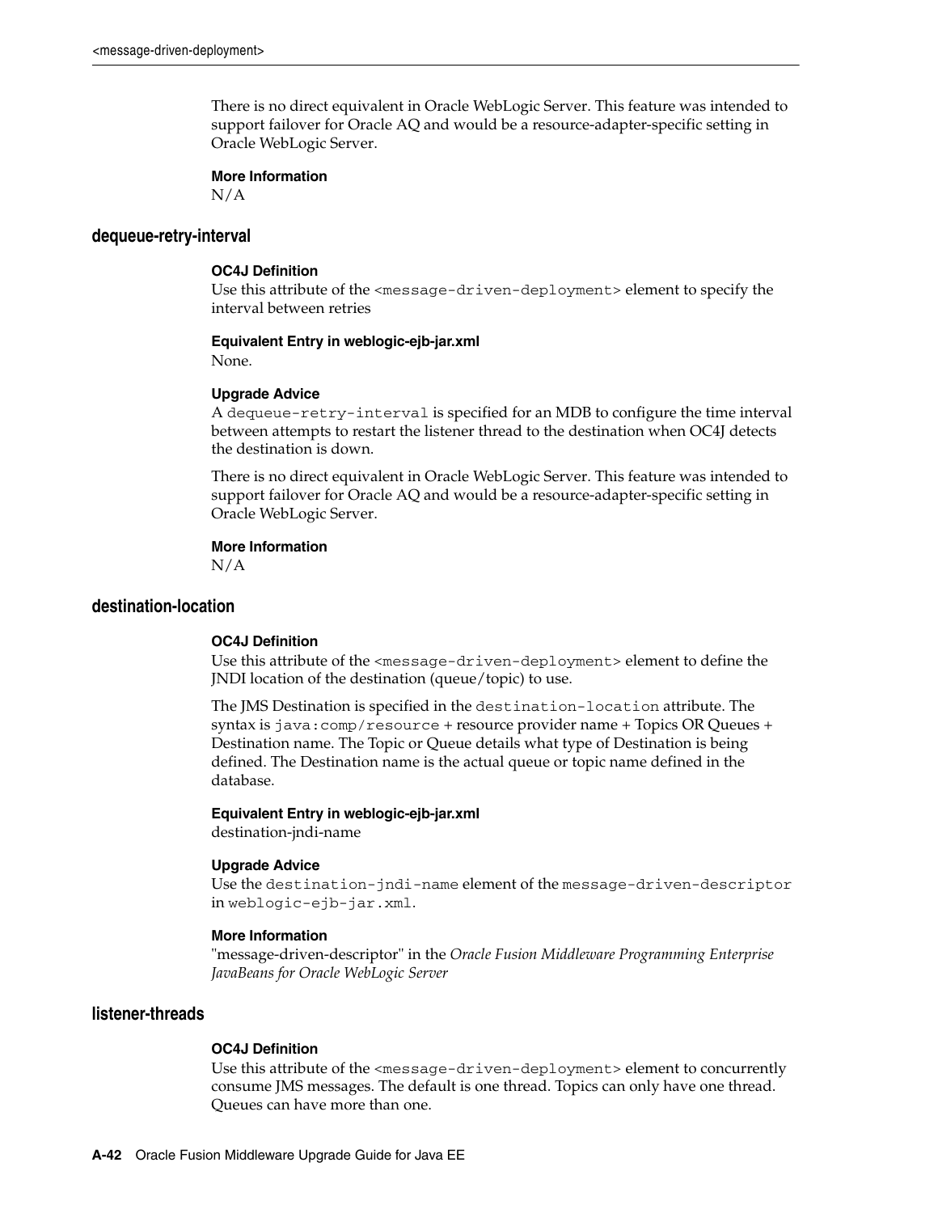There is no direct equivalent in Oracle WebLogic Server. This feature was intended to support failover for Oracle AQ and would be a resource-adapter-specific setting in Oracle WebLogic Server.

**More Information**

N/A

## dequeue-retry-interval

**OC4J Definition**

Use this attribute of the `<message-driven-deployment>` element to specify the interval between retries

**Equivalent Entry in weblogic-ejb-jar.xml**

None.

**Upgrade Advice**

A `dequeue-retry-interval` is specified for an MDB to configure the time interval between attempts to restart the listener thread to the destination when OC4J detects the destination is down.

There is no direct equivalent in Oracle WebLogic Server. This feature was intended to support failover for Oracle AQ and would be a resource-adapter-specific setting in Oracle WebLogic Server.

**More Information**

N/A

## destination-location

**OC4J Definition**

Use this attribute of the `<message-driven-deployment>` element to define the JNDI location of the destination (queue/topic) to use.

The JMS Destination is specified in the `destination-location` attribute. The syntax is `java:comp/resource` + resource provider name + Topics OR Queues + Destination name. The Topic or Queue details what type of Destination is being defined. The Destination name is the actual queue or topic name defined in the database.

**Equivalent Entry in weblogic-ejb-jar.xml**

destination-jndi-name

**Upgrade Advice**

Use the `destination-jndi-name` element of the `message-driven-descriptor` in `weblogic-ejb-jar.xml`.

**More Information**

"message-driven-descriptor" in the *Oracle Fusion Middleware Programming Enterprise JavaBeans for Oracle WebLogic Server*

## listener-threads

**OC4J Definition**

Use this attribute of the `<message-driven-deployment>` element to concurrently consume JMS messages. The default is one thread. Topics can only have one thread. Queues can have more than one.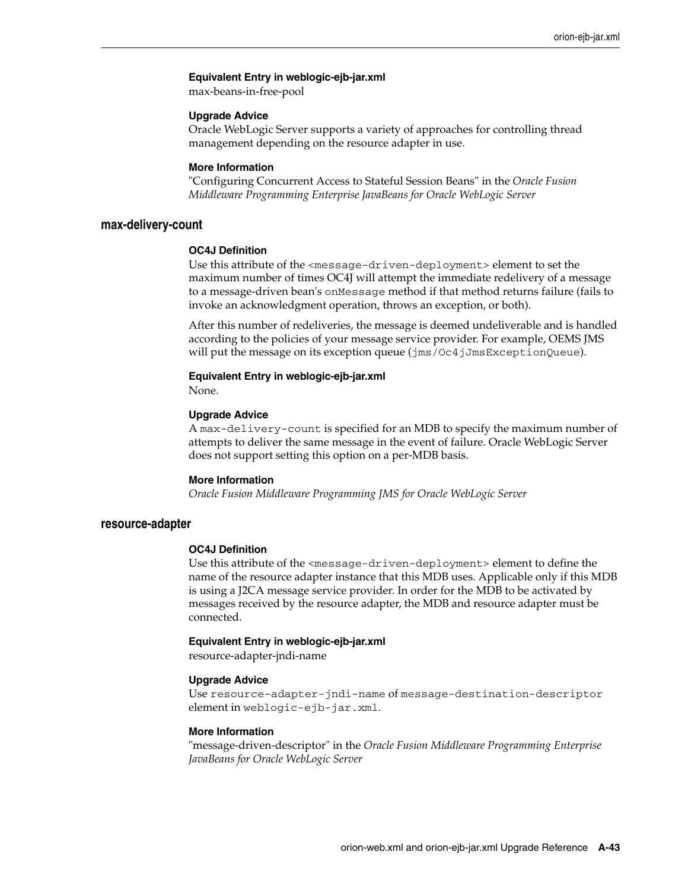#### Equivalent Entry in weblogic-ejb-jar.xml

max-beans-in-free-pool

#### Upgrade Advice

Oracle WebLogic Server supports a variety of approaches for controlling thread management depending on the resource adapter in use.

#### More Information

"Configuring Concurrent Access to Stateful Session Beans" in the *Oracle Fusion Middleware Programming Enterprise JavaBeans for Oracle WebLogic Server*

### max-delivery-count

#### OC4J Definition

Use this attribute of the `<message-driven-deployment>` element to set the maximum number of times OC4J will attempt the immediate redelivery of a message to a message-driven bean's `onMessage` method if that method returns failure (fails to invoke an acknowledgment operation, throws an exception, or both).

After this number of redeliveries, the message is deemed undeliverable and is handled according to the policies of your message service provider. For example, OEMS JMS will put the message on its exception queue (`jms/Oc4jJmsExceptionQueue`).

#### Equivalent Entry in weblogic-ejb-jar.xml

None.

#### Upgrade Advice

A `max-delivery-count` is specified for an MDB to specify the maximum number of attempts to deliver the same message in the event of failure. Oracle WebLogic Server does not support setting this option on a per-MDB basis.

#### More Information

*Oracle Fusion Middleware Programming JMS for Oracle WebLogic Server*

### resource-adapter

#### OC4J Definition

Use this attribute of the `<message-driven-deployment>` element to define the name of the resource adapter instance that this MDB uses. Applicable only if this MDB is using a J2CA message service provider. In order for the MDB to be activated by messages received by the resource adapter, the MDB and resource adapter must be connected.

#### Equivalent Entry in weblogic-ejb-jar.xml

resource-adapter-jndi-name

#### Upgrade Advice

Use `resource-adapter-jndi-name` of `message-destination-descriptor` element in `weblogic-ejb-jar.xml`.

#### More Information

"message-driven-descriptor" in the *Oracle Fusion Middleware Programming Enterprise JavaBeans for Oracle WebLogic Server*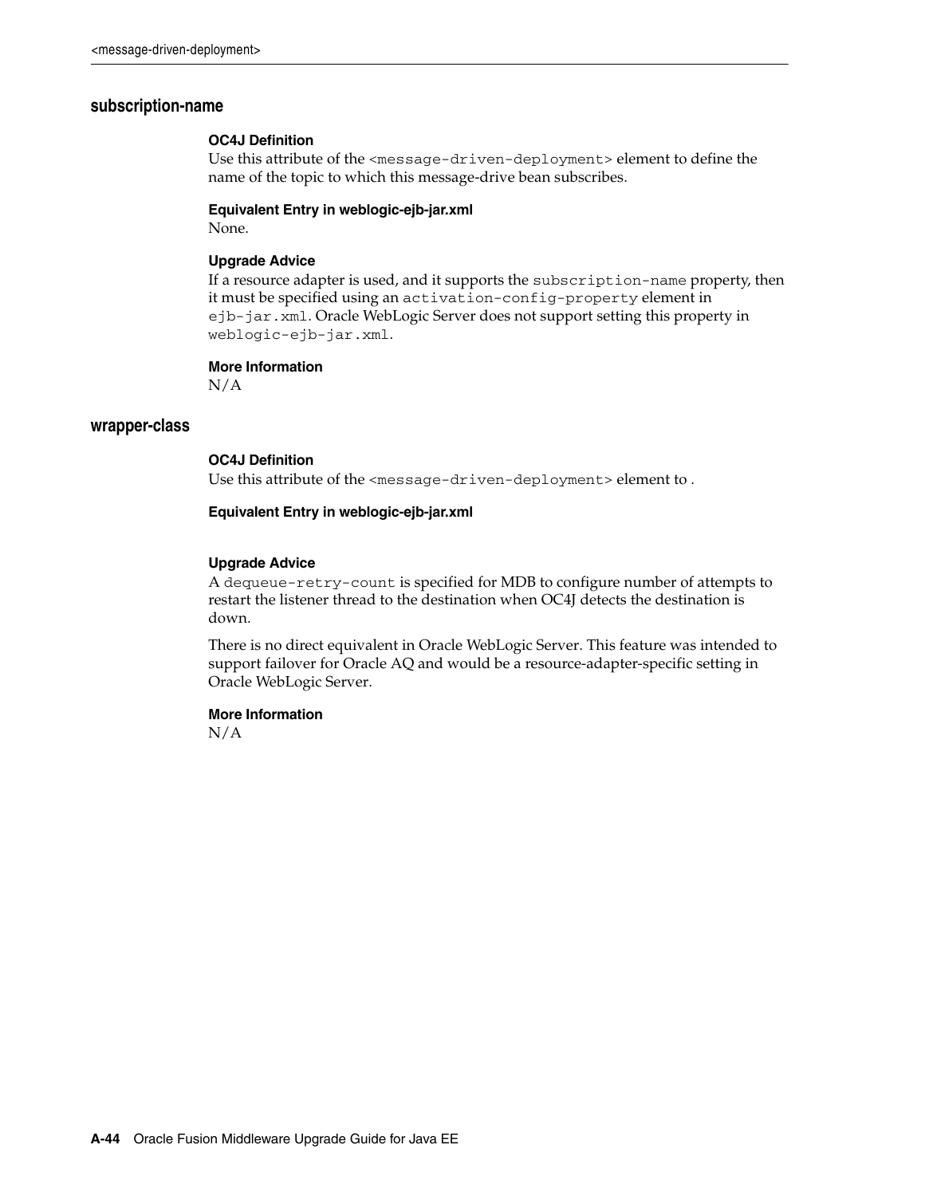### subscription-name

**OC4J Definition**
Use this attribute of the `<message-driven-deployment>` element to define the name of the topic to which this message-drive bean subscribes.

**Equivalent Entry in weblogic-ejb-jar.xml**
None.

**Upgrade Advice**
If a resource adapter is used, and it supports the `subscription-name` property, then it must be specified using an `activation-config-property` element in `ejb-jar.xml`. Oracle WebLogic Server does not support setting this property in `weblogic-ejb-jar.xml`.

**More Information**
N/A

### wrapper-class

**OC4J Definition**
Use this attribute of the `<message-driven-deployment>` element to .

**Equivalent Entry in weblogic-ejb-jar.xml**

**Upgrade Advice**
A `dequeue-retry-count` is specified for MDB to configure number of attempts to restart the listener thread to the destination when OC4J detects the destination is down.

There is no direct equivalent in Oracle WebLogic Server. This feature was intended to support failover for Oracle AQ and would be a resource-adapter-specific setting in Oracle WebLogic Server.

**More Information**
N/A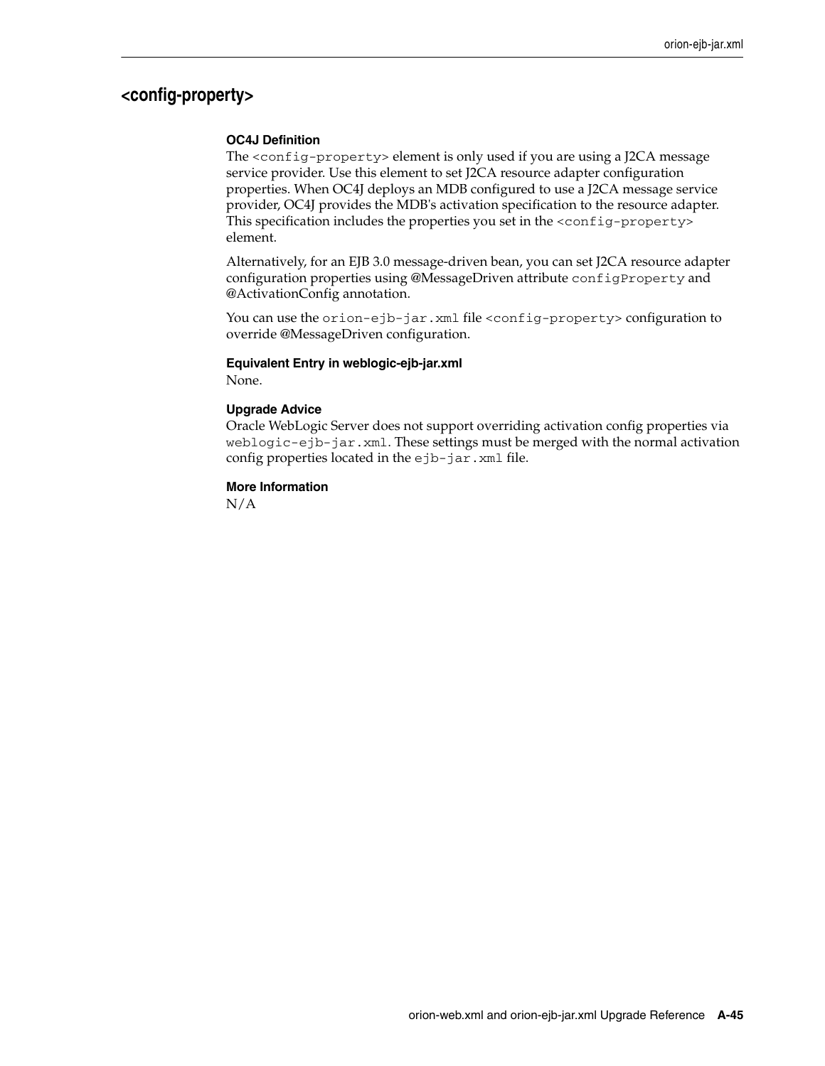## <config-property>

**OC4J Definition**

The `<config-property>` element is only used if you are using a J2CA message service provider. Use this element to set J2CA resource adapter configuration properties. When OC4J deploys an MDB configured to use a J2CA message service provider, OC4J provides the MDB's activation specification to the resource adapter. This specification includes the properties you set in the `<config-property>` element.

Alternatively, for an EJB 3.0 message-driven bean, you can set J2CA resource adapter configuration properties using @MessageDriven attribute `configProperty` and @ActivationConfig annotation.

You can use the `orion-ejb-jar.xml` file `<config-property>` configuration to override @MessageDriven configuration.

**Equivalent Entry in weblogic-ejb-jar.xml**

None.

**Upgrade Advice**

Oracle WebLogic Server does not support overriding activation config properties via `weblogic-ejb-jar.xml`. These settings must be merged with the normal activation config properties located in the `ejb-jar.xml` file.

**More Information**

N/A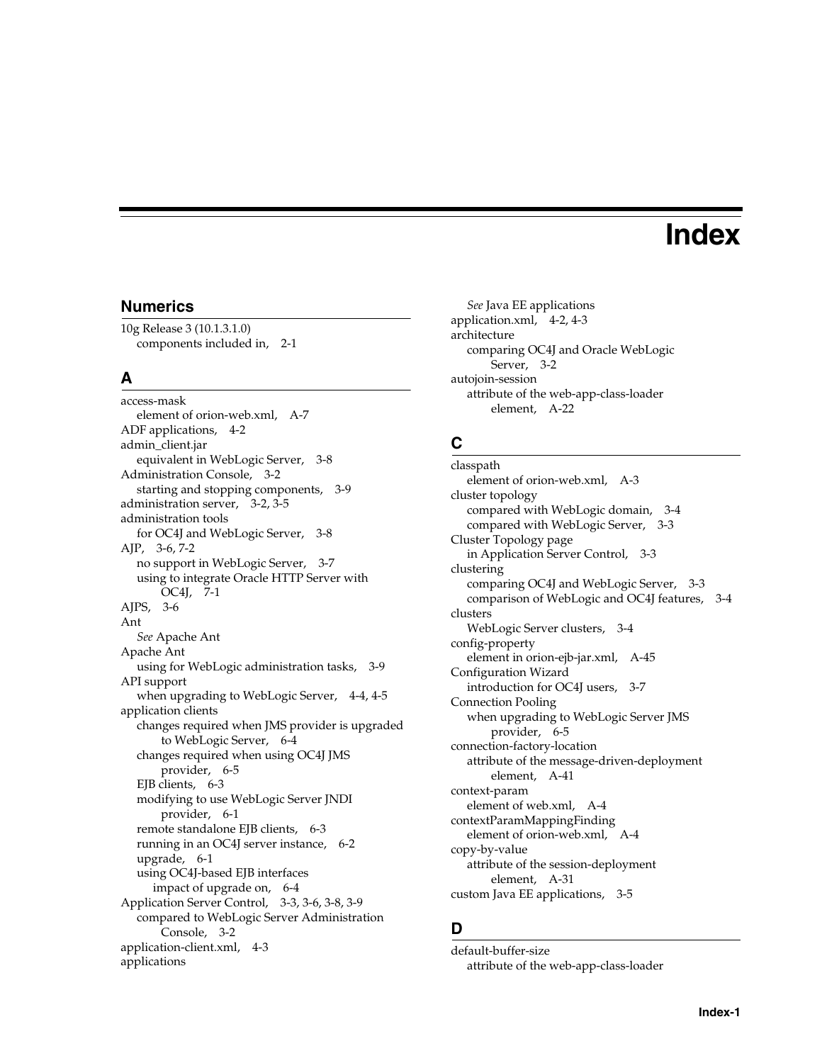# Index

## Numerics

10g Release 3 (10.1.3.1.0)
- components included in, 2-1

## A

access-mask
- element of orion-web.xml, A-7

ADF applications, 4-2

admin_client.jar
- equivalent in WebLogic Server, 3-8

Administration Console, 3-2
- starting and stopping components, 3-9

administration server, 3-2, 3-5

administration tools
- for OC4J and WebLogic Server, 3-8

AJP, 3-6, 7-2
- no support in WebLogic Server, 3-7
- using to integrate Oracle HTTP Server with OC4J, 7-1

AJPS, 3-6

Ant
- *See* Apache Ant

Apache Ant
- using for WebLogic administration tasks, 3-9

API support
- when upgrading to WebLogic Server, 4-4, 4-5

application clients
- changes required when JMS provider is upgraded to WebLogic Server, 6-4
- changes required when using OC4J JMS provider, 6-5
- EJB clients, 6-3
- modifying to use WebLogic Server JNDI provider, 6-1
- remote standalone EJB clients, 6-3
- running in an OC4J server instance, 6-2
- upgrade, 6-1
- using OC4J-based EJB interfaces
  - impact of upgrade on, 6-4

Application Server Control, 3-3, 3-6, 3-8, 3-9
- compared to WebLogic Server Administration Console, 3-2

application-client.xml, 4-3

applications
- *See* Java EE applications

application.xml, 4-2, 4-3

architecture
- comparing OC4J and Oracle WebLogic Server, 3-2

autojoin-session
- attribute of the web-app-class-loader element, A-22

## C

classpath
- element of orion-web.xml, A-3

cluster topology
- compared with WebLogic domain, 3-4
- compared with WebLogic Server, 3-3

Cluster Topology page
- in Application Server Control, 3-3

clustering
- comparing OC4J and WebLogic Server, 3-3
- comparison of WebLogic and OC4J features, 3-4

clusters
- WebLogic Server clusters, 3-4

config-property
- element in orion-ejb-jar.xml, A-45

Configuration Wizard
- introduction for OC4J users, 3-7

Connection Pooling
- when upgrading to WebLogic Server JMS provider, 6-5

connection-factory-location
- attribute of the message-driven-deployment element, A-41

context-param
- element of web.xml, A-4

contextParamMappingFinding
- element of orion-web.xml, A-4

copy-by-value
- attribute of the session-deployment element, A-31

custom Java EE applications, 3-5

## D

default-buffer-size
- attribute of the web-app-class-loader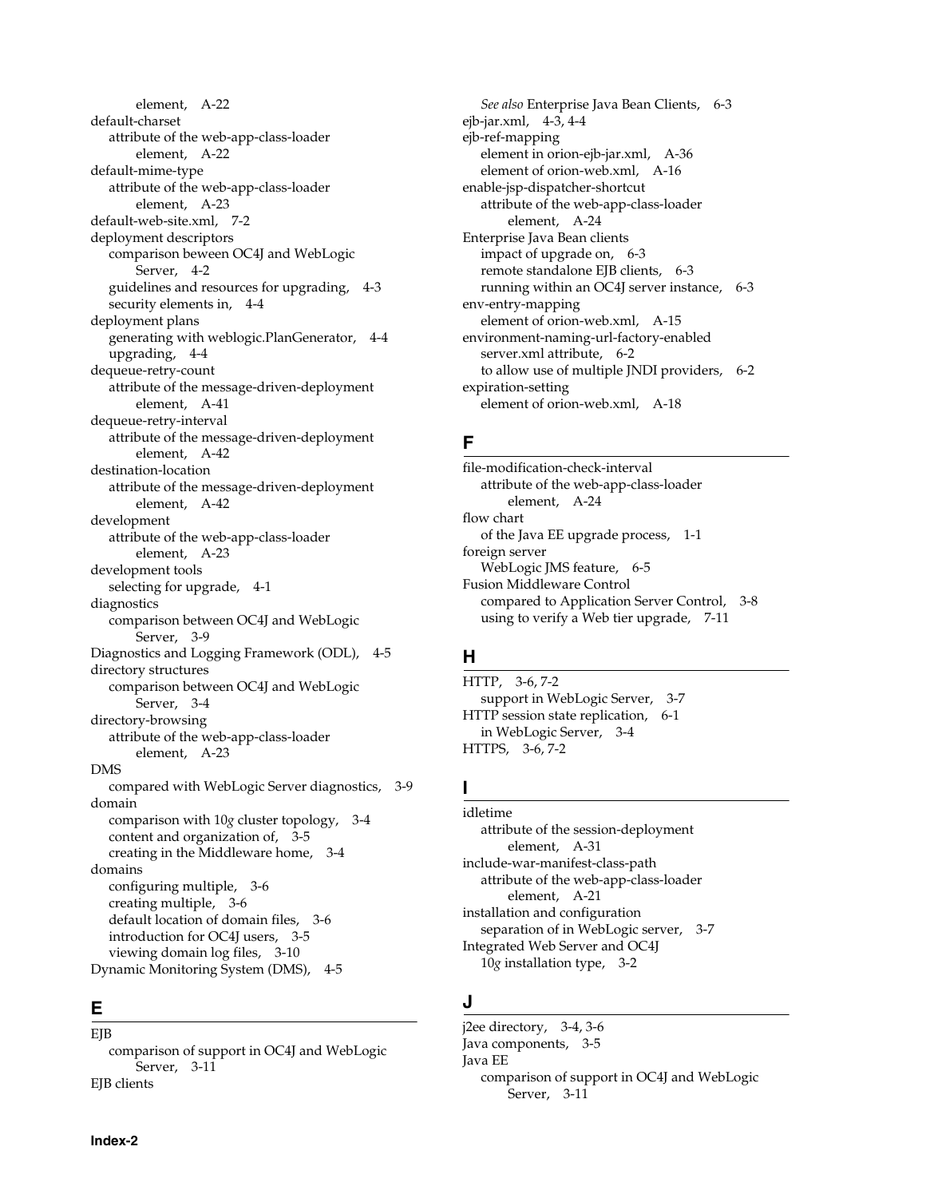element, A-22

default-charset
- attribute of the web-app-class-loader element, A-22

default-mime-type
- attribute of the web-app-class-loader element, A-23

default-web-site.xml, 7-2

deployment descriptors
- comparison beween OC4J and WebLogic Server, 4-2
- guidelines and resources for upgrading, 4-3
- security elements in, 4-4

deployment plans
- generating with weblogic.PlanGenerator, 4-4
- upgrading, 4-4

dequeue-retry-count
- attribute of the message-driven-deployment element, A-41

dequeue-retry-interval
- attribute of the message-driven-deployment element, A-42

destination-location
- attribute of the message-driven-deployment element, A-42

development
- attribute of the web-app-class-loader element, A-23

development tools
- selecting for upgrade, 4-1

diagnostics
- comparison between OC4J and WebLogic Server, 3-9

Diagnostics and Logging Framework (ODL), 4-5

directory structures
- comparison between OC4J and WebLogic Server, 3-4

directory-browsing
- attribute of the web-app-class-loader element, A-23

DMS
- compared with WebLogic Server diagnostics, 3-9

domain
- comparison with 10*g* cluster topology, 3-4
- content and organization of, 3-5
- creating in the Middleware home, 3-4

domains
- configuring multiple, 3-6
- creating multiple, 3-6
- default location of domain files, 3-6
- introduction for OC4J users, 3-5
- viewing domain log files, 3-10

Dynamic Monitoring System (DMS), 4-5

## E

EJB
- comparison of support in OC4J and WebLogic Server, 3-11

EJB clients
- *See also* Enterprise Java Bean Clients, 6-3

ejb-jar.xml, 4-3, 4-4

ejb-ref-mapping
- element in orion-ejb-jar.xml, A-36
- element of orion-web.xml, A-16

enable-jsp-dispatcher-shortcut
- attribute of the web-app-class-loader element, A-24

Enterprise Java Bean clients
- impact of upgrade on, 6-3
- remote standalone EJB clients, 6-3
- running within an OC4J server instance, 6-3

env-entry-mapping
- element of orion-web.xml, A-15

environment-naming-url-factory-enabled
- server.xml attribute, 6-2
- to allow use of multiple JNDI providers, 6-2

expiration-setting
- element of orion-web.xml, A-18

## F

file-modification-check-interval
- attribute of the web-app-class-loader element, A-24

flow chart
- of the Java EE upgrade process, 1-1

foreign server
- WebLogic JMS feature, 6-5

Fusion Middleware Control
- compared to Application Server Control, 3-8
- using to verify a Web tier upgrade, 7-11

## H

HTTP, 3-6, 7-2
- support in WebLogic Server, 3-7

HTTP session state replication, 6-1
- in WebLogic Server, 3-4

HTTPS, 3-6, 7-2

## I

idletime
- attribute of the session-deployment element, A-31

include-war-manifest-class-path
- attribute of the web-app-class-loader element, A-21

installation and configuration
- separation of in WebLogic server, 3-7

Integrated Web Server and OC4J
- 10*g* installation type, 3-2

## J

j2ee directory, 3-4, 3-6

Java components, 3-5

Java EE
- comparison of support in OC4J and WebLogic Server, 3-11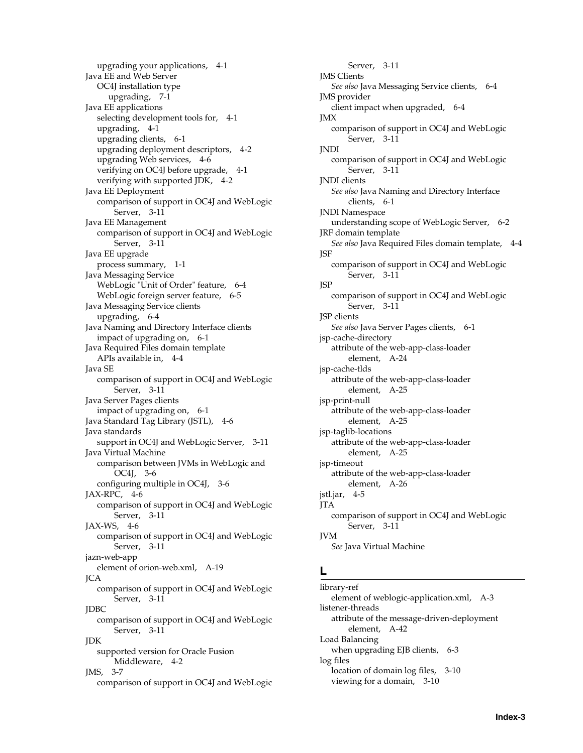upgrading your applications, 4-1

Java EE and Web Server
- OC4J installation type
  - upgrading, 7-1

Java EE applications
- selecting development tools for, 4-1
- upgrading, 4-1
- upgrading clients, 6-1
- upgrading deployment descriptors, 4-2
- upgrading Web services, 4-6
- verifying on OC4J before upgrade, 4-1
- verifying with supported JDK, 4-2

Java EE Deployment
- comparison of support in OC4J and WebLogic Server, 3-11

Java EE Management
- comparison of support in OC4J and WebLogic Server, 3-11

Java EE upgrade
- process summary, 1-1

Java Messaging Service
- WebLogic "Unit of Order" feature, 6-4
- WebLogic foreign server feature, 6-5

Java Messaging Service clients
- upgrading, 6-4

Java Naming and Directory Interface clients
- impact of upgrading on, 6-1

Java Required Files domain template
- APIs available in, 4-4

Java SE
- comparison of support in OC4J and WebLogic Server, 3-11

Java Server Pages clients
- impact of upgrading on, 6-1

Java Standard Tag Library (JSTL), 4-6

Java standards
- support in OC4J and WebLogic Server, 3-11

Java Virtual Machine
- comparison between JVMs in WebLogic and OC4J, 3-6
- configuring multiple in OC4J, 3-6

JAX-RPC, 4-6
- comparison of support in OC4J and WebLogic Server, 3-11

JAX-WS, 4-6
- comparison of support in OC4J and WebLogic Server, 3-11

jazn-web-app
- element of orion-web.xml, A-19

JCA
- comparison of support in OC4J and WebLogic Server, 3-11

JDBC
- comparison of support in OC4J and WebLogic Server, 3-11

JDK
- supported version for Oracle Fusion Middleware, 4-2

JMS, 3-7
- comparison of support in OC4J and WebLogic Server, 3-11

JMS Clients
- *See also* Java Messaging Service clients, 6-4

JMS provider
- client impact when upgraded, 6-4

JMX
- comparison of support in OC4J and WebLogic Server, 3-11

JNDI
- comparison of support in OC4J and WebLogic Server, 3-11

JNDI clients
- *See also* Java Naming and Directory Interface clients, 6-1

JNDI Namespace
- understanding scope of WebLogic Server, 6-2

JRF domain template
- *See also* Java Required Files domain template, 4-4

JSF
- comparison of support in OC4J and WebLogic Server, 3-11

JSP
- comparison of support in OC4J and WebLogic Server, 3-11

JSP clients
- *See also* Java Server Pages clients, 6-1

jsp-cache-directory
- attribute of the web-app-class-loader element, A-24

jsp-cache-tlds
- attribute of the web-app-class-loader element, A-25

jsp-print-null
- attribute of the web-app-class-loader element, A-25

jsp-taglib-locations
- attribute of the web-app-class-loader element, A-25

jsp-timeout
- attribute of the web-app-class-loader element, A-26

jstl.jar, 4-5

JTA
- comparison of support in OC4J and WebLogic Server, 3-11

JVM
- *See* Java Virtual Machine

## L

library-ref
- element of weblogic-application.xml, A-3

listener-threads
- attribute of the message-driven-deployment element, A-42

Load Balancing
- when upgrading EJB clients, 6-3

log files
- location of domain log files, 3-10
- viewing for a domain, 3-10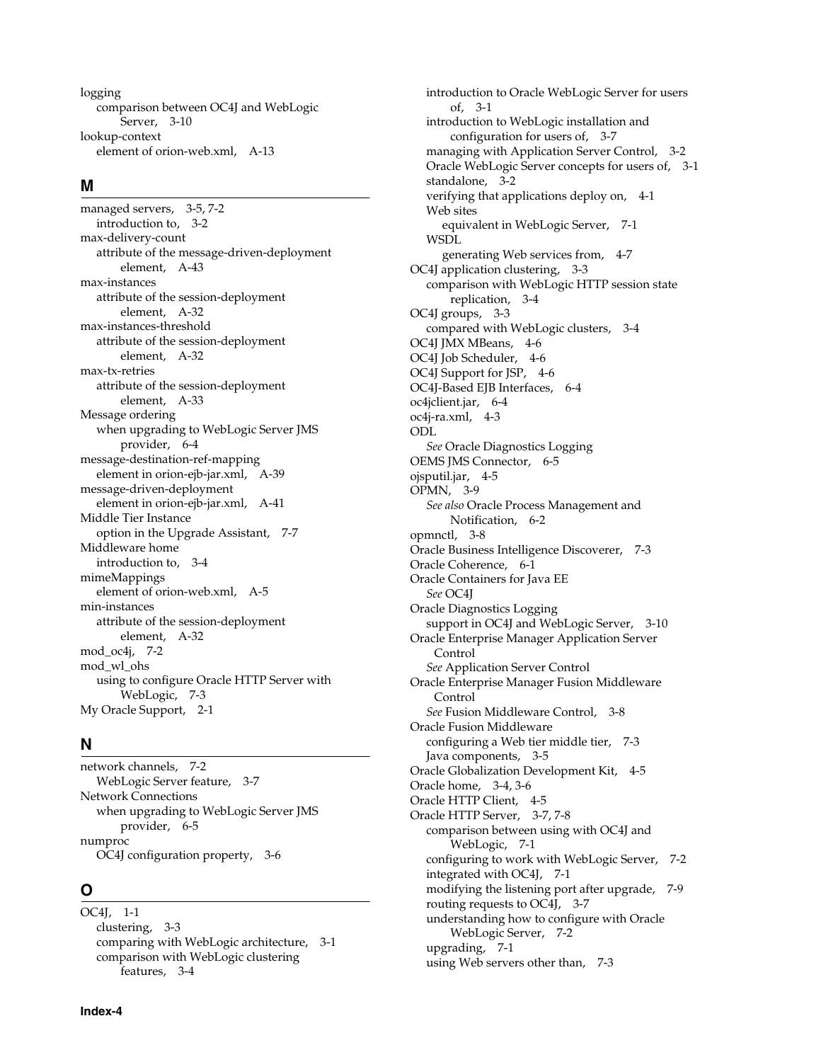logging
  comparison between OC4J and WebLogic Server, 3-10
lookup-context
  element of orion-web.xml, A-13

## M

managed servers, 3-5, 7-2
  introduction to, 3-2
max-delivery-count
  attribute of the message-driven-deployment element, A-43
max-instances
  attribute of the session-deployment element, A-32
max-instances-threshold
  attribute of the session-deployment element, A-32
max-tx-retries
  attribute of the session-deployment element, A-33
Message ordering
  when upgrading to WebLogic Server JMS provider, 6-4
message-destination-ref-mapping
  element in orion-ejb-jar.xml, A-39
message-driven-deployment
  element in orion-ejb-jar.xml, A-41
Middle Tier Instance
  option in the Upgrade Assistant, 7-7
Middleware home
  introduction to, 3-4
mimeMappings
  element of orion-web.xml, A-5
min-instances
  attribute of the session-deployment element, A-32
mod_oc4j, 7-2
mod_wl_ohs
  using to configure Oracle HTTP Server with WebLogic, 7-3
My Oracle Support, 2-1

## N

network channels, 7-2
  WebLogic Server feature, 3-7
Network Connections
  when upgrading to WebLogic Server JMS provider, 6-5
numproc
  OC4J configuration property, 3-6

## O

OC4J, 1-1
  clustering, 3-3
  comparing with WebLogic architecture, 3-1
  comparison with WebLogic clustering features, 3-4
  introduction to Oracle WebLogic Server for users of, 3-1
  introduction to WebLogic installation and configuration for users of, 3-7
  managing with Application Server Control, 3-2
  Oracle WebLogic Server concepts for users of, 3-1
  standalone, 3-2
  verifying that applications deploy on, 4-1
  Web sites
    equivalent in WebLogic Server, 7-1
  WSDL
    generating Web services from, 4-7
OC4J application clustering, 3-3
  comparison with WebLogic HTTP session state replication, 3-4
OC4J groups, 3-3
  compared with WebLogic clusters, 3-4
OC4J JMX MBeans, 4-6
OC4J Job Scheduler, 4-6
OC4J Support for JSP, 4-6
OC4J-Based EJB Interfaces, 6-4
oc4jclient.jar, 6-4
oc4j-ra.xml, 4-3
ODL
  *See* Oracle Diagnostics Logging
OEMS JMS Connector, 6-5
ojsputil.jar, 4-5
OPMN, 3-9
  *See also* Oracle Process Management and Notification, 6-2
opmnctl, 3-8
Oracle Business Intelligence Discoverer, 7-3
Oracle Coherence, 6-1
Oracle Containers for Java EE
  *See* OC4J
Oracle Diagnostics Logging
  support in OC4J and WebLogic Server, 3-10
Oracle Enterprise Manager Application Server Control
  *See* Application Server Control
Oracle Enterprise Manager Fusion Middleware Control
  *See* Fusion Middleware Control, 3-8
Oracle Fusion Middleware
  configuring a Web tier middle tier, 7-3
  Java components, 3-5
Oracle Globalization Development Kit, 4-5
Oracle home, 3-4, 3-6
Oracle HTTP Client, 4-5
Oracle HTTP Server, 3-7, 7-8
  comparison between using with OC4J and WebLogic, 7-1
  configuring to work with WebLogic Server, 7-2
  integrated with OC4J, 7-1
  modifying the listening port after upgrade, 7-9
  routing requests to OC4J, 3-7
  understanding how to configure with Oracle WebLogic Server, 7-2
  upgrading, 7-1
  using Web servers other than, 7-3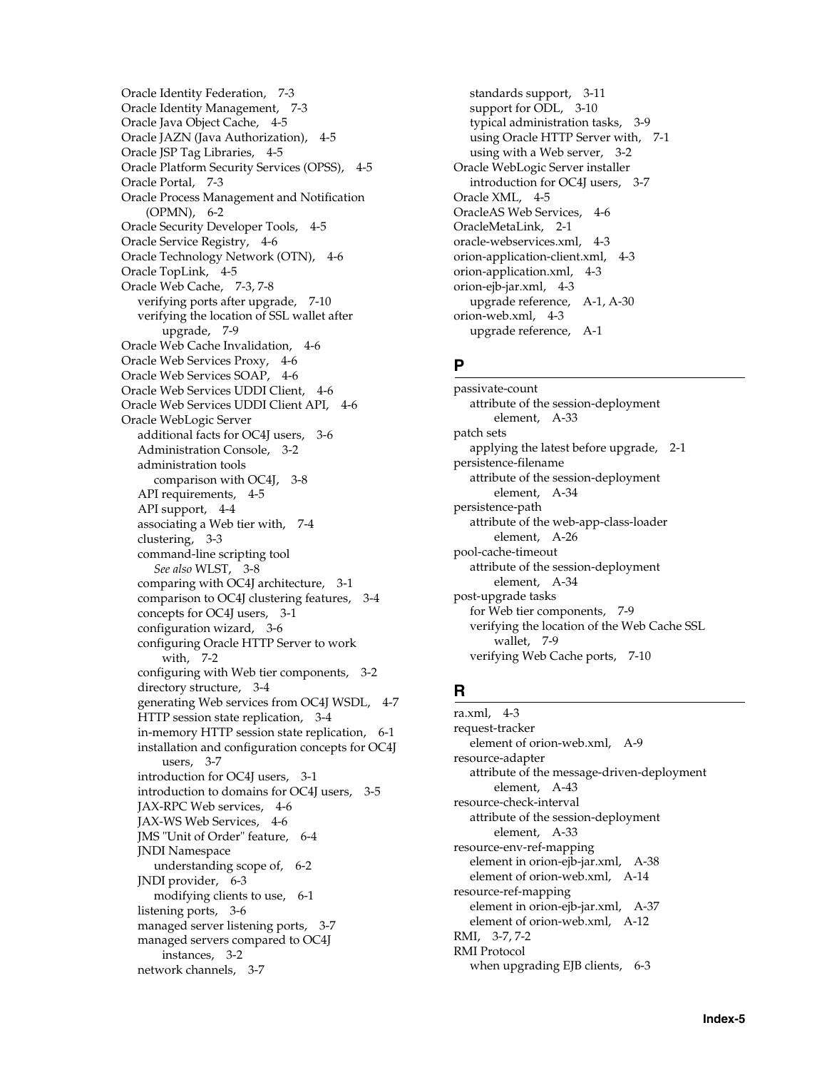Oracle Identity Federation, 7-3
Oracle Identity Management, 7-3
Oracle Java Object Cache, 4-5
Oracle JAZN (Java Authorization), 4-5
Oracle JSP Tag Libraries, 4-5
Oracle Platform Security Services (OPSS), 4-5
Oracle Portal, 7-3
Oracle Process Management and Notification (OPMN), 6-2
Oracle Security Developer Tools, 4-5
Oracle Service Registry, 4-6
Oracle Technology Network (OTN), 4-6
Oracle TopLink, 4-5
Oracle Web Cache, 7-3, 7-8
- verifying ports after upgrade, 7-10
- verifying the location of SSL wallet after upgrade, 7-9

Oracle Web Cache Invalidation, 4-6
Oracle Web Services Proxy, 4-6
Oracle Web Services SOAP, 4-6
Oracle Web Services UDDI Client, 4-6
Oracle Web Services UDDI Client API, 4-6
Oracle WebLogic Server
- additional facts for OC4J users, 3-6
- Administration Console, 3-2
- administration tools
  - comparison with OC4J, 3-8
- API requirements, 4-5
- API support, 4-4
- associating a Web tier with, 7-4
- clustering, 3-3
- command-line scripting tool
  - *See also* WLST, 3-8
- comparing with OC4J architecture, 3-1
- comparison to OC4J clustering features, 3-4
- concepts for OC4J users, 3-1
- configuration wizard, 3-6
- configuring Oracle HTTP Server to work with, 7-2
- configuring with Web tier components, 3-2
- directory structure, 3-4
- generating Web services from OC4J WSDL, 4-7
- HTTP session state replication, 3-4
- in-memory HTTP session state replication, 6-1
- installation and configuration concepts for OC4J users, 3-7
- introduction for OC4J users, 3-1
- introduction to domains for OC4J users, 3-5
- JAX-RPC Web services, 4-6
- JAX-WS Web Services, 4-6
- JMS "Unit of Order" feature, 6-4
- JNDI Namespace
  - understanding scope of, 6-2
- JNDI provider, 6-3
  - modifying clients to use, 6-1
- listening ports, 3-6
- managed server listening ports, 3-7
- managed servers compared to OC4J instances, 3-2
- network channels, 3-7
- standards support, 3-11
- support for ODL, 3-10
- typical administration tasks, 3-9
- using Oracle HTTP Server with, 7-1
- using with a Web server, 3-2

Oracle WebLogic Server installer
- introduction for OC4J users, 3-7

Oracle XML, 4-5
OracleAS Web Services, 4-6
OracleMetaLink, 2-1
oracle-webservices.xml, 4-3
orion-application-client.xml, 4-3
orion-application.xml, 4-3
orion-ejb-jar.xml, 4-3
- upgrade reference, A-1, A-30

orion-web.xml, 4-3
- upgrade reference, A-1

## P

passivate-count
- attribute of the session-deployment element, A-33

patch sets
- applying the latest before upgrade, 2-1

persistence-filename
- attribute of the session-deployment element, A-34

persistence-path
- attribute of the web-app-class-loader element, A-26

pool-cache-timeout
- attribute of the session-deployment element, A-34

post-upgrade tasks
- for Web tier components, 7-9
- verifying the location of the Web Cache SSL wallet, 7-9
- verifying Web Cache ports, 7-10

## R

ra.xml, 4-3
request-tracker
- element of orion-web.xml, A-9

resource-adapter
- attribute of the message-driven-deployment element, A-43

resource-check-interval
- attribute of the session-deployment element, A-33

resource-env-ref-mapping
- element in orion-ejb-jar.xml, A-38
- element of orion-web.xml, A-14

resource-ref-mapping
- element in orion-ejb-jar.xml, A-37
- element of orion-web.xml, A-12

RMI, 3-7, 7-2
RMI Protocol
- when upgrading EJB clients, 6-3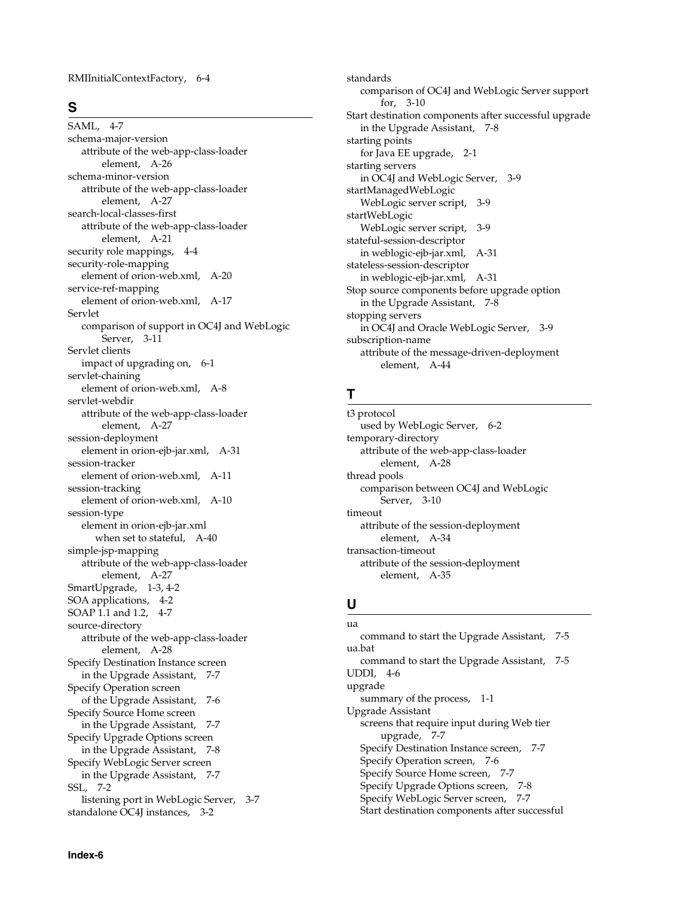RMIInitialContextFactory, 6-4

## S

SAML, 4-7
schema-major-version
  attribute of the web-app-class-loader element, A-26
schema-minor-version
  attribute of the web-app-class-loader element, A-27
search-local-classes-first
  attribute of the web-app-class-loader element, A-21
security role mappings, 4-4
security-role-mapping
  element of orion-web.xml, A-20
service-ref-mapping
  element of orion-web.xml, A-17
Servlet
  comparison of support in OC4J and WebLogic Server, 3-11
Servlet clients
  impact of upgrading on, 6-1
servlet-chaining
  element of orion-web.xml, A-8
servlet-webdir
  attribute of the web-app-class-loader element, A-27
session-deployment
  element in orion-ejb-jar.xml, A-31
session-tracker
  element of orion-web.xml, A-11
session-tracking
  element of orion-web.xml, A-10
session-type
  element in orion-ejb-jar.xml
    when set to stateful, A-40
simple-jsp-mapping
  attribute of the web-app-class-loader element, A-27
SmartUpgrade, 1-3, 4-2
SOA applications, 4-2
SOAP 1.1 and 1.2, 4-7
source-directory
  attribute of the web-app-class-loader element, A-28
Specify Destination Instance screen
  in the Upgrade Assistant, 7-7
Specify Operation screen
  of the Upgrade Assistant, 7-6
Specify Source Home screen
  in the Upgrade Assistant, 7-7
Specify Upgrade Options screen
  in the Upgrade Assistant, 7-8
Specify WebLogic Server screen
  in the Upgrade Assistant, 7-7
SSL, 7-2
  listening port in WebLogic Server, 3-7
standalone OC4J instances, 3-2
standards
  comparison of OC4J and WebLogic Server support for, 3-10
Start destination components after successful upgrade
  in the Upgrade Assistant, 7-8
starting points
  for Java EE upgrade, 2-1
starting servers
  in OC4J and WebLogic Server, 3-9
startManagedWebLogic
  WebLogic server script, 3-9
startWebLogic
  WebLogic server script, 3-9
stateful-session-descriptor
  in weblogic-ejb-jar.xml, A-31
stateless-session-descriptor
  in weblogic-ejb-jar.xml, A-31
Stop source components before upgrade option
  in the Upgrade Assistant, 7-8
stopping servers
  in OC4J and Oracle WebLogic Server, 3-9
subscription-name
  attribute of the message-driven-deployment element, A-44

## T

t3 protocol
  used by WebLogic Server, 6-2
temporary-directory
  attribute of the web-app-class-loader element, A-28
thread pools
  comparison between OC4J and WebLogic Server, 3-10
timeout
  attribute of the session-deployment element, A-34
transaction-timeout
  attribute of the session-deployment element, A-35

## U

ua
  command to start the Upgrade Assistant, 7-5
ua.bat
  command to start the Upgrade Assistant, 7-5
UDDI, 4-6
upgrade
  summary of the process, 1-1
Upgrade Assistant
  screens that require input during Web tier upgrade, 7-7
  Specify Destination Instance screen, 7-7
  Specify Operation screen, 7-6
  Specify Source Home screen, 7-7
  Specify Upgrade Options screen, 7-8
  Specify WebLogic Server screen, 7-7
  Start destination components after successful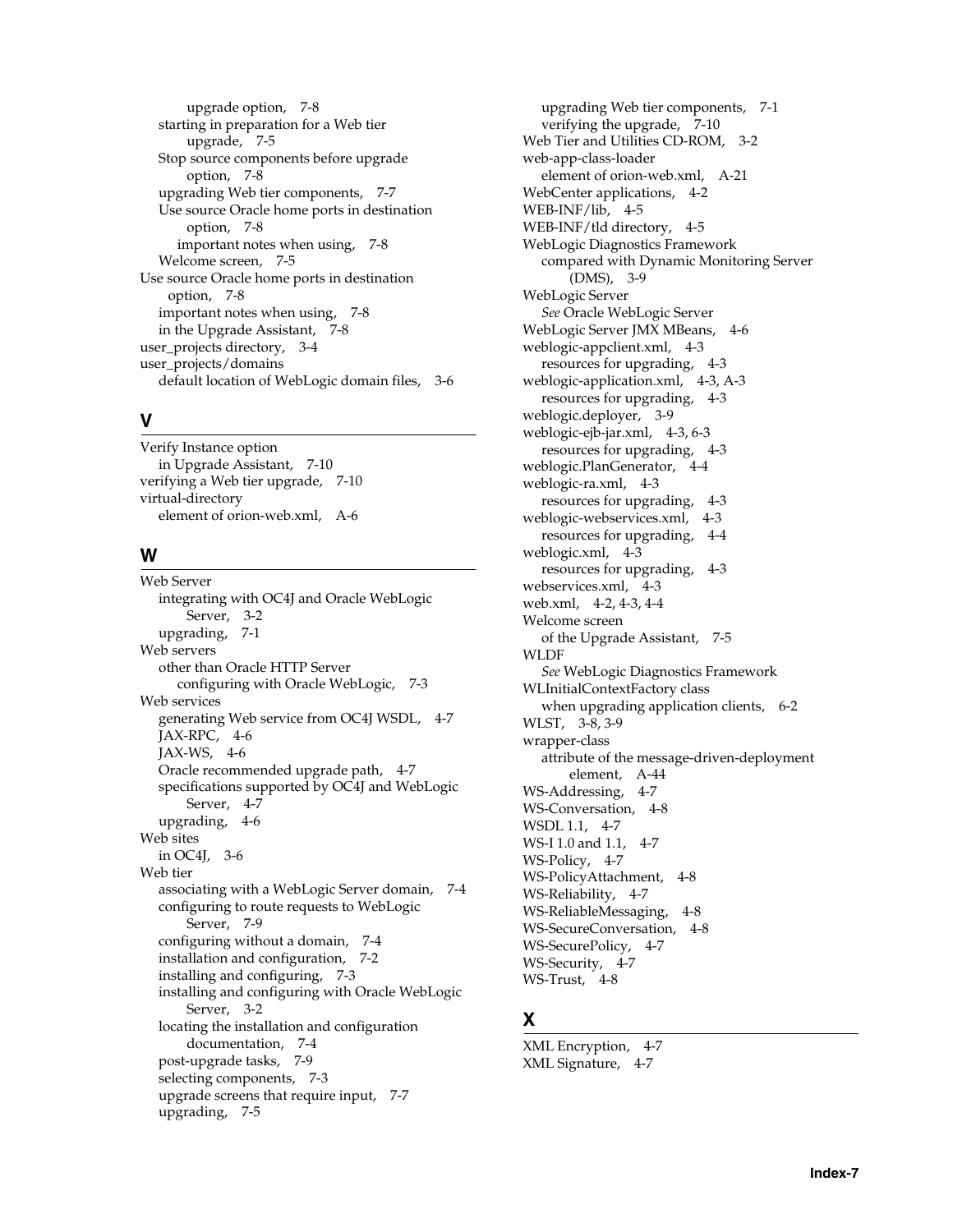upgrade option, 7-8
starting in preparation for a Web tier upgrade, 7-5
Stop source components before upgrade option, 7-8
upgrading Web tier components, 7-7
Use source Oracle home ports in destination option, 7-8
important notes when using, 7-8
Welcome screen, 7-5

Use source Oracle home ports in destination option, 7-8
important notes when using, 7-8
in the Upgrade Assistant, 7-8

user_projects directory, 3-4

user_projects/domains
default location of WebLogic domain files, 3-6

## V

Verify Instance option
in Upgrade Assistant, 7-10

verifying a Web tier upgrade, 7-10

virtual-directory
element of orion-web.xml, A-6

## W

Web Server
integrating with OC4J and Oracle WebLogic Server, 3-2
upgrading, 7-1

Web servers
other than Oracle HTTP Server
configuring with Oracle WebLogic, 7-3

Web services
generating Web service from OC4J WSDL, 4-7
JAX-RPC, 4-6
JAX-WS, 4-6
Oracle recommended upgrade path, 4-7
specifications supported by OC4J and WebLogic Server, 4-7
upgrading, 4-6

Web sites
in OC4J, 3-6

Web tier
associating with a WebLogic Server domain, 7-4
configuring to route requests to WebLogic Server, 7-9
configuring without a domain, 7-4
installation and configuration, 7-2
installing and configuring, 7-3
installing and configuring with Oracle WebLogic Server, 3-2
locating the installation and configuration documentation, 7-4
post-upgrade tasks, 7-9
selecting components, 7-3
upgrade screens that require input, 7-7
upgrading, 7-5
upgrading Web tier components, 7-1
verifying the upgrade, 7-10

Web Tier and Utilities CD-ROM, 3-2

web-app-class-loader
element of orion-web.xml, A-21

WebCenter applications, 4-2

WEB-INF/lib, 4-5

WEB-INF/tld directory, 4-5

WebLogic Diagnostics Framework
compared with Dynamic Monitoring Server (DMS), 3-9

WebLogic Server
*See* Oracle WebLogic Server

WebLogic Server JMX MBeans, 4-6

weblogic-appclient.xml, 4-3
resources for upgrading, 4-3

weblogic-application.xml, 4-3, A-3
resources for upgrading, 4-3

weblogic.deployer, 3-9

weblogic-ejb-jar.xml, 4-3, 6-3
resources for upgrading, 4-3

weblogic.PlanGenerator, 4-4

weblogic-ra.xml, 4-3
resources for upgrading, 4-3

weblogic-webservices.xml, 4-3
resources for upgrading, 4-4

weblogic.xml, 4-3
resources for upgrading, 4-3

webservices.xml, 4-3

web.xml, 4-2, 4-3, 4-4

Welcome screen
of the Upgrade Assistant, 7-5

WLDF
*See* WebLogic Diagnostics Framework

WLInitialContextFactory class
when upgrading application clients, 6-2

WLST, 3-8, 3-9

wrapper-class
attribute of the message-driven-deployment element, A-44

WS-Addressing, 4-7

WS-Conversation, 4-8

WSDL 1.1, 4-7

WS-I 1.0 and 1.1, 4-7

WS-Policy, 4-7

WS-PolicyAttachment, 4-8

WS-Reliability, 4-7

WS-ReliableMessaging, 4-8

WS-SecureConversation, 4-8

WS-SecurePolicy, 4-7

WS-Security, 4-7

WS-Trust, 4-8

## X

XML Encryption, 4-7

XML Signature, 4-7